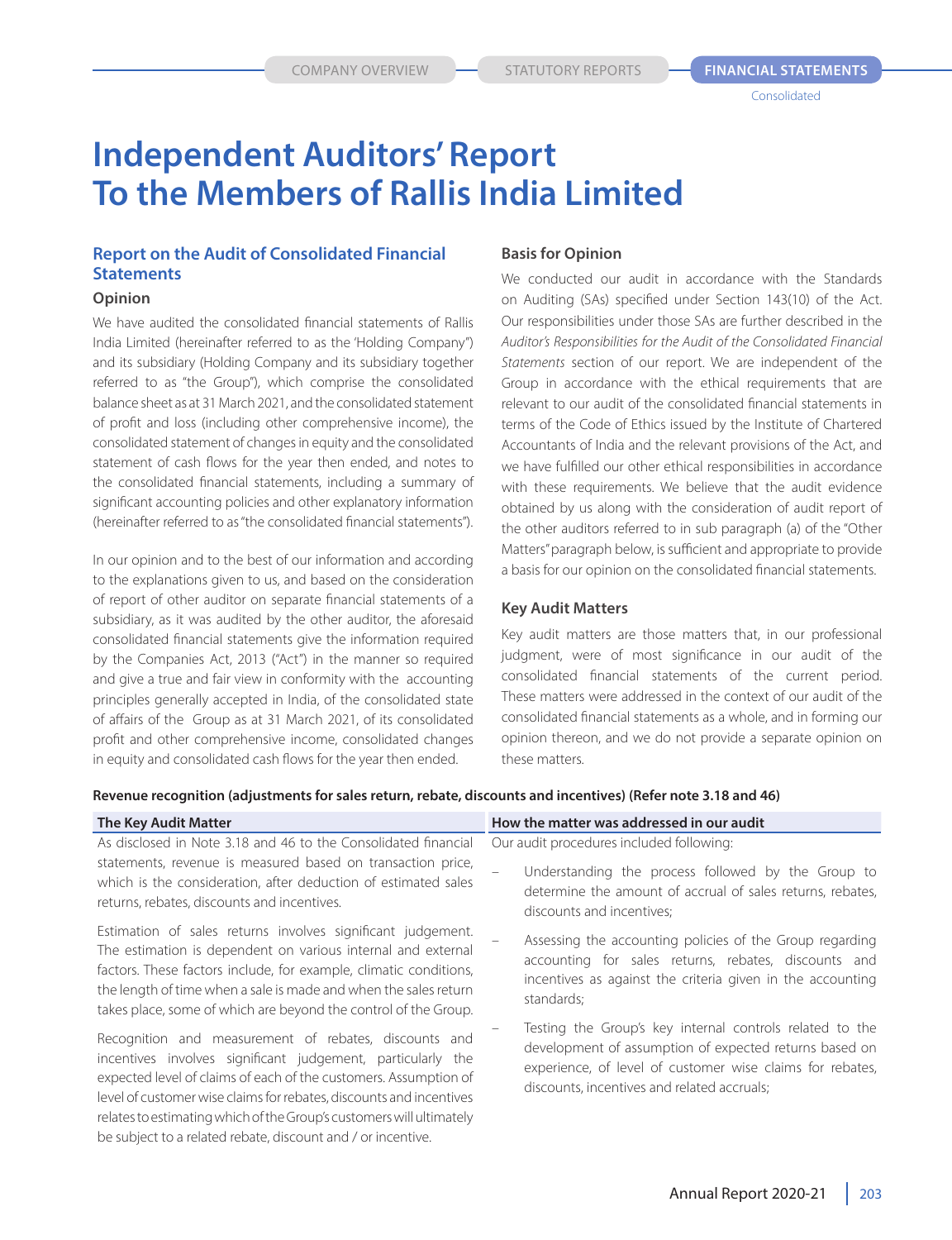# Independent Auditors' Report To the Members of Rallis India Limited

## Report on the Audit of Consolidated Financial Statements

### Opinion

We have audited the consolidated financial statements of Rallis India Limited (hereinafter referred to as the 'Holding Company") and its subsidiary (Holding Company and its subsidiary together referred to as "the Group"), which comprise the consolidated balance sheet as at 31 March 2021, and the consolidated statement of profit and loss (including other comprehensive income), the consolidated statement of changes in equity and the consolidated statement of cash flows for the year then ended, and notes to the consolidated financial statements, including a summary of significant accounting policies and other explanatory information (hereinafter referred to as "the consolidated financial statements").

In our opinion and to the best of our information and according to the explanations given to us, and based on the consideration of report of other auditor on separate financial statements of a subsidiary, as it was audited by the other auditor, the aforesaid consolidated financial statements give the information required by the Companies Act, 2013 ("Act") in the manner so required and give a true and fair view in conformity with the accounting principles generally accepted in India, of the consolidated state of affairs of the Group as at 31 March 2021, of its consolidated profit and other comprehensive income, consolidated changes in equity and consolidated cash flows for the year then ended.

### Basis for Opinion

We conducted our audit in accordance with the Standards on Auditing (SAs) specified under Section 143(10) of the Act. Our responsibilities under those SAs are further described in the *Auditor's Responsibilities for the Audit of the Consolidated Financial Statements* section of our report. We are independent of the Group in accordance with the ethical requirements that are relevant to our audit of the consolidated financial statements in terms of the Code of Ethics issued by the Institute of Chartered Accountants of India and the relevant provisions of the Act, and we have fulfilled our other ethical responsibilities in accordance with these requirements. We believe that the audit evidence obtained by us along with the consideration of audit report of the other auditors referred to in sub paragraph (a) of the "Other Matters" paragraph below, is sufficient and appropriate to provide a basis for our opinion on the consolidated financial statements.

### Key Audit Matters

Key audit matters are those matters that, in our professional judgment, were of most significance in our audit of the consolidated financial statements of the current period. These matters were addressed in the context of our audit of the consolidated financial statements as a whole, and in forming our opinion thereon, and we do not provide a separate opinion on these matters.

**Revenue recognition (adjustments for sales return, rebate, discounts and incentives) (Refer note 3.18 and 46)**

| The Key Audit Matter | How the matter was addressed in our audit |
|---|---|
| As disclosed in Note 3.18 and 46 to the Consolidated financial statements, revenue is measured based on transaction price, which is the consideration, after deduction of estimated sales returns, rebates, discounts and incentives.<br><br>Estimation of sales returns involves significant judgement. The estimation is dependent on various internal and external factors. These factors include, for example, climatic conditions, the length of time when a sale is made and when the sales return takes place, some of which are beyond the control of the Group.<br><br>Recognition and measurement of rebates, discounts and incentives involves significant judgement, particularly the expected level of claims of each of the customers. Assumption of level of customer wise claims for rebates, discounts and incentives relates to estimating which of the Group's customers will ultimately be subject to a related rebate, discount and / or incentive. | Our audit procedures included following:<br><br>– Understanding the process followed by the Group to determine the amount of accrual of sales returns, rebates, discounts and incentives;<br><br>– Assessing the accounting policies of the Group regarding accounting for sales returns, rebates, discounts and incentives as against the criteria given in the accounting standards;<br><br>– Testing the Group's key internal controls related to the development of assumption of expected returns based on experience, of level of customer wise claims for rebates, discounts, incentives and related accruals; |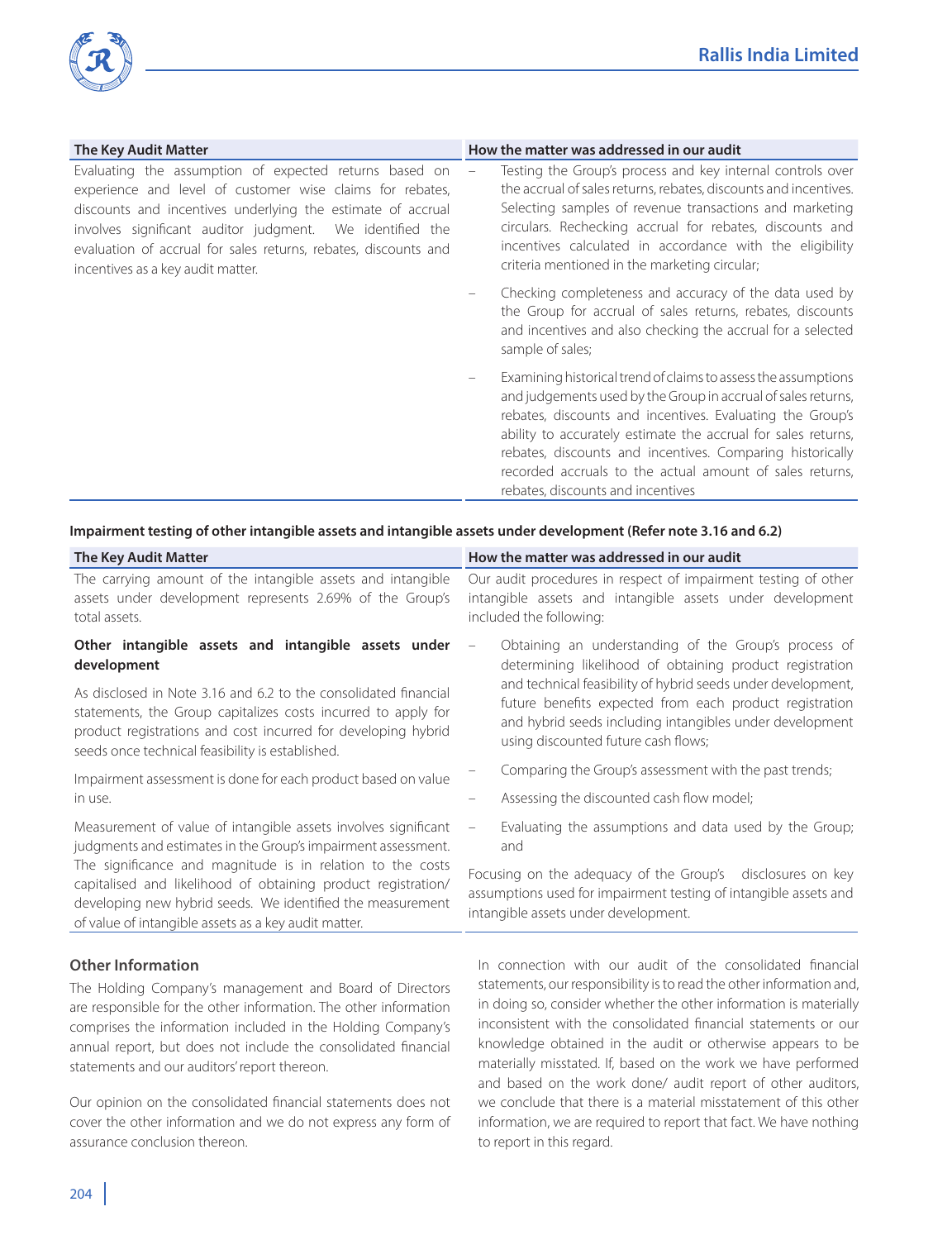| The Key Audit Matter | How the matter was addressed in our audit |
|---|---|
| Evaluating the assumption of expected returns based on experience and level of customer wise claims for rebates, discounts and incentives underlying the estimate of accrual involves significant auditor judgment. We identified the evaluation of accrual for sales returns, rebates, discounts and incentives as a key audit matter. | – Testing the Group's process and key internal controls over the accrual of sales returns, rebates, discounts and incentives. Selecting samples of revenue transactions and marketing circulars. Rechecking accrual for rebates, discounts and incentives calculated in accordance with the eligibility criteria mentioned in the marketing circular;<br><br>– Checking completeness and accuracy of the data used by the Group for accrual of sales returns, rebates, discounts and incentives and also checking the accrual for a selected sample of sales;<br><br>– Examining historical trend of claims to assess the assumptions and judgements used by the Group in accrual of sales returns, rebates, discounts and incentives. Evaluating the Group's ability to accurately estimate the accrual for sales returns, rebates, discounts and incentives. Comparing historically recorded accruals to the actual amount of sales returns, rebates, discounts and incentives |

**Impairment testing of other intangible assets and intangible assets under development (Refer note 3.16 and 6.2)**

| The Key Audit Matter | How the matter was addressed in our audit |
|---|---|
| The carrying amount of the intangible assets and intangible assets under development represents 2.69% of the Group's total assets.<br><br>**Other intangible assets and intangible assets under development**<br><br>As disclosed in Note 3.16 and 6.2 to the consolidated financial statements, the Group capitalizes costs incurred to apply for product registrations and cost incurred for developing hybrid seeds once technical feasibility is established.<br><br>Impairment assessment is done for each product based on value in use.<br><br>Measurement of value of intangible assets involves significant judgments and estimates in the Group's impairment assessment. The significance and magnitude is in relation to the costs capitalised and likelihood of obtaining product registration/ developing new hybrid seeds. We identified the measurement of value of intangible assets as a key audit matter. | Our audit procedures in respect of impairment testing of other intangible assets and intangible assets under development included the following:<br><br>– Obtaining an understanding of the Group's process of determining likelihood of obtaining product registration and technical feasibility of hybrid seeds under development, future benefits expected from each product registration and hybrid seeds including intangibles under development using discounted future cash flows;<br><br>– Comparing the Group's assessment with the past trends;<br><br>– Assessing the discounted cash flow model;<br><br>– Evaluating the assumptions and data used by the Group; and<br><br>Focusing on the adequacy of the Group's disclosures on key assumptions used for impairment testing of intangible assets and intangible assets under development. |

### Other Information

The Holding Company's management and Board of Directors are responsible for the other information. The other information comprises the information included in the Holding Company's annual report, but does not include the consolidated financial statements and our auditors' report thereon.

Our opinion on the consolidated financial statements does not cover the other information and we do not express any form of assurance conclusion thereon.

In connection with our audit of the consolidated financial statements, our responsibility is to read the other information and, in doing so, consider whether the other information is materially inconsistent with the consolidated financial statements or our knowledge obtained in the audit or otherwise appears to be materially misstated. If, based on the work we have performed and based on the work done/ audit report of other auditors, we conclude that there is a material misstatement of this other information, we are required to report that fact. We have nothing to report in this regard.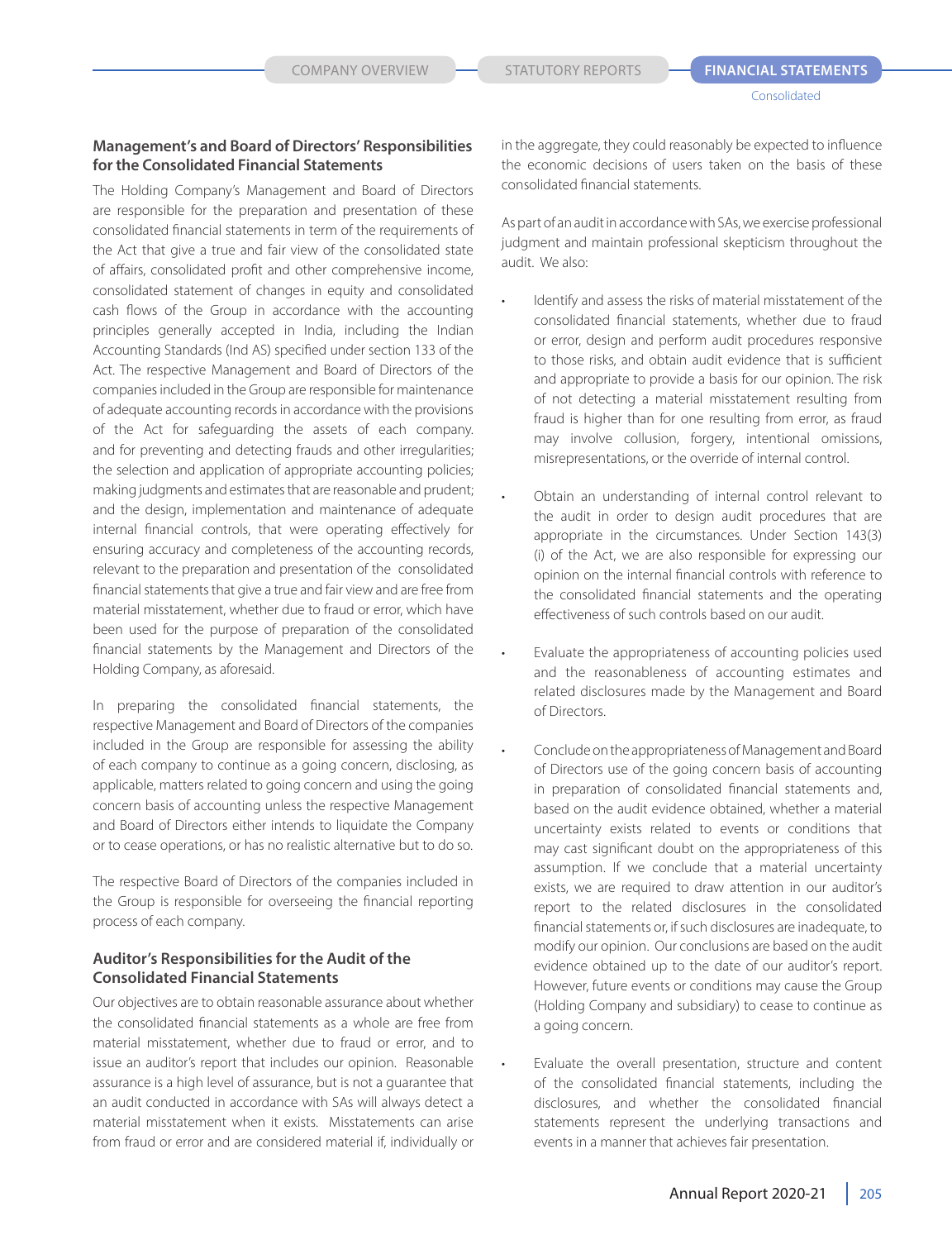## Management's and Board of Directors' Responsibilities for the Consolidated Financial Statements

The Holding Company's Management and Board of Directors are responsible for the preparation and presentation of these consolidated financial statements in term of the requirements of the Act that give a true and fair view of the consolidated state of affairs, consolidated profit and other comprehensive income, consolidated statement of changes in equity and consolidated cash flows of the Group in accordance with the accounting principles generally accepted in India, including the Indian Accounting Standards (Ind AS) specified under section 133 of the Act. The respective Management and Board of Directors of the companies included in the Group are responsible for maintenance of adequate accounting records in accordance with the provisions of the Act for safeguarding the assets of each company. and for preventing and detecting frauds and other irregularities; the selection and application of appropriate accounting policies; making judgments and estimates that are reasonable and prudent; and the design, implementation and maintenance of adequate internal financial controls, that were operating effectively for ensuring accuracy and completeness of the accounting records, relevant to the preparation and presentation of the consolidated financial statements that give a true and fair view and are free from material misstatement, whether due to fraud or error, which have been used for the purpose of preparation of the consolidated financial statements by the Management and Directors of the Holding Company, as aforesaid.

In preparing the consolidated financial statements, the respective Management and Board of Directors of the companies included in the Group are responsible for assessing the ability of each company to continue as a going concern, disclosing, as applicable, matters related to going concern and using the going concern basis of accounting unless the respective Management and Board of Directors either intends to liquidate the Company or to cease operations, or has no realistic alternative but to do so.

The respective Board of Directors of the companies included in the Group is responsible for overseeing the financial reporting process of each company.

## Auditor's Responsibilities for the Audit of the Consolidated Financial Statements

Our objectives are to obtain reasonable assurance about whether the consolidated financial statements as a whole are free from material misstatement, whether due to fraud or error, and to issue an auditor's report that includes our opinion. Reasonable assurance is a high level of assurance, but is not a guarantee that an audit conducted in accordance with SAs will always detect a material misstatement when it exists. Misstatements can arise from fraud or error and are considered material if, individually or in the aggregate, they could reasonably be expected to influence the economic decisions of users taken on the basis of these consolidated financial statements.

As part of an audit in accordance with SAs, we exercise professional judgment and maintain professional skepticism throughout the audit. We also:

- Identify and assess the risks of material misstatement of the consolidated financial statements, whether due to fraud or error, design and perform audit procedures responsive to those risks, and obtain audit evidence that is sufficient and appropriate to provide a basis for our opinion. The risk of not detecting a material misstatement resulting from fraud is higher than for one resulting from error, as fraud may involve collusion, forgery, intentional omissions, misrepresentations, or the override of internal control.

- Obtain an understanding of internal control relevant to the audit in order to design audit procedures that are appropriate in the circumstances. Under Section 143(3)(i) of the Act, we are also responsible for expressing our opinion on the internal financial controls with reference to the consolidated financial statements and the operating effectiveness of such controls based on our audit.

- Evaluate the appropriateness of accounting policies used and the reasonableness of accounting estimates and related disclosures made by the Management and Board of Directors.

- Conclude on the appropriateness of Management and Board of Directors use of the going concern basis of accounting in preparation of consolidated financial statements and, based on the audit evidence obtained, whether a material uncertainty exists related to events or conditions that may cast significant doubt on the appropriateness of this assumption. If we conclude that a material uncertainty exists, we are required to draw attention in our auditor's report to the related disclosures in the consolidated financial statements or, if such disclosures are inadequate, to modify our opinion. Our conclusions are based on the audit evidence obtained up to the date of our auditor's report. However, future events or conditions may cause the Group (Holding Company and subsidiary) to cease to continue as a going concern.

- Evaluate the overall presentation, structure and content of the consolidated financial statements, including the disclosures, and whether the consolidated financial statements represent the underlying transactions and events in a manner that achieves fair presentation.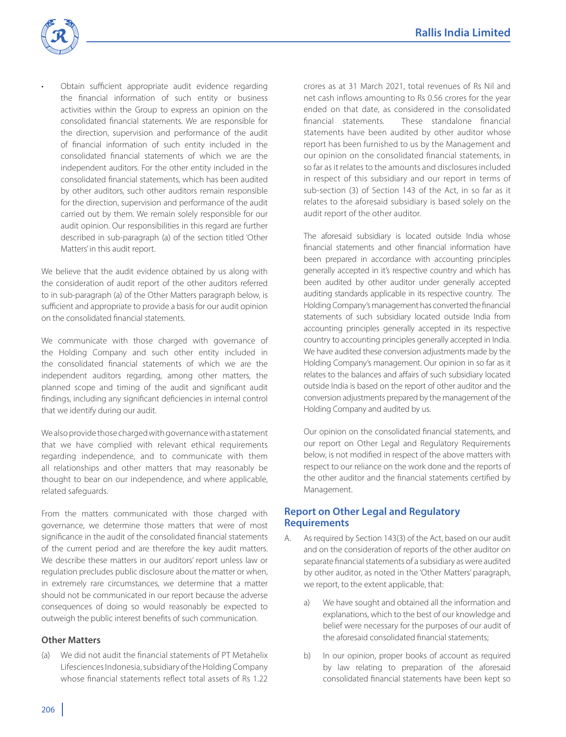- Obtain sufficient appropriate audit evidence regarding the financial information of such entity or business activities within the Group to express an opinion on the consolidated financial statements. We are responsible for the direction, supervision and performance of the audit of financial information of such entity included in the consolidated financial statements of which we are the independent auditors. For the other entity included in the consolidated financial statements, which has been audited by other auditors, such other auditors remain responsible for the direction, supervision and performance of the audit carried out by them. We remain solely responsible for our audit opinion. Our responsibilities in this regard are further described in sub-paragraph (a) of the section titled 'Other Matters' in this audit report.

We believe that the audit evidence obtained by us along with the consideration of audit report of the other auditors referred to in sub-paragraph (a) of the Other Matters paragraph below, is sufficient and appropriate to provide a basis for our audit opinion on the consolidated financial statements.

We communicate with those charged with governance of the Holding Company and such other entity included in the consolidated financial statements of which we are the independent auditors regarding, among other matters, the planned scope and timing of the audit and significant audit findings, including any significant deficiencies in internal control that we identify during our audit.

We also provide those charged with governance with a statement that we have complied with relevant ethical requirements regarding independence, and to communicate with them all relationships and other matters that may reasonably be thought to bear on our independence, and where applicable, related safeguards.

From the matters communicated with those charged with governance, we determine those matters that were of most significance in the audit of the consolidated financial statements of the current period and are therefore the key audit matters. We describe these matters in our auditors' report unless law or regulation precludes public disclosure about the matter or when, in extremely rare circumstances, we determine that a matter should not be communicated in our report because the adverse consequences of doing so would reasonably be expected to outweigh the public interest benefits of such communication.

### Other Matters

(a) We did not audit the financial statements of PT Metahelix Lifesciences Indonesia, subsidiary of the Holding Company whose financial statements reflect total assets of Rs 1.22 crores as at 31 March 2021, total revenues of Rs Nil and net cash inflows amounting to Rs 0.56 crores for the year ended on that date, as considered in the consolidated financial statements. These standalone financial statements have been audited by other auditor whose report has been furnished to us by the Management and our opinion on the consolidated financial statements, in so far as it relates to the amounts and disclosures included in respect of this subsidiary and our report in terms of sub-section (3) of Section 143 of the Act, in so far as it relates to the aforesaid subsidiary is based solely on the audit report of the other auditor.

The aforesaid subsidiary is located outside India whose financial statements and other financial information have been prepared in accordance with accounting principles generally accepted in it's respective country and which has been audited by other auditor under generally accepted auditing standards applicable in its respective country. The Holding Company's management has converted the financial statements of such subsidiary located outside India from accounting principles generally accepted in its respective country to accounting principles generally accepted in India. We have audited these conversion adjustments made by the Holding Company's management. Our opinion in so far as it relates to the balances and affairs of such subsidiary located outside India is based on the report of other auditor and the conversion adjustments prepared by the management of the Holding Company and audited by us.

Our opinion on the consolidated financial statements, and our report on Other Legal and Regulatory Requirements below, is not modified in respect of the above matters with respect to our reliance on the work done and the reports of the other auditor and the financial statements certified by Management.

## Report on Other Legal and Regulatory Requirements

A. As required by Section 143(3) of the Act, based on our audit and on the consideration of reports of the other auditor on separate financial statements of a subsidiary as were audited by other auditor, as noted in the 'Other Matters' paragraph, we report, to the extent applicable, that:

  a) We have sought and obtained all the information and explanations, which to the best of our knowledge and belief were necessary for the purposes of our audit of the aforesaid consolidated financial statements;

  b) In our opinion, proper books of account as required by law relating to preparation of the aforesaid consolidated financial statements have been kept so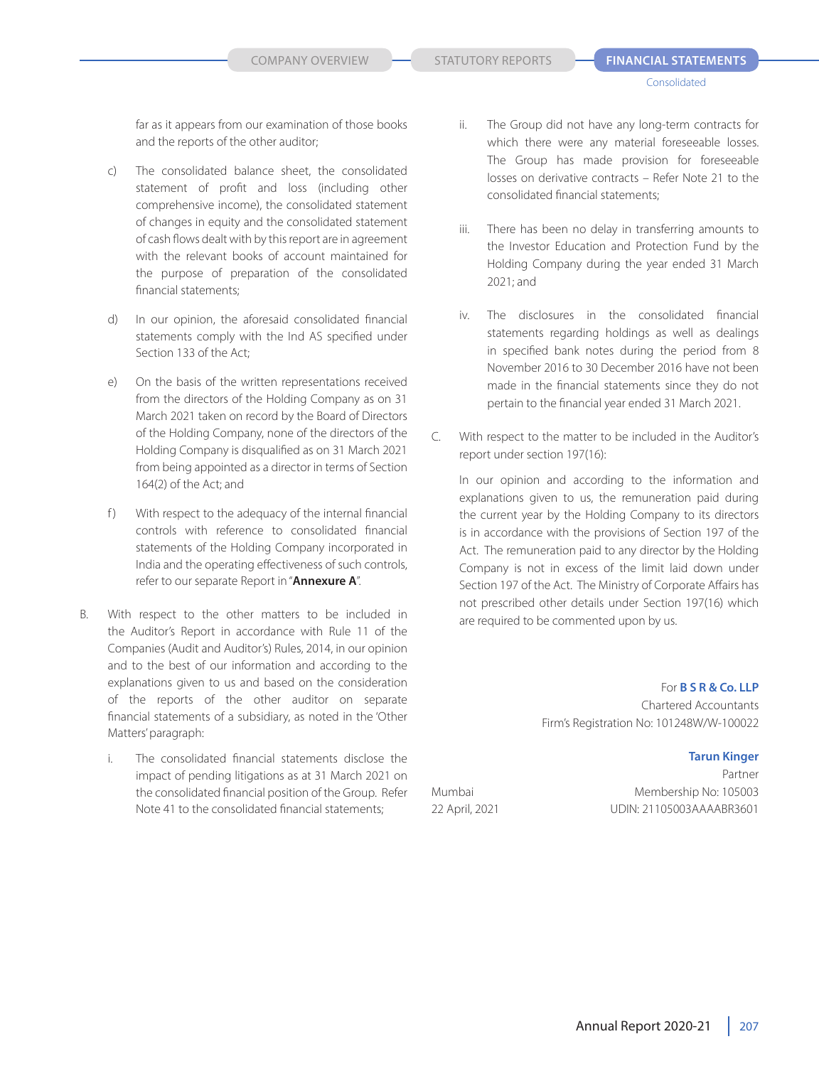far as it appears from our examination of those books and the reports of the other auditor;

c) The consolidated balance sheet, the consolidated statement of profit and loss (including other comprehensive income), the consolidated statement of changes in equity and the consolidated statement of cash flows dealt with by this report are in agreement with the relevant books of account maintained for the purpose of preparation of the consolidated financial statements;

d) In our opinion, the aforesaid consolidated financial statements comply with the Ind AS specified under Section 133 of the Act;

e) On the basis of the written representations received from the directors of the Holding Company as on 31 March 2021 taken on record by the Board of Directors of the Holding Company, none of the directors of the Holding Company is disqualified as on 31 March 2021 from being appointed as a director in terms of Section 164(2) of the Act; and

f) With respect to the adequacy of the internal financial controls with reference to consolidated financial statements of the Holding Company incorporated in India and the operating effectiveness of such controls, refer to our separate Report in "**Annexure A**".

B. With respect to the other matters to be included in the Auditor's Report in accordance with Rule 11 of the Companies (Audit and Auditor's) Rules, 2014, in our opinion and to the best of our information and according to the explanations given to us and based on the consideration of the reports of the other auditor on separate financial statements of a subsidiary, as noted in the 'Other Matters' paragraph:

i. The consolidated financial statements disclose the impact of pending litigations as at 31 March 2021 on the consolidated financial position of the Group. Refer Note 41 to the consolidated financial statements;

ii. The Group did not have any long-term contracts for which there were any material foreseeable losses. The Group has made provision for foreseeable losses on derivative contracts – Refer Note 21 to the consolidated financial statements;

iii. There has been no delay in transferring amounts to the Investor Education and Protection Fund by the Holding Company during the year ended 31 March 2021; and

iv. The disclosures in the consolidated financial statements regarding holdings as well as dealings in specified bank notes during the period from 8 November 2016 to 30 December 2016 have not been made in the financial statements since they do not pertain to the financial year ended 31 March 2021.

C. With respect to the matter to be included in the Auditor's report under section 197(16):

In our opinion and according to the information and explanations given to us, the remuneration paid during the current year by the Holding Company to its directors is in accordance with the provisions of Section 197 of the Act. The remuneration paid to any director by the Holding Company is not in excess of the limit laid down under Section 197 of the Act. The Ministry of Corporate Affairs has not prescribed other details under Section 197(16) which are required to be commented upon by us.

For **B S R & Co. LLP**
Chartered Accountants
Firm's Registration No: 101248W/W-100022

**Tarun Kinger**
Partner
Membership No: 105003
UDIN: 21105003AAAABR3601

Mumbai
22 April, 2021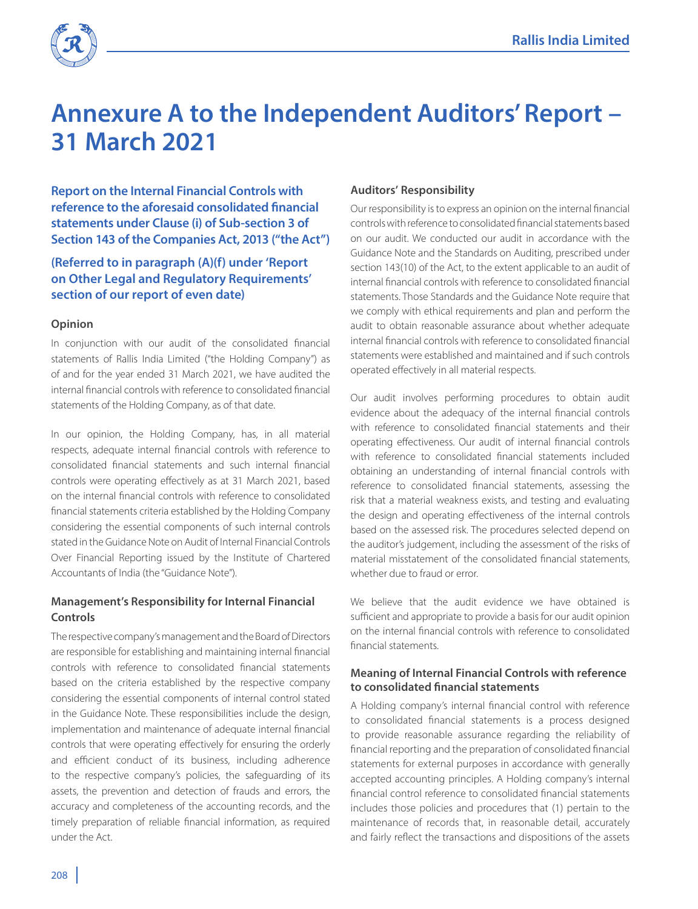# Annexure A to the Independent Auditors' Report – 31 March 2021

## Report on the Internal Financial Controls with reference to the aforesaid consolidated financial statements under Clause (i) of Sub-section 3 of Section 143 of the Companies Act, 2013 ("the Act")

## (Referred to in paragraph (A)(f) under 'Report on Other Legal and Regulatory Requirements' section of our report of even date)

### Opinion

In conjunction with our audit of the consolidated financial statements of Rallis India Limited ("the Holding Company") as of and for the year ended 31 March 2021, we have audited the internal financial controls with reference to consolidated financial statements of the Holding Company, as of that date.

In our opinion, the Holding Company, has, in all material respects, adequate internal financial controls with reference to consolidated financial statements and such internal financial controls were operating effectively as at 31 March 2021, based on the internal financial controls with reference to consolidated financial statements criteria established by the Holding Company considering the essential components of such internal controls stated in the Guidance Note on Audit of Internal Financial Controls Over Financial Reporting issued by the Institute of Chartered Accountants of India (the "Guidance Note").

### Management's Responsibility for Internal Financial Controls

The respective company's management and the Board of Directors are responsible for establishing and maintaining internal financial controls with reference to consolidated financial statements based on the criteria established by the respective company considering the essential components of internal control stated in the Guidance Note. These responsibilities include the design, implementation and maintenance of adequate internal financial controls that were operating effectively for ensuring the orderly and efficient conduct of its business, including adherence to the respective company's policies, the safeguarding of its assets, the prevention and detection of frauds and errors, the accuracy and completeness of the accounting records, and the timely preparation of reliable financial information, as required under the Act.

### Auditors' Responsibility

Our responsibility is to express an opinion on the internal financial controls with reference to consolidated financial statements based on our audit. We conducted our audit in accordance with the Guidance Note and the Standards on Auditing, prescribed under section 143(10) of the Act, to the extent applicable to an audit of internal financial controls with reference to consolidated financial statements. Those Standards and the Guidance Note require that we comply with ethical requirements and plan and perform the audit to obtain reasonable assurance about whether adequate internal financial controls with reference to consolidated financial statements were established and maintained and if such controls operated effectively in all material respects.

Our audit involves performing procedures to obtain audit evidence about the adequacy of the internal financial controls with reference to consolidated financial statements and their operating effectiveness. Our audit of internal financial controls with reference to consolidated financial statements included obtaining an understanding of internal financial controls with reference to consolidated financial statements, assessing the risk that a material weakness exists, and testing and evaluating the design and operating effectiveness of the internal controls based on the assessed risk. The procedures selected depend on the auditor's judgement, including the assessment of the risks of material misstatement of the consolidated financial statements, whether due to fraud or error.

We believe that the audit evidence we have obtained is sufficient and appropriate to provide a basis for our audit opinion on the internal financial controls with reference to consolidated financial statements.

### Meaning of Internal Financial Controls with reference to consolidated financial statements

A Holding company's internal financial control with reference to consolidated financial statements is a process designed to provide reasonable assurance regarding the reliability of financial reporting and the preparation of consolidated financial statements for external purposes in accordance with generally accepted accounting principles. A Holding company's internal financial control reference to consolidated financial statements includes those policies and procedures that (1) pertain to the maintenance of records that, in reasonable detail, accurately and fairly reflect the transactions and dispositions of the assets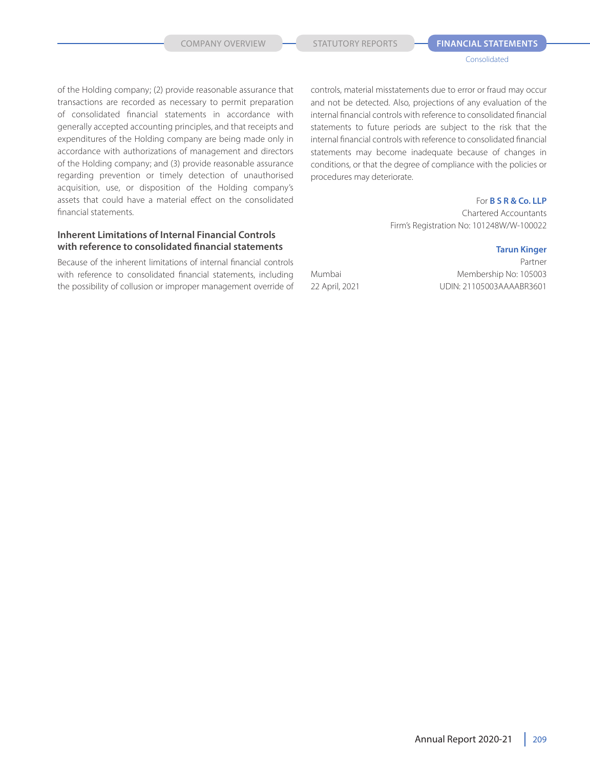of the Holding company; (2) provide reasonable assurance that transactions are recorded as necessary to permit preparation of consolidated financial statements in accordance with generally accepted accounting principles, and that receipts and expenditures of the Holding company are being made only in accordance with authorizations of management and directors of the Holding company; and (3) provide reasonable assurance regarding prevention or timely detection of unauthorised acquisition, use, or disposition of the Holding company's assets that could have a material effect on the consolidated financial statements.

### Inherent Limitations of Internal Financial Controls with reference to consolidated financial statements

Because of the inherent limitations of internal financial controls with reference to consolidated financial statements, including the possibility of collusion or improper management override of controls, material misstatements due to error or fraud may occur and not be detected. Also, projections of any evaluation of the internal financial controls with reference to consolidated financial statements to future periods are subject to the risk that the internal financial controls with reference to consolidated financial statements may become inadequate because of changes in conditions, or that the degree of compliance with the policies or procedures may deteriorate.

For **B S R & Co. LLP**
Chartered Accountants
Firm's Registration No: 101248W/W-100022

**Tarun Kinger**
Partner
Membership No: 105003
UDIN: 21105003AAAABR3601

Mumbai
22 April, 2021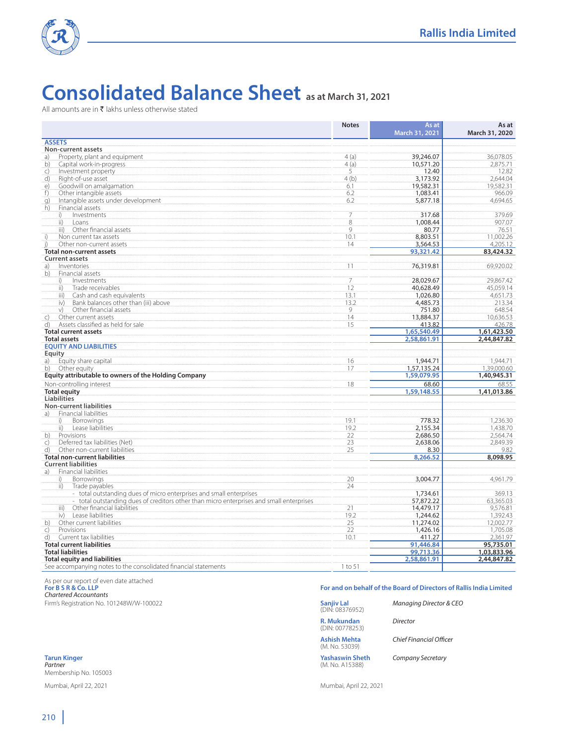# Consolidated Balance Sheet as at March 31, 2021

All amounts are in ₹ lakhs unless otherwise stated

| | Notes | As at March 31, 2021 | As at March 31, 2020 |
|---|---|---|---|
| **ASSETS** | | | |
| **Non-current assets** | | | |
| a) Property, plant and equipment | 4 (a) | 39,246.07 | 36,078.05 |
| b) Capital work-in-progress | 4 (a) | 10,571.20 | 2,875.71 |
| c) Investment property | 5 | 12.40 | 12.82 |
| d) Right-of-use asset | 4 (b) | 3,173.92 | 2,644.04 |
| e) Goodwill on amalgamation | 6.1 | 19,582.31 | 19,582.31 |
| f) Other intangible assets | 6.2 | 1,083.41 | 966.09 |
| g) Intangible assets under development | 6.2 | 5,877.18 | 4,694.65 |
| h) Financial assets | | | |
| i) Investments | 7 | 317.68 | 379.69 |
| ii) Loans | 8 | 1,008.44 | 907.07 |
| iii) Other financial assets | 9 | 80.77 | 76.51 |
| i) Non current tax assets | 10.1 | 8,803.51 | 11,002.26 |
| j) Other non-current assets | 14 | 3,564.53 | 4,205.12 |
| **Total non-current assets** | | **93,321.42** | **83,424.32** |
| **Current assets** | | | |
| a) Inventories | 11 | 76,319.81 | 69,920.02 |
| b) Financial assets | | | |
| i) Investments | 7 | 28,029.67 | 29,867.42 |
| ii) Trade receivables | 12 | 40,628.49 | 45,059.14 |
| iii) Cash and cash equivalents | 13.1 | 1,026.80 | 4,651.73 |
| iv) Bank balances other than (iii) above | 13.2 | 4,485.73 | 213.34 |
| v) Other financial assets | 9 | 751.80 | 648.54 |
| c) Other current assets | 14 | 13,884.37 | 10,636.53 |
| d) Assets classified as held for sale | 15 | 413.82 | 426.78 |
| **Total current assets** | | **1,65,540.49** | **1,61,423.50** |
| **Total assets** | | **2,58,861.91** | **2,44,847.82** |
| **EQUITY AND LIABILITIES** | | | |
| **Equity** | | | |
| a) Equity share capital | 16 | 1,944.71 | 1,944.71 |
| b) Other equity | 17 | 1,57,135.24 | 1,39,000.60 |
| **Equity attributable to owners of the Holding Company** | | **1,59,079.95** | **1,40,945.31** |
| Non-controlling interest | 18 | 68.60 | 68.55 |
| **Total equity** | | **1,59,148.55** | **1,41,013.86** |
| **Liabilities** | | | |
| **Non-current liabilities** | | | |
| a) Financial liabilities | | | |
| i) Borrowings | 19.1 | 778.32 | 1,236.30 |
| ii) Lease liabilities | 19.2 | 2,155.34 | 1,438.70 |
| b) Provisions | 22 | 2,686.50 | 2,564.74 |
| c) Deferred tax liabilities (Net) | 23 | 2,638.06 | 2,849.39 |
| d) Other non-current liabilities | 25 | 8.30 | 9.82 |
| **Total non-current liabilities** | | **8,266.52** | **8,098.95** |
| **Current liabilities** | | | |
| a) Financial liabilities | | | |
| i) Borrowings | 20 | 3,004.77 | 4,961.79 |
| ii) Trade payables | 24 | | |
| - total outstanding dues of micro enterprises and small enterprises | | 1,734.61 | 369.13 |
| - total outstanding dues of creditors other than micro enterprises and small enterprises | | 57,872.22 | 63,365.03 |
| iii) Other financial liabilities | 21 | 14,479.17 | 9,576.81 |
| iv) Lease liabilities | 19.2 | 1,244.62 | 1,392.43 |
| b) Other current liabilities | 25 | 11,274.02 | 12,002.77 |
| c) Provisions | 22 | 1,426.16 | 1,705.08 |
| d) Current tax liabilities | 10.1 | 411.27 | 2,361.97 |
| **Total current liabilities** | | **91,446.84** | **95,735.01** |
| **Total liabilities** | | **99,713.36** | **1,03,833.96** |
| **Total equity and liabilities** | | **2,58,861.91** | **2,44,847.82** |
| See accompanying notes to the consolidated financial statements | 1 to 51 | | |

As per our report of even date attached
**For B S R & Co. LLP**
*Chartered Accountants*
Firm's Registration No. 101248W/W-100022

**Tarun Kinger**
*Partner*
Membership No. 105003

Mumbai, April 22, 2021

**For and on behalf of the Board of Directors of Rallis India Limited**

**Sanjiv Lal** (DIN: 08376952) — *Managing Director & CEO*

**R. Mukundan** (DIN: 00778253) — *Director*

**Ashish Mehta** (M. No. 53039) — *Chief Financial Officer*

**Yashaswin Sheth** (M. No. A15388) — *Company Secretary*

Mumbai, April 22, 2021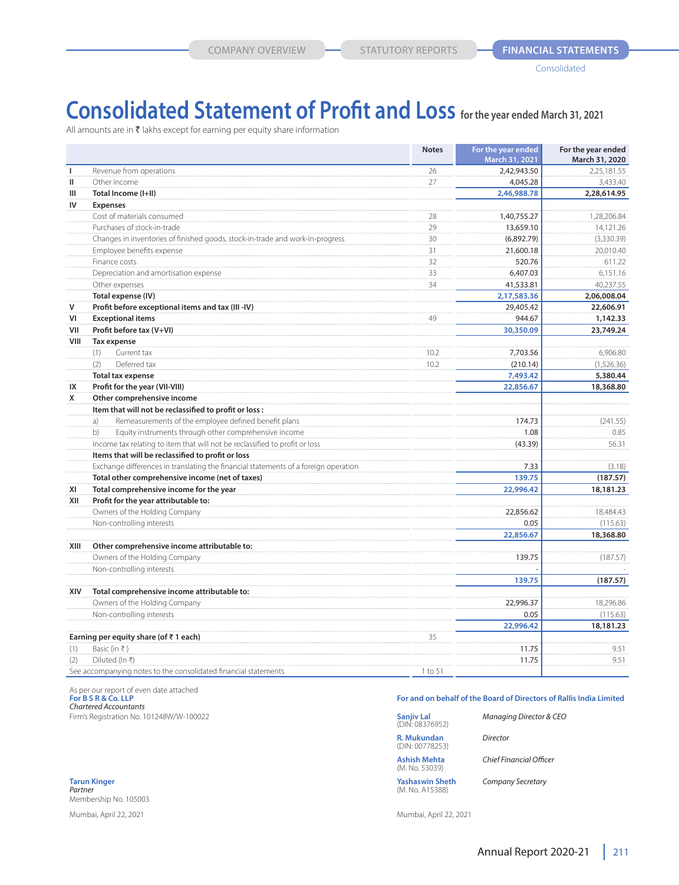# Consolidated Statement of Profit and Loss for the year ended March 31, 2021

All amounts are in ₹ lakhs except for earning per equity share information

| | | Notes | For the year ended March 31, 2021 | For the year ended March 31, 2020 |
|---|---|---|---|---|
| I | Revenue from operations | 26 | 2,42,943.50 | 2,25,181.55 |
| II | Other income | 27 | 4,045.28 | 3,433.40 |
| III | **Total Income (I+II)** | | **2,46,988.78** | **2,28,614.95** |
| IV | **Expenses** | | | |
| | Cost of materials consumed | 28 | 1,40,755.27 | 1,28,206.84 |
| | Purchases of stock-in-trade | 29 | 13,659.10 | 14,121.26 |
| | Changes in inventories of finished goods, stock-in-trade and work-in-progress | 30 | (6,892.79) | (3,330.39) |
| | Employee benefits expense | 31 | 21,600.18 | 20,010.40 |
| | Finance costs | 32 | 520.76 | 611.22 |
| | Depreciation and amortisation expense | 33 | 6,407.03 | 6,151.16 |
| | Other expenses | 34 | 41,533.81 | 40,237.55 |
| | **Total expense (IV)** | | **2,17,583.36** | **2,06,008.04** |
| V | **Profit before exceptional items and tax (III -IV)** | | 29,405.42 | **22,606.91** |
| VI | **Exceptional items** | 49 | 944.67 | **1,142.33** |
| VII | **Profit before tax (V+VI)** | | **30,350.09** | **23,749.24** |
| VIII | **Tax expense** | | | |
| | (1) Current tax | 10.2 | 7,703.56 | 6,906.80 |
| | (2) Deferred tax | 10.2 | (210.14) | (1,526.36) |
| | **Total tax expense** | | **7,493.42** | **5,380.44** |
| IX | **Profit for the year (VII-VIII)** | | **22,856.67** | **18,368.80** |
| X | **Other comprehensive income** | | | |
| | **Item that will not be reclassified to profit or loss :** | | | |
| | a) Remeasurements of the employee defined benefit plans | | 174.73 | (241.55) |
| | b) Equity instruments through other comprehensive income | | 1.08 | 0.85 |
| | Income tax relating to item that will not be reclassified to profit or loss | | (43.39) | 56.31 |
| | **Items that will be reclassified to profit or loss** | | | |
| | Exchange differences in translating the financial statements of a foreign operation | | 7.33 | (3.18) |
| | **Total other comprehensive income (net of taxes)** | | **139.75** | **(187.57)** |
| XI | **Total comprehensive income for the year** | | **22,996.42** | **18,181.23** |
| XII | **Profit for the year attributable to:** | | | |
| | Owners of the Holding Company | | 22,856.62 | 18,484.43 |
| | Non-controlling interests | | 0.05 | (115.63) |
| | | | **22,856.67** | **18,368.80** |
| XIII | **Other comprehensive income attributable to:** | | | |
| | Owners of the Holding Company | | 139.75 | (187.57) |
| | Non-controlling interests | | - | - |
| | | | **139.75** | **(187.57)** |
| XIV | **Total comprehensive income attributable to:** | | | |
| | Owners of the Holding Company | | 22,996.37 | 18,296.86 |
| | Non-controlling interests | | 0.05 | (115.63) |
| | | | **22,996.42** | **18,181.23** |
| | **Earning per equity share (of ₹ 1 each)** | 35 | | |
| (1) | Basic (in ₹ ) | | 11.75 | 9.51 |
| (2) | Diluted (In ₹) | | 11.75 | 9.51 |
| | See accompanying notes to the consolidated financial statements | 1 to 51 | | |

As per our report of even date attached
**For B S R & Co. LLP**
*Chartered Accountants*
Firm's Registration No. 101248W/W-100022

**Tarun Kinger**
*Partner*
Membership No. 105003

Mumbai, April 22, 2021

**For and on behalf of the Board of Directors of Rallis India Limited**

**Sanjiv Lal** (DIN: 08376952) — *Managing Director & CEO*

**R. Mukundan** (DIN: 00778253) — *Director*

**Ashish Mehta** (M. No. 53039) — *Chief Financial Officer*

**Yashaswin Sheth** (M. No. A15388) — *Company Secretary*

Mumbai, April 22, 2021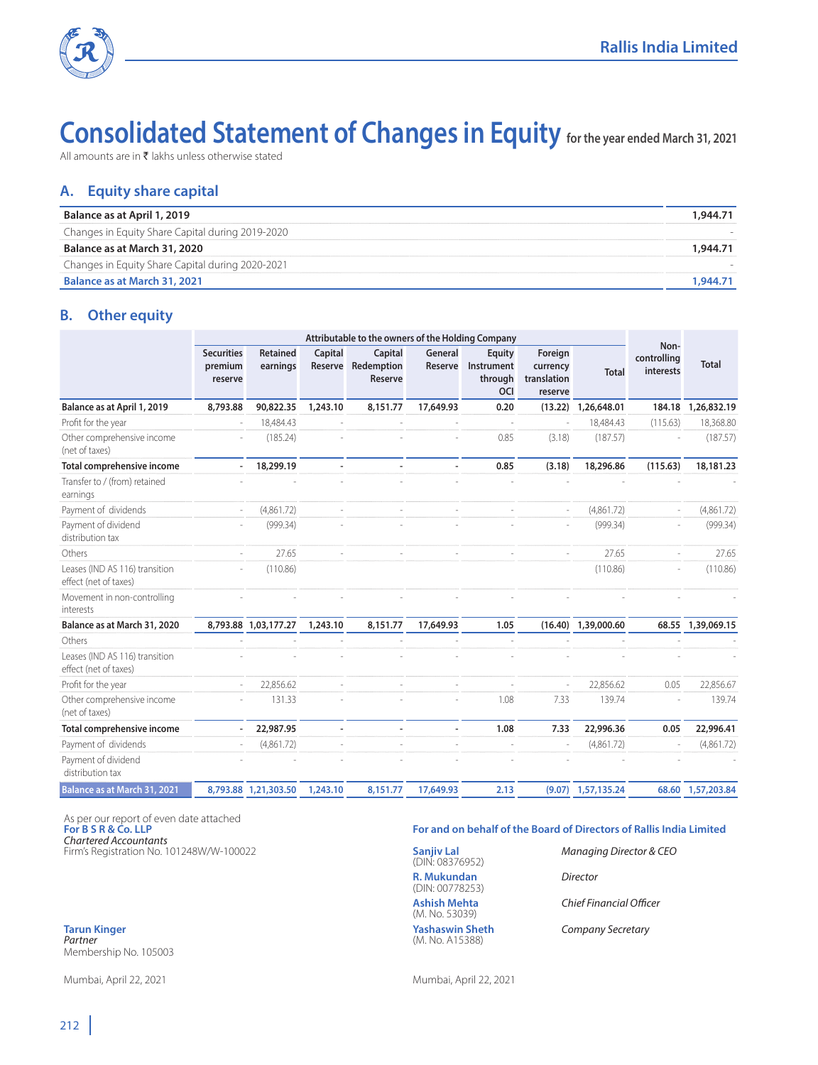# Consolidated Statement of Changes in Equity for the year ended March 31, 2021

All amounts are in ₹ lakhs unless otherwise stated

## A. Equity share capital

| | |
|---|---|
| **Balance as at April 1, 2019** | **1,944.71** |
| Changes in Equity Share Capital during 2019-2020 | - |
| **Balance as at March 31, 2020** | **1,944.71** |
| Changes in Equity Share Capital during 2020-2021 | - |
| **Balance as at March 31, 2021** | **1,944.71** |

## B. Other equity

| | Attributable to the owners of the Holding Company | | | | | | | | Non-controlling interests | Total |
|---|---|---|---|---|---|---|---|---|---|---|
| | Securities premium reserve | Retained earnings | Capital Reserve | Capital Redemption Reserve | General Reserve | Equity Instrument through OCI | Foreign currency translation reserve | Total | | |
| **Balance as at April 1, 2019** | **8,793.88** | **90,822.35** | **1,243.10** | **8,151.77** | **17,649.93** | **0.20** | **(13.22)** | **1,26,648.01** | **184.18** | **1,26,832.19** |
| Profit for the year | - | 18,484.43 | - | - | - | - | - | 18,484.43 | (115.63) | 18,368.80 |
| Other comprehensive income (net of taxes) | - | (185.24) | - | - | - | 0.85 | (3.18) | (187.57) | - | (187.57) |
| **Total comprehensive income** | **-** | **18,299.19** | **-** | **-** | **-** | **0.85** | **(3.18)** | **18,296.86** | **(115.63)** | **18,181.23** |
| Transfer to / (from) retained earnings | - | - | - | - | - | - | - | - | - | - |
| Payment of dividends | - | (4,861.72) | - | - | - | - | - | (4,861.72) | - | (4,861.72) |
| Payment of dividend distribution tax | - | (999.34) | - | - | - | - | - | (999.34) | - | (999.34) |
| Others | - | 27.65 | - | - | - | - | - | 27.65 | - | 27.65 |
| Leases (IND AS 116) transition effect (net of taxes) | - | (110.86) | | | | | | (110.86) | - | (110.86) |
| Movement in non-controlling interests | - | - | - | - | - | - | - | - | - | - |
| **Balance as at March 31, 2020** | **8,793.88** | **1,03,177.27** | **1,243.10** | **8,151.77** | **17,649.93** | **1.05** | **(16.40)** | **1,39,000.60** | **68.55** | **1,39,069.15** |
| Others | - | - | - | - | - | - | - | - | - | - |
| Leases (IND AS 116) transition effect (net of taxes) | - | - | - | - | - | - | - | - | - | - |
| Profit for the year | - | 22,856.62 | - | - | - | - | - | 22,856.62 | 0.05 | 22,856.67 |
| Other comprehensive income (net of taxes) | - | 131.33 | - | - | - | 1.08 | 7.33 | 139.74 | - | 139.74 |
| **Total comprehensive income** | **-** | **22,987.95** | **-** | **-** | **-** | **1.08** | **7.33** | **22,996.36** | **0.05** | **22,996.41** |
| Payment of dividends | - | (4,861.72) | - | - | - | - | - | (4,861.72) | - | (4,861.72) |
| Payment of dividend distribution tax | - | - | - | - | - | - | - | - | - | - |
| **Balance as at March 31, 2021** | **8,793.88** | **1,21,303.50** | **1,243.10** | **8,151.77** | **17,649.93** | **2.13** | **(9.07)** | **1,57,135.24** | **68.60** | **1,57,203.84** |

As per our report of even date attached
**For B S R & Co. LLP**
*Chartered Accountants*
Firm's Registration No. 101248W/W-100022

**Tarun Kinger**
*Partner*
Membership No. 105003

Mumbai, April 22, 2021

**For and on behalf of the Board of Directors of Rallis India Limited**

**Sanjiv Lal** (DIN: 08376952) — *Managing Director & CEO*

**R. Mukundan** (DIN: 00778253) — *Director*

**Ashish Mehta** (M. No. 53039) — *Chief Financial Officer*

**Yashaswin Sheth** (M. No. A15388) — *Company Secretary*

Mumbai, April 22, 2021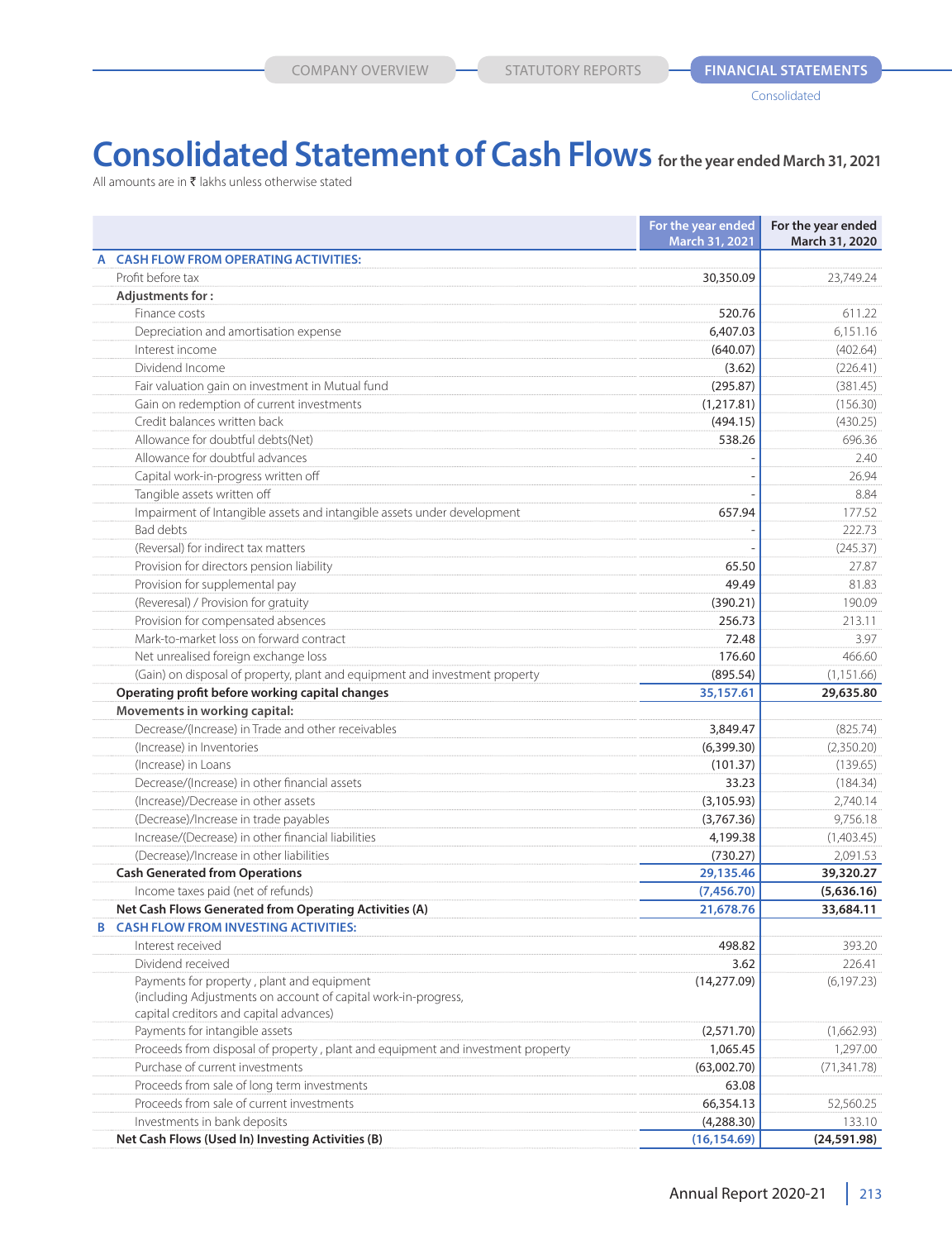# Consolidated Statement of Cash Flows for the year ended March 31, 2021

All amounts are in ₹ lakhs unless otherwise stated

| | | For the year ended March 31, 2021 | For the year ended March 31, 2020 |
|---|---|---|---|
| **A** | **CASH FLOW FROM OPERATING ACTIVITIES:** | | |
| | Profit before tax | 30,350.09 | 23,749.24 |
| | **Adjustments for :** | | |
| | Finance costs | 520.76 | 611.22 |
| | Depreciation and amortisation expense | 6,407.03 | 6,151.16 |
| | Interest income | (640.07) | (402.64) |
| | Dividend Income | (3.62) | (226.41) |
| | Fair valuation gain on investment in Mutual fund | (295.87) | (381.45) |
| | Gain on redemption of current investments | (1,217.81) | (156.30) |
| | Credit balances written back | (494.15) | (430.25) |
| | Allowance for doubtful debts(Net) | 538.26 | 696.36 |
| | Allowance for doubtful advances | - | 2.40 |
| | Capital work-in-progress written off | - | 26.94 |
| | Tangible assets written off | - | 8.84 |
| | Impairment of Intangible assets and intangible assets under development | 657.94 | 177.52 |
| | Bad debts | - | 222.73 |
| | (Reversal) for indirect tax matters | - | (245.37) |
| | Provision for directors pension liability | 65.50 | 27.87 |
| | Provision for supplemental pay | 49.49 | 81.83 |
| | (Reveresal) / Provision for gratuity | (390.21) | 190.09 |
| | Provision for compensated absences | 256.73 | 213.11 |
| | Mark-to-market loss on forward contract | 72.48 | 3.97 |
| | Net unrealised foreign exchange loss | 176.60 | 466.60 |
| | (Gain) on disposal of property, plant and equipment and investment property | (895.54) | (1,151.66) |
| | **Operating profit before working capital changes** | **35,157.61** | **29,635.80** |
| | **Movements in working capital:** | | |
| | Decrease/(Increase) in Trade and other receivables | 3,849.47 | (825.74) |
| | (Increase) in Inventories | (6,399.30) | (2,350.20) |
| | (Increase) in Loans | (101.37) | (139.65) |
| | Decrease/(Increase) in other financial assets | 33.23 | (184.34) |
| | (Increase)/Decrease in other assets | (3,105.93) | 2,740.14 |
| | (Decrease)/Increase in trade payables | (3,767.36) | 9,756.18 |
| | Increase/(Decrease) in other financial liabilities | 4,199.38 | (1,403.45) |
| | (Decrease)/Increase in other liabilities | (730.27) | 2,091.53 |
| | **Cash Generated from Operations** | **29,135.46** | **39,320.27** |
| | Income taxes paid (net of refunds) | **(7,456.70)** | **(5,636.16)** |
| | **Net Cash Flows Generated from Operating Activities (A)** | **21,678.76** | **33,684.11** |
| **B** | **CASH FLOW FROM INVESTING ACTIVITIES:** | | |
| | Interest received | 498.82 | 393.20 |
| | Dividend received | 3.62 | 226.41 |
| | Payments for property , plant and equipment (including Adjustments on account of capital work-in-progress, capital creditors and capital advances) | (14,277.09) | (6,197.23) |
| | Payments for intangible assets | (2,571.70) | (1,662.93) |
| | Proceeds from disposal of property , plant and equipment and investment property | 1,065.45 | 1,297.00 |
| | Purchase of current investments | (63,002.70) | (71,341.78) |
| | Proceeds from sale of long term investments | 63.08 | |
| | Proceeds from sale of current investments | 66,354.13 | 52,560.25 |
| | Investments in bank deposits | (4,288.30) | 133.10 |
| | **Net Cash Flows (Used In) Investing Activities (B)** | **(16,154.69)** | **(24,591.98)** |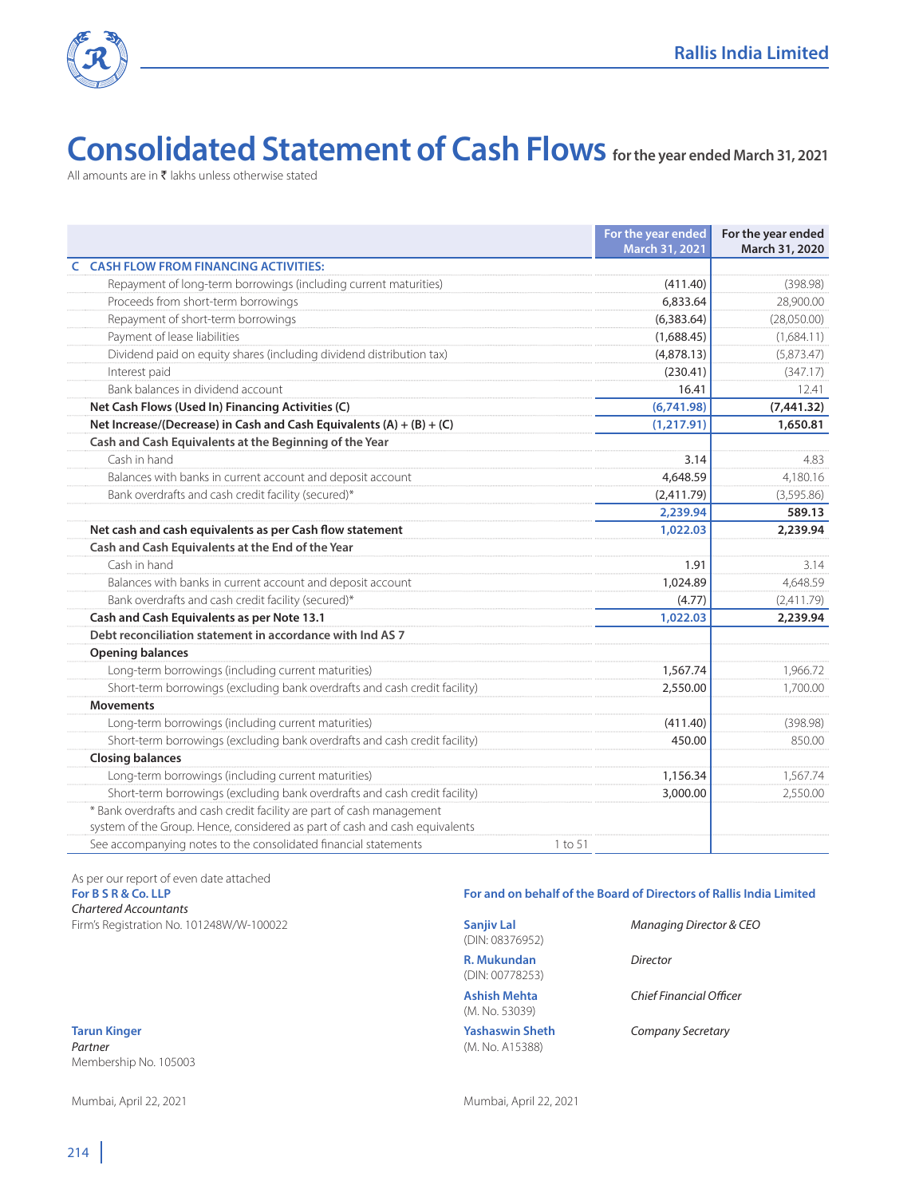# Consolidated Statement of Cash Flows for the year ended March 31, 2021

All amounts are in ₹ lakhs unless otherwise stated

| | | For the year ended March 31, 2021 | For the year ended March 31, 2020 |
|---|---|---|---|
| **C CASH FLOW FROM FINANCING ACTIVITIES:** | | | |
| Repayment of long-term borrowings (including current maturities) | | (411.40) | (398.98) |
| Proceeds from short-term borrowings | | 6,833.64 | 28,900.00 |
| Repayment of short-term borrowings | | (6,383.64) | (28,050.00) |
| Payment of lease liabilities | | (1,688.45) | (1,684.11) |
| Dividend paid on equity shares (including dividend distribution tax) | | (4,878.13) | (5,873.47) |
| Interest paid | | (230.41) | (347.17) |
| Bank balances in dividend account | | 16.41 | 12.41 |
| **Net Cash Flows (Used In) Financing Activities (C)** | | **(6,741.98)** | **(7,441.32)** |
| **Net Increase/(Decrease) in Cash and Cash Equivalents (A) + (B) + (C)** | | **(1,217.91)** | **1,650.81** |
| **Cash and Cash Equivalents at the Beginning of the Year** | | | |
| Cash in hand | | 3.14 | 4.83 |
| Balances with banks in current account and deposit account | | 4,648.59 | 4,180.16 |
| Bank overdrafts and cash credit facility (secured)* | | (2,411.79) | (3,595.86) |
| | | **2,239.94** | **589.13** |
| **Net cash and cash equivalents as per Cash flow statement** | | **1,022.03** | **2,239.94** |
| **Cash and Cash Equivalents at the End of the Year** | | | |
| Cash in hand | | 1.91 | 3.14 |
| Balances with banks in current account and deposit account | | 1,024.89 | 4,648.59 |
| Bank overdrafts and cash credit facility (secured)* | | (4.77) | (2,411.79) |
| **Cash and Cash Equivalents as per Note 13.1** | | **1,022.03** | **2,239.94** |
| **Debt reconciliation statement in accordance with Ind AS 7** | | | |
| **Opening balances** | | | |
| Long-term borrowings (including current maturities) | | 1,567.74 | 1,966.72 |
| Short-term borrowings (excluding bank overdrafts and cash credit facility) | | 2,550.00 | 1,700.00 |
| **Movements** | | | |
| Long-term borrowings (including current maturities) | | (411.40) | (398.98) |
| Short-term borrowings (excluding bank overdrafts and cash credit facility) | | 450.00 | 850.00 |
| **Closing balances** | | | |
| Long-term borrowings (including current maturities) | | 1,156.34 | 1,567.74 |
| Short-term borrowings (excluding bank overdrafts and cash credit facility) | | 3,000.00 | 2,550.00 |
| * Bank overdrafts and cash credit facility are part of cash management system of the Group. Hence, considered as part of cash and cash equivalents | | | |
| See accompanying notes to the consolidated financial statements | 1 to 51 | | |

As per our report of even date attached
**For B S R & Co. LLP**
*Chartered Accountants*
Firm's Registration No. 101248W/W-100022

**Tarun Kinger**
*Partner*
Membership No. 105003

Mumbai, April 22, 2021

**For and on behalf of the Board of Directors of Rallis India Limited**

**Sanjiv Lal** (DIN: 08376952) — *Managing Director & CEO*

**R. Mukundan** (DIN: 00778253) — *Director*

**Ashish Mehta** (M. No. 53039) — *Chief Financial Officer*

**Yashaswin Sheth** (M. No. A15388) — *Company Secretary*

Mumbai, April 22, 2021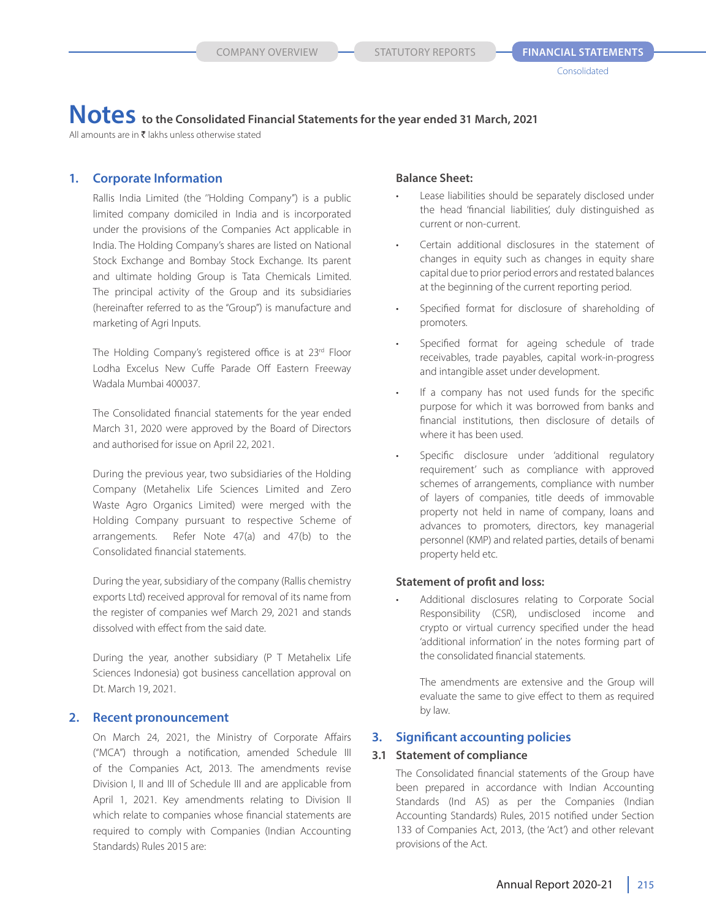# Notes to the Consolidated Financial Statements for the year ended 31 March, 2021

All amounts are in ₹ lakhs unless otherwise stated

## 1. Corporate Information

Rallis India Limited (the "Holding Company") is a public limited company domiciled in India and is incorporated under the provisions of the Companies Act applicable in India. The Holding Company's shares are listed on National Stock Exchange and Bombay Stock Exchange. Its parent and ultimate holding Group is Tata Chemicals Limited. The principal activity of the Group and its subsidiaries (hereinafter referred to as the "Group") is manufacture and marketing of Agri Inputs.

The Holding Company's registered office is at 23rd Floor Lodha Excelus New Cuffe Parade Off Eastern Freeway Wadala Mumbai 400037.

The Consolidated financial statements for the year ended March 31, 2020 were approved by the Board of Directors and authorised for issue on April 22, 2021.

During the previous year, two subsidiaries of the Holding Company (Metahelix Life Sciences Limited and Zero Waste Agro Organics Limited) were merged with the Holding Company pursuant to respective Scheme of arrangements. Refer Note 47(a) and 47(b) to the Consolidated financial statements.

During the year, subsidiary of the company (Rallis chemistry exports Ltd) received approval for removal of its name from the register of companies wef March 29, 2021 and stands dissolved with effect from the said date.

During the year, another subsidiary (P T Metahelix Life Sciences Indonesia) got business cancellation approval on Dt. March 19, 2021.

## 2. Recent pronouncement

On March 24, 2021, the Ministry of Corporate Affairs ("MCA") through a notification, amended Schedule III of the Companies Act, 2013. The amendments revise Division I, II and III of Schedule III and are applicable from April 1, 2021. Key amendments relating to Division II which relate to companies whose financial statements are required to comply with Companies (Indian Accounting Standards) Rules 2015 are:

**Balance Sheet:**

- Lease liabilities should be separately disclosed under the head 'financial liabilities', duly distinguished as current or non-current.
- Certain additional disclosures in the statement of changes in equity such as changes in equity share capital due to prior period errors and restated balances at the beginning of the current reporting period.
- Specified format for disclosure of shareholding of promoters.
- Specified format for ageing schedule of trade receivables, trade payables, capital work-in-progress and intangible asset under development.
- If a company has not used funds for the specific purpose for which it was borrowed from banks and financial institutions, then disclosure of details of where it has been used.
- Specific disclosure under 'additional regulatory requirement' such as compliance with approved schemes of arrangements, compliance with number of layers of companies, title deeds of immovable property not held in name of company, loans and advances to promoters, directors, key managerial personnel (KMP) and related parties, details of benami property held etc.

**Statement of profit and loss:**

- Additional disclosures relating to Corporate Social Responsibility (CSR), undisclosed income and crypto or virtual currency specified under the head 'additional information' in the notes forming part of the consolidated financial statements.

  The amendments are extensive and the Group will evaluate the same to give effect to them as required by law.

## 3. Significant accounting policies

### 3.1 Statement of compliance

The Consolidated financial statements of the Group have been prepared in accordance with Indian Accounting Standards (Ind AS) as per the Companies (Indian Accounting Standards) Rules, 2015 notified under Section 133 of Companies Act, 2013, (the 'Act') and other relevant provisions of the Act.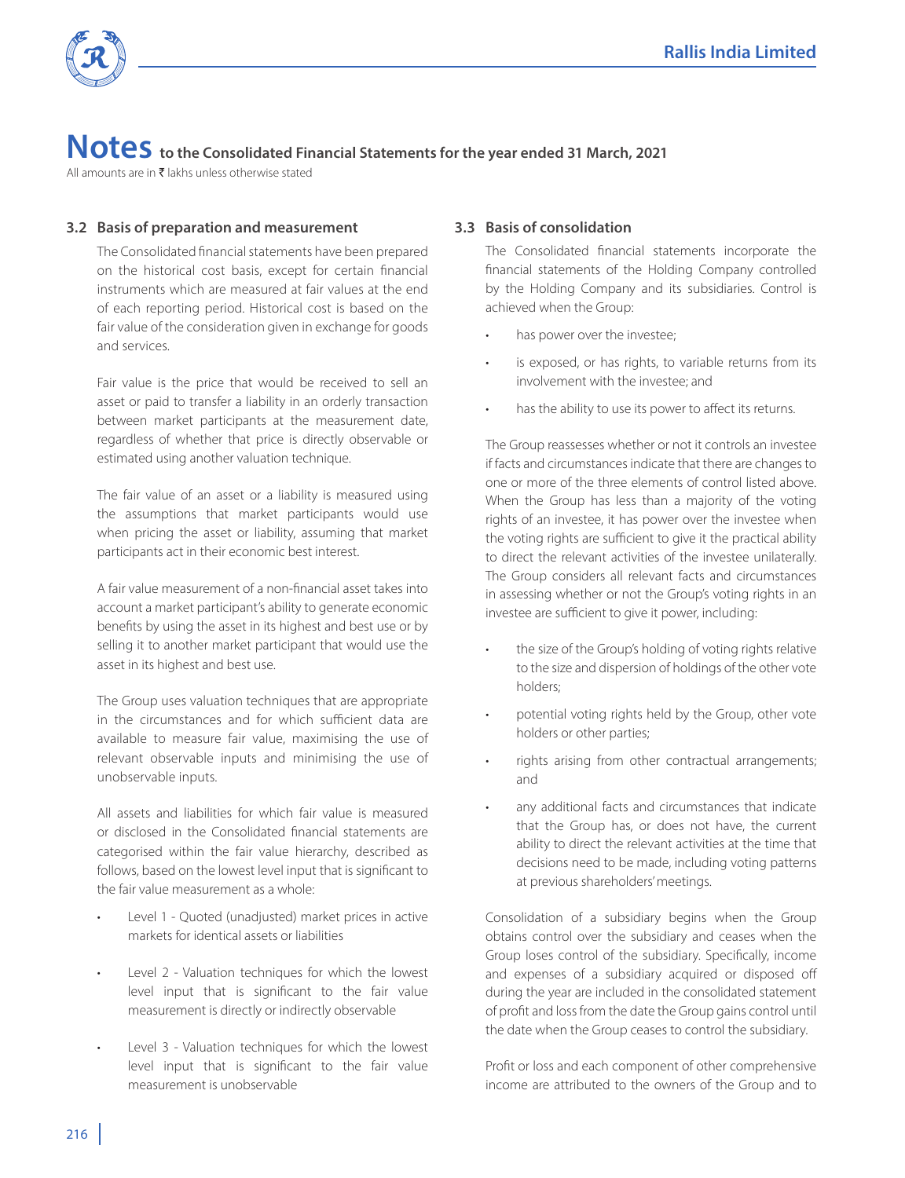# Notes to the Consolidated Financial Statements for the year ended 31 March, 2021

All amounts are in ₹ lakhs unless otherwise stated

### 3.2 Basis of preparation and measurement

The Consolidated financial statements have been prepared on the historical cost basis, except for certain financial instruments which are measured at fair values at the end of each reporting period. Historical cost is based on the fair value of the consideration given in exchange for goods and services.

Fair value is the price that would be received to sell an asset or paid to transfer a liability in an orderly transaction between market participants at the measurement date, regardless of whether that price is directly observable or estimated using another valuation technique.

The fair value of an asset or a liability is measured using the assumptions that market participants would use when pricing the asset or liability, assuming that market participants act in their economic best interest.

A fair value measurement of a non-financial asset takes into account a market participant's ability to generate economic benefits by using the asset in its highest and best use or by selling it to another market participant that would use the asset in its highest and best use.

The Group uses valuation techniques that are appropriate in the circumstances and for which sufficient data are available to measure fair value, maximising the use of relevant observable inputs and minimising the use of unobservable inputs.

All assets and liabilities for which fair value is measured or disclosed in the Consolidated financial statements are categorised within the fair value hierarchy, described as follows, based on the lowest level input that is significant to the fair value measurement as a whole:

- Level 1 - Quoted (unadjusted) market prices in active markets for identical assets or liabilities
- Level 2 - Valuation techniques for which the lowest level input that is significant to the fair value measurement is directly or indirectly observable
- Level 3 - Valuation techniques for which the lowest level input that is significant to the fair value measurement is unobservable

### 3.3 Basis of consolidation

The Consolidated financial statements incorporate the financial statements of the Holding Company controlled by the Holding Company and its subsidiaries. Control is achieved when the Group:

- has power over the investee;
- is exposed, or has rights, to variable returns from its involvement with the investee; and
- has the ability to use its power to affect its returns.

The Group reassesses whether or not it controls an investee if facts and circumstances indicate that there are changes to one or more of the three elements of control listed above. When the Group has less than a majority of the voting rights of an investee, it has power over the investee when the voting rights are sufficient to give it the practical ability to direct the relevant activities of the investee unilaterally. The Group considers all relevant facts and circumstances in assessing whether or not the Group's voting rights in an investee are sufficient to give it power, including:

- the size of the Group's holding of voting rights relative to the size and dispersion of holdings of the other vote holders;
- potential voting rights held by the Group, other vote holders or other parties;
- rights arising from other contractual arrangements; and
- any additional facts and circumstances that indicate that the Group has, or does not have, the current ability to direct the relevant activities at the time that decisions need to be made, including voting patterns at previous shareholders' meetings.

Consolidation of a subsidiary begins when the Group obtains control over the subsidiary and ceases when the Group loses control of the subsidiary. Specifically, income and expenses of a subsidiary acquired or disposed off during the year are included in the consolidated statement of profit and loss from the date the Group gains control until the date when the Group ceases to control the subsidiary.

Profit or loss and each component of other comprehensive income are attributed to the owners of the Group and to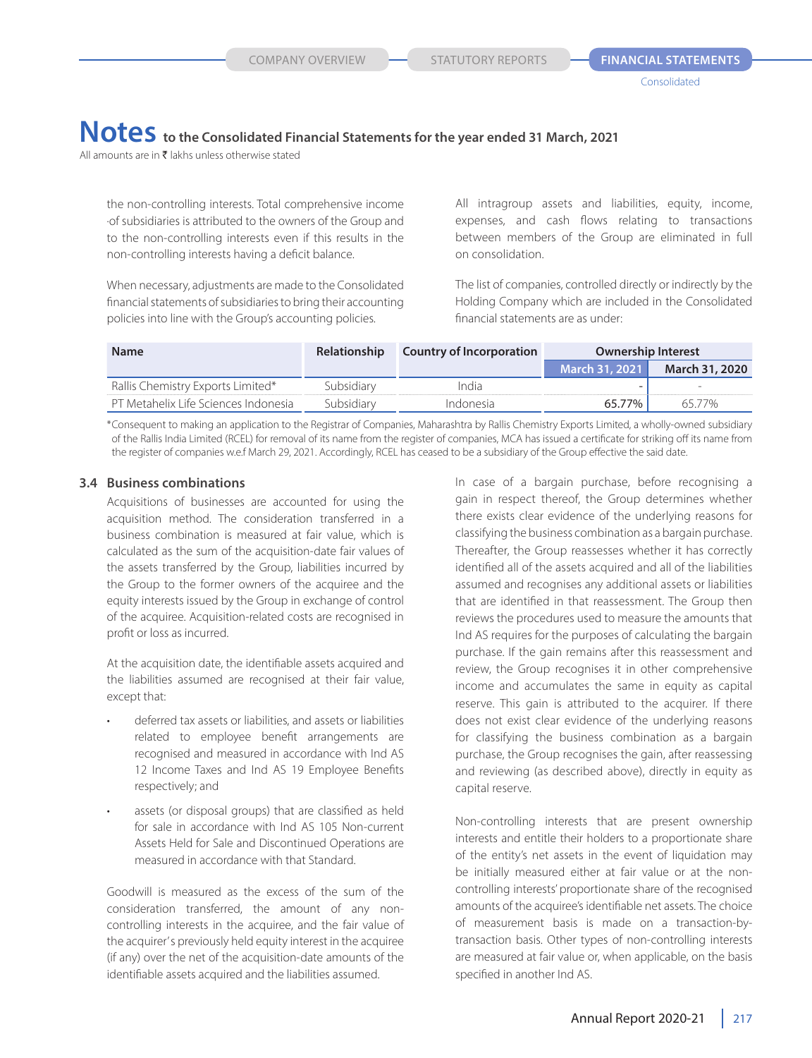the non-controlling interests. Total comprehensive income of subsidiaries is attributed to the owners of the Group and to the non-controlling interests even if this results in the non-controlling interests having a deficit balance.

When necessary, adjustments are made to the Consolidated financial statements of subsidiaries to bring their accounting policies into line with the Group's accounting policies.

All intragroup assets and liabilities, equity, income, expenses, and cash flows relating to transactions between members of the Group are eliminated in full on consolidation.

The list of companies, controlled directly or indirectly by the Holding Company which are included in the Consolidated financial statements are as under:

| Name | Relationship | Country of Incorporation | Ownership Interest | |
|---|---|---|---|---|
| | | | March 31, 2021 | March 31, 2020 |
| Rallis Chemistry Exports Limited* | Subsidiary | India | - | - |
| PT Metahelix Life Sciences Indonesia | Subsidiary | Indonesia | 65.77% | 65.77% |

*Consequent to making an application to the Registrar of Companies, Maharashtra by Rallis Chemistry Exports Limited, a wholly-owned subsidiary of the Rallis India Limited (RCEL) for removal of its name from the register of companies, MCA has issued a certificate for striking off its name from the register of companies w.e.f March 29, 2021. Accordingly, RCEL has ceased to be a subsidiary of the Group effective the said date.

### 3.4 Business combinations

Acquisitions of businesses are accounted for using the acquisition method. The consideration transferred in a business combination is measured at fair value, which is calculated as the sum of the acquisition-date fair values of the assets transferred by the Group, liabilities incurred by the Group to the former owners of the acquiree and the equity interests issued by the Group in exchange of control of the acquiree. Acquisition-related costs are recognised in profit or loss as incurred.

At the acquisition date, the identifiable assets acquired and the liabilities assumed are recognised at their fair value, except that:

- deferred tax assets or liabilities, and assets or liabilities related to employee benefit arrangements are recognised and measured in accordance with Ind AS 12 Income Taxes and Ind AS 19 Employee Benefits respectively; and
- assets (or disposal groups) that are classified as held for sale in accordance with Ind AS 105 Non-current Assets Held for Sale and Discontinued Operations are measured in accordance with that Standard.

Goodwill is measured as the excess of the sum of the consideration transferred, the amount of any non-controlling interests in the acquiree, and the fair value of the acquirer's previously held equity interest in the acquiree (if any) over the net of the acquisition-date amounts of the identifiable assets acquired and the liabilities assumed.

In case of a bargain purchase, before recognising a gain in respect thereof, the Group determines whether there exists clear evidence of the underlying reasons for classifying the business combination as a bargain purchase. Thereafter, the Group reassesses whether it has correctly identified all of the assets acquired and all of the liabilities assumed and recognises any additional assets or liabilities that are identified in that reassessment. The Group then reviews the procedures used to measure the amounts that Ind AS requires for the purposes of calculating the bargain purchase. If the gain remains after this reassessment and review, the Group recognises it in other comprehensive income and accumulates the same in equity as capital reserve. This gain is attributed to the acquirer. If there does not exist clear evidence of the underlying reasons for classifying the business combination as a bargain purchase, the Group recognises the gain, after reassessing and reviewing (as described above), directly in equity as capital reserve.

Non-controlling interests that are present ownership interests and entitle their holders to a proportionate share of the entity's net assets in the event of liquidation may be initially measured either at fair value or at the non-controlling interests' proportionate share of the recognised amounts of the acquiree's identifiable net assets. The choice of measurement basis is made on a transaction-by-transaction basis. Other types of non-controlling interests are measured at fair value or, when applicable, on the basis specified in another Ind AS.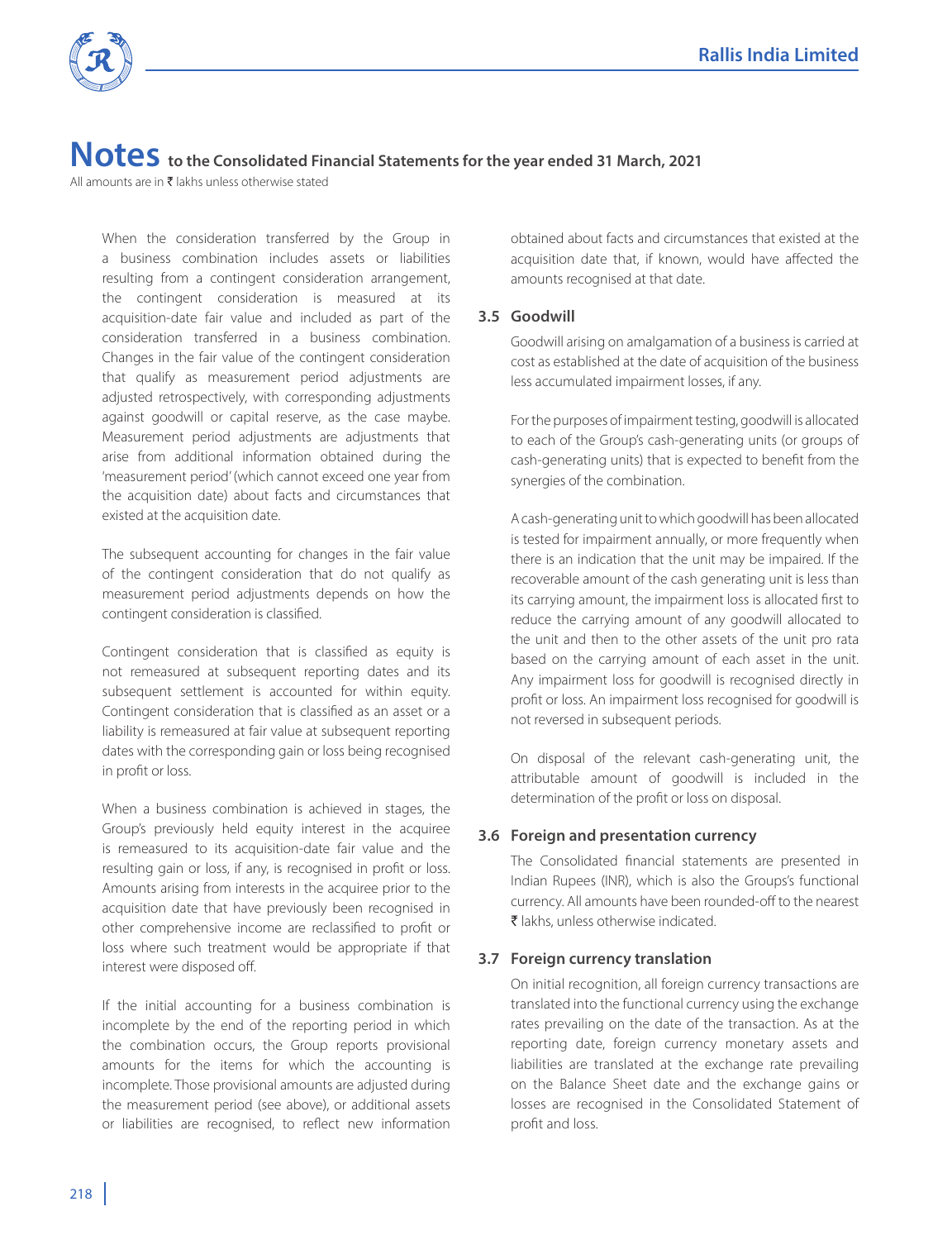# Notes to the Consolidated Financial Statements for the year ended 31 March, 2021

All amounts are in ₹ lakhs unless otherwise stated

When the consideration transferred by the Group in a business combination includes assets or liabilities resulting from a contingent consideration arrangement, the contingent consideration is measured at its acquisition-date fair value and included as part of the consideration transferred in a business combination. Changes in the fair value of the contingent consideration that qualify as measurement period adjustments are adjusted retrospectively, with corresponding adjustments against goodwill or capital reserve, as the case maybe. Measurement period adjustments are adjustments that arise from additional information obtained during the 'measurement period' (which cannot exceed one year from the acquisition date) about facts and circumstances that existed at the acquisition date.

The subsequent accounting for changes in the fair value of the contingent consideration that do not qualify as measurement period adjustments depends on how the contingent consideration is classified.

Contingent consideration that is classified as equity is not remeasured at subsequent reporting dates and its subsequent settlement is accounted for within equity. Contingent consideration that is classified as an asset or a liability is remeasured at fair value at subsequent reporting dates with the corresponding gain or loss being recognised in profit or loss.

When a business combination is achieved in stages, the Group's previously held equity interest in the acquiree is remeasured to its acquisition-date fair value and the resulting gain or loss, if any, is recognised in profit or loss. Amounts arising from interests in the acquiree prior to the acquisition date that have previously been recognised in other comprehensive income are reclassified to profit or loss where such treatment would be appropriate if that interest were disposed off.

If the initial accounting for a business combination is incomplete by the end of the reporting period in which the combination occurs, the Group reports provisional amounts for the items for which the accounting is incomplete. Those provisional amounts are adjusted during the measurement period (see above), or additional assets or liabilities are recognised, to reflect new information obtained about facts and circumstances that existed at the acquisition date that, if known, would have affected the amounts recognised at that date.

## 3.5 Goodwill

Goodwill arising on amalgamation of a business is carried at cost as established at the date of acquisition of the business less accumulated impairment losses, if any.

For the purposes of impairment testing, goodwill is allocated to each of the Group's cash-generating units (or groups of cash-generating units) that is expected to benefit from the synergies of the combination.

A cash-generating unit to which goodwill has been allocated is tested for impairment annually, or more frequently when there is an indication that the unit may be impaired. If the recoverable amount of the cash generating unit is less than its carrying amount, the impairment loss is allocated first to reduce the carrying amount of any goodwill allocated to the unit and then to the other assets of the unit pro rata based on the carrying amount of each asset in the unit. Any impairment loss for goodwill is recognised directly in profit or loss. An impairment loss recognised for goodwill is not reversed in subsequent periods.

On disposal of the relevant cash-generating unit, the attributable amount of goodwill is included in the determination of the profit or loss on disposal.

## 3.6 Foreign and presentation currency

The Consolidated financial statements are presented in Indian Rupees (INR), which is also the Groups's functional currency. All amounts have been rounded-off to the nearest ₹ lakhs, unless otherwise indicated.

## 3.7 Foreign currency translation

On initial recognition, all foreign currency transactions are translated into the functional currency using the exchange rates prevailing on the date of the transaction. As at the reporting date, foreign currency monetary assets and liabilities are translated at the exchange rate prevailing on the Balance Sheet date and the exchange gains or losses are recognised in the Consolidated Statement of profit and loss.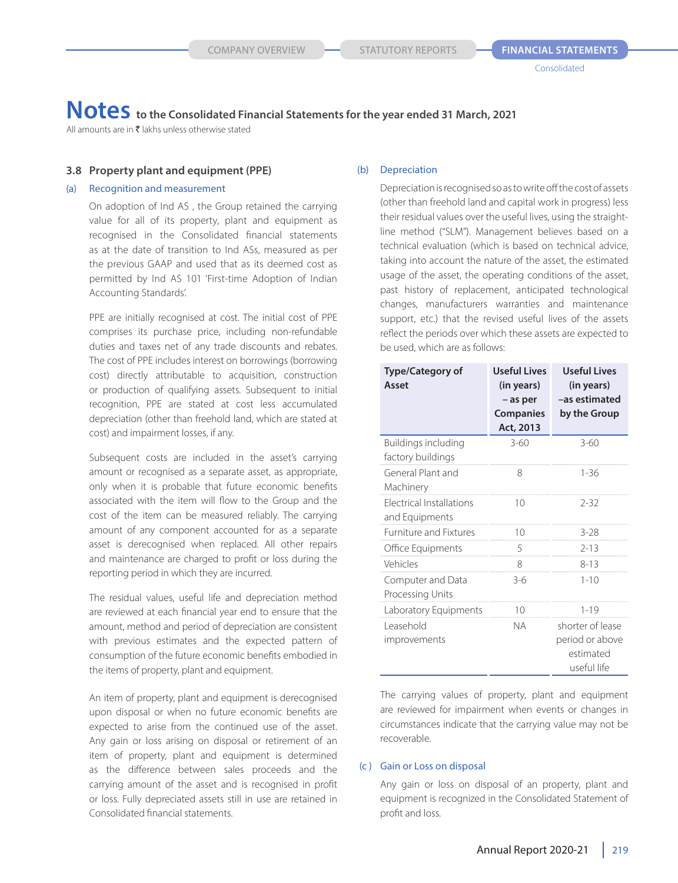# Notes to the Consolidated Financial Statements for the year ended 31 March, 2021

All amounts are in ₹ lakhs unless otherwise stated

### 3.8 Property plant and equipment (PPE)

#### (a) Recognition and measurement

On adoption of Ind AS , the Group retained the carrying value for all of its property, plant and equipment as recognised in the Consolidated financial statements as at the date of transition to Ind ASs, measured as per the previous GAAP and used that as its deemed cost as permitted by Ind AS 101 'First-time Adoption of Indian Accounting Standards'.

PPE are initially recognised at cost. The initial cost of PPE comprises its purchase price, including non-refundable duties and taxes net of any trade discounts and rebates. The cost of PPE includes interest on borrowings (borrowing cost) directly attributable to acquisition, construction or production of qualifying assets. Subsequent to initial recognition, PPE are stated at cost less accumulated depreciation (other than freehold land, which are stated at cost) and impairment losses, if any.

Subsequent costs are included in the asset's carrying amount or recognised as a separate asset, as appropriate, only when it is probable that future economic benefits associated with the item will flow to the Group and the cost of the item can be measured reliably. The carrying amount of any component accounted for as a separate asset is derecognised when replaced. All other repairs and maintenance are charged to profit or loss during the reporting period in which they are incurred.

The residual values, useful life and depreciation method are reviewed at each financial year end to ensure that the amount, method and period of depreciation are consistent with previous estimates and the expected pattern of consumption of the future economic benefits embodied in the items of property, plant and equipment.

An item of property, plant and equipment is derecognised upon disposal or when no future economic benefits are expected to arise from the continued use of the asset. Any gain or loss arising on disposal or retirement of an item of property, plant and equipment is determined as the difference between sales proceeds and the carrying amount of the asset and is recognised in profit or loss. Fully depreciated assets still in use are retained in Consolidated financial statements.

#### (b) Depreciation

Depreciation is recognised so as to write off the cost of assets (other than freehold land and capital work in progress) less their residual values over the useful lives, using the straight-line method ("SLM"). Management believes based on a technical evaluation (which is based on technical advice, taking into account the nature of the asset, the estimated usage of the asset, the operating conditions of the asset, past history of replacement, anticipated technological changes, manufacturers warranties and maintenance support, etc.) that the revised useful lives of the assets reflect the periods over which these assets are expected to be used, which are as follows:

| Type/Category of Asset | Useful Lives (in years) – as per Companies Act, 2013 | Useful Lives (in years) –as estimated by the Group |
|---|---|---|
| Buildings including factory buildings | 3-60 | 3-60 |
| General Plant and Machinery | 8 | 1-36 |
| Electrical Installations and Equipments | 10 | 2-32 |
| Furniture and Fixtures | 10 | 3-28 |
| Office Equipments | 5 | 2-13 |
| Vehicles | 8 | 8-13 |
| Computer and Data Processing Units | 3-6 | 1-10 |
| Laboratory Equipments | 10 | 1-19 |
| Leasehold improvements | NA | shorter of lease period or above estimated useful life |

The carrying values of property, plant and equipment are reviewed for impairment when events or changes in circumstances indicate that the carrying value may not be recoverable.

#### (c) Gain or Loss on disposal

Any gain or loss on disposal of an property, plant and equipment is recognized in the Consolidated Statement of profit and loss.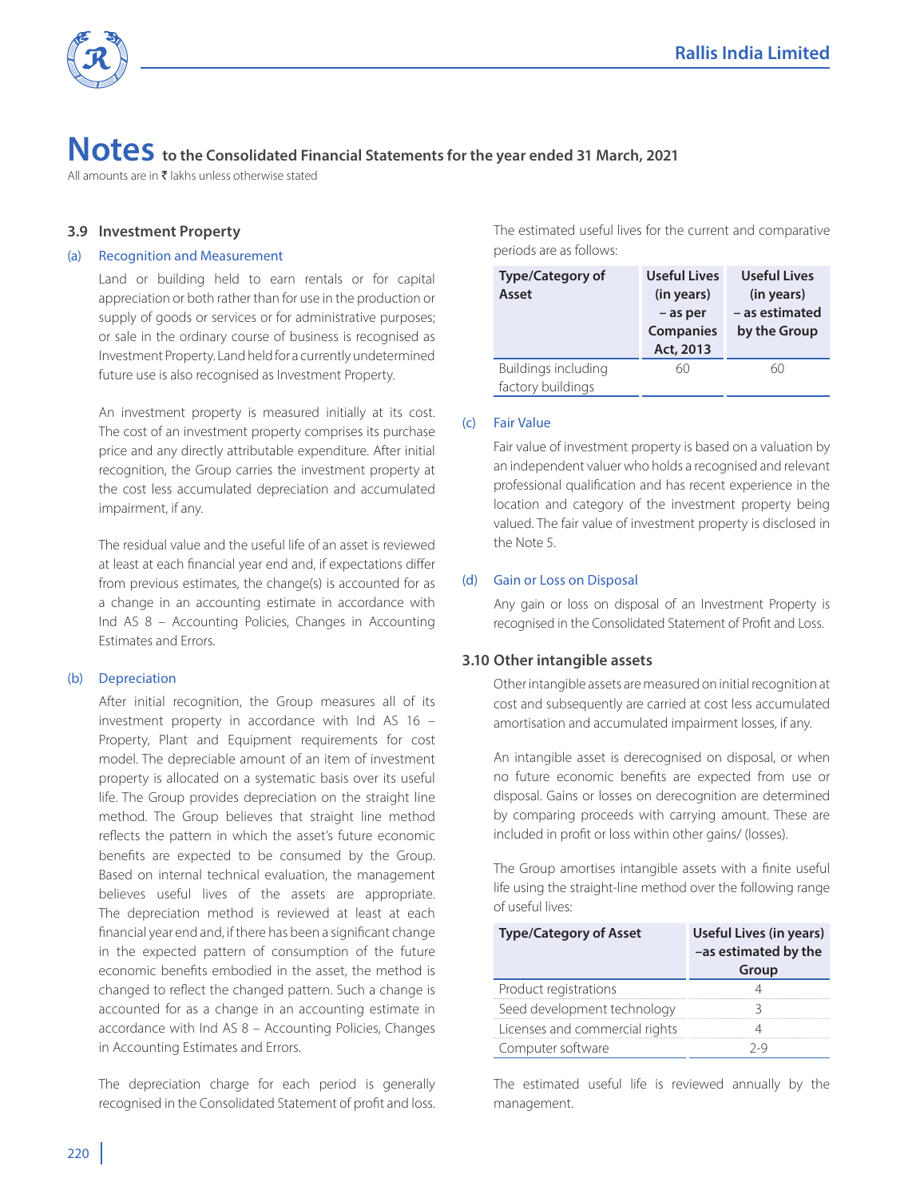# Notes to the Consolidated Financial Statements for the year ended 31 March, 2021

All amounts are in ₹ lakhs unless otherwise stated

## 3.9 Investment Property

### (a) Recognition and Measurement

Land or building held to earn rentals or for capital appreciation or both rather than for use in the production or supply of goods or services or for administrative purposes; or sale in the ordinary course of business is recognised as Investment Property. Land held for a currently undetermined future use is also recognised as Investment Property.

An investment property is measured initially at its cost. The cost of an investment property comprises its purchase price and any directly attributable expenditure. After initial recognition, the Group carries the investment property at the cost less accumulated depreciation and accumulated impairment, if any.

The residual value and the useful life of an asset is reviewed at least at each financial year end and, if expectations differ from previous estimates, the change(s) is accounted for as a change in an accounting estimate in accordance with Ind AS 8 – Accounting Policies, Changes in Accounting Estimates and Errors.

### (b) Depreciation

After initial recognition, the Group measures all of its investment property in accordance with Ind AS 16 – Property, Plant and Equipment requirements for cost model. The depreciable amount of an item of investment property is allocated on a systematic basis over its useful life. The Group provides depreciation on the straight line method. The Group believes that straight line method reflects the pattern in which the asset's future economic benefits are expected to be consumed by the Group. Based on internal technical evaluation, the management believes useful lives of the assets are appropriate. The depreciation method is reviewed at least at each financial year end and, if there has been a significant change in the expected pattern of consumption of the future economic benefits embodied in the asset, the method is changed to reflect the changed pattern. Such a change is accounted for as a change in an accounting estimate in accordance with Ind AS 8 – Accounting Policies, Changes in Accounting Estimates and Errors.

The depreciation charge for each period is generally recognised in the Consolidated Statement of profit and loss.

The estimated useful lives for the current and comparative periods are as follows:

| Type/Category of Asset | Useful Lives (in years) – as per Companies Act, 2013 | Useful Lives (in years) – as estimated by the Group |
|---|---|---|
| Buildings including factory buildings | 60 | 60 |

### (c) Fair Value

Fair value of investment property is based on a valuation by an independent valuer who holds a recognised and relevant professional qualification and has recent experience in the location and category of the investment property being valued. The fair value of investment property is disclosed in the Note 5.

### (d) Gain or Loss on Disposal

Any gain or loss on disposal of an Investment Property is recognised in the Consolidated Statement of Profit and Loss.

## 3.10 Other intangible assets

Other intangible assets are measured on initial recognition at cost and subsequently are carried at cost less accumulated amortisation and accumulated impairment losses, if any.

An intangible asset is derecognised on disposal, or when no future economic benefits are expected from use or disposal. Gains or losses on derecognition are determined by comparing proceeds with carrying amount. These are included in profit or loss within other gains/ (losses).

The Group amortises intangible assets with a finite useful life using the straight-line method over the following range of useful lives:

| Type/Category of Asset | Useful Lives (in years) –as estimated by the Group |
|---|---|
| Product registrations | 4 |
| Seed development technology | 3 |
| Licenses and commercial rights | 4 |
| Computer software | 2-9 |

The estimated useful life is reviewed annually by the management.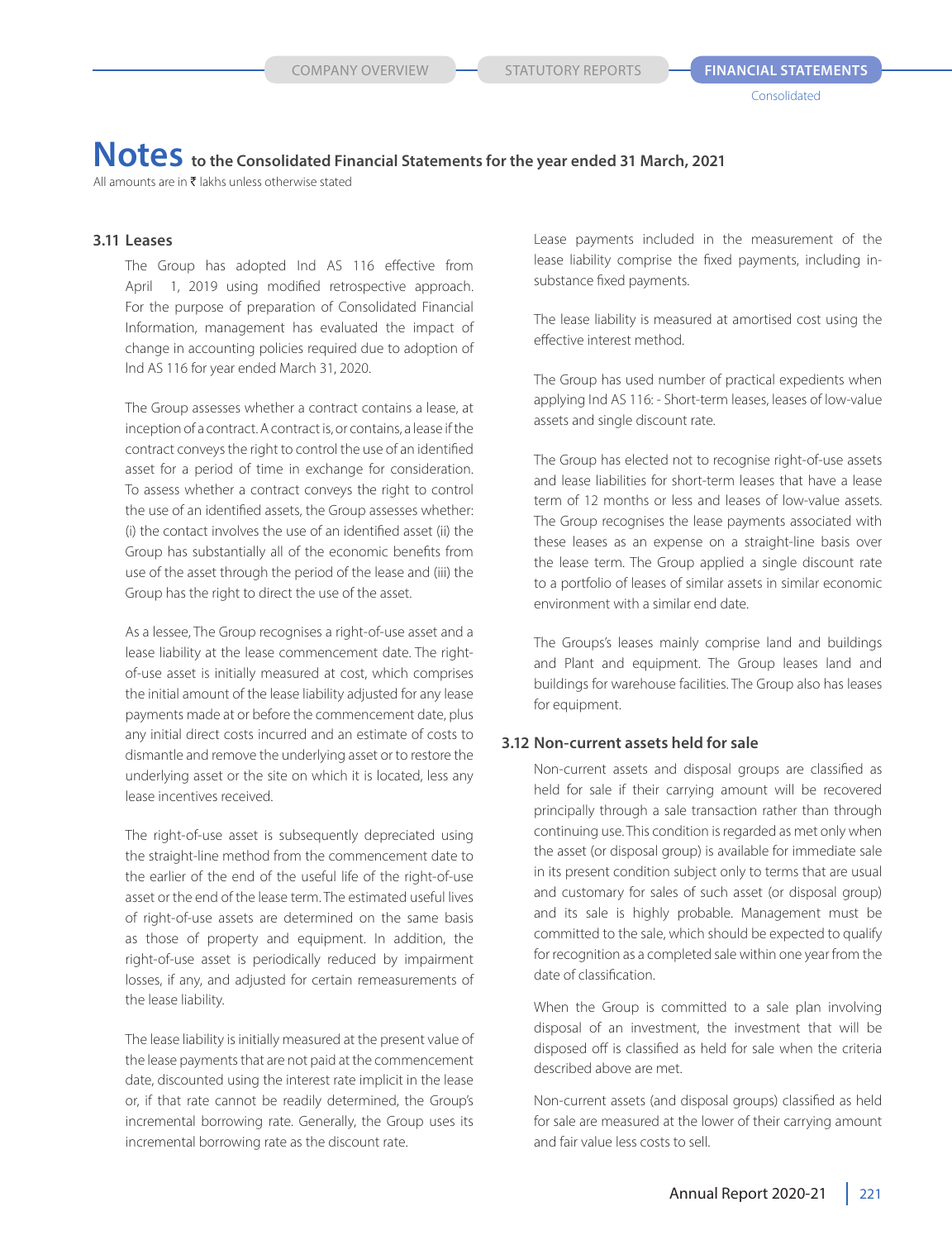# Notes to the Consolidated Financial Statements for the year ended 31 March, 2021

All amounts are in ₹ lakhs unless otherwise stated

### 3.11 Leases

The Group has adopted Ind AS 116 effective from April 1, 2019 using modified retrospective approach. For the purpose of preparation of Consolidated Financial Information, management has evaluated the impact of change in accounting policies required due to adoption of Ind AS 116 for year ended March 31, 2020.

The Group assesses whether a contract contains a lease, at inception of a contract. A contract is, or contains, a lease if the contract conveys the right to control the use of an identified asset for a period of time in exchange for consideration. To assess whether a contract conveys the right to control the use of an identified assets, the Group assesses whether: (i) the contact involves the use of an identified asset (ii) the Group has substantially all of the economic benefits from use of the asset through the period of the lease and (iii) the Group has the right to direct the use of the asset.

As a lessee, The Group recognises a right-of-use asset and a lease liability at the lease commencement date. The right-of-use asset is initially measured at cost, which comprises the initial amount of the lease liability adjusted for any lease payments made at or before the commencement date, plus any initial direct costs incurred and an estimate of costs to dismantle and remove the underlying asset or to restore the underlying asset or the site on which it is located, less any lease incentives received.

The right-of-use asset is subsequently depreciated using the straight-line method from the commencement date to the earlier of the end of the useful life of the right-of-use asset or the end of the lease term. The estimated useful lives of right-of-use assets are determined on the same basis as those of property and equipment. In addition, the right-of-use asset is periodically reduced by impairment losses, if any, and adjusted for certain remeasurements of the lease liability.

The lease liability is initially measured at the present value of the lease payments that are not paid at the commencement date, discounted using the interest rate implicit in the lease or, if that rate cannot be readily determined, the Group's incremental borrowing rate. Generally, the Group uses its incremental borrowing rate as the discount rate.

Lease payments included in the measurement of the lease liability comprise the fixed payments, including in-substance fixed payments.

The lease liability is measured at amortised cost using the effective interest method.

The Group has used number of practical expedients when applying Ind AS 116: - Short-term leases, leases of low-value assets and single discount rate.

The Group has elected not to recognise right-of-use assets and lease liabilities for short-term leases that have a lease term of 12 months or less and leases of low-value assets. The Group recognises the lease payments associated with these leases as an expense on a straight-line basis over the lease term. The Group applied a single discount rate to a portfolio of leases of similar assets in similar economic environment with a similar end date.

The Groups's leases mainly comprise land and buildings and Plant and equipment. The Group leases land and buildings for warehouse facilities. The Group also has leases for equipment.

### 3.12 Non-current assets held for sale

Non-current assets and disposal groups are classified as held for sale if their carrying amount will be recovered principally through a sale transaction rather than through continuing use. This condition is regarded as met only when the asset (or disposal group) is available for immediate sale in its present condition subject only to terms that are usual and customary for sales of such asset (or disposal group) and its sale is highly probable. Management must be committed to the sale, which should be expected to qualify for recognition as a completed sale within one year from the date of classification.

When the Group is committed to a sale plan involving disposal of an investment, the investment that will be disposed off is classified as held for sale when the criteria described above are met.

Non-current assets (and disposal groups) classified as held for sale are measured at the lower of their carrying amount and fair value less costs to sell.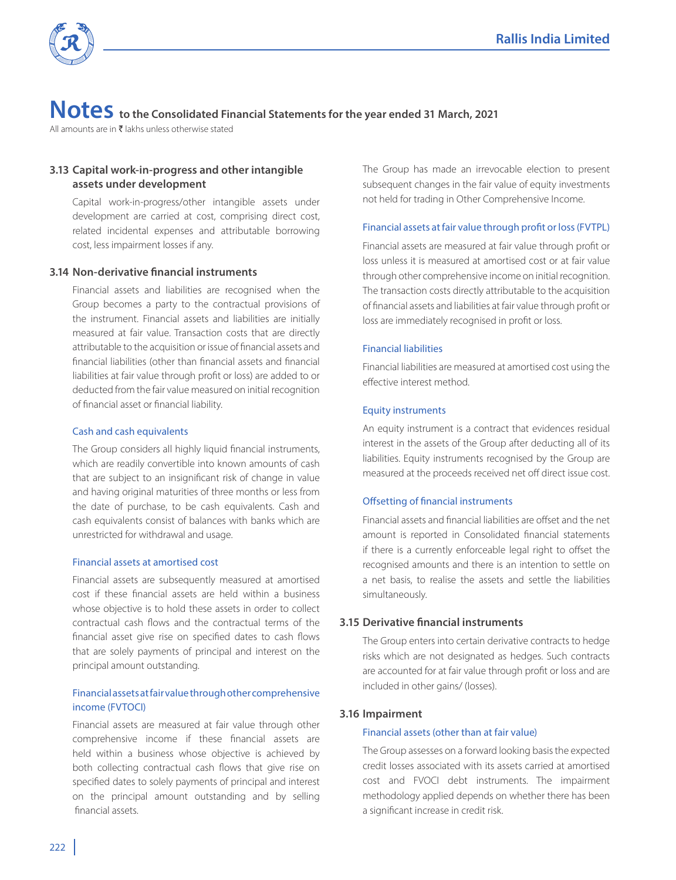# Notes to the Consolidated Financial Statements for the year ended 31 March, 2021

All amounts are in ₹ lakhs unless otherwise stated

### 3.13 Capital work-in-progress and other intangible assets under development

Capital work-in-progress/other intangible assets under development are carried at cost, comprising direct cost, related incidental expenses and attributable borrowing cost, less impairment losses if any.

### 3.14 Non-derivative financial instruments

Financial assets and liabilities are recognised when the Group becomes a party to the contractual provisions of the instrument. Financial assets and liabilities are initially measured at fair value. Transaction costs that are directly attributable to the acquisition or issue of financial assets and financial liabilities (other than financial assets and financial liabilities at fair value through profit or loss) are added to or deducted from the fair value measured on initial recognition of financial asset or financial liability.

#### Cash and cash equivalents

The Group considers all highly liquid financial instruments, which are readily convertible into known amounts of cash that are subject to an insignificant risk of change in value and having original maturities of three months or less from the date of purchase, to be cash equivalents. Cash and cash equivalents consist of balances with banks which are unrestricted for withdrawal and usage.

#### Financial assets at amortised cost

Financial assets are subsequently measured at amortised cost if these financial assets are held within a business whose objective is to hold these assets in order to collect contractual cash flows and the contractual terms of the financial asset give rise on specified dates to cash flows that are solely payments of principal and interest on the principal amount outstanding.

#### Financial assets at fair value through other comprehensive income (FVTOCI)

Financial assets are measured at fair value through other comprehensive income if these financial assets are held within a business whose objective is achieved by both collecting contractual cash flows that give rise on specified dates to solely payments of principal and interest on the principal amount outstanding and by selling financial assets.

The Group has made an irrevocable election to present subsequent changes in the fair value of equity investments not held for trading in Other Comprehensive Income.

#### Financial assets at fair value through profit or loss (FVTPL)

Financial assets are measured at fair value through profit or loss unless it is measured at amortised cost or at fair value through other comprehensive income on initial recognition. The transaction costs directly attributable to the acquisition of financial assets and liabilities at fair value through profit or loss are immediately recognised in profit or loss.

#### Financial liabilities

Financial liabilities are measured at amortised cost using the effective interest method.

#### Equity instruments

An equity instrument is a contract that evidences residual interest in the assets of the Group after deducting all of its liabilities. Equity instruments recognised by the Group are measured at the proceeds received net off direct issue cost.

#### Offsetting of financial instruments

Financial assets and financial liabilities are offset and the net amount is reported in Consolidated financial statements if there is a currently enforceable legal right to offset the recognised amounts and there is an intention to settle on a net basis, to realise the assets and settle the liabilities simultaneously.

### 3.15 Derivative financial instruments

The Group enters into certain derivative contracts to hedge risks which are not designated as hedges. Such contracts are accounted for at fair value through profit or loss and are included in other gains/ (losses).

### 3.16 Impairment

#### Financial assets (other than at fair value)

The Group assesses on a forward looking basis the expected credit losses associated with its assets carried at amortised cost and FVOCI debt instruments. The impairment methodology applied depends on whether there has been a significant increase in credit risk.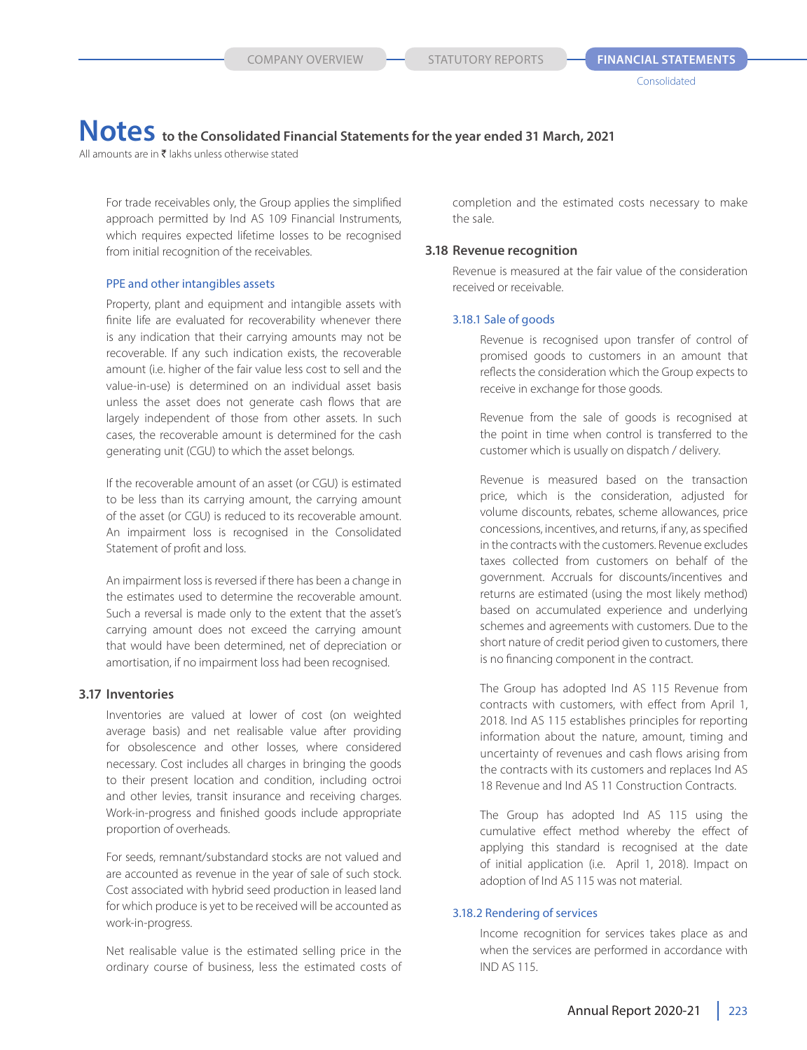For trade receivables only, the Group applies the simplified approach permitted by Ind AS 109 Financial Instruments, which requires expected lifetime losses to be recognised from initial recognition of the receivables.

#### PPE and other intangibles assets

Property, plant and equipment and intangible assets with finite life are evaluated for recoverability whenever there is any indication that their carrying amounts may not be recoverable. If any such indication exists, the recoverable amount (i.e. higher of the fair value less cost to sell and the value-in-use) is determined on an individual asset basis unless the asset does not generate cash flows that are largely independent of those from other assets. In such cases, the recoverable amount is determined for the cash generating unit (CGU) to which the asset belongs.

If the recoverable amount of an asset (or CGU) is estimated to be less than its carrying amount, the carrying amount of the asset (or CGU) is reduced to its recoverable amount. An impairment loss is recognised in the Consolidated Statement of profit and loss.

An impairment loss is reversed if there has been a change in the estimates used to determine the recoverable amount. Such a reversal is made only to the extent that the asset's carrying amount does not exceed the carrying amount that would have been determined, net of depreciation or amortisation, if no impairment loss had been recognised.

### 3.17 Inventories

Inventories are valued at lower of cost (on weighted average basis) and net realisable value after providing for obsolescence and other losses, where considered necessary. Cost includes all charges in bringing the goods to their present location and condition, including octroi and other levies, transit insurance and receiving charges. Work-in-progress and finished goods include appropriate proportion of overheads.

For seeds, remnant/substandard stocks are not valued and are accounted as revenue in the year of sale of such stock. Cost associated with hybrid seed production in leased land for which produce is yet to be received will be accounted as work-in-progress.

Net realisable value is the estimated selling price in the ordinary course of business, less the estimated costs of completion and the estimated costs necessary to make the sale.

### 3.18 Revenue recognition

Revenue is measured at the fair value of the consideration received or receivable.

#### 3.18.1 Sale of goods

Revenue is recognised upon transfer of control of promised goods to customers in an amount that reflects the consideration which the Group expects to receive in exchange for those goods.

Revenue from the sale of goods is recognised at the point in time when control is transferred to the customer which is usually on dispatch / delivery.

Revenue is measured based on the transaction price, which is the consideration, adjusted for volume discounts, rebates, scheme allowances, price concessions, incentives, and returns, if any, as specified in the contracts with the customers. Revenue excludes taxes collected from customers on behalf of the government. Accruals for discounts/incentives and returns are estimated (using the most likely method) based on accumulated experience and underlying schemes and agreements with customers. Due to the short nature of credit period given to customers, there is no financing component in the contract.

The Group has adopted Ind AS 115 Revenue from contracts with customers, with effect from April 1, 2018. Ind AS 115 establishes principles for reporting information about the nature, amount, timing and uncertainty of revenues and cash flows arising from the contracts with its customers and replaces Ind AS 18 Revenue and Ind AS 11 Construction Contracts.

The Group has adopted Ind AS 115 using the cumulative effect method whereby the effect of applying this standard is recognised at the date of initial application (i.e. April 1, 2018). Impact on adoption of Ind AS 115 was not material.

#### 3.18.2 Rendering of services

Income recognition for services takes place as and when the services are performed in accordance with IND AS 115.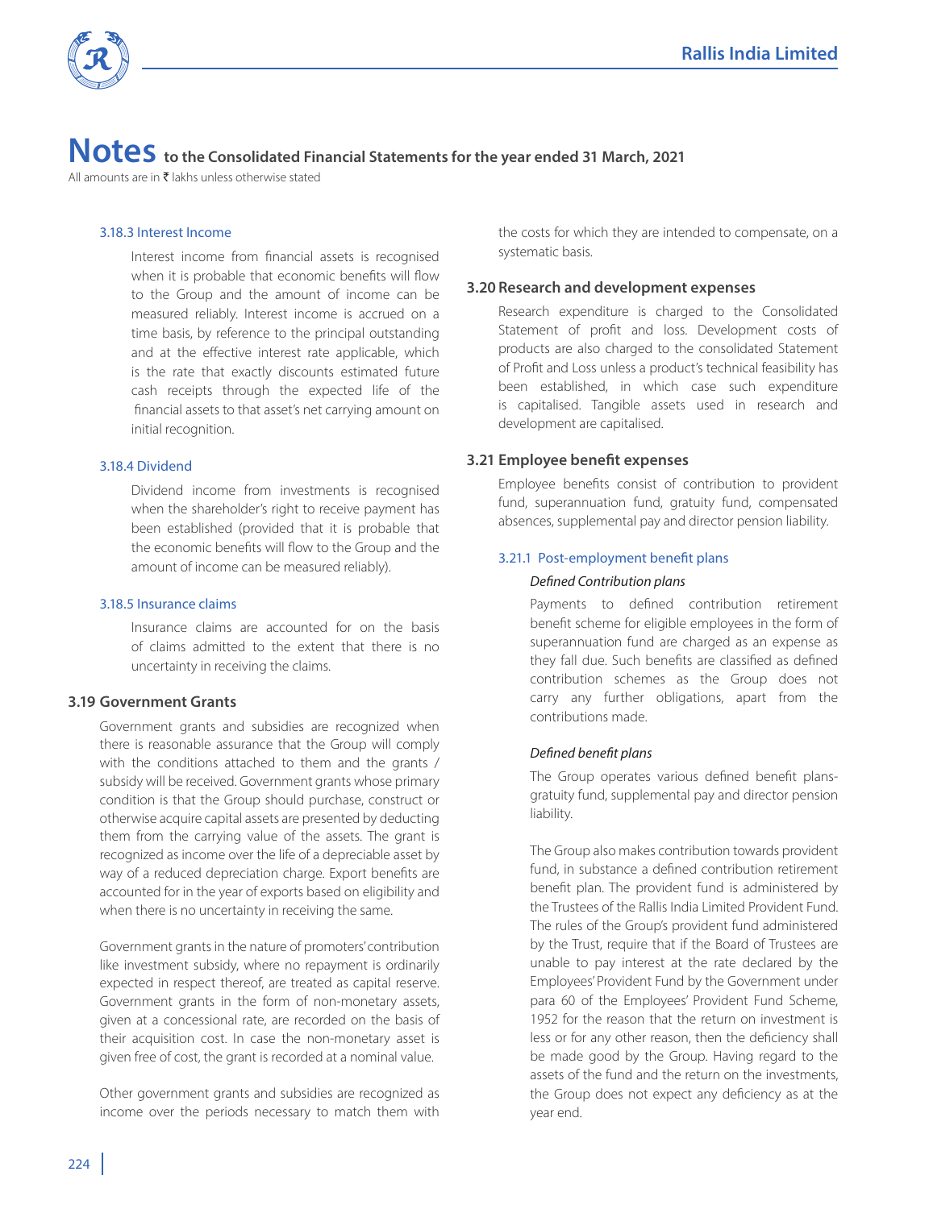# Notes to the Consolidated Financial Statements for the year ended 31 March, 2021

All amounts are in ₹ lakhs unless otherwise stated

#### 3.18.3 Interest Income

Interest income from financial assets is recognised when it is probable that economic benefits will flow to the Group and the amount of income can be measured reliably. Interest income is accrued on a time basis, by reference to the principal outstanding and at the effective interest rate applicable, which is the rate that exactly discounts estimated future cash receipts through the expected life of the financial assets to that asset's net carrying amount on initial recognition.

#### 3.18.4 Dividend

Dividend income from investments is recognised when the shareholder's right to receive payment has been established (provided that it is probable that the economic benefits will flow to the Group and the amount of income can be measured reliably).

#### 3.18.5 Insurance claims

Insurance claims are accounted for on the basis of claims admitted to the extent that there is no uncertainty in receiving the claims.

### 3.19 Government Grants

Government grants and subsidies are recognized when there is reasonable assurance that the Group will comply with the conditions attached to them and the grants / subsidy will be received. Government grants whose primary condition is that the Group should purchase, construct or otherwise acquire capital assets are presented by deducting them from the carrying value of the assets. The grant is recognized as income over the life of a depreciable asset by way of a reduced depreciation charge. Export benefits are accounted for in the year of exports based on eligibility and when there is no uncertainty in receiving the same.

Government grants in the nature of promoters' contribution like investment subsidy, where no repayment is ordinarily expected in respect thereof, are treated as capital reserve. Government grants in the form of non-monetary assets, given at a concessional rate, are recorded on the basis of their acquisition cost. In case the non-monetary asset is given free of cost, the grant is recorded at a nominal value.

Other government grants and subsidies are recognized as income over the periods necessary to match them with the costs for which they are intended to compensate, on a systematic basis.

### 3.20 Research and development expenses

Research expenditure is charged to the Consolidated Statement of profit and loss. Development costs of products are also charged to the consolidated Statement of Profit and Loss unless a product's technical feasibility has been established, in which case such expenditure is capitalised. Tangible assets used in research and development are capitalised.

### 3.21 Employee benefit expenses

Employee benefits consist of contribution to provident fund, superannuation fund, gratuity fund, compensated absences, supplemental pay and director pension liability.

#### 3.21.1 Post-employment benefit plans

*Defined Contribution plans*

Payments to defined contribution retirement benefit scheme for eligible employees in the form of superannuation fund are charged as an expense as they fall due. Such benefits are classified as defined contribution schemes as the Group does not carry any further obligations, apart from the contributions made.

*Defined benefit plans*

The Group operates various defined benefit plans-gratuity fund, supplemental pay and director pension liability.

The Group also makes contribution towards provident fund, in substance a defined contribution retirement benefit plan. The provident fund is administered by the Trustees of the Rallis India Limited Provident Fund. The rules of the Group's provident fund administered by the Trust, require that if the Board of Trustees are unable to pay interest at the rate declared by the Employees' Provident Fund by the Government under para 60 of the Employees' Provident Fund Scheme, 1952 for the reason that the return on investment is less or for any other reason, then the deficiency shall be made good by the Group. Having regard to the assets of the fund and the return on the investments, the Group does not expect any deficiency as at the year end.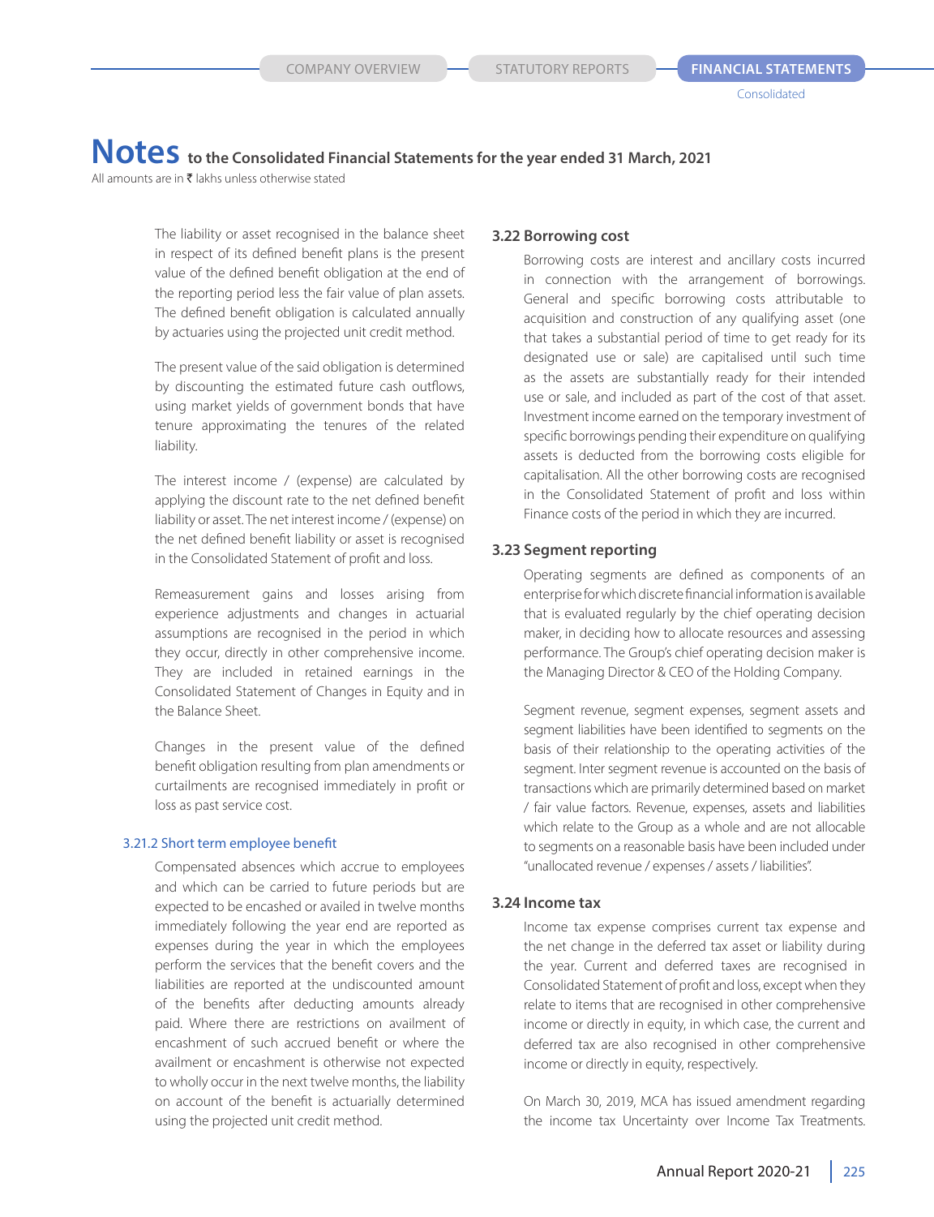The liability or asset recognised in the balance sheet in respect of its defined benefit plans is the present value of the defined benefit obligation at the end of the reporting period less the fair value of plan assets. The defined benefit obligation is calculated annually by actuaries using the projected unit credit method.

The present value of the said obligation is determined by discounting the estimated future cash outflows, using market yields of government bonds that have tenure approximating the tenures of the related liability.

The interest income / (expense) are calculated by applying the discount rate to the net defined benefit liability or asset. The net interest income / (expense) on the net defined benefit liability or asset is recognised in the Consolidated Statement of profit and loss.

Remeasurement gains and losses arising from experience adjustments and changes in actuarial assumptions are recognised in the period in which they occur, directly in other comprehensive income. They are included in retained earnings in the Consolidated Statement of Changes in Equity and in the Balance Sheet.

Changes in the present value of the defined benefit obligation resulting from plan amendments or curtailments are recognised immediately in profit or loss as past service cost.

#### 3.21.2 Short term employee benefit

Compensated absences which accrue to employees and which can be carried to future periods but are expected to be encashed or availed in twelve months immediately following the year end are reported as expenses during the year in which the employees perform the services that the benefit covers and the liabilities are reported at the undiscounted amount of the benefits after deducting amounts already paid. Where there are restrictions on availment of encashment of such accrued benefit or where the availment or encashment is otherwise not expected to wholly occur in the next twelve months, the liability on account of the benefit is actuarially determined using the projected unit credit method.

### 3.22 Borrowing cost

Borrowing costs are interest and ancillary costs incurred in connection with the arrangement of borrowings. General and specific borrowing costs attributable to acquisition and construction of any qualifying asset (one that takes a substantial period of time to get ready for its designated use or sale) are capitalised until such time as the assets are substantially ready for their intended use or sale, and included as part of the cost of that asset. Investment income earned on the temporary investment of specific borrowings pending their expenditure on qualifying assets is deducted from the borrowing costs eligible for capitalisation. All the other borrowing costs are recognised in the Consolidated Statement of profit and loss within Finance costs of the period in which they are incurred.

### 3.23 Segment reporting

Operating segments are defined as components of an enterprise for which discrete financial information is available that is evaluated regularly by the chief operating decision maker, in deciding how to allocate resources and assessing performance. The Group's chief operating decision maker is the Managing Director & CEO of the Holding Company.

Segment revenue, segment expenses, segment assets and segment liabilities have been identified to segments on the basis of their relationship to the operating activities of the segment. Inter segment revenue is accounted on the basis of transactions which are primarily determined based on market / fair value factors. Revenue, expenses, assets and liabilities which relate to the Group as a whole and are not allocable to segments on a reasonable basis have been included under "unallocated revenue / expenses / assets / liabilities".

### 3.24 Income tax

Income tax expense comprises current tax expense and the net change in the deferred tax asset or liability during the year. Current and deferred taxes are recognised in Consolidated Statement of profit and loss, except when they relate to items that are recognised in other comprehensive income or directly in equity, in which case, the current and deferred tax are also recognised in other comprehensive income or directly in equity, respectively.

On March 30, 2019, MCA has issued amendment regarding the income tax Uncertainty over Income Tax Treatments.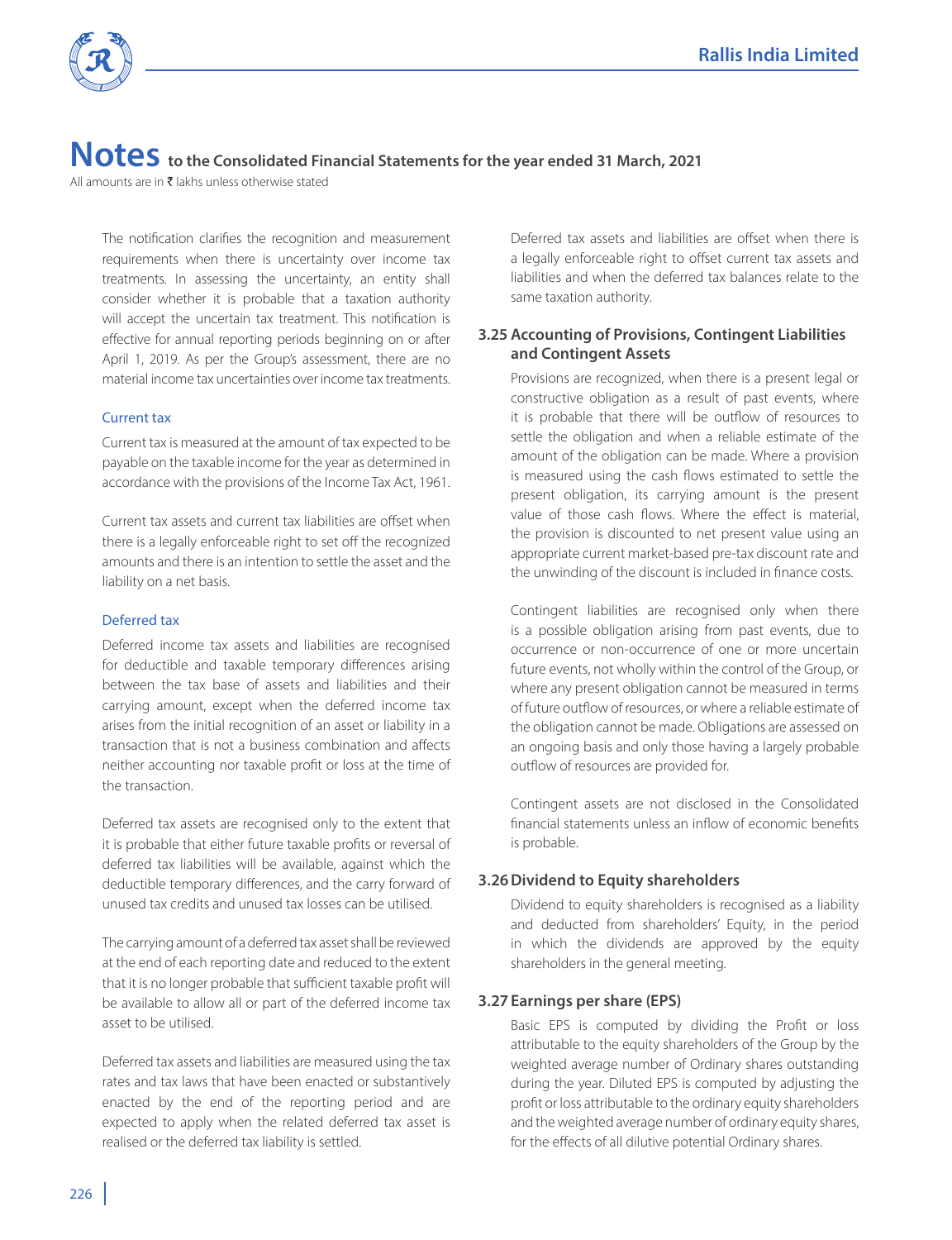# Notes to the Consolidated Financial Statements for the year ended 31 March, 2021

All amounts are in ₹ lakhs unless otherwise stated

The notification clarifies the recognition and measurement requirements when there is uncertainty over income tax treatments. In assessing the uncertainty, an entity shall consider whether it is probable that a taxation authority will accept the uncertain tax treatment. This notification is effective for annual reporting periods beginning on or after April 1, 2019. As per the Group's assessment, there are no material income tax uncertainties over income tax treatments.

#### Current tax

Current tax is measured at the amount of tax expected to be payable on the taxable income for the year as determined in accordance with the provisions of the Income Tax Act, 1961.

Current tax assets and current tax liabilities are offset when there is a legally enforceable right to set off the recognized amounts and there is an intention to settle the asset and the liability on a net basis.

#### Deferred tax

Deferred income tax assets and liabilities are recognised for deductible and taxable temporary differences arising between the tax base of assets and liabilities and their carrying amount, except when the deferred income tax arises from the initial recognition of an asset or liability in a transaction that is not a business combination and affects neither accounting nor taxable profit or loss at the time of the transaction.

Deferred tax assets are recognised only to the extent that it is probable that either future taxable profits or reversal of deferred tax liabilities will be available, against which the deductible temporary differences, and the carry forward of unused tax credits and unused tax losses can be utilised.

The carrying amount of a deferred tax asset shall be reviewed at the end of each reporting date and reduced to the extent that it is no longer probable that sufficient taxable profit will be available to allow all or part of the deferred income tax asset to be utilised.

Deferred tax assets and liabilities are measured using the tax rates and tax laws that have been enacted or substantively enacted by the end of the reporting period and are expected to apply when the related deferred tax asset is realised or the deferred tax liability is settled.

Deferred tax assets and liabilities are offset when there is a legally enforceable right to offset current tax assets and liabilities and when the deferred tax balances relate to the same taxation authority.

### 3.25 Accounting of Provisions, Contingent Liabilities and Contingent Assets

Provisions are recognized, when there is a present legal or constructive obligation as a result of past events, where it is probable that there will be outflow of resources to settle the obligation and when a reliable estimate of the amount of the obligation can be made. Where a provision is measured using the cash flows estimated to settle the present obligation, its carrying amount is the present value of those cash flows. Where the effect is material, the provision is discounted to net present value using an appropriate current market-based pre-tax discount rate and the unwinding of the discount is included in finance costs.

Contingent liabilities are recognised only when there is a possible obligation arising from past events, due to occurrence or non-occurrence of one or more uncertain future events, not wholly within the control of the Group, or where any present obligation cannot be measured in terms of future outflow of resources, or where a reliable estimate of the obligation cannot be made. Obligations are assessed on an ongoing basis and only those having a largely probable outflow of resources are provided for.

Contingent assets are not disclosed in the Consolidated financial statements unless an inflow of economic benefits is probable.

### 3.26 Dividend to Equity shareholders

Dividend to equity shareholders is recognised as a liability and deducted from shareholders' Equity, in the period in which the dividends are approved by the equity shareholders in the general meeting.

### 3.27 Earnings per share (EPS)

Basic EPS is computed by dividing the Profit or loss attributable to the equity shareholders of the Group by the weighted average number of Ordinary shares outstanding during the year. Diluted EPS is computed by adjusting the profit or loss attributable to the ordinary equity shareholders and the weighted average number of ordinary equity shares, for the effects of all dilutive potential Ordinary shares.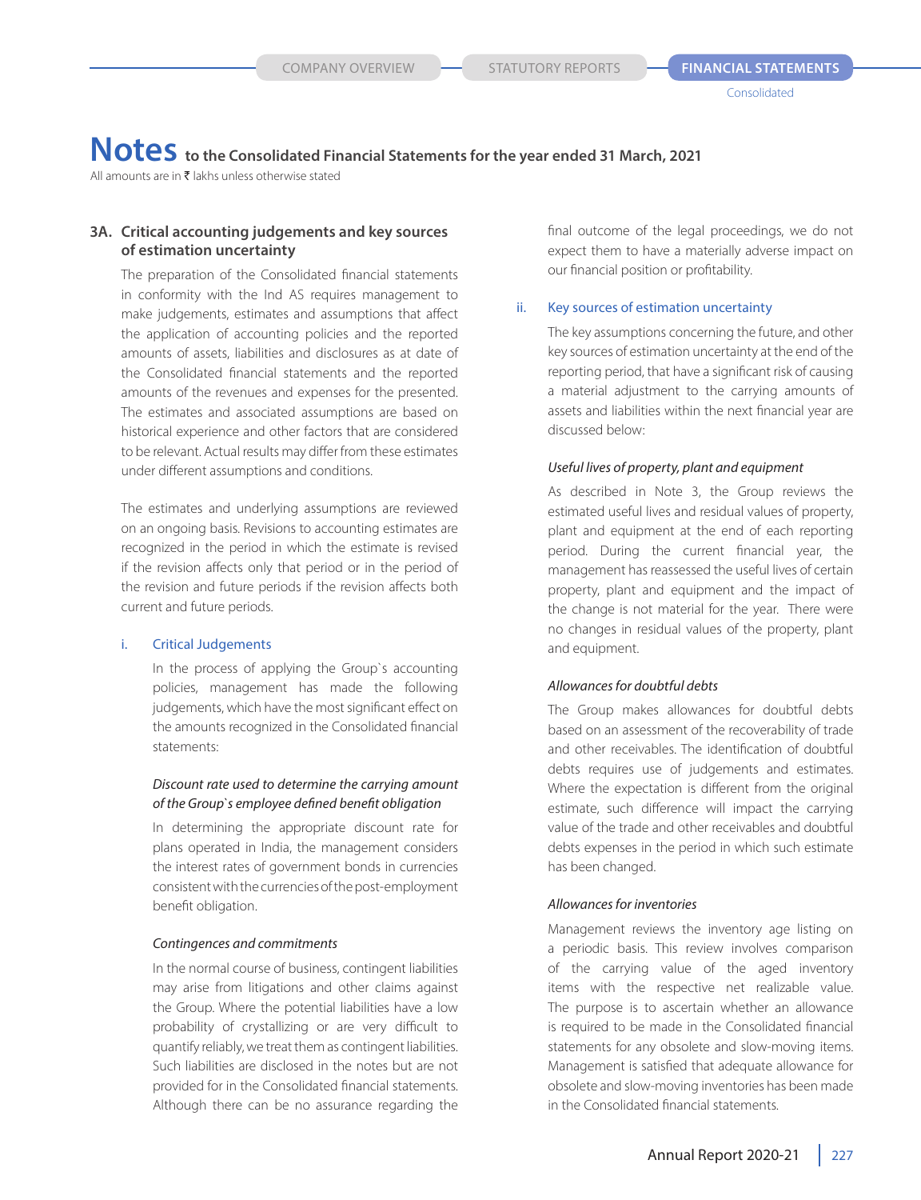# Notes to the Consolidated Financial Statements for the year ended 31 March, 2021

All amounts are in ₹ lakhs unless otherwise stated

## 3A. Critical accounting judgements and key sources of estimation uncertainty

The preparation of the Consolidated financial statements in conformity with the Ind AS requires management to make judgements, estimates and assumptions that affect the application of accounting policies and the reported amounts of assets, liabilities and disclosures as at date of the Consolidated financial statements and the reported amounts of the revenues and expenses for the presented. The estimates and associated assumptions are based on historical experience and other factors that are considered to be relevant. Actual results may differ from these estimates under different assumptions and conditions.

The estimates and underlying assumptions are reviewed on an ongoing basis. Revisions to accounting estimates are recognized in the period in which the estimate is revised if the revision affects only that period or in the period of the revision and future periods if the revision affects both current and future periods.

### i. Critical Judgements

In the process of applying the Group`s accounting policies, management has made the following judgements, which have the most significant effect on the amounts recognized in the Consolidated financial statements:

*Discount rate used to determine the carrying amount of the Group`s employee defined benefit obligation*

In determining the appropriate discount rate for plans operated in India, the management considers the interest rates of government bonds in currencies consistent with the currencies of the post-employment benefit obligation.

*Contingences and commitments*

In the normal course of business, contingent liabilities may arise from litigations and other claims against the Group. Where the potential liabilities have a low probability of crystallizing or are very difficult to quantify reliably, we treat them as contingent liabilities. Such liabilities are disclosed in the notes but are not provided for in the Consolidated financial statements. Although there can be no assurance regarding the final outcome of the legal proceedings, we do not expect them to have a materially adverse impact on our financial position or profitability.

### ii. Key sources of estimation uncertainty

The key assumptions concerning the future, and other key sources of estimation uncertainty at the end of the reporting period, that have a significant risk of causing a material adjustment to the carrying amounts of assets and liabilities within the next financial year are discussed below:

*Useful lives of property, plant and equipment*

As described in Note 3, the Group reviews the estimated useful lives and residual values of property, plant and equipment at the end of each reporting period. During the current financial year, the management has reassessed the useful lives of certain property, plant and equipment and the impact of the change is not material for the year. There were no changes in residual values of the property, plant and equipment.

*Allowances for doubtful debts*

The Group makes allowances for doubtful debts based on an assessment of the recoverability of trade and other receivables. The identification of doubtful debts requires use of judgements and estimates. Where the expectation is different from the original estimate, such difference will impact the carrying value of the trade and other receivables and doubtful debts expenses in the period in which such estimate has been changed.

*Allowances for inventories*

Management reviews the inventory age listing on a periodic basis. This review involves comparison of the carrying value of the aged inventory items with the respective net realizable value. The purpose is to ascertain whether an allowance is required to be made in the Consolidated financial statements for any obsolete and slow-moving items. Management is satisfied that adequate allowance for obsolete and slow-moving inventories has been made in the Consolidated financial statements.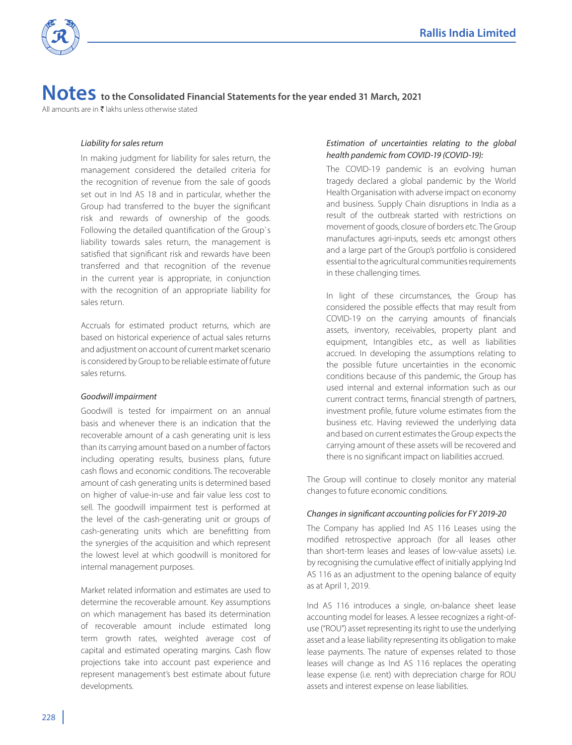# Notes to the Consolidated Financial Statements for the year ended 31 March, 2021

All amounts are in ₹ lakhs unless otherwise stated

*Liability for sales return*

In making judgment for liability for sales return, the management considered the detailed criteria for the recognition of revenue from the sale of goods set out in Ind AS 18 and in particular, whether the Group had transferred to the buyer the significant risk and rewards of ownership of the goods. Following the detailed quantification of the Group`s liability towards sales return, the management is satisfied that significant risk and rewards have been transferred and that recognition of the revenue in the current year is appropriate, in conjunction with the recognition of an appropriate liability for sales return.

Accruals for estimated product returns, which are based on historical experience of actual sales returns and adjustment on account of current market scenario is considered by Group to be reliable estimate of future sales returns.

*Goodwill impairment*

Goodwill is tested for impairment on an annual basis and whenever there is an indication that the recoverable amount of a cash generating unit is less than its carrying amount based on a number of factors including operating results, business plans, future cash flows and economic conditions. The recoverable amount of cash generating units is determined based on higher of value-in-use and fair value less cost to sell. The goodwill impairment test is performed at the level of the cash-generating unit or groups of cash-generating units which are benefitting from the synergies of the acquisition and which represent the lowest level at which goodwill is monitored for internal management purposes.

Market related information and estimates are used to determine the recoverable amount. Key assumptions on which management has based its determination of recoverable amount include estimated long term growth rates, weighted average cost of capital and estimated operating margins. Cash flow projections take into account past experience and represent management's best estimate about future developments.

*Estimation of uncertainties relating to the global health pandemic from COVID-19 (COVID-19):*

The COVID-19 pandemic is an evolving human tragedy declared a global pandemic by the World Health Organisation with adverse impact on economy and business. Supply Chain disruptions in India as a result of the outbreak started with restrictions on movement of goods, closure of borders etc. The Group manufactures agri-inputs, seeds etc amongst others and a large part of the Group's portfolio is considered essential to the agricultural communities requirements in these challenging times.

In light of these circumstances, the Group has considered the possible effects that may result from COVID-19 on the carrying amounts of financials assets, inventory, receivables, property plant and equipment, Intangibles etc., as well as liabilities accrued. In developing the assumptions relating to the possible future uncertainties in the economic conditions because of this pandemic, the Group has used internal and external information such as our current contract terms, financial strength of partners, investment profile, future volume estimates from the business etc. Having reviewed the underlying data and based on current estimates the Group expects the carrying amount of these assets will be recovered and there is no significant impact on liabilities accrued.

The Group will continue to closely monitor any material changes to future economic conditions.

*Changes in significant accounting policies for FY 2019-20*

The Company has applied Ind AS 116 Leases using the modified retrospective approach (for all leases other than short-term leases and leases of low-value assets) i.e. by recognising the cumulative effect of initially applying Ind AS 116 as an adjustment to the opening balance of equity as at April 1, 2019.

Ind AS 116 introduces a single, on-balance sheet lease accounting model for leases. A lessee recognizes a right-of-use ("ROU") asset representing its right to use the underlying asset and a lease liability representing its obligation to make lease payments. The nature of expenses related to those leases will change as Ind AS 116 replaces the operating lease expense (i.e. rent) with depreciation charge for ROU assets and interest expense on lease liabilities.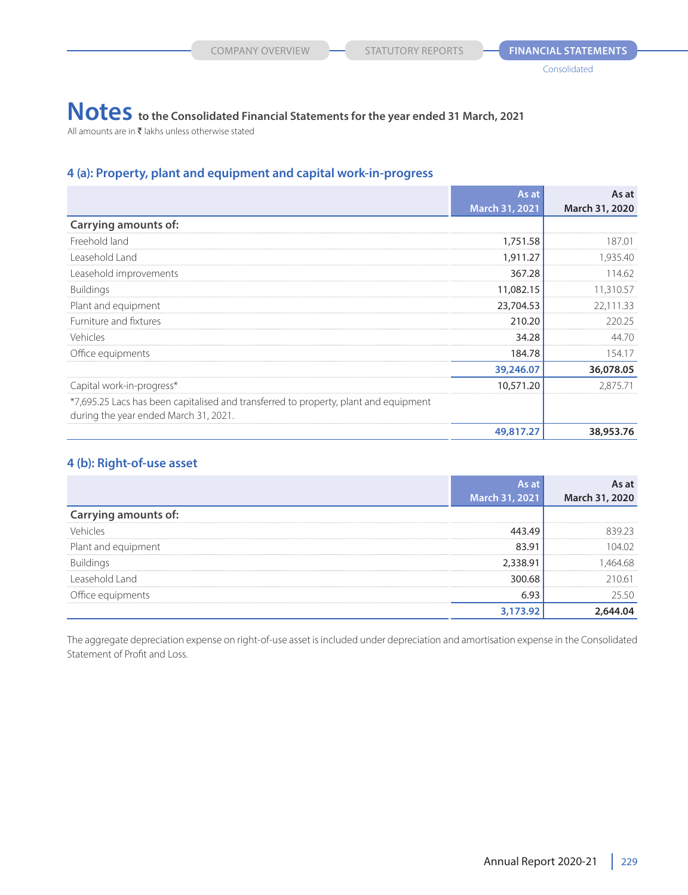# Notes to the Consolidated Financial Statements for the year ended 31 March, 2021

All amounts are in ₹ lakhs unless otherwise stated

## 4 (a): Property, plant and equipment and capital work-in-progress

| | As at March 31, 2021 | As at March 31, 2020 |
|---|---|---|
| **Carrying amounts of:** | | |
| Freehold land | 1,751.58 | 187.01 |
| Leasehold Land | 1,911.27 | 1,935.40 |
| Leasehold improvements | 367.28 | 114.62 |
| Buildings | 11,082.15 | 11,310.57 |
| Plant and equipment | 23,704.53 | 22,111.33 |
| Furniture and fixtures | 210.20 | 220.25 |
| Vehicles | 34.28 | 44.70 |
| Office equipments | 184.78 | 154.17 |
| | **39,246.07** | **36,078.05** |
| Capital work-in-progress* | 10,571.20 | 2,875.71 |
| *7,695.25 Lacs has been capitalised and transferred to property, plant and equipment during the year ended March 31, 2021. | | |
| | **49,817.27** | **38,953.76** |

## 4 (b): Right-of-use asset

| | As at March 31, 2021 | As at March 31, 2020 |
|---|---|---|
| **Carrying amounts of:** | | |
| Vehicles | 443.49 | 839.23 |
| Plant and equipment | 83.91 | 104.02 |
| Buildings | 2,338.91 | 1,464.68 |
| Leasehold Land | 300.68 | 210.61 |
| Office equipments | 6.93 | 25.50 |
| | **3,173.92** | **2,644.04** |

The aggregate depreciation expense on right-of-use asset is included under depreciation and amortisation expense in the Consolidated Statement of Profit and Loss.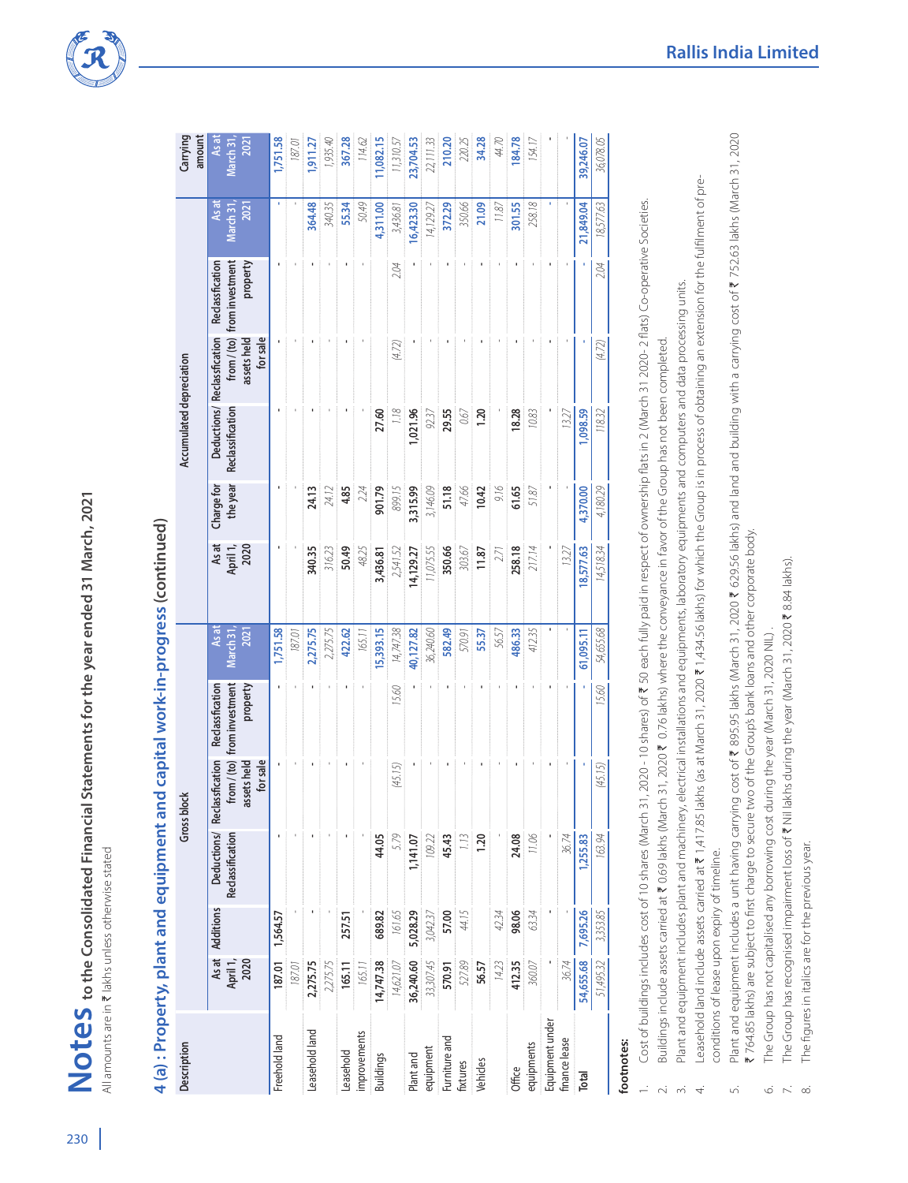# Notes to the Consolidated Financial Statements for the year ended 31 March, 2021

All amounts are in ₹ lakhs unless otherwise stated

## 4 (a) : Property, plant and equipment and capital work-in-progress (continued)

| Description | Gross block | | | | | | Accumulated depreciation | | | | | | Carrying amount |
|---|---|---|---|---|---|---|---|---|---|---|---|---|---|
| | As at April 1, 2020 | Additions | Deductions/ Reclassification | Reclassification from / (to) assets held for sale | Reclassification from investment property | As at March 31, 2021 | As at April 1, 2020 | Charge for the year | Deductions/ Reclassification | Reclassification from / (to) assets held for sale | Reclassification from investment property | As at March 31, 2021 | As at March 31, 2021 |
| Freehold land | **187.01** | **1,564.57** | **-** | **-** | **-** | **1,751.58** | **-** | **-** | **-** | **-** | **-** | **-** | **1,751.58** |
| | *187.01* | - | - | - | - | *187.01* | - | - | - | - | - | - | *187.01* |
| Leasehold land | **2,275.75** | **-** | **-** | **-** | **-** | **2,275.75** | **340.35** | **24.13** | **-** | **-** | **-** | **364.48** | **1,911.27** |
| | *2,275.75* | - | - | - | - | *2,275.75* | *316.23* | *24.12* | - | - | - | *340.35* | *1,935.40* |
| Leasehold improvements | **165.11** | **257.51** | **-** | **-** | **-** | **422.62** | **50.49** | **4.85** | **-** | **-** | **-** | **55.34** | **367.28** |
| | *165.11* | - | - | - | - | *165.11* | *48.25* | *2.24* | - | - | - | *50.49* | *114.62* |
| Buildings | **14,747.38** | **689.82** | **44.05** | | | **15,393.15** | **3,436.81** | **901.79** | **27.60** | | | **4,311.00** | **11,082.15** |
| | *14,621.07* | *161.65* | *5.79* | *(45.15)* | *15.60* | *14,747.38* | *2,541.52* | *899.15* | *1.18* | *(4.72)* | *2.04* | *3,436.81* | *11,310.57* |
| Plant and equipment | **36,240.60** | **5,028.29** | **1,141.07** | **-** | **-** | **40,127.82** | **14,129.27** | **3,315.99** | **1,021.96** | **-** | **-** | **16,423.30** | **23,704.53** |
| | *33,307.45* | *3,042.37* | *109.22* | - | - | *36,240.60* | *11,075.55* | *3,146.09* | *92.37* | - | - | *14,129.27* | *22,111.33* |
| Furniture and fixtures | **570.91** | **57.00** | **45.43** | **-** | **-** | **582.49** | **350.66** | **51.18** | **29.55** | **-** | **-** | **372.29** | **210.20** |
| | *527.89* | *44.15* | *1.13* | - | - | *570.91* | *303.67* | *47.66* | *0.67* | - | - | *350.66* | *220.25* |
| Vehicles | **56.57** | | **1.20** | **-** | **-** | **55.37** | **11.87** | **10.42** | **1.20** | **-** | **-** | **21.09** | **34.28** |
| | *14.23* | *42.34* | - | - | - | *56.57* | *2.71* | *9.16* | - | - | - | *11.87* | *44.70* |
| Office equipments | **412.35** | **98.06** | **24.08** | **-** | **-** | **486.33** | **258.18** | **61.65** | **18.28** | **-** | **-** | **301.55** | **184.78** |
| | *360.07* | *63.34* | *11.06* | - | - | *412.35* | *217.14* | *51.87* | *10.83* | - | - | *258.18* | *154.17* |
| Equipment under finance lease | **-** | **-** | **-** | **-** | **-** | **-** | **-** | **-** | **-** | **-** | **-** | **-** | **-** |
| | *36.74* | - | *36.74* | - | - | - | *13.27* | - | *13.27* | - | - | - | - |
| **Total** | **54,655.68** | **7,695.26** | **1,255.83** | **-** | **-** | **61,095.11** | **18,577.63** | **4,370.00** | **1,098.59** | **-** | **-** | **21,849.04** | **39,246.07** |
| | *51,495.32* | *3,353.85* | *163.94* | *(45.15)* | *15.60* | *54,655.68* | *14,518.34* | *4,180.29* | *118.32* | *(4.72)* | *2.04* | *18,577.63* | *36,078.05* |

**footnotes:**

1. Cost of buildings includes cost of 10 shares (March 31, 2020 - 10 shares) of ₹ 50 each fully paid in respect of ownership flats in 2 (March 31 2020- 2 flats) Co-operative Societies.
2. Buildings include assets carried at ₹ 0.69 lakhs (March 31, 2020 ₹ 0.76 lakhs) where the conveyance in favor of the Group has not been completed.
3. Plant and equipment includes plant and machinery, electrical installations and equipments, laboratory equipments and computers and data processing units.
4. Leasehold land include assets carried at ₹ 1,417.85 lakhs (as at March 31, 2020 ₹ 1,434.56 lakhs) for which the Group is in process of obtaining an extension for the fulfilment of pre-conditions of lease upon expiry of timeline.
5. Plant and equipment includes a unit having carrying cost of ₹ 895.95 lakhs (March 31, 2020 ₹ 629.56 lakhs) and land and building with a carrying cost of ₹ 752.63 lakhs (March 31, 2020 ₹ 764.85 lakhs) are subject to first charge to secure two of the Group's bank loans and other corporate body.
6. The Group has not capitalised any borrowing cost during the year (March 31, 2020 NIL).
7. The Group has recognised impairment loss of ₹ Nil lakhs during the year (March 31, 2020 ₹ 8.84 lakhs).
8. The figures in italics are for the previous year.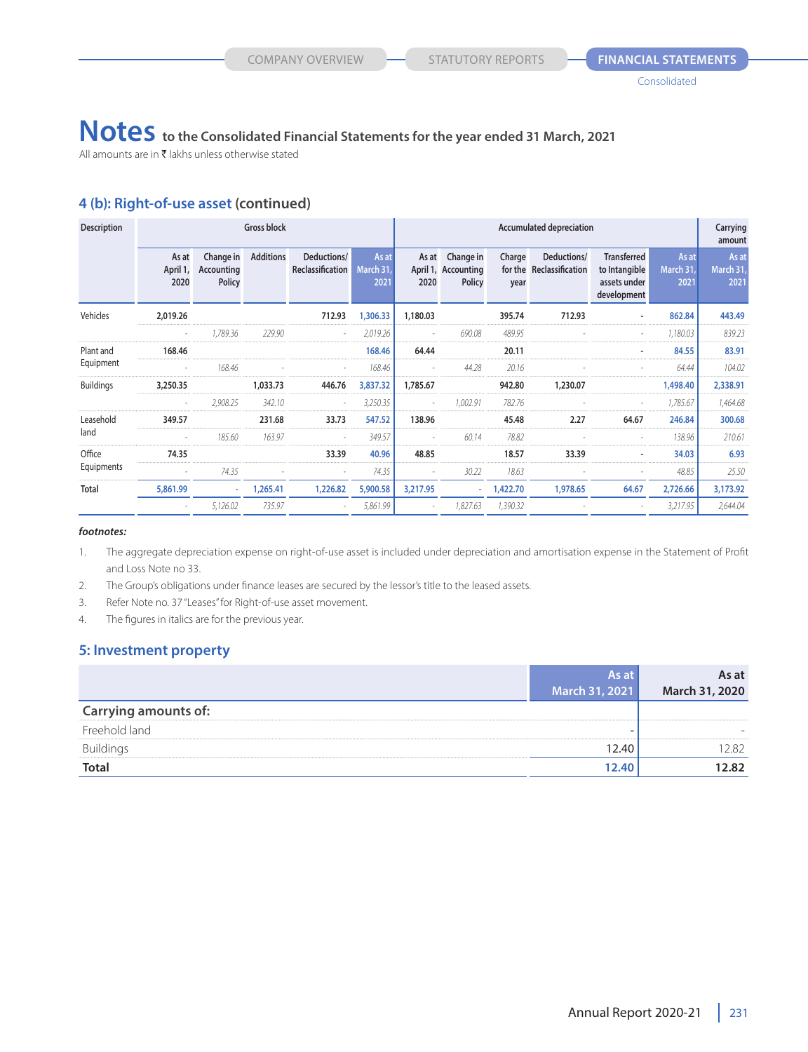# Notes to the Consolidated Financial Statements for the year ended 31 March, 2021

All amounts are in ₹ lakhs unless otherwise stated

## 4 (b): Right-of-use asset (continued)

| Description | Gross block | | | | | Accumulated depreciation | | | | | | Carrying amount |
|---|---|---|---|---|---|---|---|---|---|---|---|---|
| | As at April 1, 2020 | Change in Accounting Policy | Additions | Deductions/ Reclassification | As at March 31, 2021 | As at April 1, 2020 | Change in Accounting Policy | Charge for the year | Deductions/ Reclassification | Transferred to Intangible assets under development | As at March 31, 2021 | As at March 31, 2021 |
| Vehicles | 2,019.26 | | | 712.93 | 1,306.33 | 1,180.03 | | 395.74 | 712.93 | - | 862.84 | 443.49 |
| | *-* | *1,789.36* | *229.90* | *-* | *2,019.26* | *-* | *690.08* | *489.95* | *-* | *-* | *1,180.03* | *839.23* |
| Plant and Equipment | 168.46 | | | | 168.46 | 64.44 | | 20.11 | | - | 84.55 | 83.91 |
| | *-* | *168.46* | *-* | *-* | *168.46* | *-* | *44.28* | *20.16* | *-* | *-* | *64.44* | *104.02* |
| Buildings | 3,250.35 | | 1,033.73 | 446.76 | 3,837.32 | 1,785.67 | | 942.80 | 1,230.07 | | 1,498.40 | 2,338.91 |
| | *-* | *2,908.25* | *342.10* | *-* | *3,250.35* | *-* | *1,002.91* | *782.76* | *-* | *-* | *1,785.67* | *1,464.68* |
| Leasehold land | 349.57 | | 231.68 | 33.73 | 547.52 | 138.96 | | 45.48 | 2.27 | 64.67 | 246.84 | 300.68 |
| | *-* | *185.60* | *163.97* | *-* | *349.57* | *-* | *60.14* | *78.82* | *-* | *-* | *138.96* | *210.61* |
| Office Equipments | 74.35 | | | 33.39 | 40.96 | 48.85 | | 18.57 | 33.39 | - | 34.03 | 6.93 |
| | *-* | *74.35* | *-* | *-* | *74.35* | *-* | *30.22* | *18.63* | *-* | *-* | *48.85* | *25.50* |
| **Total** | 5,861.99 | - | 1,265.41 | 1,226.82 | 5,900.58 | 3,217.95 | - | 1,422.70 | 1,978.65 | 64.67 | 2,726.66 | 3,173.92 |
| | *-* | *5,126.02* | *735.97* | *-* | *5,861.99* | *-* | *1,827.63* | *1,390.32* | *-* | *-* | *3,217.95* | *2,644.04* |

***footnotes:***

1. The aggregate depreciation expense on right-of-use asset is included under depreciation and amortisation expense in the Statement of Profit and Loss Note no 33.
2. The Group's obligations under finance leases are secured by the lessor's title to the leased assets.
3. Refer Note no. 37 "Leases" for Right-of-use asset movement.
4. The figures in italics are for the previous year.

## 5: Investment property

| | As at March 31, 2021 | As at March 31, 2020 |
|---|---|---|
| **Carrying amounts of:** | | |
| Freehold land | - | - |
| Buildings | 12.40 | 12.82 |
| **Total** | **12.40** | **12.82** |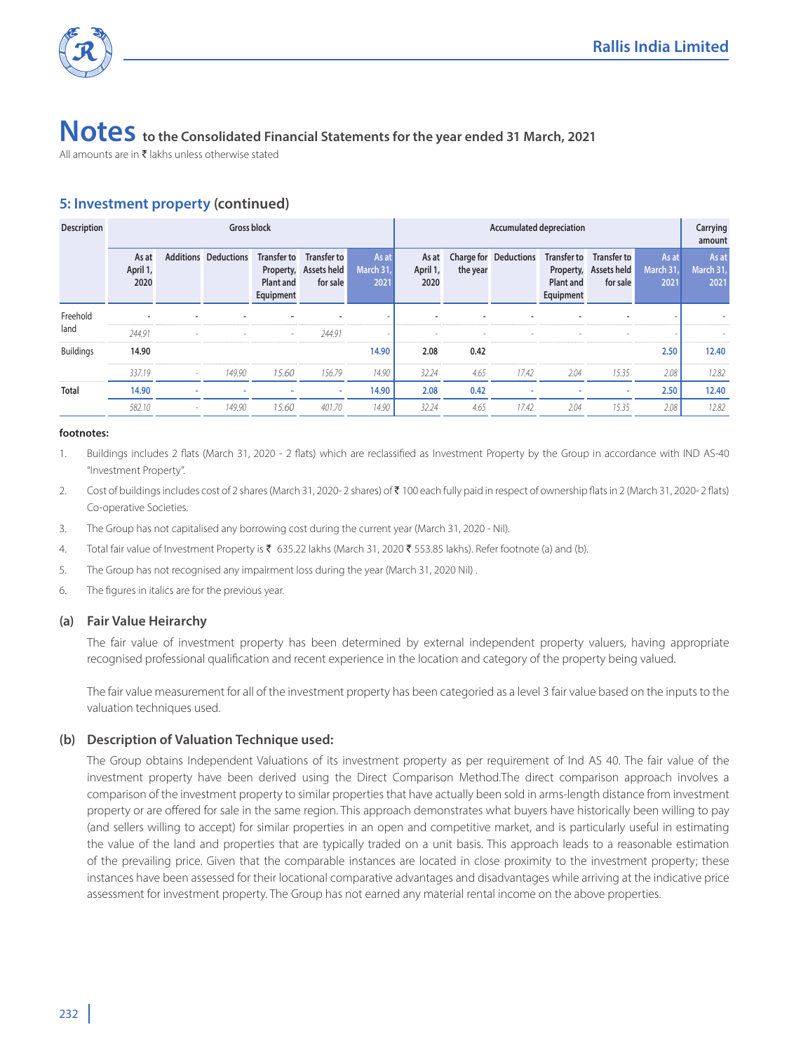# Notes to the Consolidated Financial Statements for the year ended 31 March, 2021

All amounts are in ₹ lakhs unless otherwise stated

## 5: Investment property (continued)

| Description | Gross block | | | | | | Accumulated depreciation | | | | | | Carrying amount |
|---|---|---|---|---|---|---|---|---|---|---|---|---|---|
| | As at April 1, 2020 | Additions | Deductions | Transfer to Property, Plant and Equipment | Transfer to Assets held for sale | As at March 31, 2021 | As at April 1, 2020 | Charge for the year | Deductions | Transfer to Property, Plant and Equipment | Transfer to Assets held for sale | As at March 31, 2021 | As at March 31, 2021 |
| Freehold land | - | - | - | - | - | - | - | - | - | - | - | - | - |
| | *244.91* | *-* | *-* | *-* | *244.91* | *-* | *-* | *-* | *-* | *-* | *-* | *-* | *-* |
| Buildings | 14.90 | | | | | 14.90 | 2.08 | 0.42 | | | | 2.50 | 12.40 |
| | *337.19* | *-* | *149.90* | *15.60* | *156.79* | *14.90* | *32.24* | *4.65* | *17.42* | *2.04* | *15.35* | *2.08* | *12.82* |
| **Total** | **14.90** | **-** | **-** | **-** | **-** | **14.90** | **2.08** | **0.42** | **-** | **-** | **-** | **2.50** | **12.40** |
| | *582.10* | *-* | *149.90* | *15.60* | *401.70* | *14.90* | *32.24* | *4.65* | *17.42* | *2.04* | *15.35* | *2.08* | *12.82* |

**footnotes:**

1. Buildings includes 2 flats (March 31, 2020 - 2 flats) which are reclassified as Investment Property by the Group in accordance with IND AS-40 "Investment Property".
2. Cost of buildings includes cost of 2 shares (March 31, 2020- 2 shares) of ₹ 100 each fully paid in respect of ownership flats in 2 (March 31, 2020- 2 flats) Co-operative Societies.
3. The Group has not capitalised any borrowing cost during the current year (March 31, 2020 - Nil).
4. Total fair value of Investment Property is ₹ 635.22 lakhs (March 31, 2020 ₹ 553.85 lakhs). Refer footnote (a) and (b).
5. The Group has not recognised any impairment loss during the year (March 31, 2020 Nil) .
6. The figures in italics are for the previous year.

### (a) Fair Value Heirarchy

The fair value of investment property has been determined by external independent property valuers, having appropriate recognised professional qualification and recent experience in the location and category of the property being valued.

The fair value measurement for all of the investment property has been categoried as a level 3 fair value based on the inputs to the valuation techniques used.

### (b) Description of Valuation Technique used:

The Group obtains Independent Valuations of its investment property as per requirement of Ind AS 40. The fair value of the investment property have been derived using the Direct Comparison Method.The direct comparison approach involves a comparison of the investment property to similar properties that have actually been sold in arms-length distance from investment property or are offered for sale in the same region. This approach demonstrates what buyers have historically been willing to pay (and sellers willing to accept) for similar properties in an open and competitive market, and is particularly useful in estimating the value of the land and properties that are typically traded on a unit basis. This approach leads to a reasonable estimation of the prevailing price. Given that the comparable instances are located in close proximity to the investment property; these instances have been assessed for their locational comparative advantages and disadvantages while arriving at the indicative price assessment for investment property. The Group has not earned any material rental income on the above properties.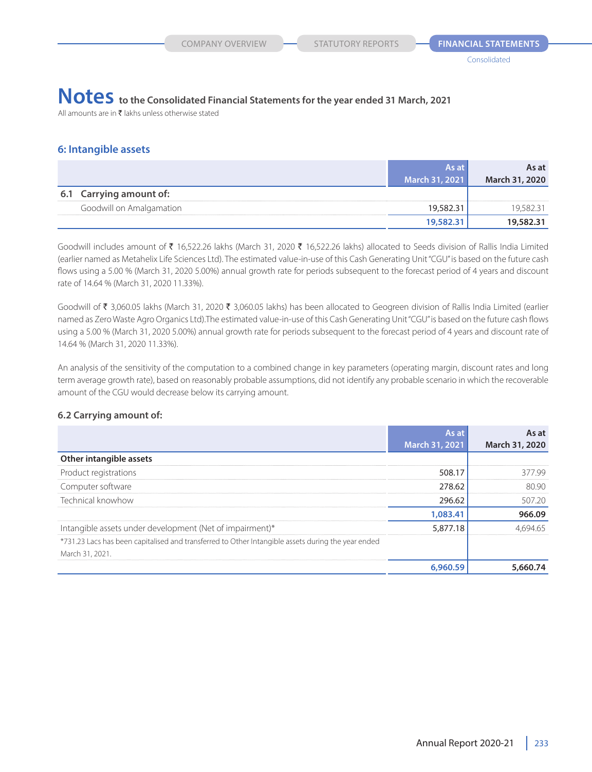# Notes to the Consolidated Financial Statements for the year ended 31 March, 2021

All amounts are in ₹ lakhs unless otherwise stated

## 6: Intangible assets

| | As at March 31, 2021 | As at March 31, 2020 |
|---|---|---|
| **6.1 Carrying amount of:** | | |
| Goodwill on Amalgamation | 19,582.31 | 19,582.31 |
| | **19,582.31** | **19,582.31** |

Goodwill includes amount of ₹ 16,522.26 lakhs (March 31, 2020 ₹ 16,522.26 lakhs) allocated to Seeds division of Rallis India Limited (earlier named as Metahelix Life Sciences Ltd). The estimated value-in-use of this Cash Generating Unit "CGU" is based on the future cash flows using a 5.00 % (March 31, 2020 5.00%) annual growth rate for periods subsequent to the forecast period of 4 years and discount rate of 14.64 % (March 31, 2020 11.33%).

Goodwill of ₹ 3,060.05 lakhs (March 31, 2020 ₹ 3,060.05 lakhs) has been allocated to Geogreen division of Rallis India Limited (earlier named as Zero Waste Agro Organics Ltd).The estimated value-in-use of this Cash Generating Unit "CGU" is based on the future cash flows using a 5.00 % (March 31, 2020 5.00%) annual growth rate for periods subsequent to the forecast period of 4 years and discount rate of 14.64 % (March 31, 2020 11.33%).

An analysis of the sensitivity of the computation to a combined change in key parameters (operating margin, discount rates and long term average growth rate), based on reasonably probable assumptions, did not identify any probable scenario in which the recoverable amount of the CGU would decrease below its carrying amount.

### 6.2 Carrying amount of:

| | As at March 31, 2021 | As at March 31, 2020 |
|---|---|---|
| **Other intangible assets** | | |
| Product registrations | 508.17 | 377.99 |
| Computer software | 278.62 | 80.90 |
| Technical knowhow | 296.62 | 507.20 |
| | **1,083.41** | **966.09** |
| Intangible assets under development (Net of impairment)* | 5,877.18 | 4,694.65 |
| *731.23 Lacs has been capitalised and transferred to Other Intangible assets during the year ended March 31, 2021. | | |
| | **6,960.59** | **5,660.74** |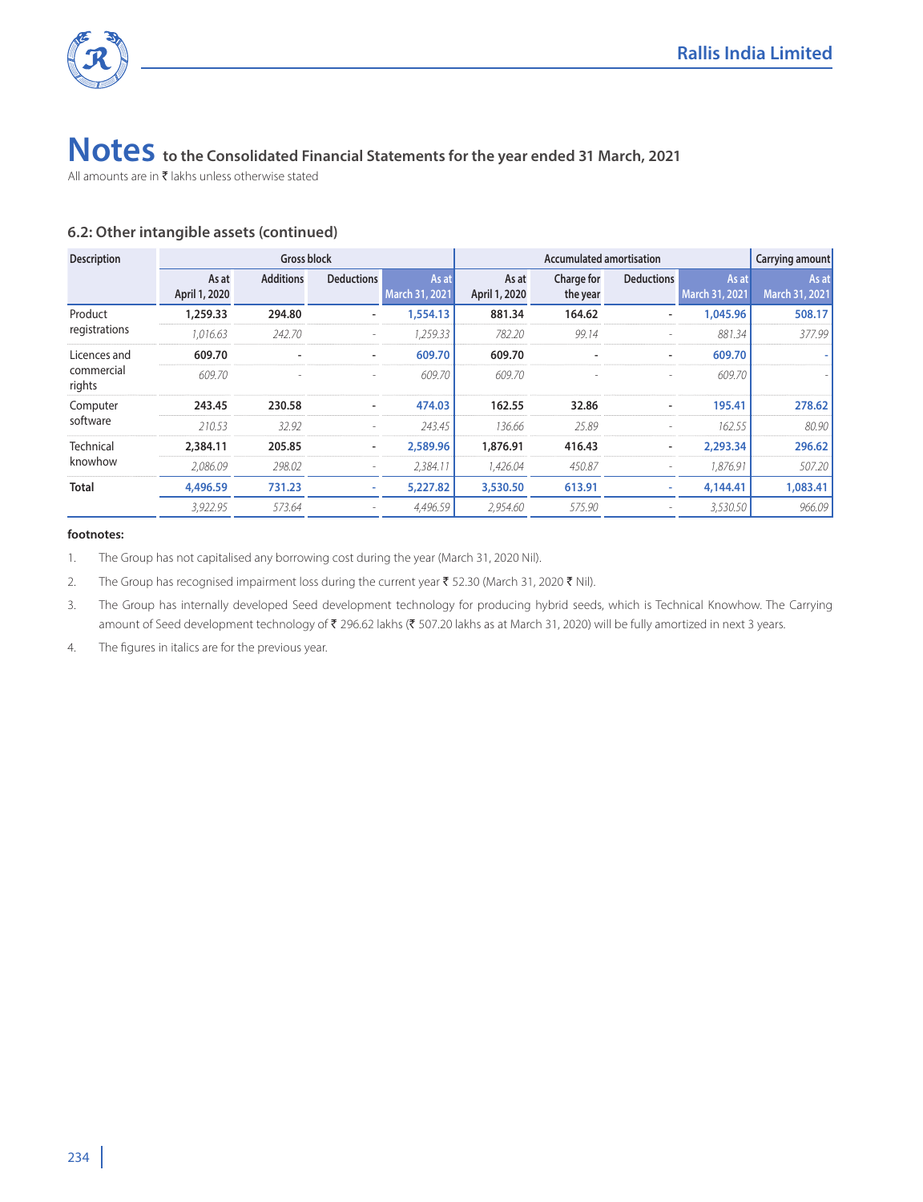# Notes to the Consolidated Financial Statements for the year ended 31 March, 2021

All amounts are in ₹ lakhs unless otherwise stated

### 6.2: Other intangible assets (continued)

| Description | Gross block | | | | Accumulated amortisation | | | | Carrying amount |
|---|---|---|---|---|---|---|---|---|---|
| | As at April 1, 2020 | Additions | Deductions | As at March 31, 2021 | As at April 1, 2020 | Charge for the year | Deductions | As at March 31, 2021 | As at March 31, 2021 |
| Product registrations | **1,259.33** | **294.80** | **-** | **1,554.13** | **881.34** | **164.62** | **-** | **1,045.96** | **508.17** |
| | *1,016.63* | *242.70* | *-* | *1,259.33* | *782.20* | *99.14* | *-* | *881.34* | *377.99* |
| Licences and commercial rights | **609.70** | **-** | **-** | **609.70** | **609.70** | **-** | **-** | **609.70** | **-** |
| | *609.70* | *-* | *-* | *609.70* | *609.70* | *-* | *-* | *609.70* | *-* |
| Computer software | **243.45** | **230.58** | **-** | **474.03** | **162.55** | **32.86** | **-** | **195.41** | **278.62** |
| | *210.53* | *32.92* | *-* | *243.45* | *136.66* | *25.89* | *-* | *162.55* | *80.90* |
| Technical knowhow | **2,384.11** | **205.85** | **-** | **2,589.96** | **1,876.91** | **416.43** | **-** | **2,293.34** | **296.62** |
| | *2,086.09* | *298.02* | *-* | *2,384.11* | *1,426.04* | *450.87* | *-* | *1,876.91* | *507.20* |
| **Total** | **4,496.59** | **731.23** | **-** | **5,227.82** | **3,530.50** | **613.91** | **-** | **4,144.41** | **1,083.41** |
| | *3,922.95* | *573.64* | *-* | *4,496.59* | *2,954.60* | *575.90* | *-* | *3,530.50* | *966.09* |

**footnotes:**

1. The Group has not capitalised any borrowing cost during the year (March 31, 2020 Nil).
2. The Group has recognised impairment loss during the current year ₹ 52.30 (March 31, 2020 ₹ Nil).
3. The Group has internally developed Seed development technology for producing hybrid seeds, which is Technical Knowhow. The Carrying amount of Seed development technology of ₹ 296.62 lakhs (₹ 507.20 lakhs as at March 31, 2020) will be fully amortized in next 3 years.
4. The figures in italics are for the previous year.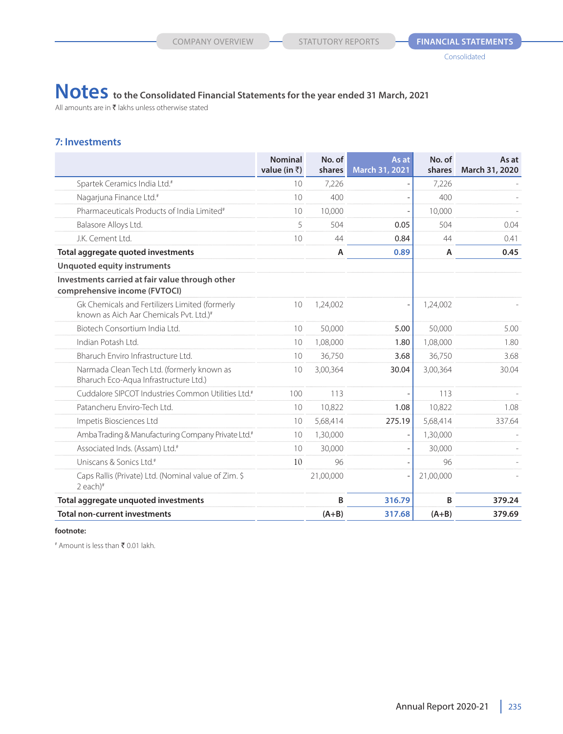# Notes to the Consolidated Financial Statements for the year ended 31 March, 2021

All amounts are in ₹ lakhs unless otherwise stated

## 7: Investments

| | Nominal value (in ₹) | No. of shares | As at March 31, 2021 | No. of shares | As at March 31, 2020 |
|---|---|---|---|---|---|
| Spartek Ceramics India Ltd.[#] | 10 | 7,226 | - | 7,226 | - |
| Nagarjuna Finance Ltd.[#] | 10 | 400 | - | 400 | - |
| Pharmaceuticals Products of India Limited[#] | 10 | 10,000 | - | 10,000 | - |
| Balasore Alloys Ltd. | 5 | 504 | 0.05 | 504 | 0.04 |
| J.K. Cement Ltd. | 10 | 44 | 0.84 | 44 | 0.41 |
| **Total aggregate quoted investments** | | **A** | **0.89** | **A** | **0.45** |
| **Unquoted equity instruments** | | | | | |
| **Investments carried at fair value through other comprehensive income (FVTOCI)** | | | | | |
| Gk Chemicals and Fertilizers Limited (formerly known as Aich Aar Chemicals Pvt. Ltd.)[#] | 10 | 1,24,002 | - | 1,24,002 | - |
| Biotech Consortium India Ltd. | 10 | 50,000 | 5.00 | 50,000 | 5.00 |
| Indian Potash Ltd. | 10 | 1,08,000 | 1.80 | 1,08,000 | 1.80 |
| Bharuch Enviro Infrastructure Ltd. | 10 | 36,750 | 3.68 | 36,750 | 3.68 |
| Narmada Clean Tech Ltd. (formerly known as Bharuch Eco-Aqua Infrastructure Ltd.) | 10 | 3,00,364 | 30.04 | 3,00,364 | 30.04 |
| Cuddalore SIPCOT Industries Common Utilities Ltd.[#] | 100 | 113 | - | 113 | - |
| Patancheru Enviro-Tech Ltd. | 10 | 10,822 | 1.08 | 10,822 | 1.08 |
| Impetis Biosciences Ltd | 10 | 5,68,414 | 275.19 | 5,68,414 | 337.64 |
| Amba Trading & Manufacturing Company Private Ltd.[#] | 10 | 1,30,000 | - | 1,30,000 | - |
| Associated Inds. (Assam) Ltd.[#] | 10 | 30,000 | - | 30,000 | - |
| Uniscans & Sonics Ltd.[#] | 10 | 96 | - | 96 | - |
| Caps Rallis (Private) Ltd. (Nominal value of Zim. $ 2 each)[#] | | 21,00,000 | - | 21,00,000 | - |
| **Total aggregate unquoted investments** | | **B** | **316.79** | **B** | **379.24** |
| **Total non-current investments** | | **(A+B)** | **317.68** | **(A+B)** | **379.69** |

**footnote:**

[#] Amount is less than ₹ 0.01 lakh.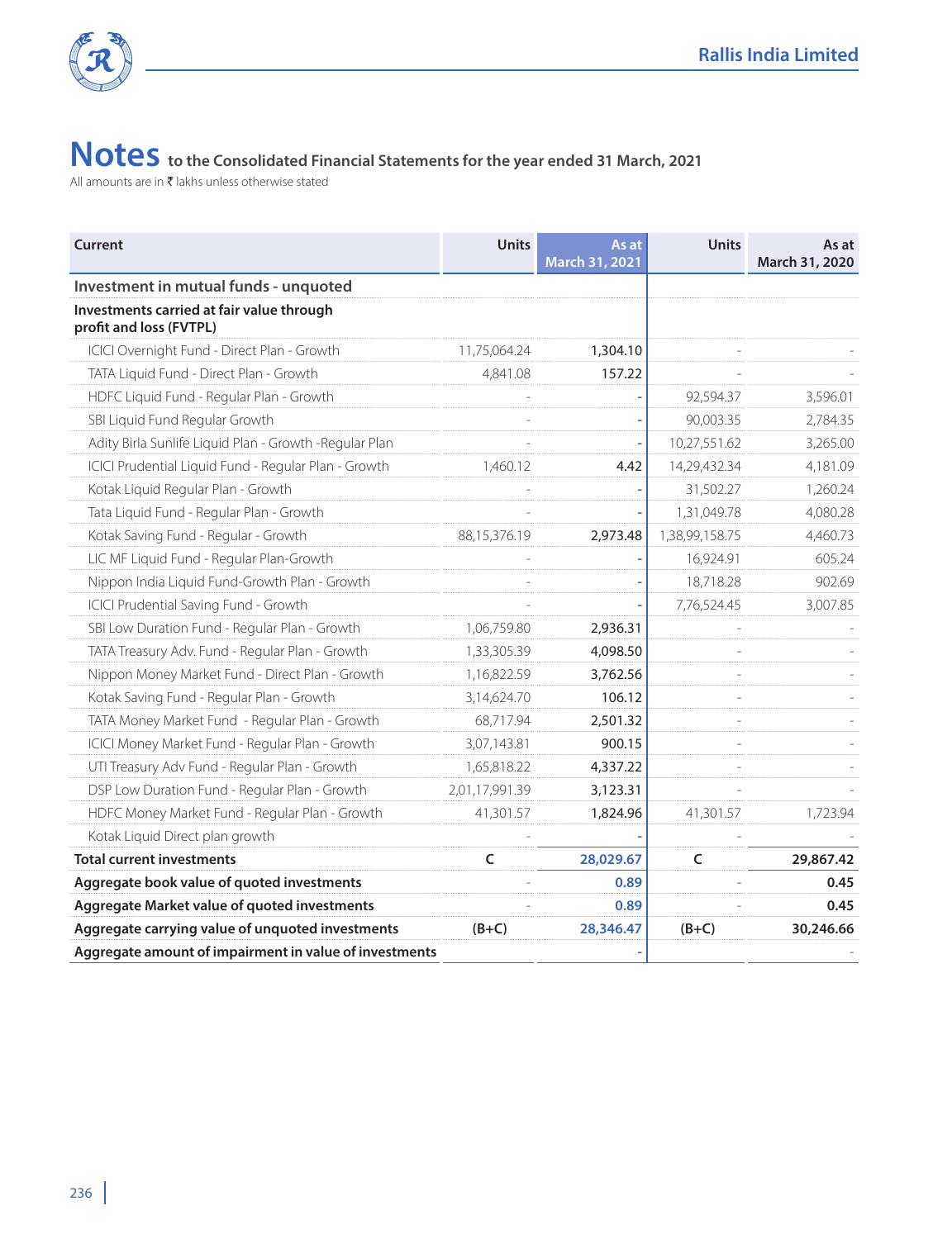# Notes to the Consolidated Financial Statements for the year ended 31 March, 2021

All amounts are in ₹ lakhs unless otherwise stated

| Current | Units | As at March 31, 2021 | Units | As at March 31, 2020 |
|---|---|---|---|---|
| **Investment in mutual funds - unquoted** | | | | |
| **Investments carried at fair value through profit and loss (FVTPL)** | | | | |
| ICICI Overnight Fund - Direct Plan - Growth | 11,75,064.24 | 1,304.10 | - | - |
| TATA Liquid Fund - Direct Plan - Growth | 4,841.08 | 157.22 | - | - |
| HDFC Liquid Fund - Regular Plan - Growth | - | - | 92,594.37 | 3,596.01 |
| SBI Liquid Fund Regular Growth | - | - | 90,003.35 | 2,784.35 |
| Adity Birla Sunlife Liquid Plan - Growth -Regular Plan | - | - | 10,27,551.62 | 3,265.00 |
| ICICI Prudential Liquid Fund - Regular Plan - Growth | 1,460.12 | 4.42 | 14,29,432.34 | 4,181.09 |
| Kotak Liquid Regular Plan - Growth | - | - | 31,502.27 | 1,260.24 |
| Tata Liquid Fund - Regular Plan - Growth | - | - | 1,31,049.78 | 4,080.28 |
| Kotak Saving Fund - Regular - Growth | 88,15,376.19 | 2,973.48 | 1,38,99,158.75 | 4,460.73 |
| LIC MF Liquid Fund - Regular Plan-Growth | - | - | 16,924.91 | 605.24 |
| Nippon India Liquid Fund-Growth Plan - Growth | - | - | 18,718.28 | 902.69 |
| ICICI Prudential Saving Fund - Growth | - | - | 7,76,524.45 | 3,007.85 |
| SBI Low Duration Fund - Regular Plan - Growth | 1,06,759.80 | 2,936.31 | - | - |
| TATA Treasury Adv. Fund - Regular Plan - Growth | 1,33,305.39 | 4,098.50 | - | - |
| Nippon Money Market Fund - Direct Plan - Growth | 1,16,822.59 | 3,762.56 | - | - |
| Kotak Saving Fund - Regular Plan - Growth | 3,14,624.70 | 106.12 | - | - |
| TATA Money Market Fund - Regular Plan - Growth | 68,717.94 | 2,501.32 | - | - |
| ICICI Money Market Fund - Regular Plan - Growth | 3,07,143.81 | 900.15 | - | - |
| UTI Treasury Adv Fund - Regular Plan - Growth | 1,65,818.22 | 4,337.22 | - | - |
| DSP Low Duration Fund - Regular Plan - Growth | 2,01,17,991.39 | 3,123.31 | - | - |
| HDFC Money Market Fund - Regular Plan - Growth | 41,301.57 | 1,824.96 | 41,301.57 | 1,723.94 |
| Kotak Liquid Direct plan growth | - | - | - | - |
| **Total current investments** | **C** | **28,029.67** | **C** | **29,867.42** |
| **Aggregate book value of quoted investments** | - | **0.89** | - | **0.45** |
| **Aggregate Market value of quoted investments** | - | **0.89** | - | **0.45** |
| **Aggregate carrying value of unquoted investments** | **(B+C)** | **28,346.47** | **(B+C)** | **30,246.66** |
| **Aggregate amount of impairment in value of investments** | | - | | - |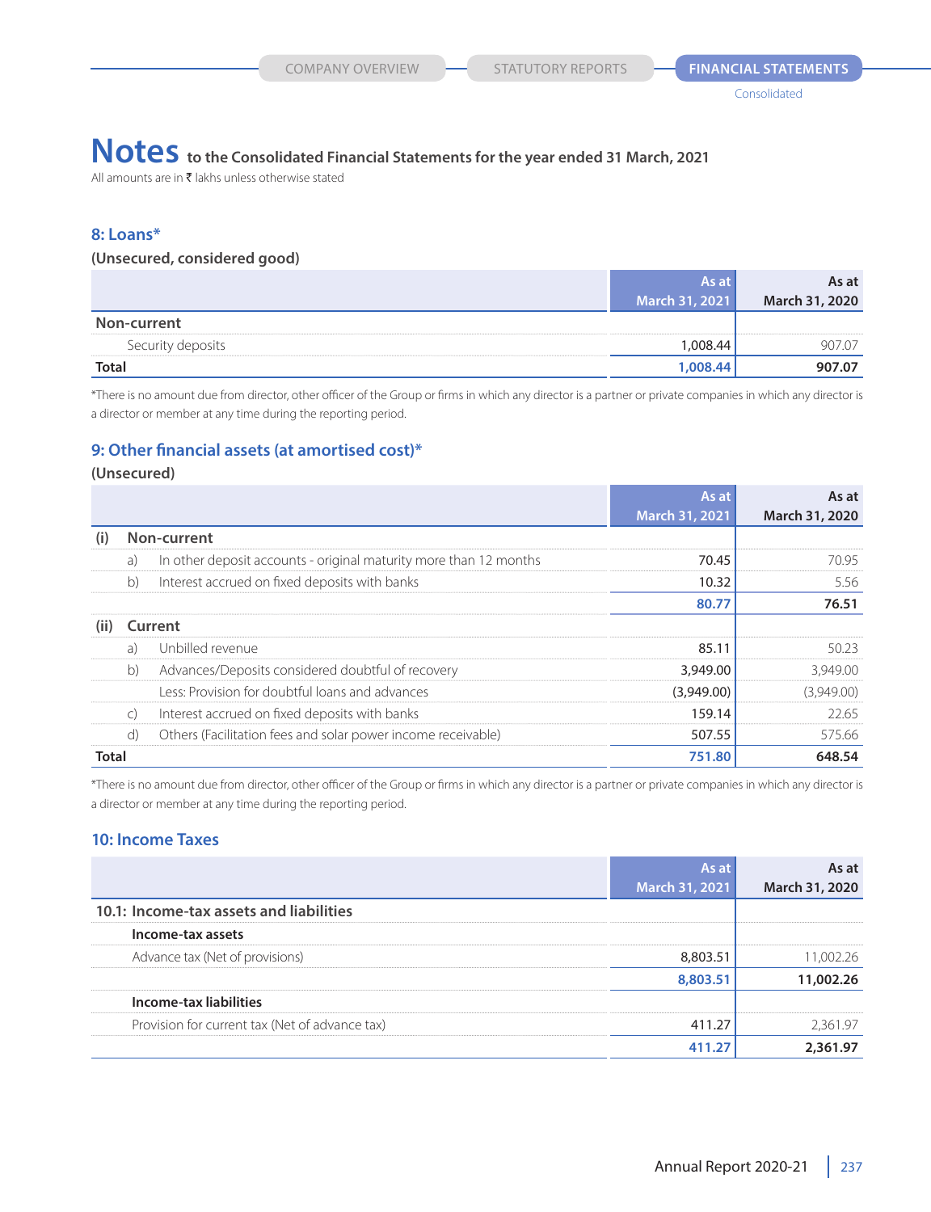# Notes to the Consolidated Financial Statements for the year ended 31 March, 2021

All amounts are in ₹ lakhs unless otherwise stated

## 8: Loans*

**(Unsecured, considered good)**

| | As at March 31, 2021 | As at March 31, 2020 |
|---|---|---|
| **Non-current** | | |
| Security deposits | 1,008.44 | 907.07 |
| **Total** | **1,008.44** | **907.07** |

*There is no amount due from director, other officer of the Group or firms in which any director is a partner or private companies in which any director is a director or member at any time during the reporting period.

## 9: Other financial assets (at amortised cost)*

**(Unsecured)**

| | | | As at March 31, 2021 | As at March 31, 2020 |
|---|---|---|---|---|
| **(i)** | **Non-current** | | | |
| | a) | In other deposit accounts - original maturity more than 12 months | 70.45 | 70.95 |
| | b) | Interest accrued on fixed deposits with banks | 10.32 | 5.56 |
| | | | **80.77** | **76.51** |
| **(ii)** | **Current** | | | |
| | a) | Unbilled revenue | 85.11 | 50.23 |
| | b) | Advances/Deposits considered doubtful of recovery | 3,949.00 | 3,949.00 |
| | | Less: Provision for doubtful loans and advances | (3,949.00) | (3,949.00) |
| | c) | Interest accrued on fixed deposits with banks | 159.14 | 22.65 |
| | d) | Others (Facilitation fees and solar power income receivable) | 507.55 | 575.66 |
| **Total** | | | **751.80** | **648.54** |

*There is no amount due from director, other officer of the Group or firms in which any director is a partner or private companies in which any director is a director or member at any time during the reporting period.

## 10: Income Taxes

| | As at March 31, 2021 | As at March 31, 2020 |
|---|---|---|
| **10.1: Income-tax assets and liabilities** | | |
| **Income-tax assets** | | |
| Advance tax (Net of provisions) | 8,803.51 | 11,002.26 |
| | **8,803.51** | **11,002.26** |
| **Income-tax liabilities** | | |
| Provision for current tax (Net of advance tax) | 411.27 | 2,361.97 |
| | **411.27** | **2,361.97** |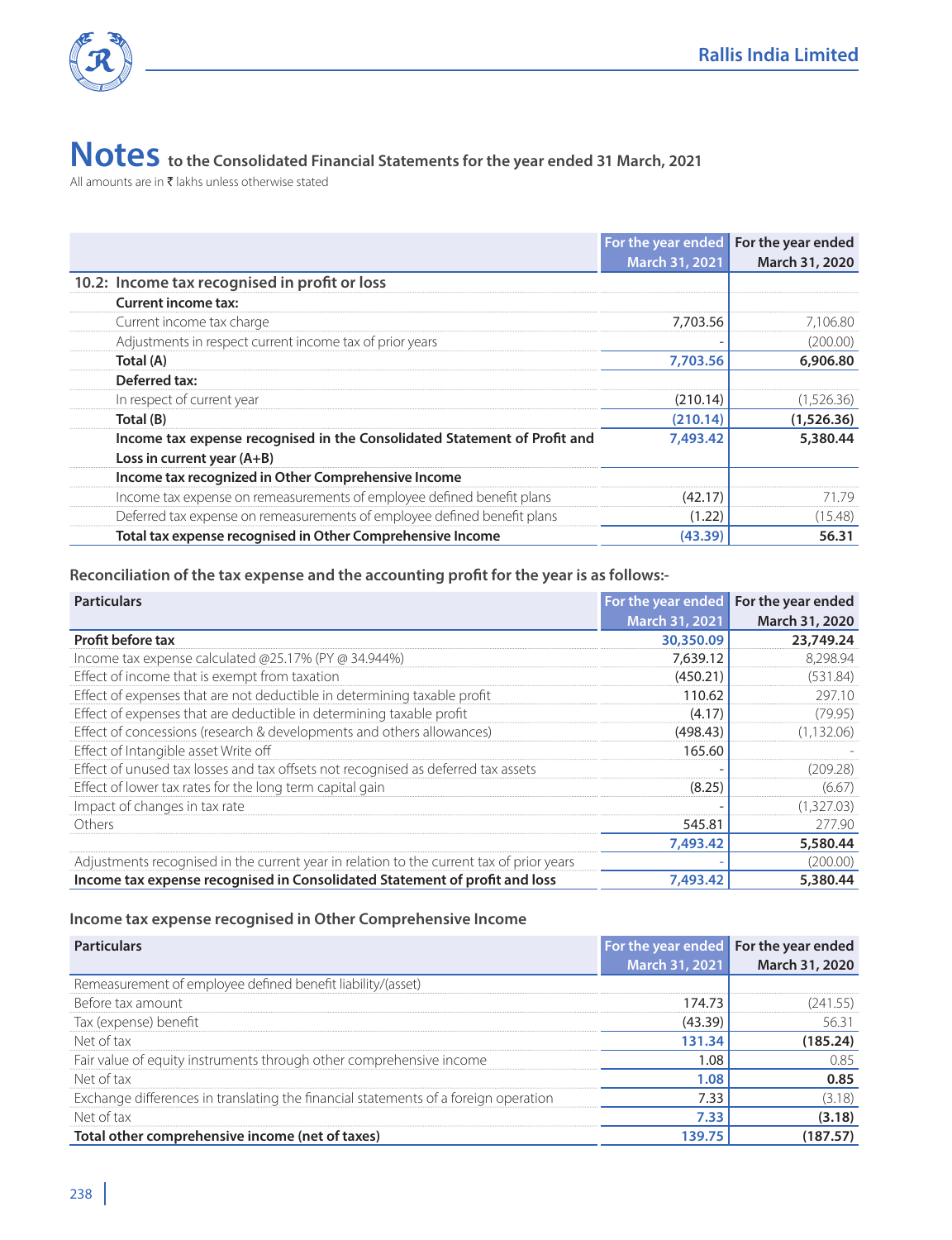# Notes to the Consolidated Financial Statements for the year ended 31 March, 2021

All amounts are in ₹ lakhs unless otherwise stated

| | For the year ended March 31, 2021 | For the year ended March 31, 2020 |
|---|---|---|
| **10.2: Income tax recognised in profit or loss** | | |
| **Current income tax:** | | |
| Current income tax charge | 7,703.56 | 7,106.80 |
| Adjustments in respect current income tax of prior years | - | (200.00) |
| **Total (A)** | **7,703.56** | **6,906.80** |
| **Deferred tax:** | | |
| In respect of current year | (210.14) | (1,526.36) |
| **Total (B)** | **(210.14)** | **(1,526.36)** |
| **Income tax expense recognised in the Consolidated Statement of Profit and Loss in current year (A+B)** | **7,493.42** | **5,380.44** |
| **Income tax recognized in Other Comprehensive Income** | | |
| Income tax expense on remeasurements of employee defined benefit plans | (42.17) | 71.79 |
| Deferred tax expense on remeasurements of employee defined benefit plans | (1.22) | (15.48) |
| **Total tax expense recognised in Other Comprehensive Income** | **(43.39)** | **56.31** |

### Reconciliation of the tax expense and the accounting profit for the year is as follows:-

| Particulars | For the year ended March 31, 2021 | For the year ended March 31, 2020 |
|---|---|---|
| **Profit before tax** | **30,350.09** | **23,749.24** |
| Income tax expense calculated @25.17% (PY @ 34.944%) | 7,639.12 | 8,298.94 |
| Effect of income that is exempt from taxation | (450.21) | (531.84) |
| Effect of expenses that are not deductible in determining taxable profit | 110.62 | 297.10 |
| Effect of expenses that are deductible in determining taxable profit | (4.17) | (79.95) |
| Effect of concessions (research & developments and others allowances) | (498.43) | (1,132.06) |
| Effect of Intangible asset Write off | 165.60 | - |
| Effect of unused tax losses and tax offsets not recognised as deferred tax assets | - | (209.28) |
| Effect of lower tax rates for the long term capital gain | (8.25) | (6.67) |
| Impact of changes in tax rate | - | (1,327.03) |
| Others | 545.81 | 277.90 |
| | **7,493.42** | **5,580.44** |
| Adjustments recognised in the current year in relation to the current tax of prior years | - | (200.00) |
| **Income tax expense recognised in Consolidated Statement of profit and loss** | **7,493.42** | **5,380.44** |

### Income tax expense recognised in Other Comprehensive Income

| Particulars | For the year ended March 31, 2021 | For the year ended March 31, 2020 |
|---|---|---|
| Remeasurement of employee defined benefit liability/(asset) | | |
| Before tax amount | 174.73 | (241.55) |
| Tax (expense) benefit | (43.39) | 56.31 |
| Net of tax | **131.34** | **(185.24)** |
| Fair value of equity instruments through other comprehensive income | 1.08 | 0.85 |
| Net of tax | **1.08** | **0.85** |
| Exchange differences in translating the financial statements of a foreign operation | 7.33 | (3.18) |
| Net of tax | **7.33** | **(3.18)** |
| **Total other comprehensive income (net of taxes)** | **139.75** | **(187.57)** |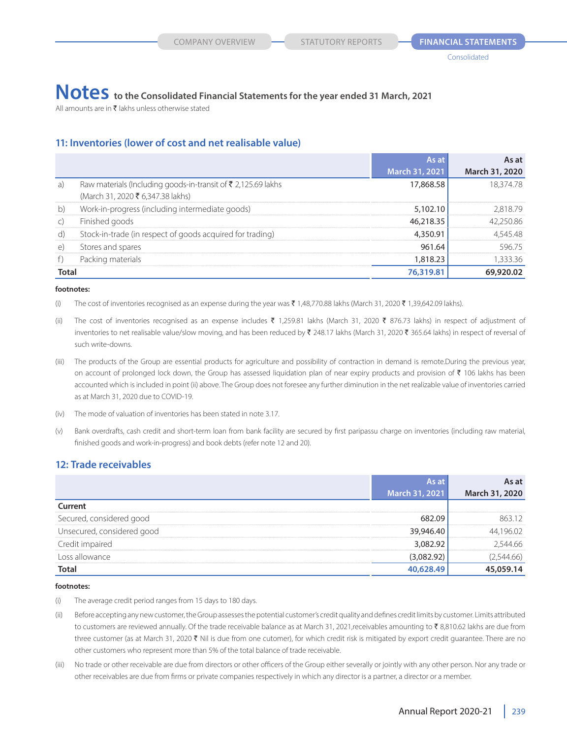# Notes to the Consolidated Financial Statements for the year ended 31 March, 2021

All amounts are in ₹ lakhs unless otherwise stated

## 11: Inventories (lower of cost and net realisable value)

| | | As at March 31, 2021 | As at March 31, 2020 |
|---|---|---|---|
| a) | Raw materials (Including goods-in-transit of ₹ 2,125.69 lakhs (March 31, 2020 ₹ 6,347.38 lakhs) | 17,868.58 | 18,374.78 |
| b) | Work-in-progress (including intermediate goods) | 5,102.10 | 2,818.79 |
| c) | Finished goods | 46,218.35 | 42,250.86 |
| d) | Stock-in-trade (in respect of goods acquired for trading) | 4,350.91 | 4,545.48 |
| e) | Stores and spares | 961.64 | 596.75 |
| f) | Packing materials | 1,818.23 | 1,333.36 |
| **Total** | | **76,319.81** | **69,920.02** |

**footnotes:**

(i) The cost of inventories recognised as an expense during the year was ₹ 1,48,770.88 lakhs (March 31, 2020 ₹ 1,39,642.09 lakhs).

(ii) The cost of inventories recognised as an expense includes ₹ 1,259.81 lakhs (March 31, 2020 ₹ 876.73 lakhs) in respect of adjustment of inventories to net realisable value/slow moving, and has been reduced by ₹ 248.17 lakhs (March 31, 2020 ₹ 365.64 lakhs) in respect of reversal of such write-downs.

(iii) The products of the Group are essential products for agriculture and possibility of contraction in demand is remote.During the previous year, on account of prolonged lock down, the Group has assessed liquidation plan of near expiry products and provision of ₹ 106 lakhs has been accounted which is included in point (ii) above. The Group does not foresee any further diminution in the net realizable value of inventories carried as at March 31, 2020 due to COVID-19.

(iv) The mode of valuation of inventories has been stated in note 3.17.

(v) Bank overdrafts, cash credit and short-term loan from bank facility are secured by first paripassu charge on inventories (including raw material, finished goods and work-in-progress) and book debts (refer note 12 and 20).

## 12: Trade receivables

| | As at March 31, 2021 | As at March 31, 2020 |
|---|---|---|
| **Current** | | |
| Secured, considered good | 682.09 | 863.12 |
| Unsecured, considered good | 39,946.40 | 44,196.02 |
| Credit impaired | 3,082.92 | 2,544.66 |
| Loss allowance | (3,082.92) | (2,544.66) |
| **Total** | **40,628.49** | **45,059.14** |

**footnotes:**

(i) The average credit period ranges from 15 days to 180 days.

(ii) Before accepting any new customer, the Group assesses the potential customer's credit quality and defines credit limits by customer. Limits attributed to customers are reviewed annually. Of the trade receivable balance as at March 31, 2021,receivables amounting to ₹ 8,810.62 lakhs are due from three customer (as at March 31, 2020 ₹ Nil is due from one cutomer), for which credit risk is mitigated by export credit guarantee. There are no other customers who represent more than 5% of the total balance of trade receivable.

(iii) No trade or other receivable are due from directors or other officers of the Group either severally or jointly with any other person. Nor any trade or other receivables are due from firms or private companies respectively in which any director is a partner, a director or a member.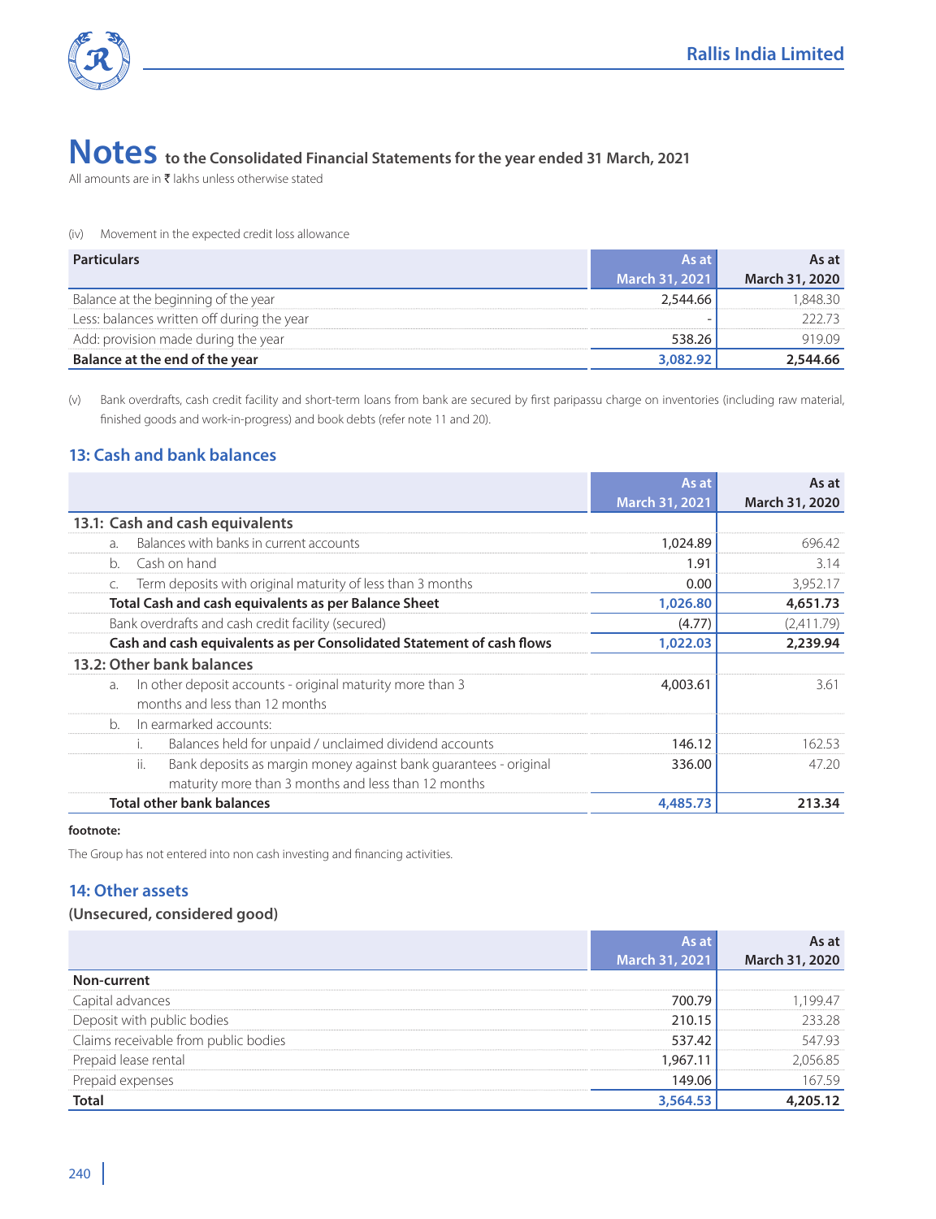# Notes to the Consolidated Financial Statements for the year ended 31 March, 2021

All amounts are in ₹ lakhs unless otherwise stated

(iv) Movement in the expected credit loss allowance

| Particulars | As at March 31, 2021 | As at March 31, 2020 |
|---|---|---|
| Balance at the beginning of the year | 2,544.66 | 1,848.30 |
| Less: balances written off during the year | - | 222.73 |
| Add: provision made during the year | 538.26 | 919.09 |
| **Balance at the end of the year** | **3,082.92** | **2,544.66** |

(v) Bank overdrafts, cash credit facility and short-term loans from bank are secured by first paripassu charge on inventories (including raw material, finished goods and work-in-progress) and book debts (refer note 11 and 20).

## 13: Cash and bank balances

| | As at March 31, 2021 | As at March 31, 2020 |
|---|---|---|
| **13.1: Cash and cash equivalents** | | |
| a. Balances with banks in current accounts | 1,024.89 | 696.42 |
| b. Cash on hand | 1.91 | 3.14 |
| c. Term deposits with original maturity of less than 3 months | 0.00 | 3,952.17 |
| **Total Cash and cash equivalents as per Balance Sheet** | **1,026.80** | **4,651.73** |
| Bank overdrafts and cash credit facility (secured) | (4.77) | (2,411.79) |
| **Cash and cash equivalents as per Consolidated Statement of cash flows** | **1,022.03** | **2,239.94** |
| **13.2: Other bank balances** | | |
| a. In other deposit accounts - original maturity more than 3 months and less than 12 months | 4,003.61 | 3.61 |
| b. In earmarked accounts: | | |
| i. Balances held for unpaid / unclaimed dividend accounts | 146.12 | 162.53 |
| ii. Bank deposits as margin money against bank guarantees - original maturity more than 3 months and less than 12 months | 336.00 | 47.20 |
| **Total other bank balances** | **4,485.73** | **213.34** |

**footnote:**

The Group has not entered into non cash investing and financing activities.

## 14: Other assets

### (Unsecured, considered good)

| | As at March 31, 2021 | As at March 31, 2020 |
|---|---|---|
| **Non-current** | | |
| Capital advances | 700.79 | 1,199.47 |
| Deposit with public bodies | 210.15 | 233.28 |
| Claims receivable from public bodies | 537.42 | 547.93 |
| Prepaid lease rental | 1,967.11 | 2,056.85 |
| Prepaid expenses | 149.06 | 167.59 |
| **Total** | **3,564.53** | **4,205.12** |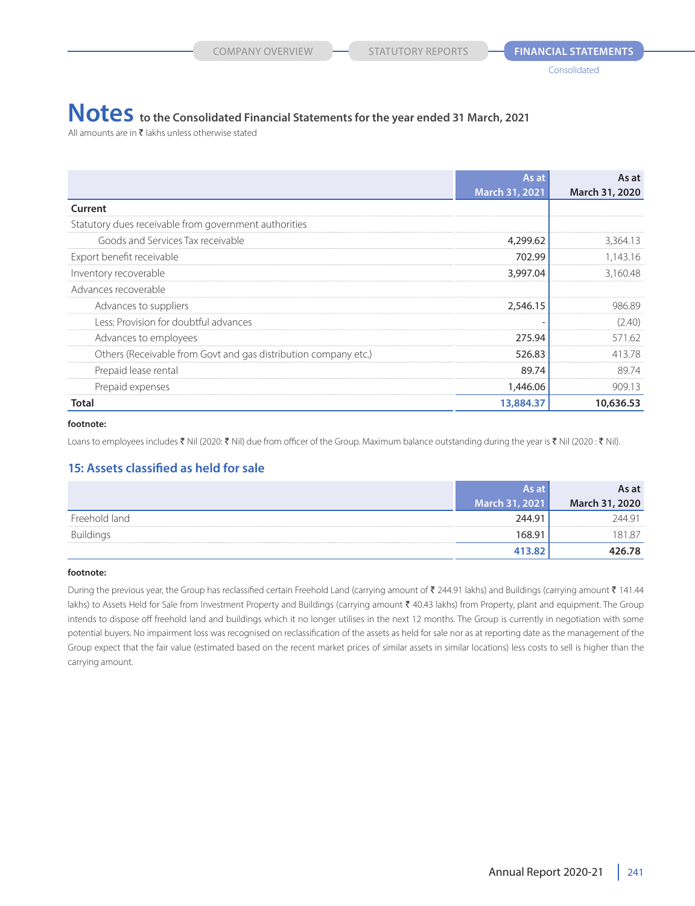# Notes to the Consolidated Financial Statements for the year ended 31 March, 2021

All amounts are in ₹ lakhs unless otherwise stated

| | As at March 31, 2021 | As at March 31, 2020 |
|---|---|---|
| **Current** | | |
| Statutory dues receivable from government authorities | | |
| Goods and Services Tax receivable | 4,299.62 | 3,364.13 |
| Export benefit receivable | 702.99 | 1,143.16 |
| Inventory recoverable | 3,997.04 | 3,160.48 |
| Advances recoverable | | |
| Advances to suppliers | 2,546.15 | 986.89 |
| Less: Provision for doubtful advances | - | (2.40) |
| Advances to employees | 275.94 | 571.62 |
| Others (Receivable from Govt and gas distribution company etc.) | 526.83 | 413.78 |
| Prepaid lease rental | 89.74 | 89.74 |
| Prepaid expenses | 1,446.06 | 909.13 |
| **Total** | **13,884.37** | **10,636.53** |

**footnote:**

Loans to employees includes ₹ Nil (2020: ₹ Nil) due from officer of the Group. Maximum balance outstanding during the year is ₹ Nil (2020 : ₹ Nil).

## 15: Assets classified as held for sale

| | As at March 31, 2021 | As at March 31, 2020 |
|---|---|---|
| Freehold land | 244.91 | 244.91 |
| Buildings | 168.91 | 181.87 |
| | **413.82** | **426.78** |

**footnote:**

During the previous year, the Group has reclassified certain Freehold Land (carrying amount of ₹ 244.91 lakhs) and Buildings (carrying amount ₹ 141.44 lakhs) to Assets Held for Sale from Investment Property and Buildings (carrying amount ₹ 40.43 lakhs) from Property, plant and equipment. The Group intends to dispose off freehold land and buildings which it no longer utilises in the next 12 months. The Group is currently in negotiation with some potential buyers. No impairment loss was recognised on reclassification of the assets as held for sale nor as at reporting date as the management of the Group expect that the fair value (estimated based on the recent market prices of similar assets in similar locations) less costs to sell is higher than the carrying amount.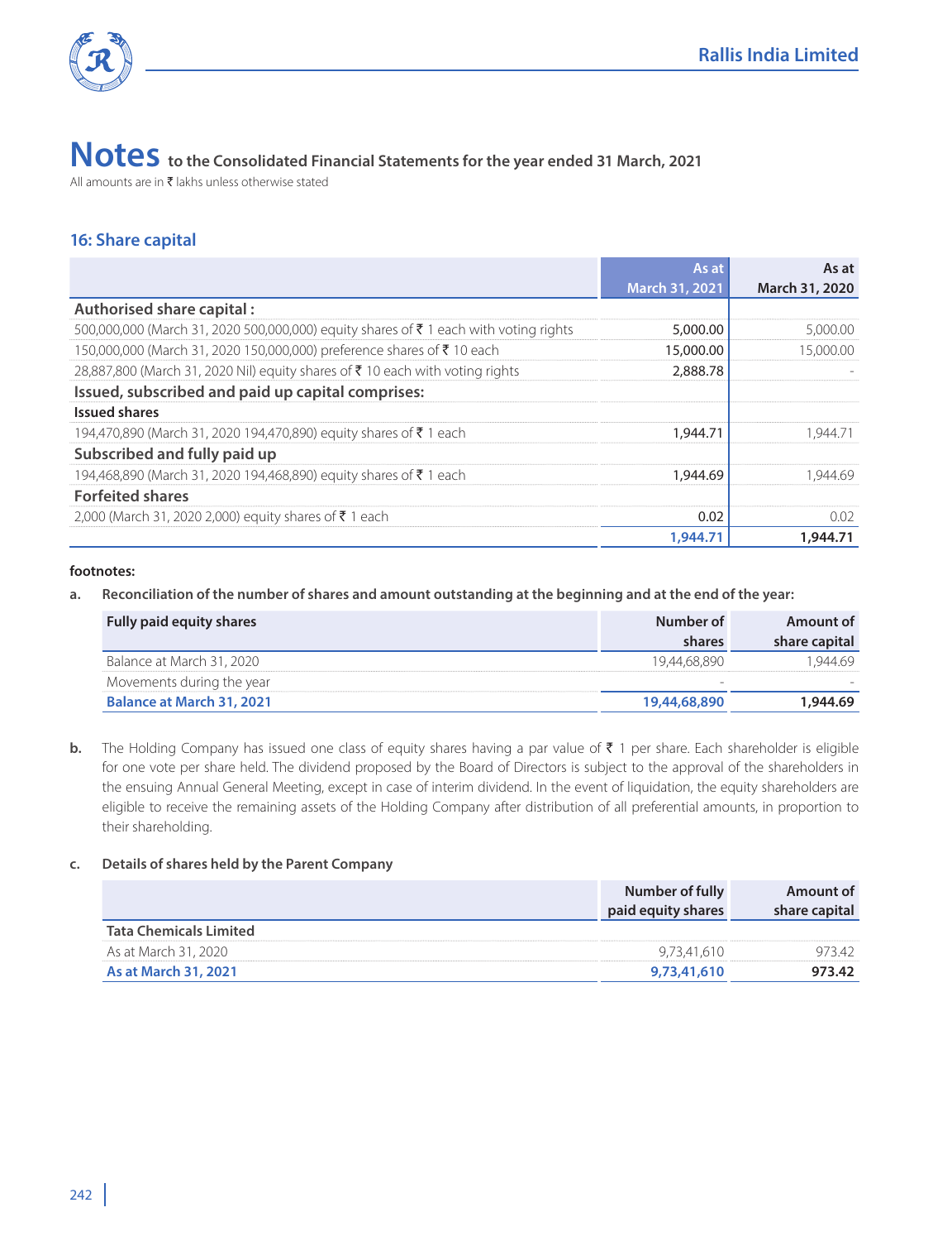# Notes to the Consolidated Financial Statements for the year ended 31 March, 2021

All amounts are in ₹ lakhs unless otherwise stated

## 16: Share capital

| | As at March 31, 2021 | As at March 31, 2020 |
|---|---|---|
| **Authorised share capital :** | | |
| 500,000,000 (March 31, 2020 500,000,000) equity shares of ₹ 1 each with voting rights | 5,000.00 | 5,000.00 |
| 150,000,000 (March 31, 2020 150,000,000) preference shares of ₹ 10 each | 15,000.00 | 15,000.00 |
| 28,887,800 (March 31, 2020 Nil) equity shares of ₹ 10 each with voting rights | 2,888.78 | - |
| **Issued, subscribed and paid up capital comprises:** | | |
| **Issued shares** | | |
| 194,470,890 (March 31, 2020 194,470,890) equity shares of ₹ 1 each | 1,944.71 | 1,944.71 |
| **Subscribed and fully paid up** | | |
| 194,468,890 (March 31, 2020 194,468,890) equity shares of ₹ 1 each | 1,944.69 | 1,944.69 |
| **Forfeited shares** | | |
| 2,000 (March 31, 2020 2,000) equity shares of ₹ 1 each | 0.02 | 0.02 |
| | **1,944.71** | **1,944.71** |

**footnotes:**

**a. Reconciliation of the number of shares and amount outstanding at the beginning and at the end of the year:**

| Fully paid equity shares | Number of shares | Amount of share capital |
|---|---|---|
| Balance at March 31, 2020 | 19,44,68,890 | 1,944.69 |
| Movements during the year | - | - |
| **Balance at March 31, 2021** | **19,44,68,890** | **1,944.69** |

**b.** The Holding Company has issued one class of equity shares having a par value of ₹ 1 per share. Each shareholder is eligible for one vote per share held. The dividend proposed by the Board of Directors is subject to the approval of the shareholders in the ensuing Annual General Meeting, except in case of interim dividend. In the event of liquidation, the equity shareholders are eligible to receive the remaining assets of the Holding Company after distribution of all preferential amounts, in proportion to their shareholding.

**c. Details of shares held by the Parent Company**

| | Number of fully paid equity shares | Amount of share capital |
|---|---|---|
| **Tata Chemicals Limited** | | |
| As at March 31, 2020 | 9,73,41,610 | 973.42 |
| **As at March 31, 2021** | **9,73,41,610** | **973.42** |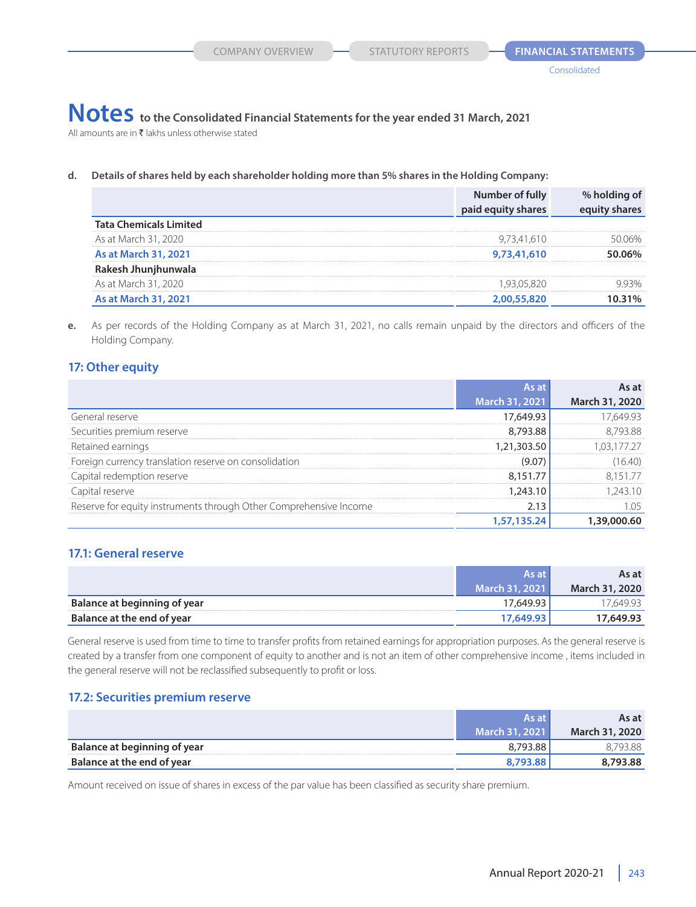# Notes to the Consolidated Financial Statements for the year ended 31 March, 2021

All amounts are in ₹ lakhs unless otherwise stated

**d. Details of shares held by each shareholder holding more than 5% shares in the Holding Company:**

| | Number of fully paid equity shares | % holding of equity shares |
|---|---|---|
| **Tata Chemicals Limited** | | |
| As at March 31, 2020 | 9,73,41,610 | 50.06% |
| **As at March 31, 2021** | **9,73,41,610** | **50.06%** |
| **Rakesh Jhunjhunwala** | | |
| As at March 31, 2020 | 1,93,05,820 | 9.93% |
| **As at March 31, 2021** | **2,00,55,820** | **10.31%** |

**e.** As per records of the Holding Company as at March 31, 2021, no calls remain unpaid by the directors and officers of the Holding Company.

## 17: Other equity

| | As at March 31, 2021 | As at March 31, 2020 |
|---|---|---|
| General reserve | 17,649.93 | 17,649.93 |
| Securities premium reserve | 8,793.88 | 8,793.88 |
| Retained earnings | 1,21,303.50 | 1,03,177.27 |
| Foreign currency translation reserve on consolidation | (9.07) | (16.40) |
| Capital redemption reserve | 8,151.77 | 8,151.77 |
| Capital reserve | 1,243.10 | 1,243.10 |
| Reserve for equity instruments through Other Comprehensive Income | 2.13 | 1.05 |
| | **1,57,135.24** | **1,39,000.60** |

## 17.1: General reserve

| | As at March 31, 2021 | As at March 31, 2020 |
|---|---|---|
| **Balance at beginning of year** | 17,649.93 | 17,649.93 |
| **Balance at the end of year** | **17,649.93** | **17,649.93** |

General reserve is used from time to time to transfer profits from retained earnings for appropriation purposes. As the general reserve is created by a transfer from one component of equity to another and is not an item of other comprehensive income , items included in the general reserve will not be reclassified subsequently to profit or loss.

## 17.2: Securities premium reserve

| | As at March 31, 2021 | As at March 31, 2020 |
|---|---|---|
| **Balance at beginning of year** | 8,793.88 | 8,793.88 |
| **Balance at the end of year** | **8,793.88** | **8,793.88** |

Amount received on issue of shares in excess of the par value has been classified as security share premium.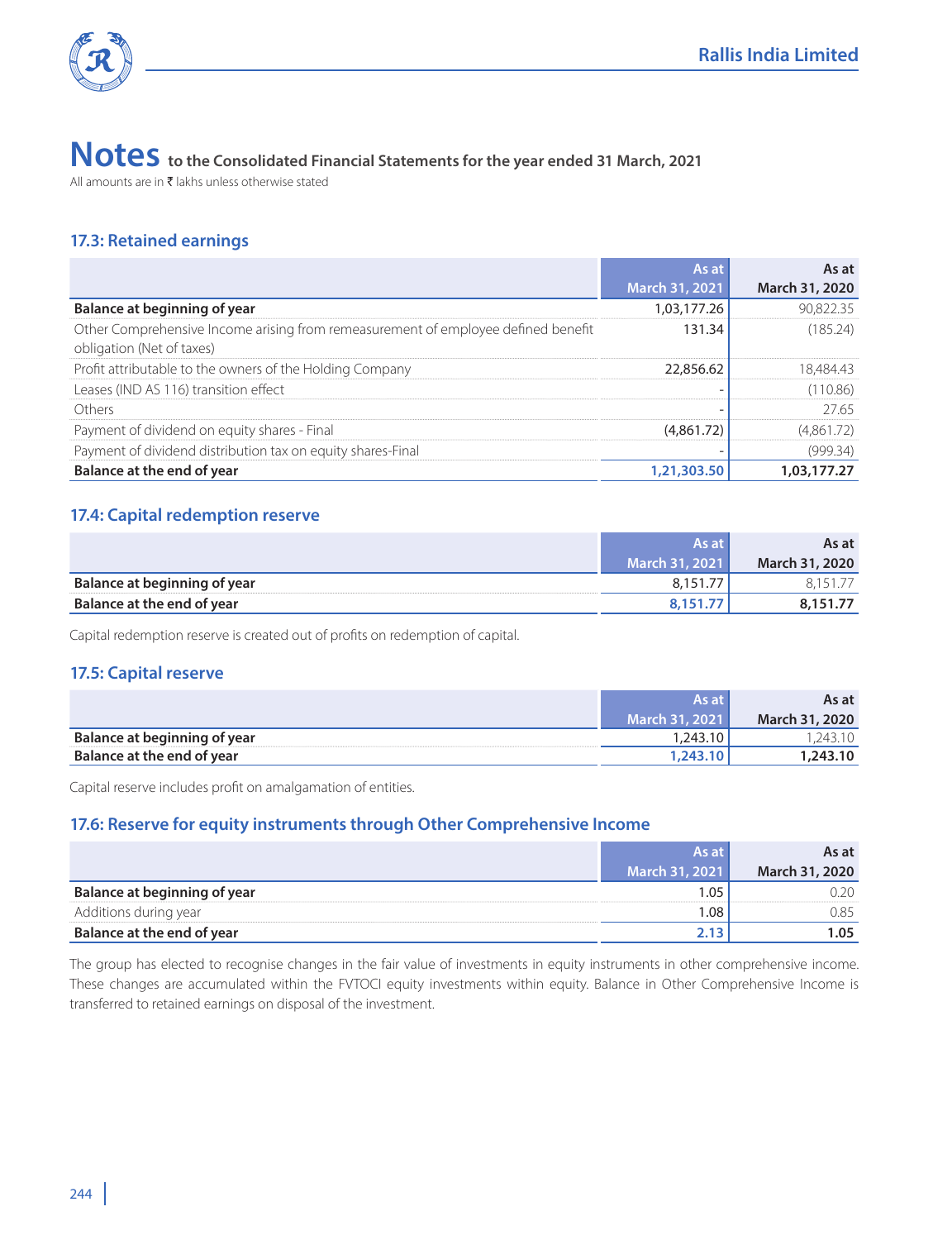# Notes to the Consolidated Financial Statements for the year ended 31 March, 2021

All amounts are in ₹ lakhs unless otherwise stated

### 17.3: Retained earnings

| | As at March 31, 2021 | As at March 31, 2020 |
|---|---|---|
| **Balance at beginning of year** | 1,03,177.26 | 90,822.35 |
| Other Comprehensive Income arising from remeasurement of employee defined benefit obligation (Net of taxes) | 131.34 | (185.24) |
| Profit attributable to the owners of the Holding Company | 22,856.62 | 18,484.43 |
| Leases (IND AS 116) transition effect | - | (110.86) |
| Others | - | 27.65 |
| Payment of dividend on equity shares - Final | (4,861.72) | (4,861.72) |
| Payment of dividend distribution tax on equity shares-Final | - | (999.34) |
| **Balance at the end of year** | **1,21,303.50** | **1,03,177.27** |

### 17.4: Capital redemption reserve

| | As at March 31, 2021 | As at March 31, 2020 |
|---|---|---|
| **Balance at beginning of year** | 8,151.77 | 8,151.77 |
| **Balance at the end of year** | **8,151.77** | **8,151.77** |

Capital redemption reserve is created out of profits on redemption of capital.

### 17.5: Capital reserve

| | As at March 31, 2021 | As at March 31, 2020 |
|---|---|---|
| **Balance at beginning of year** | 1,243.10 | 1,243.10 |
| **Balance at the end of year** | **1,243.10** | **1,243.10** |

Capital reserve includes profit on amalgamation of entities.

### 17.6: Reserve for equity instruments through Other Comprehensive Income

| | As at March 31, 2021 | As at March 31, 2020 |
|---|---|---|
| **Balance at beginning of year** | 1.05 | 0.20 |
| Additions during year | 1.08 | 0.85 |
| **Balance at the end of year** | **2.13** | **1.05** |

The group has elected to recognise changes in the fair value of investments in equity instruments in other comprehensive income. These changes are accumulated within the FVTOCI equity investments within equity. Balance in Other Comprehensive Income is transferred to retained earnings on disposal of the investment.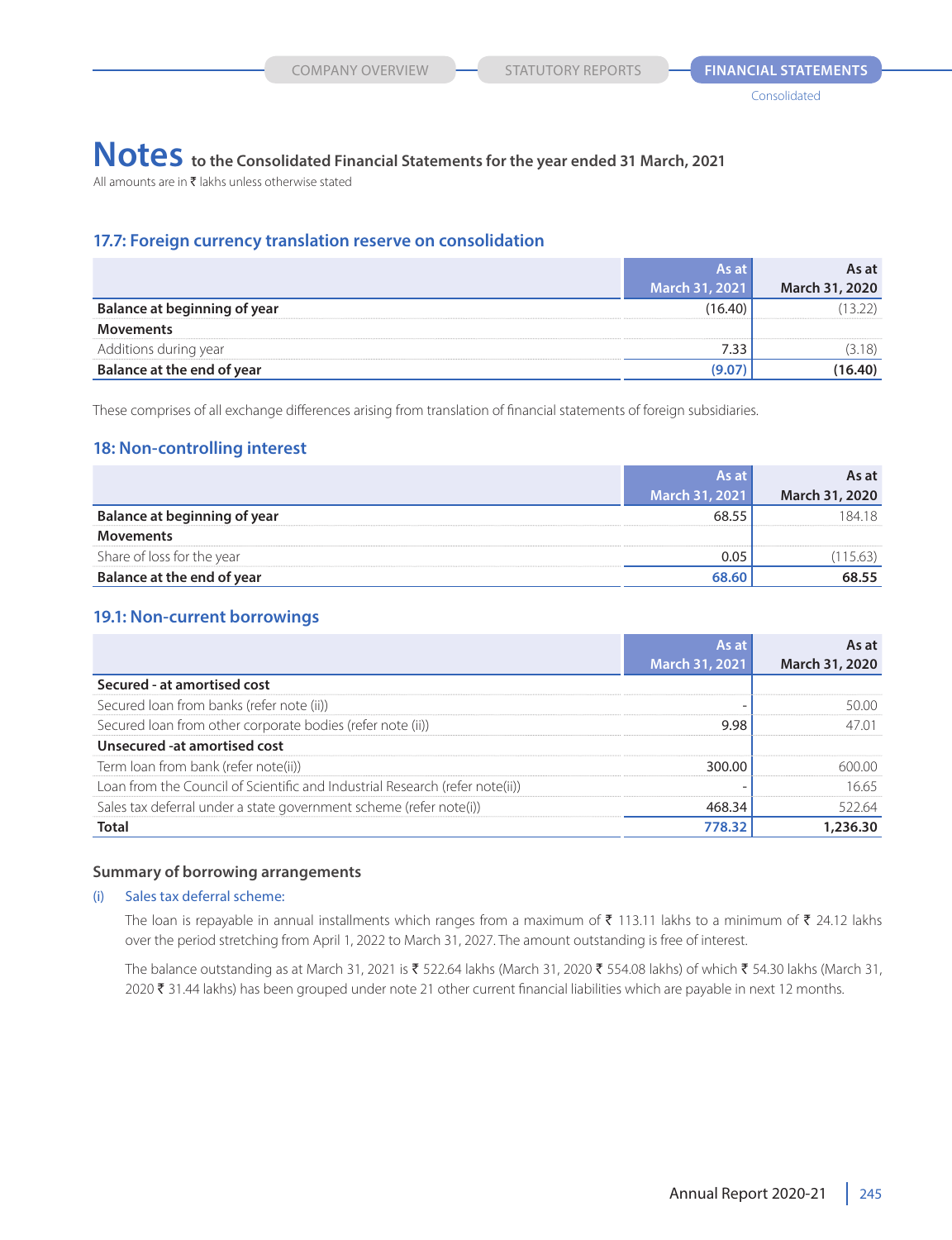# Notes to the Consolidated Financial Statements for the year ended 31 March, 2021

All amounts are in ₹ lakhs unless otherwise stated

## 17.7: Foreign currency translation reserve on consolidation

| | As at March 31, 2021 | As at March 31, 2020 |
|---|---|---|
| **Balance at beginning of year** | (16.40) | (13.22) |
| **Movements** | | |
| Additions during year | 7.33 | (3.18) |
| **Balance at the end of year** | **(9.07)** | **(16.40)** |

These comprises of all exchange differences arising from translation of financial statements of foreign subsidiaries.

## 18: Non-controlling interest

| | As at March 31, 2021 | As at March 31, 2020 |
|---|---|---|
| **Balance at beginning of year** | 68.55 | 184.18 |
| **Movements** | | |
| Share of loss for the year | 0.05 | (115.63) |
| **Balance at the end of year** | **68.60** | **68.55** |

## 19.1: Non-current borrowings

| | As at March 31, 2021 | As at March 31, 2020 |
|---|---|---|
| **Secured - at amortised cost** | | |
| Secured loan from banks (refer note (ii)) | - | 50.00 |
| Secured loan from other corporate bodies (refer note (ii)) | 9.98 | 47.01 |
| **Unsecured -at amortised cost** | | |
| Term loan from bank (refer note(ii)) | 300.00 | 600.00 |
| Loan from the Council of Scientific and Industrial Research (refer note(ii)) | - | 16.65 |
| Sales tax deferral under a state government scheme (refer note(i)) | 468.34 | 522.64 |
| **Total** | **778.32** | **1,236.30** |

### Summary of borrowing arrangements

(i) Sales tax deferral scheme:

The loan is repayable in annual installments which ranges from a maximum of ₹ 113.11 lakhs to a minimum of ₹ 24.12 lakhs over the period stretching from April 1, 2022 to March 31, 2027. The amount outstanding is free of interest.

The balance outstanding as at March 31, 2021 is ₹ 522.64 lakhs (March 31, 2020 ₹ 554.08 lakhs) of which ₹ 54.30 lakhs (March 31, 2020 ₹ 31.44 lakhs) has been grouped under note 21 other current financial liabilities which are payable in next 12 months.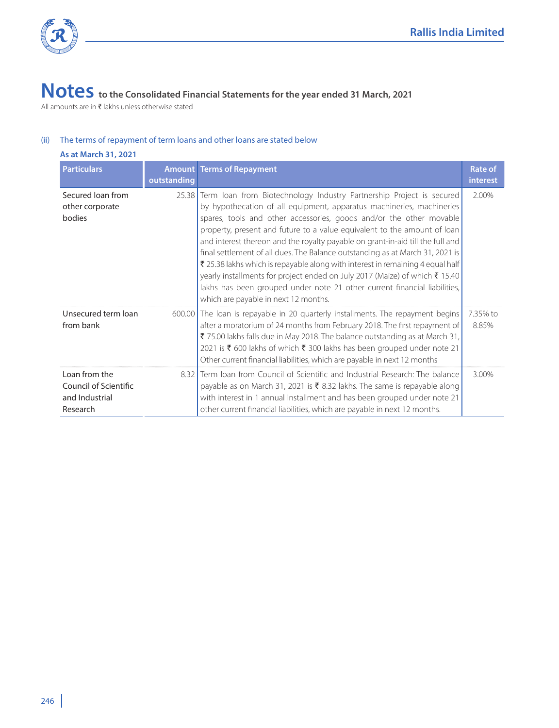# Notes to the Consolidated Financial Statements for the year ended 31 March, 2021

All amounts are in ₹ lakhs unless otherwise stated

(ii) The terms of repayment of term loans and other loans are stated below

**As at March 31, 2021**

| Particulars | Amount outstanding | Terms of Repayment | Rate of interest |
|---|---|---|---|
| Secured loan from other corporate bodies | 25.38 | Term loan from Biotechnology Industry Partnership Project is secured by hypothecation of all equipment, apparatus machineries, machineries spares, tools and other accessories, goods and/or the other movable property, present and future to a value equivalent to the amount of loan and interest thereon and the royalty payable on grant-in-aid till the full and final settlement of all dues. The Balance outstanding as at March 31, 2021 is ₹ 25.38 lakhs which is repayable along with interest in remaining 4 equal half yearly installments for project ended on July 2017 (Maize) of which ₹ 15.40 lakhs has been grouped under note 21 other current financial liabilities, which are payable in next 12 months. | 2.00% |
| Unsecured term loan from bank | 600.00 | The loan is repayable in 20 quarterly installments. The repayment begins after a moratorium of 24 months from February 2018. The first repayment of ₹ 75.00 lakhs falls due in May 2018. The balance outstanding as at March 31, 2021 is ₹ 600 lakhs of which ₹ 300 lakhs has been grouped under note 21 Other current financial liabilities, which are payable in next 12 months | 7.35% to 8.85% |
| Loan from the Council of Scientific and Industrial Research | 8.32 | Term loan from Council of Scientific and Industrial Research: The balance payable as on March 31, 2021 is ₹ 8.32 lakhs. The same is repayable along with interest in 1 annual installment and has been grouped under note 21 other current financial liabilities, which are payable in next 12 months. | 3.00% |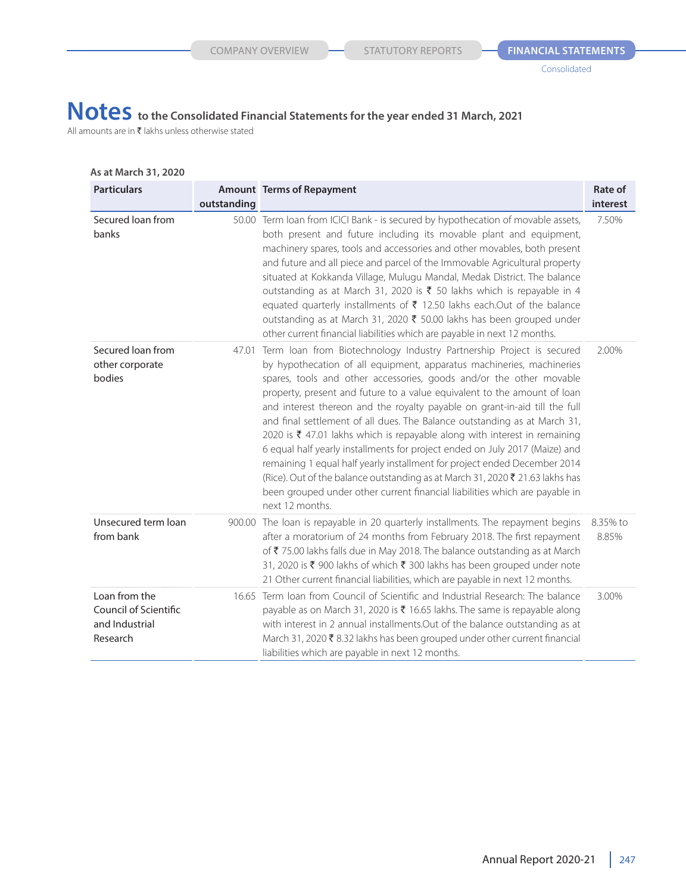# Notes to the Consolidated Financial Statements for the year ended 31 March, 2021

All amounts are in ₹ lakhs unless otherwise stated

**As at March 31, 2020**

| Particulars | Amount outstanding | Terms of Repayment | Rate of interest |
|---|---|---|---|
| Secured loan from banks | 50.00 | Term loan from ICICI Bank - is secured by hypothecation of movable assets, both present and future including its movable plant and equipment, machinery spares, tools and accessories and other movables, both present and future and all piece and parcel of the Immovable Agricultural property situated at Kokkanda Village, Mulugu Mandal, Medak District. The balance outstanding as at March 31, 2020 is ₹ 50 lakhs which is repayable in 4 equated quarterly installments of ₹ 12.50 lakhs each.Out of the balance outstanding as at March 31, 2020 ₹ 50.00 lakhs has been grouped under other current financial liabilities which are payable in next 12 months. | 7.50% |
| Secured loan from other corporate bodies | 47.01 | Term loan from Biotechnology Industry Partnership Project is secured by hypothecation of all equipment, apparatus machineries, machineries spares, tools and other accessories, goods and/or the other movable property, present and future to a value equivalent to the amount of loan and interest thereon and the royalty payable on grant-in-aid till the full and final settlement of all dues. The Balance outstanding as at March 31, 2020 is ₹ 47.01 lakhs which is repayable along with interest in remaining 6 equal half yearly installments for project ended on July 2017 (Maize) and remaining 1 equal half yearly installment for project ended December 2014 (Rice). Out of the balance outstanding as at March 31, 2020 ₹ 21.63 lakhs has been grouped under other current financial liabilities which are payable in next 12 months. | 2.00% |
| Unsecured term loan from bank | 900.00 | The loan is repayable in 20 quarterly installments. The repayment begins after a moratorium of 24 months from February 2018. The first repayment of ₹ 75.00 lakhs falls due in May 2018. The balance outstanding as at March 31, 2020 is ₹ 900 lakhs of which ₹ 300 lakhs has been grouped under note 21 Other current financial liabilities, which are payable in next 12 months. | 8.35% to 8.85% |
| Loan from the Council of Scientific and Industrial Research | 16.65 | Term loan from Council of Scientific and Industrial Research: The balance payable as on March 31, 2020 is ₹ 16.65 lakhs. The same is repayable along with interest in 2 annual installments.Out of the balance outstanding as at March 31, 2020 ₹ 8.32 lakhs has been grouped under other current financial liabilities which are payable in next 12 months. | 3.00% |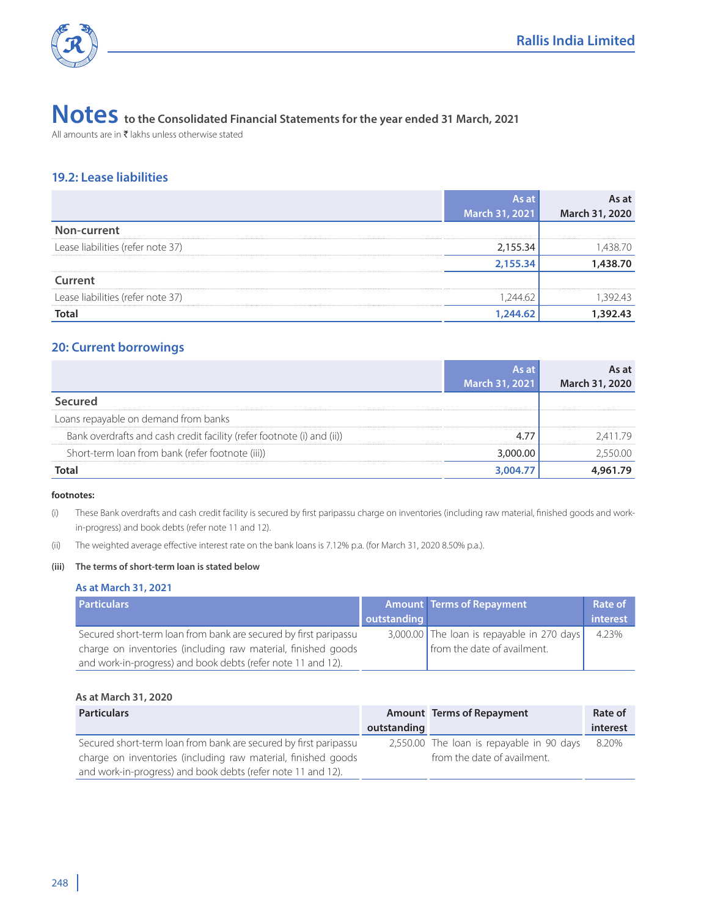# Notes to the Consolidated Financial Statements for the year ended 31 March, 2021

All amounts are in ₹ lakhs unless otherwise stated

## 19.2: Lease liabilities

| | As at March 31, 2021 | As at March 31, 2020 |
|---|---|---|
| **Non-current** | | |
| Lease liabilities (refer note 37) | 2,155.34 | 1,438.70 |
| | **2,155.34** | **1,438.70** |
| **Current** | | |
| Lease liabilities (refer note 37) | 1,244.62 | 1,392.43 |
| **Total** | **1,244.62** | **1,392.43** |

## 20: Current borrowings

| | As at March 31, 2021 | As at March 31, 2020 |
|---|---|---|
| **Secured** | | |
| Loans repayable on demand from banks | | |
| Bank overdrafts and cash credit facility (refer footnote (i) and (ii)) | 4.77 | 2,411.79 |
| Short-term loan from bank (refer footnote (iii)) | 3,000.00 | 2,550.00 |
| **Total** | **3,004.77** | **4,961.79** |

**footnotes:**

(i) These Bank overdrafts and cash credit facility is secured by first paripassu charge on inventories (including raw material, finished goods and work-in-progress) and book debts (refer note 11 and 12).

(ii) The weighted average effective interest rate on the bank loans is 7.12% p.a. (for March 31, 2020 8.50% p.a.).

**(iii) The terms of short-term loan is stated below**

**As at March 31, 2021**

| Particulars | Amount outstanding | Terms of Repayment | Rate of interest |
|---|---|---|---|
| Secured short-term loan from bank are secured by first paripassu charge on inventories (including raw material, finished goods and work-in-progress) and book debts (refer note 11 and 12). | 3,000.00 | The loan is repayable in 270 days from the date of availment. | 4.23% |

**As at March 31, 2020**

| Particulars | Amount outstanding | Terms of Repayment | Rate of interest |
|---|---|---|---|
| Secured short-term loan from bank are secured by first paripassu charge on inventories (including raw material, finished goods and work-in-progress) and book debts (refer note 11 and 12). | 2,550.00 | The loan is repayable in 90 days from the date of availment. | 8.20% |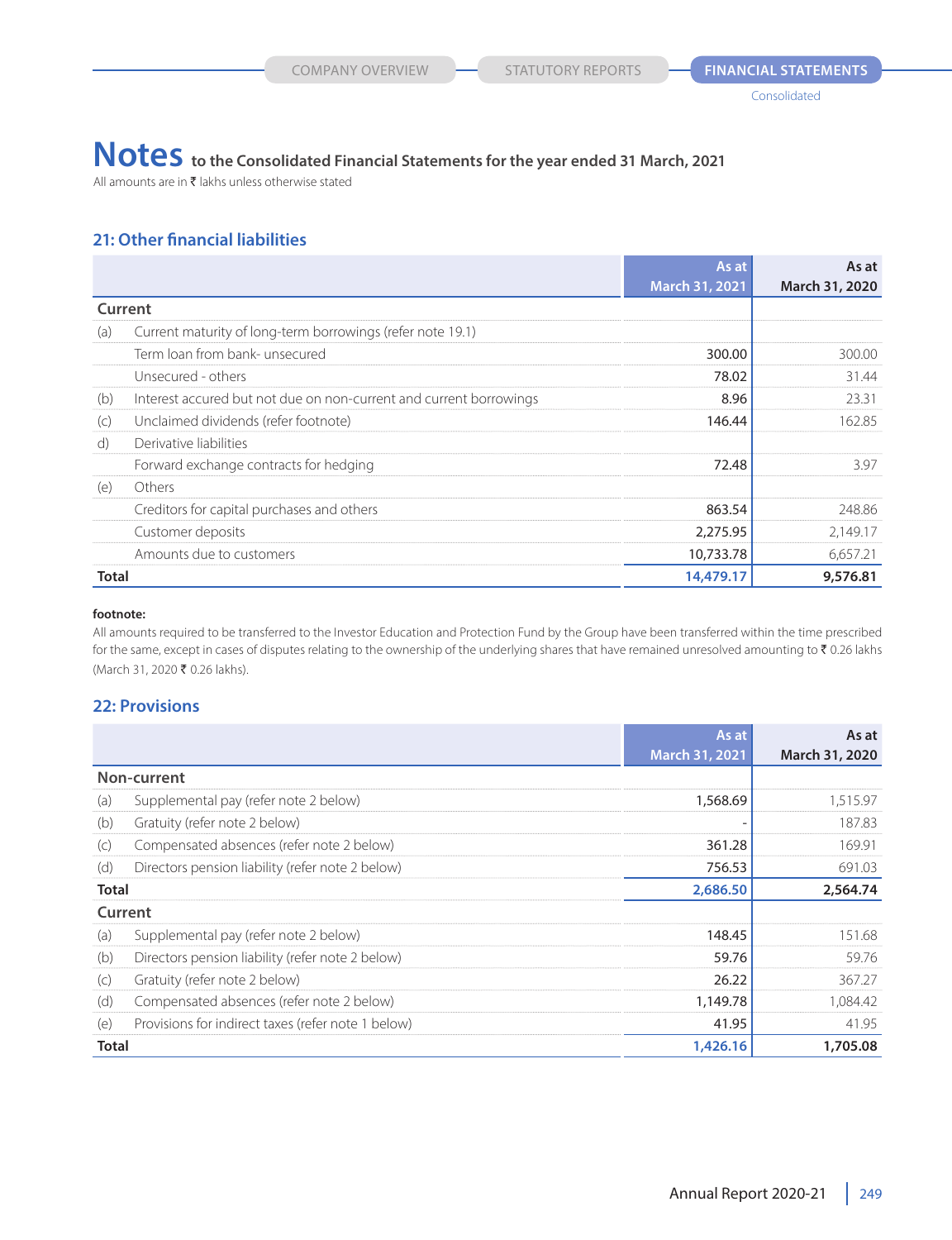# Notes to the Consolidated Financial Statements for the year ended 31 March, 2021

All amounts are in ₹ lakhs unless otherwise stated

## 21: Other financial liabilities

| | | As at March 31, 2021 | As at March 31, 2020 |
|---|---|---|---|
| **Current** | | | |
| (a) | Current maturity of long-term borrowings (refer note 19.1) | | |
| | Term loan from bank- unsecured | 300.00 | 300.00 |
| | Unsecured - others | 78.02 | 31.44 |
| (b) | Interest accured but not due on non-current and current borrowings | 8.96 | 23.31 |
| (c) | Unclaimed dividends (refer footnote) | 146.44 | 162.85 |
| d) | Derivative liabilities | | |
| | Forward exchange contracts for hedging | 72.48 | 3.97 |
| (e) | Others | | |
| | Creditors for capital purchases and others | 863.54 | 248.86 |
| | Customer deposits | 2,275.95 | 2,149.17 |
| | Amounts due to customers | 10,733.78 | 6,657.21 |
| **Total** | | **14,479.17** | **9,576.81** |

**footnote:**

All amounts required to be transferred to the Investor Education and Protection Fund by the Group have been transferred within the time prescribed for the same, except in cases of disputes relating to the ownership of the underlying shares that have remained unresolved amounting to ₹ 0.26 lakhs (March 31, 2020 ₹ 0.26 lakhs).

## 22: Provisions

| | | As at March 31, 2021 | As at March 31, 2020 |
|---|---|---|---|
| **Non-current** | | | |
| (a) | Supplemental pay (refer note 2 below) | 1,568.69 | 1,515.97 |
| (b) | Gratuity (refer note 2 below) | - | 187.83 |
| (c) | Compensated absences (refer note 2 below) | 361.28 | 169.91 |
| (d) | Directors pension liability (refer note 2 below) | 756.53 | 691.03 |
| **Total** | | **2,686.50** | **2,564.74** |
| **Current** | | | |
| (a) | Supplemental pay (refer note 2 below) | 148.45 | 151.68 |
| (b) | Directors pension liability (refer note 2 below) | 59.76 | 59.76 |
| (c) | Gratuity (refer note 2 below) | 26.22 | 367.27 |
| (d) | Compensated absences (refer note 2 below) | 1,149.78 | 1,084.42 |
| (e) | Provisions for indirect taxes (refer note 1 below) | 41.95 | 41.95 |
| **Total** | | **1,426.16** | **1,705.08** |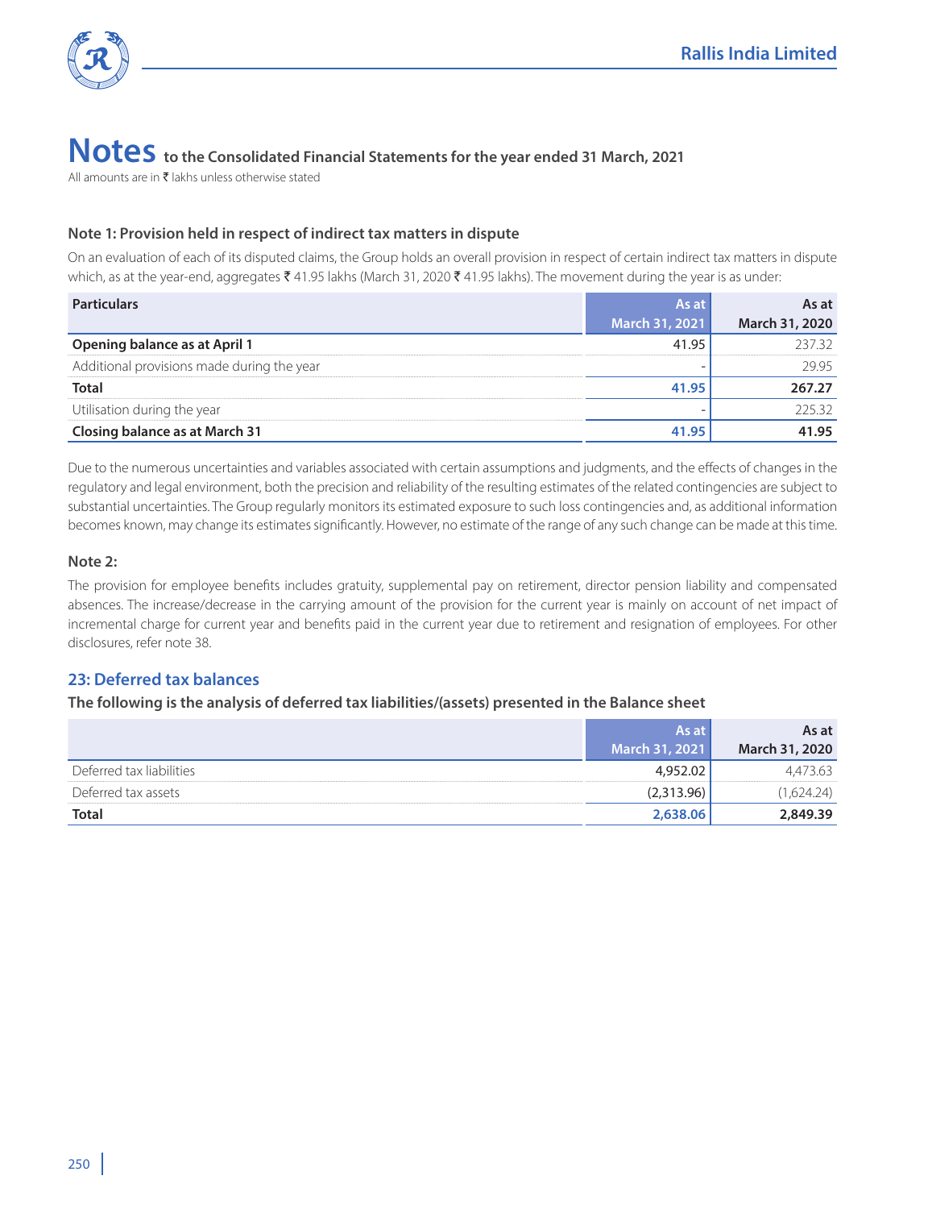# Notes to the Consolidated Financial Statements for the year ended 31 March, 2021

All amounts are in ₹ lakhs unless otherwise stated

### Note 1: Provision held in respect of indirect tax matters in dispute

On an evaluation of each of its disputed claims, the Group holds an overall provision in respect of certain indirect tax matters in dispute which, as at the year-end, aggregates ₹ 41.95 lakhs (March 31, 2020 ₹ 41.95 lakhs). The movement during the year is as under:

| Particulars | As at March 31, 2021 | As at March 31, 2020 |
|---|---|---|
| **Opening balance as at April 1** | 41.95 | 237.32 |
| Additional provisions made during the year | - | 29.95 |
| **Total** | **41.95** | **267.27** |
| Utilisation during the year | - | 225.32 |
| **Closing balance as at March 31** | **41.95** | **41.95** |

Due to the numerous uncertainties and variables associated with certain assumptions and judgments, and the effects of changes in the regulatory and legal environment, both the precision and reliability of the resulting estimates of the related contingencies are subject to substantial uncertainties. The Group regularly monitors its estimated exposure to such loss contingencies and, as additional information becomes known, may change its estimates significantly. However, no estimate of the range of any such change can be made at this time.

### Note 2:

The provision for employee benefits includes gratuity, supplemental pay on retirement, director pension liability and compensated absences. The increase/decrease in the carrying amount of the provision for the current year is mainly on account of net impact of incremental charge for current year and benefits paid in the current year due to retirement and resignation of employees. For other disclosures, refer note 38.

## 23: Deferred tax balances

**The following is the analysis of deferred tax liabilities/(assets) presented in the Balance sheet**

| | As at March 31, 2021 | As at March 31, 2020 |
|---|---|---|
| Deferred tax liabilities | 4,952.02 | 4,473.63 |
| Deferred tax assets | (2,313.96) | (1,624.24) |
| **Total** | **2,638.06** | **2,849.39** |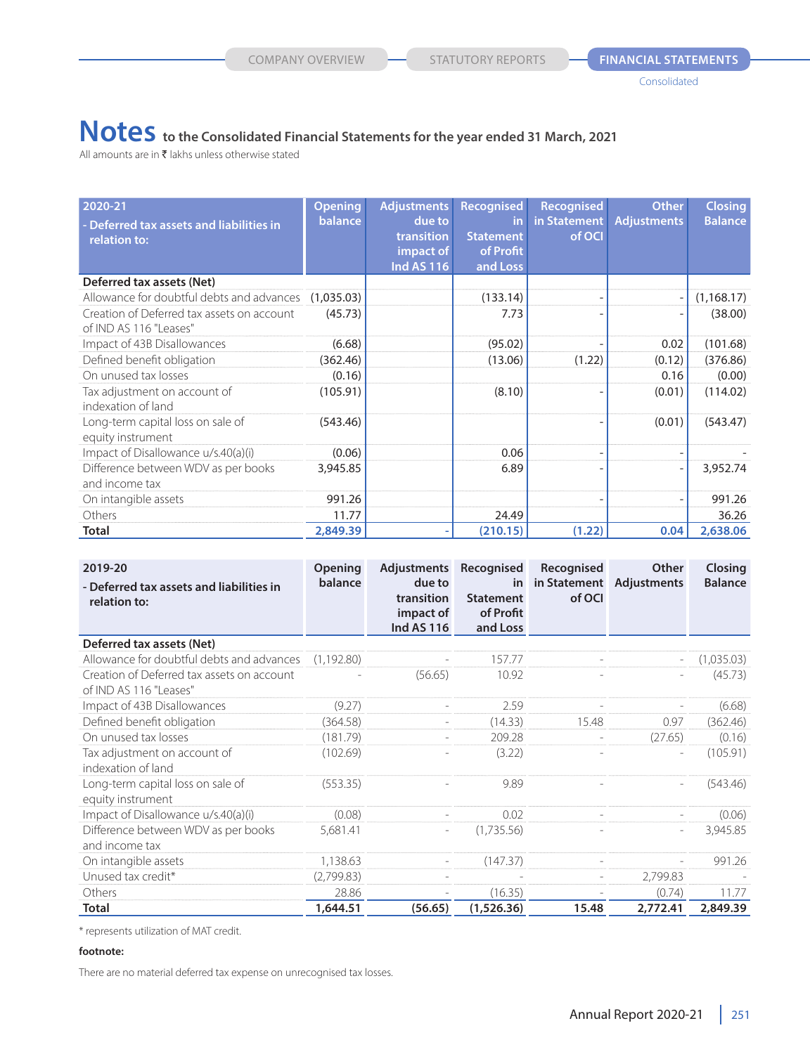# Notes to the Consolidated Financial Statements for the year ended 31 March, 2021

All amounts are in ₹ lakhs unless otherwise stated

| 2020-21 - Deferred tax assets and liabilities in relation to: | Opening balance | Adjustments due to transition impact of Ind AS 116 | Recognised in Statement of Profit and Loss | Recognised in Statement of OCI | Other Adjustments | Closing Balance |
|---|---|---|---|---|---|---|
| **Deferred tax assets (Net)** | | | | | | |
| Allowance for doubtful debts and advances | (1,035.03) | | (133.14) | - | - | (1,168.17) |
| Creation of Deferred tax assets on account of IND AS 116 "Leases" | (45.73) | | 7.73 | - | - | (38.00) |
| Impact of 43B Disallowances | (6.68) | | (95.02) | - | 0.02 | (101.68) |
| Defined benefit obligation | (362.46) | | (13.06) | (1.22) | (0.12) | (376.86) |
| On unused tax losses | (0.16) | | | | 0.16 | (0.00) |
| Tax adjustment on account of indexation of land | (105.91) | | (8.10) | - | (0.01) | (114.02) |
| Long-term capital loss on sale of equity instrument | (543.46) | | | - | (0.01) | (543.47) |
| Impact of Disallowance u/s.40(a)(i) | (0.06) | | 0.06 | - | - | - |
| Difference between WDV as per books and income tax | 3,945.85 | | 6.89 | - | - | 3,952.74 |
| On intangible assets | 991.26 | | | - | - | 991.26 |
| Others | 11.77 | | 24.49 | | | 36.26 |
| **Total** | **2,849.39** | **-** | **(210.15)** | **(1.22)** | **0.04** | **2,638.06** |

| 2019-20 - Deferred tax assets and liabilities in relation to: | Opening balance | Adjustments due to transition impact of Ind AS 116 | Recognised in Statement of Profit and Loss | Recognised in Statement of OCI | Other Adjustments | Closing Balance |
|---|---|---|---|---|---|---|
| **Deferred tax assets (Net)** | | | | | | |
| Allowance for doubtful debts and advances | (1,192.80) | - | 157.77 | - | - | (1,035.03) |
| Creation of Deferred tax assets on account of IND AS 116 "Leases" | - | (56.65) | 10.92 | - | - | (45.73) |
| Impact of 43B Disallowances | (9.27) | - | 2.59 | - | - | (6.68) |
| Defined benefit obligation | (364.58) | - | (14.33) | 15.48 | 0.97 | (362.46) |
| On unused tax losses | (181.79) | - | 209.28 | - | (27.65) | (0.16) |
| Tax adjustment on account of indexation of land | (102.69) | - | (3.22) | - | - | (105.91) |
| Long-term capital loss on sale of equity instrument | (553.35) | - | 9.89 | - | - | (543.46) |
| Impact of Disallowance u/s.40(a)(i) | (0.08) | - | 0.02 | - | - | (0.06) |
| Difference between WDV as per books and income tax | 5,681.41 | - | (1,735.56) | - | - | 3,945.85 |
| On intangible assets | 1,138.63 | - | (147.37) | - | - | 991.26 |
| Unused tax credit* | (2,799.83) | - | - | - | 2,799.83 | - |
| Others | 28.86 | - | (16.35) | - | (0.74) | 11.77 |
| **Total** | **1,644.51** | **(56.65)** | **(1,526.36)** | **15.48** | **2,772.41** | **2,849.39** |

\* represents utilization of MAT credit.

**footnote:**

There are no material deferred tax expense on unrecognised tax losses.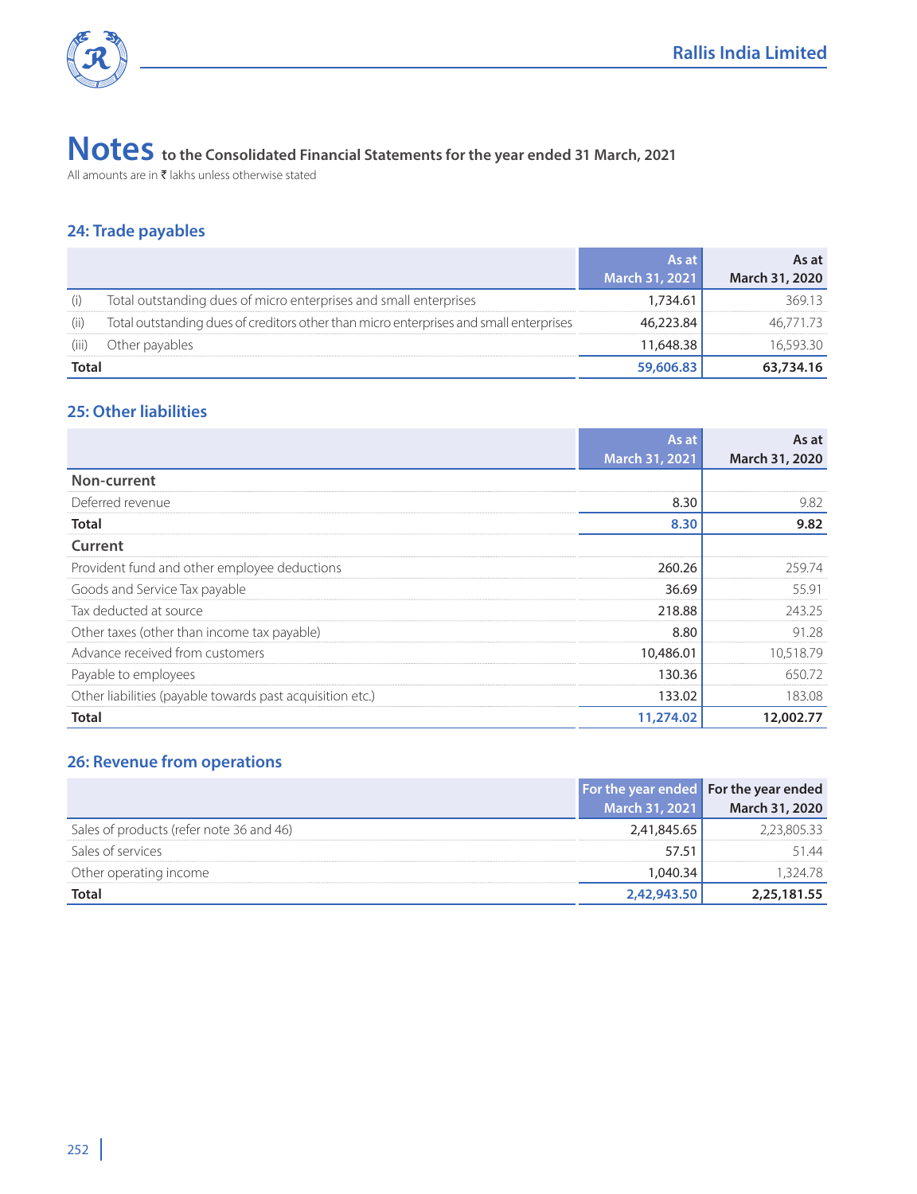# Notes to the Consolidated Financial Statements for the year ended 31 March, 2021

All amounts are in ₹ lakhs unless otherwise stated

## 24: Trade payables

| | | As at March 31, 2021 | As at March 31, 2020 |
|---|---|---|---|
| (i) | Total outstanding dues of micro enterprises and small enterprises | 1,734.61 | 369.13 |
| (ii) | Total outstanding dues of creditors other than micro enterprises and small enterprises | 46,223.84 | 46,771.73 |
| (iii) | Other payables | 11,648.38 | 16,593.30 |
| **Total** | | **59,606.83** | **63,734.16** |

## 25: Other liabilities

| | As at March 31, 2021 | As at March 31, 2020 |
|---|---|---|
| **Non-current** | | |
| Deferred revenue | 8.30 | 9.82 |
| **Total** | **8.30** | **9.82** |
| **Current** | | |
| Provident fund and other employee deductions | 260.26 | 259.74 |
| Goods and Service Tax payable | 36.69 | 55.91 |
| Tax deducted at source | 218.88 | 243.25 |
| Other taxes (other than income tax payable) | 8.80 | 91.28 |
| Advance received from customers | 10,486.01 | 10,518.79 |
| Payable to employees | 130.36 | 650.72 |
| Other liabilities (payable towards past acquisition etc.) | 133.02 | 183.08 |
| **Total** | **11,274.02** | **12,002.77** |

## 26: Revenue from operations

| | For the year ended March 31, 2021 | For the year ended March 31, 2020 |
|---|---|---|
| Sales of products (refer note 36 and 46) | 2,41,845.65 | 2,23,805.33 |
| Sales of services | 57.51 | 51.44 |
| Other operating income | 1,040.34 | 1,324.78 |
| **Total** | **2,42,943.50** | **2,25,181.55** |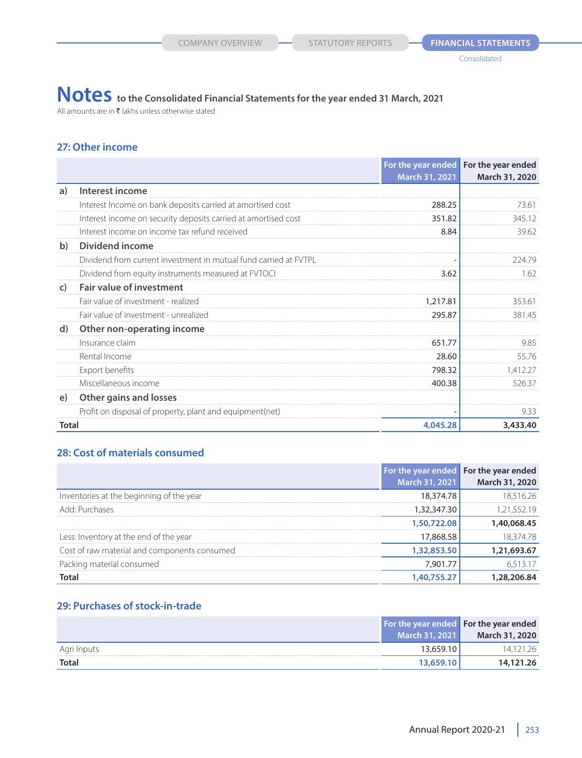# Notes to the Consolidated Financial Statements for the year ended 31 March, 2021

All amounts are in ₹ lakhs unless otherwise stated

## 27: Other income

| | | For the year ended March 31, 2021 | For the year ended March 31, 2020 |
|---|---|---|---|
| **a)** | **Interest income** | | |
| | Interest Income on bank deposits carried at amortised cost | 288.25 | 73.61 |
| | Interest income on security deposits carried at amortised cost | 351.82 | 345.12 |
| | Interest income on income tax refund received | 8.84 | 39.62 |
| **b)** | **Dividend income** | | |
| | Dividend from current investment in mutual fund carried at FVTPL | - | 224.79 |
| | Dividend from equity instruments measured at FVTOCI | 3.62 | 1.62 |
| **c)** | **Fair value of investment** | | |
| | Fair value of investment - realized | 1,217.81 | 353.61 |
| | Fair value of investment - unrealized | 295.87 | 381.45 |
| **d)** | **Other non-operating income** | | |
| | Insurance claim | 651.77 | 9.85 |
| | Rental Income | 28.60 | 55.76 |
| | Export benefits | 798.32 | 1,412.27 |
| | Miscellaneous income | 400.38 | 526.37 |
| **e)** | **Other gains and losses** | | |
| | Profit on disposal of property, plant and equipment(net) | - | 9.33 |
| **Total** | | **4,045.28** | **3,433.40** |

## 28: Cost of materials consumed

| | For the year ended March 31, 2021 | For the year ended March 31, 2020 |
|---|---|---|
| Inventories at the beginning of the year | 18,374.78 | 18,516.26 |
| Add: Purchases | 1,32,347.30 | 1,21,552.19 |
| | **1,50,722.08** | **1,40,068.45** |
| Less: Inventory at the end of the year | 17,868.58 | 18,374.78 |
| Cost of raw material and components consumed | **1,32,853.50** | **1,21,693.67** |
| Packing material consumed | 7,901.77 | 6,513.17 |
| **Total** | **1,40,755.27** | **1,28,206.84** |

## 29: Purchases of stock-in-trade

| | For the year ended March 31, 2021 | For the year ended March 31, 2020 |
|---|---|---|
| Agri Inputs | 13,659.10 | 14,121.26 |
| **Total** | **13,659.10** | **14,121.26** |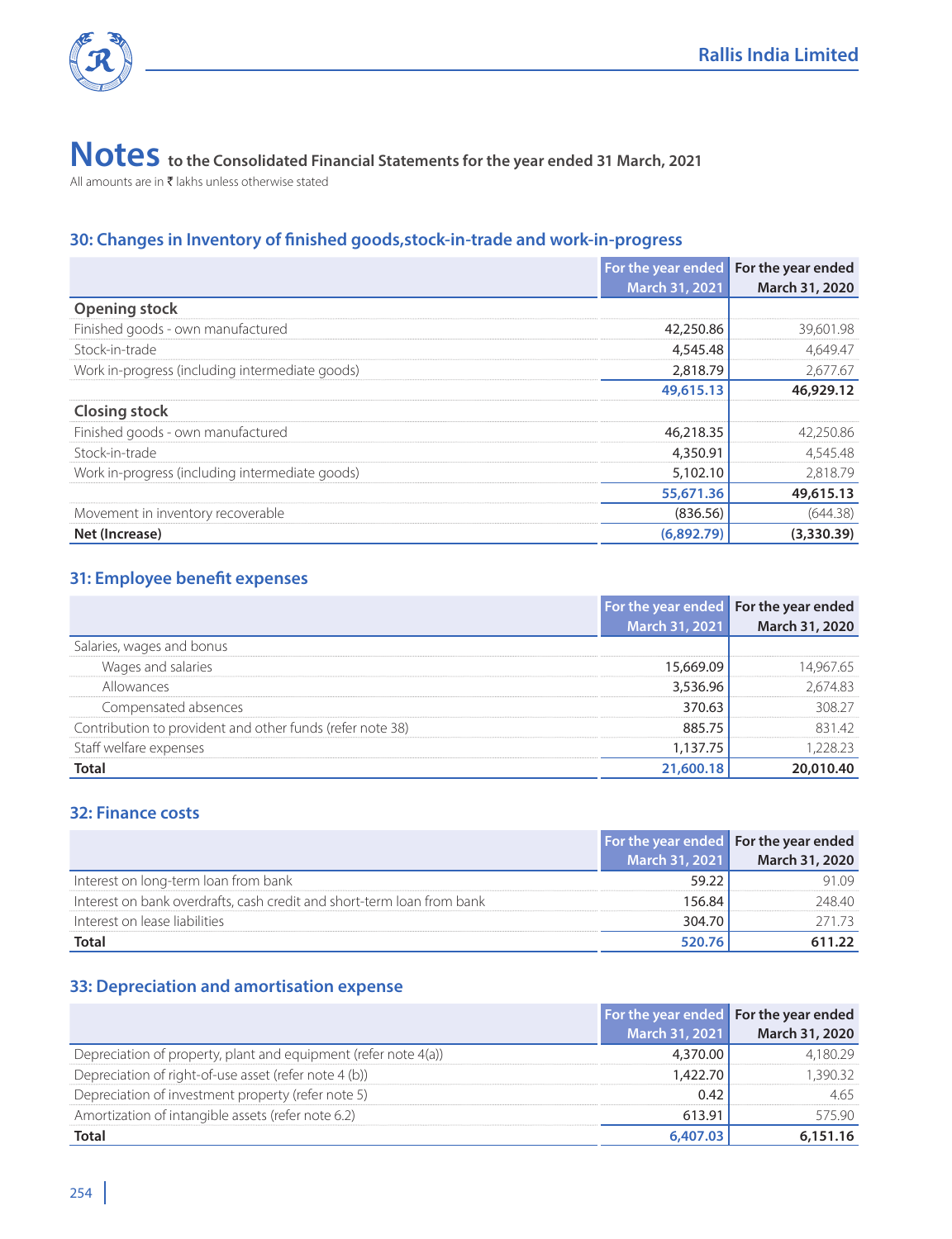# Notes to the Consolidated Financial Statements for the year ended 31 March, 2021

All amounts are in ₹ lakhs unless otherwise stated

## 30: Changes in Inventory of finished goods,stock-in-trade and work-in-progress

| | For the year ended March 31, 2021 | For the year ended March 31, 2020 |
|---|---|---|
| **Opening stock** | | |
| Finished goods - own manufactured | 42,250.86 | 39,601.98 |
| Stock-in-trade | 4,545.48 | 4,649.47 |
| Work in-progress (including intermediate goods) | 2,818.79 | 2,677.67 |
| | **49,615.13** | **46,929.12** |
| **Closing stock** | | |
| Finished goods - own manufactured | 46,218.35 | 42,250.86 |
| Stock-in-trade | 4,350.91 | 4,545.48 |
| Work in-progress (including intermediate goods) | 5,102.10 | 2,818.79 |
| | **55,671.36** | **49,615.13** |
| Movement in inventory recoverable | (836.56) | (644.38) |
| **Net (Increase)** | **(6,892.79)** | **(3,330.39)** |

## 31: Employee benefit expenses

| | For the year ended March 31, 2021 | For the year ended March 31, 2020 |
|---|---|---|
| Salaries, wages and bonus | | |
| Wages and salaries | 15,669.09 | 14,967.65 |
| Allowances | 3,536.96 | 2,674.83 |
| Compensated absences | 370.63 | 308.27 |
| Contribution to provident and other funds (refer note 38) | 885.75 | 831.42 |
| Staff welfare expenses | 1,137.75 | 1,228.23 |
| **Total** | **21,600.18** | **20,010.40** |

## 32: Finance costs

| | For the year ended March 31, 2021 | For the year ended March 31, 2020 |
|---|---|---|
| Interest on long-term loan from bank | 59.22 | 91.09 |
| Interest on bank overdrafts, cash credit and short-term loan from bank | 156.84 | 248.40 |
| Interest on lease liabilities | 304.70 | 271.73 |
| **Total** | **520.76** | **611.22** |

## 33: Depreciation and amortisation expense

| | For the year ended March 31, 2021 | For the year ended March 31, 2020 |
|---|---|---|
| Depreciation of property, plant and equipment (refer note 4(a)) | 4,370.00 | 4,180.29 |
| Depreciation of right-of-use asset (refer note 4 (b)) | 1,422.70 | 1,390.32 |
| Depreciation of investment property (refer note 5) | 0.42 | 4.65 |
| Amortization of intangible assets (refer note 6.2) | 613.91 | 575.90 |
| **Total** | **6,407.03** | **6,151.16** |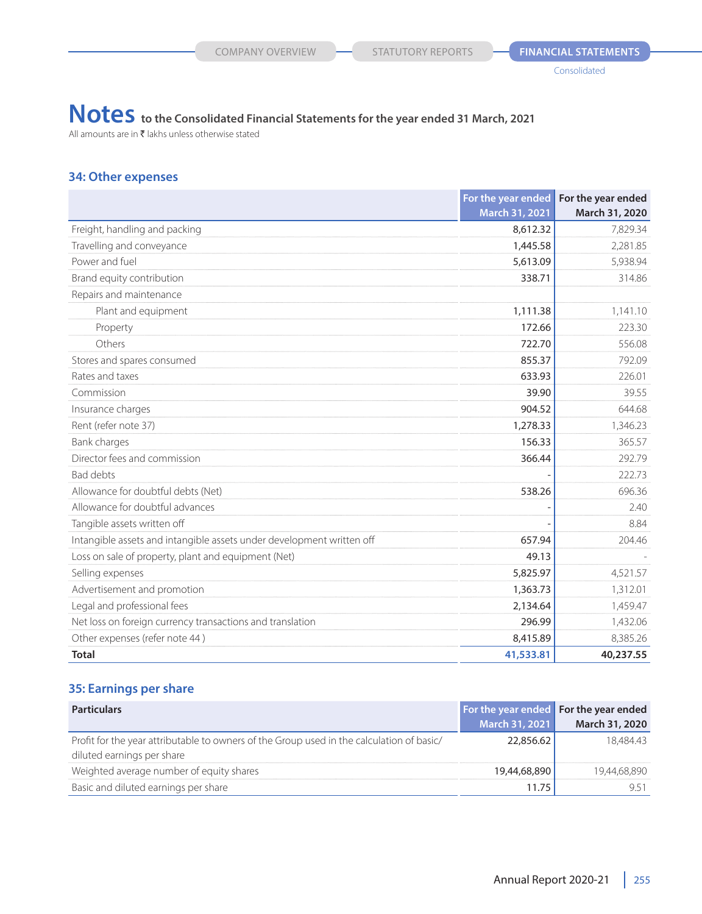# Notes to the Consolidated Financial Statements for the year ended 31 March, 2021

All amounts are in ₹ lakhs unless otherwise stated

## 34: Other expenses

| | For the year ended March 31, 2021 | For the year ended March 31, 2020 |
|---|---|---|
| Freight, handling and packing | 8,612.32 | 7,829.34 |
| Travelling and conveyance | 1,445.58 | 2,281.85 |
| Power and fuel | 5,613.09 | 5,938.94 |
| Brand equity contribution | 338.71 | 314.86 |
| Repairs and maintenance | | |
| Plant and equipment | 1,111.38 | 1,141.10 |
| Property | 172.66 | 223.30 |
| Others | 722.70 | 556.08 |
| Stores and spares consumed | 855.37 | 792.09 |
| Rates and taxes | 633.93 | 226.01 |
| Commission | 39.90 | 39.55 |
| Insurance charges | 904.52 | 644.68 |
| Rent (refer note 37) | 1,278.33 | 1,346.23 |
| Bank charges | 156.33 | 365.57 |
| Director fees and commission | 366.44 | 292.79 |
| Bad debts | - | 222.73 |
| Allowance for doubtful debts (Net) | 538.26 | 696.36 |
| Allowance for doubtful advances | - | 2.40 |
| Tangible assets written off | - | 8.84 |
| Intangible assets and intangible assets under development written off | 657.94 | 204.46 |
| Loss on sale of property, plant and equipment (Net) | 49.13 | - |
| Selling expenses | 5,825.97 | 4,521.57 |
| Advertisement and promotion | 1,363.73 | 1,312.01 |
| Legal and professional fees | 2,134.64 | 1,459.47 |
| Net loss on foreign currency transactions and translation | 296.99 | 1,432.06 |
| Other expenses (refer note 44 ) | 8,415.89 | 8,385.26 |
| **Total** | **41,533.81** | **40,237.55** |

## 35: Earnings per share

| Particulars | For the year ended March 31, 2021 | For the year ended March 31, 2020 |
|---|---|---|
| Profit for the year attributable to owners of the Group used in the calculation of basic/diluted earnings per share | 22,856.62 | 18,484.43 |
| Weighted average number of equity shares | 19,44,68,890 | 19,44,68,890 |
| Basic and diluted earnings per share | 11.75 | 9.51 |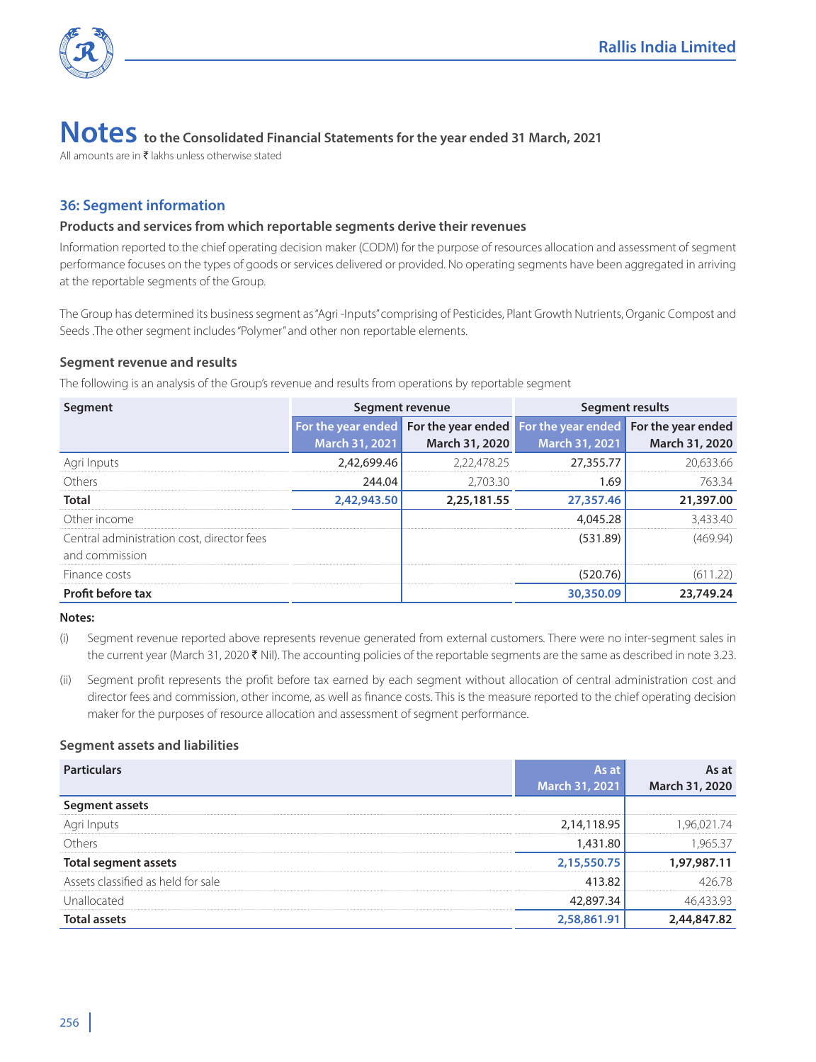# Notes to the Consolidated Financial Statements for the year ended 31 March, 2021

All amounts are in ₹ lakhs unless otherwise stated

## 36: Segment information

### Products and services from which reportable segments derive their revenues

Information reported to the chief operating decision maker (CODM) for the purpose of resources allocation and assessment of segment performance focuses on the types of goods or services delivered or provided. No operating segments have been aggregated in arriving at the reportable segments of the Group.

The Group has determined its business segment as "Agri -Inputs" comprising of Pesticides, Plant Growth Nutrients, Organic Compost and Seeds .The other segment includes "Polymer" and other non reportable elements.

### Segment revenue and results

The following is an analysis of the Group's revenue and results from operations by reportable segment

| Segment | Segment revenue | | Segment results | |
|---|---|---|---|---|
| | For the year ended March 31, 2021 | For the year ended March 31, 2020 | For the year ended March 31, 2021 | For the year ended March 31, 2020 |
| Agri Inputs | 2,42,699.46 | 2,22,478.25 | 27,355.77 | 20,633.66 |
| Others | 244.04 | 2,703.30 | 1.69 | 763.34 |
| **Total** | **2,42,943.50** | **2,25,181.55** | **27,357.46** | **21,397.00** |
| Other income | | | 4,045.28 | 3,433.40 |
| Central administration cost, director fees and commission | | | (531.89) | (469.94) |
| Finance costs | | | (520.76) | (611.22) |
| **Profit before tax** | | | **30,350.09** | **23,749.24** |

**Notes:**

(i) Segment revenue reported above represents revenue generated from external customers. There were no inter-segment sales in the current year (March 31, 2020 ₹ Nil). The accounting policies of the reportable segments are the same as described in note 3.23.

(ii) Segment profit represents the profit before tax earned by each segment without allocation of central administration cost and director fees and commission, other income, as well as finance costs. This is the measure reported to the chief operating decision maker for the purposes of resource allocation and assessment of segment performance.

### Segment assets and liabilities

| Particulars | As at March 31, 2021 | As at March 31, 2020 |
|---|---|---|
| **Segment assets** | | |
| Agri Inputs | 2,14,118.95 | 1,96,021.74 |
| Others | 1,431.80 | 1,965.37 |
| **Total segment assets** | **2,15,550.75** | **1,97,987.11** |
| Assets classified as held for sale | 413.82 | 426.78 |
| Unallocated | 42,897.34 | 46,433.93 |
| **Total assets** | **2,58,861.91** | **2,44,847.82** |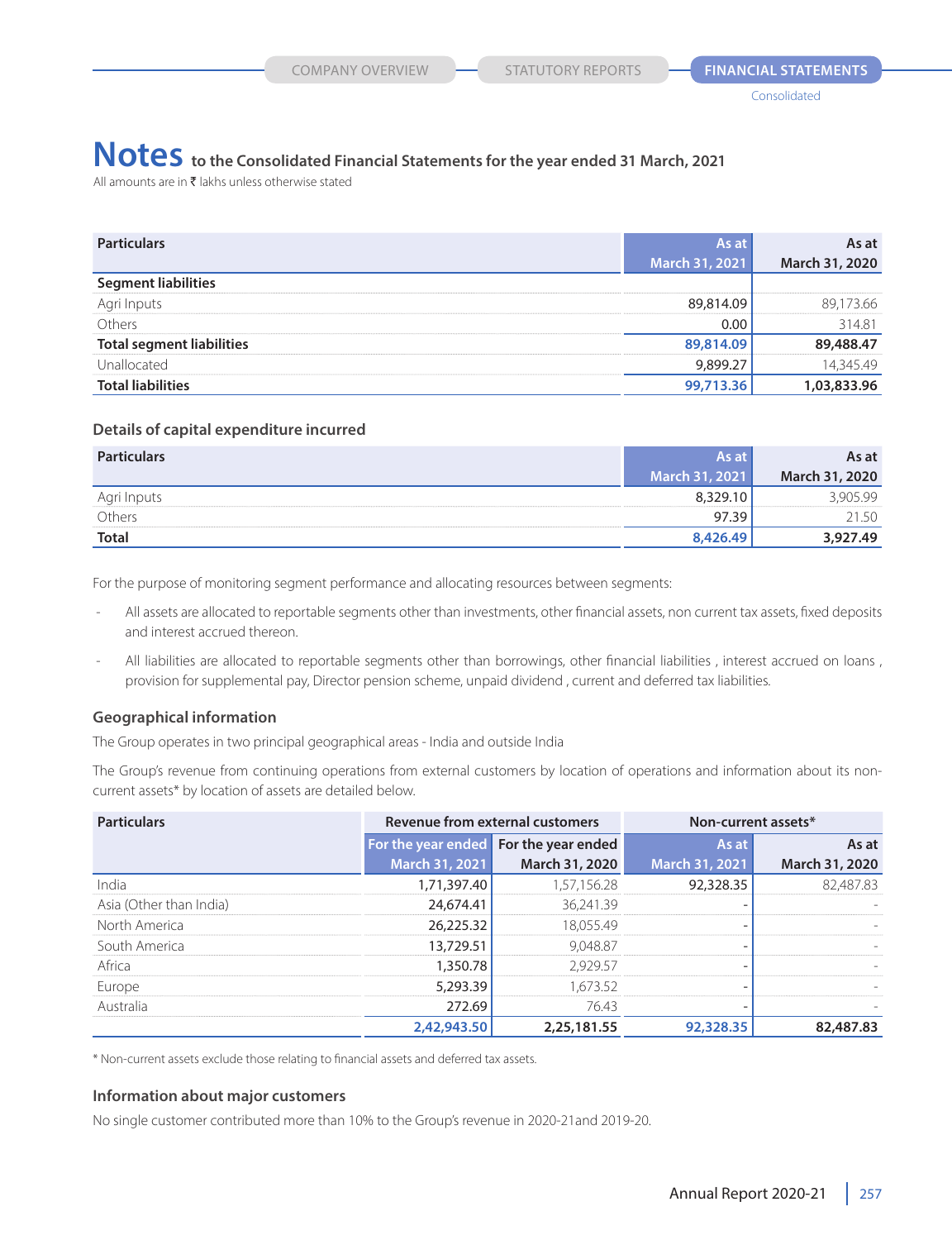# Notes to the Consolidated Financial Statements for the year ended 31 March, 2021

All amounts are in ₹ lakhs unless otherwise stated

| Particulars | As at March 31, 2021 | As at March 31, 2020 |
|---|---|---|
| **Segment liabilities** | | |
| Agri Inputs | 89,814.09 | 89,173.66 |
| Others | 0.00 | 314.81 |
| **Total segment liabilities** | **89,814.09** | **89,488.47** |
| Unallocated | 9,899.27 | 14,345.49 |
| **Total liabilities** | **99,713.36** | **1,03,833.96** |

### Details of capital expenditure incurred

| Particulars | As at March 31, 2021 | As at March 31, 2020 |
|---|---|---|
| Agri Inputs | 8,329.10 | 3,905.99 |
| Others | 97.39 | 21.50 |
| **Total** | **8,426.49** | **3,927.49** |

For the purpose of monitoring segment performance and allocating resources between segments:

- All assets are allocated to reportable segments other than investments, other financial assets, non current tax assets, fixed deposits and interest accrued thereon.
- All liabilities are allocated to reportable segments other than borrowings, other financial liabilities , interest accrued on loans , provision for supplemental pay, Director pension scheme, unpaid dividend , current and deferred tax liabilities.

### Geographical information

The Group operates in two principal geographical areas - India and outside India

The Group's revenue from continuing operations from external customers by location of operations and information about its non-current assets* by location of assets are detailed below.

| Particulars | Revenue from external customers | | Non-current assets* | |
|---|---|---|---|---|
| | For the year ended March 31, 2021 | For the year ended March 31, 2020 | As at March 31, 2021 | As at March 31, 2020 |
| India | 1,71,397.40 | 1,57,156.28 | 92,328.35 | 82,487.83 |
| Asia (Other than India) | 24,674.41 | 36,241.39 | - | - |
| North America | 26,225.32 | 18,055.49 | - | - |
| South America | 13,729.51 | 9,048.87 | - | - |
| Africa | 1,350.78 | 2,929.57 | - | - |
| Europe | 5,293.39 | 1,673.52 | - | - |
| Australia | 272.69 | 76.43 | - | - |
| | **2,42,943.50** | **2,25,181.55** | **92,328.35** | **82,487.83** |

* Non-current assets exclude those relating to financial assets and deferred tax assets.

### Information about major customers

No single customer contributed more than 10% to the Group's revenue in 2020-21and 2019-20.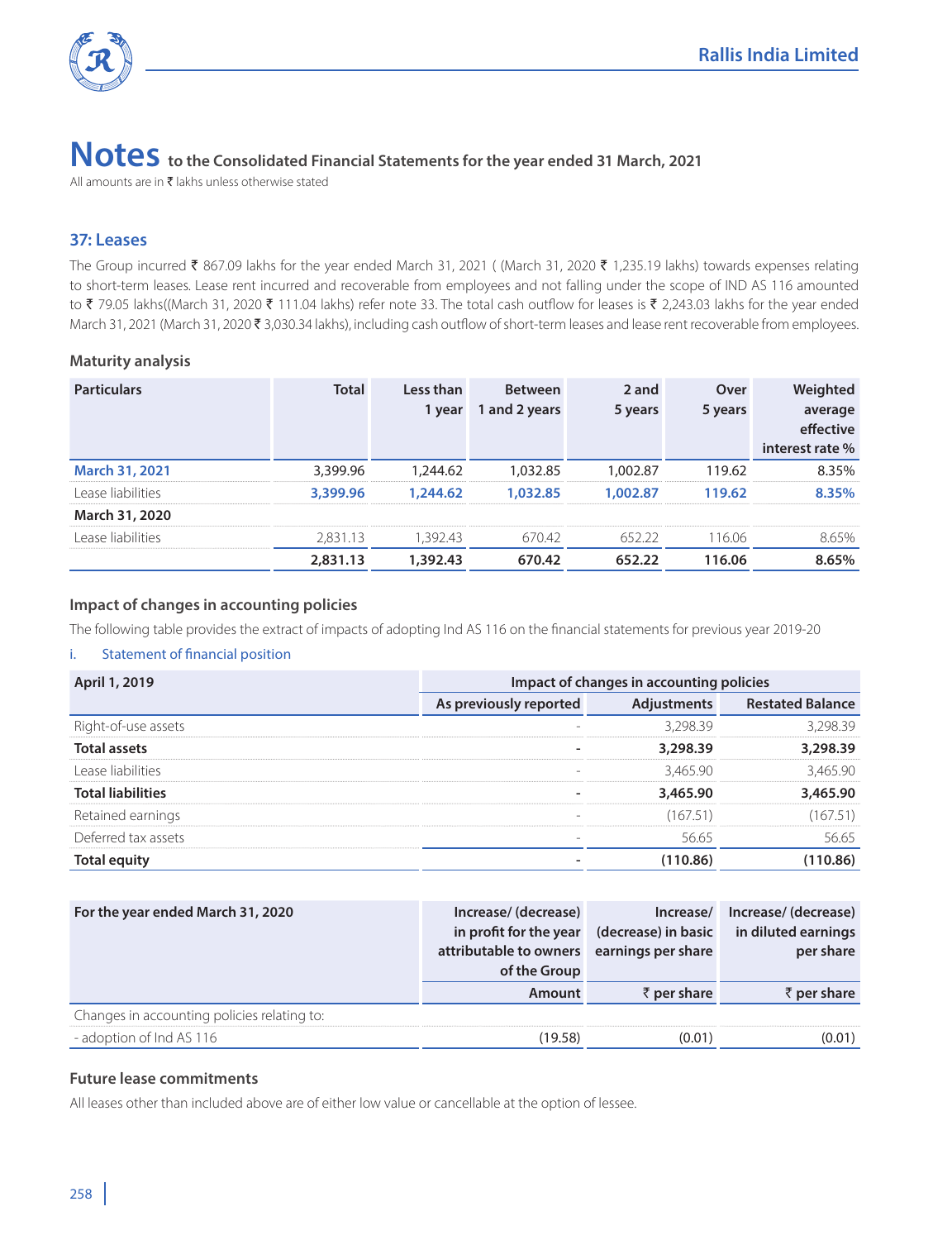# Notes to the Consolidated Financial Statements for the year ended 31 March, 2021

All amounts are in ₹ lakhs unless otherwise stated

## 37: Leases

The Group incurred ₹ 867.09 lakhs for the year ended March 31, 2021 ( (March 31, 2020 ₹ 1,235.19 lakhs) towards expenses relating to short-term leases. Lease rent incurred and recoverable from employees and not falling under the scope of IND AS 116 amounted to ₹ 79.05 lakhs((March 31, 2020 ₹ 111.04 lakhs) refer note 33. The total cash outflow for leases is ₹ 2,243.03 lakhs for the year ended March 31, 2021 (March 31, 2020 ₹ 3,030.34 lakhs), including cash outflow of short-term leases and lease rent recoverable from employees.

### Maturity analysis

| Particulars | Total | Less than 1 year | Between 1 and 2 years | 2 and 5 years | Over 5 years | Weighted average effective interest rate % |
|---|---|---|---|---|---|---|
| **March 31, 2021** | 3,399.96 | 1,244.62 | 1,032.85 | 1,002.87 | 119.62 | 8.35% |
| Lease liabilities | **3,399.96** | **1,244.62** | **1,032.85** | **1,002.87** | **119.62** | **8.35%** |
| **March 31, 2020** | | | | | | |
| Lease liabilities | 2,831.13 | 1,392.43 | 670.42 | 652.22 | 116.06 | 8.65% |
| | **2,831.13** | **1,392.43** | **670.42** | **652.22** | **116.06** | **8.65%** |

### Impact of changes in accounting policies

The following table provides the extract of impacts of adopting Ind AS 116 on the financial statements for previous year 2019-20

i. Statement of financial position

| April 1, 2019 | Impact of changes in accounting policies | | |
|---|---|---|---|
| | As previously reported | Adjustments | Restated Balance |
| Right-of-use assets | - | 3,298.39 | 3,298.39 |
| **Total assets** | **-** | **3,298.39** | **3,298.39** |
| Lease liabilities | - | 3,465.90 | 3,465.90 |
| **Total liabilities** | **-** | **3,465.90** | **3,465.90** |
| Retained earnings | - | (167.51) | (167.51) |
| Deferred tax assets | - | 56.65 | 56.65 |
| **Total equity** | **-** | **(110.86)** | **(110.86)** |

| For the year ended March 31, 2020 | Increase/ (decrease) in profit for the year attributable to owners of the Group | Increase/ (decrease) in basic earnings per share | Increase/ (decrease) in diluted earnings per share |
|---|---|---|---|
| | Amount | ₹ per share | ₹ per share |
| Changes in accounting policies relating to: | | | |
| - adoption of Ind AS 116 | (19.58) | (0.01) | (0.01) |

### Future lease commitments

All leases other than included above are of either low value or cancellable at the option of lessee.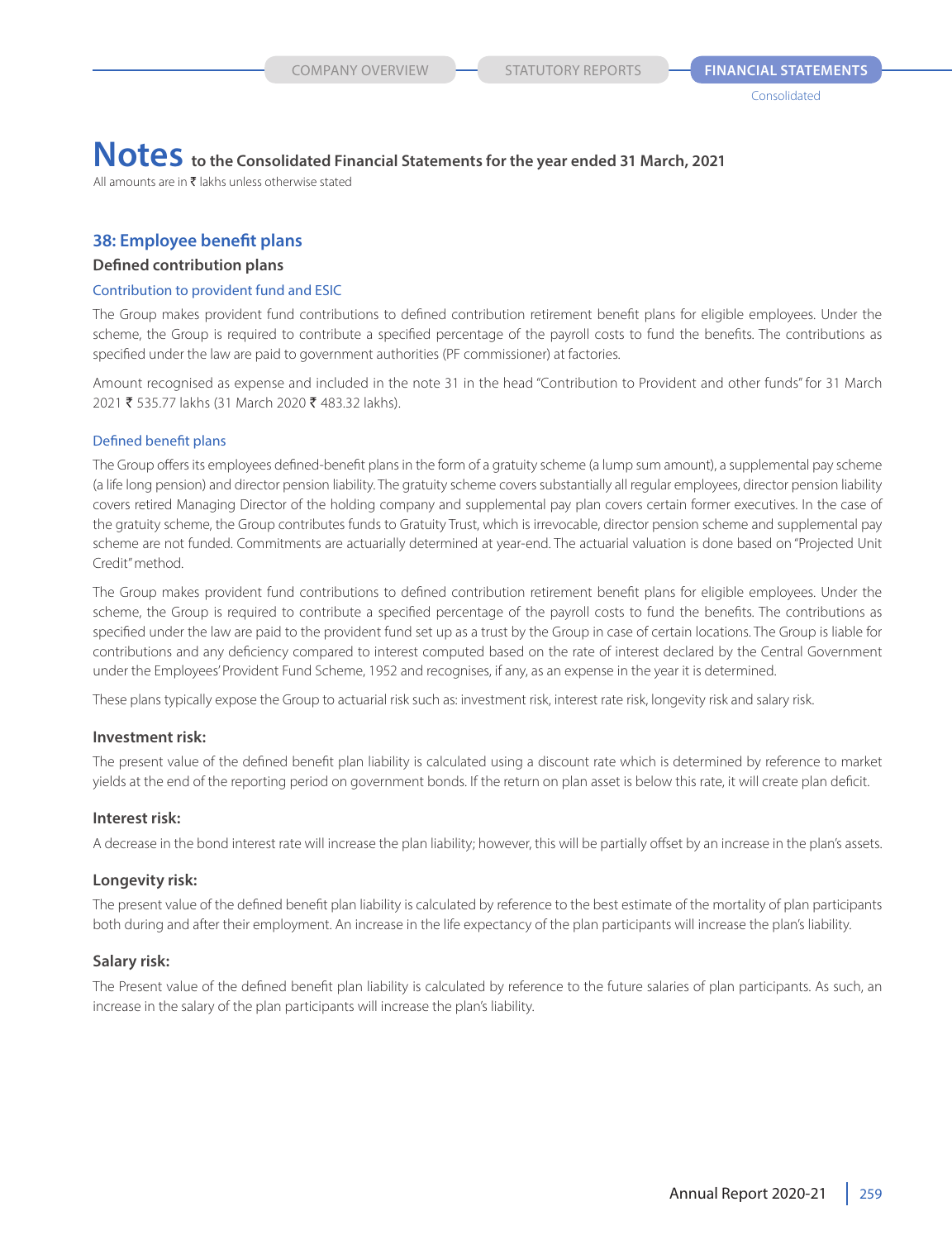# Notes to the Consolidated Financial Statements for the year ended 31 March, 2021

All amounts are in ₹ lakhs unless otherwise stated

## 38: Employee benefit plans

### Defined contribution plans

#### Contribution to provident fund and ESIC

The Group makes provident fund contributions to defined contribution retirement benefit plans for eligible employees. Under the scheme, the Group is required to contribute a specified percentage of the payroll costs to fund the benefits. The contributions as specified under the law are paid to government authorities (PF commissioner) at factories.

Amount recognised as expense and included in the note 31 in the head "Contribution to Provident and other funds" for 31 March 2021 ₹ 535.77 lakhs (31 March 2020 ₹ 483.32 lakhs).

#### Defined benefit plans

The Group offers its employees defined-benefit plans in the form of a gratuity scheme (a lump sum amount), a supplemental pay scheme (a life long pension) and director pension liability. The gratuity scheme covers substantially all regular employees, director pension liability covers retired Managing Director of the holding company and supplemental pay plan covers certain former executives. In the case of the gratuity scheme, the Group contributes funds to Gratuity Trust, which is irrevocable, director pension scheme and supplemental pay scheme are not funded. Commitments are actuarially determined at year-end. The actuarial valuation is done based on "Projected Unit Credit" method.

The Group makes provident fund contributions to defined contribution retirement benefit plans for eligible employees. Under the scheme, the Group is required to contribute a specified percentage of the payroll costs to fund the benefits. The contributions as specified under the law are paid to the provident fund set up as a trust by the Group in case of certain locations. The Group is liable for contributions and any deficiency compared to interest computed based on the rate of interest declared by the Central Government under the Employees' Provident Fund Scheme, 1952 and recognises, if any, as an expense in the year it is determined.

These plans typically expose the Group to actuarial risk such as: investment risk, interest rate risk, longevity risk and salary risk.

### Investment risk:

The present value of the defined benefit plan liability is calculated using a discount rate which is determined by reference to market yields at the end of the reporting period on government bonds. If the return on plan asset is below this rate, it will create plan deficit.

### Interest risk:

A decrease in the bond interest rate will increase the plan liability; however, this will be partially offset by an increase in the plan's assets.

### Longevity risk:

The present value of the defined benefit plan liability is calculated by reference to the best estimate of the mortality of plan participants both during and after their employment. An increase in the life expectancy of the plan participants will increase the plan's liability.

### Salary risk:

The Present value of the defined benefit plan liability is calculated by reference to the future salaries of plan participants. As such, an increase in the salary of the plan participants will increase the plan's liability.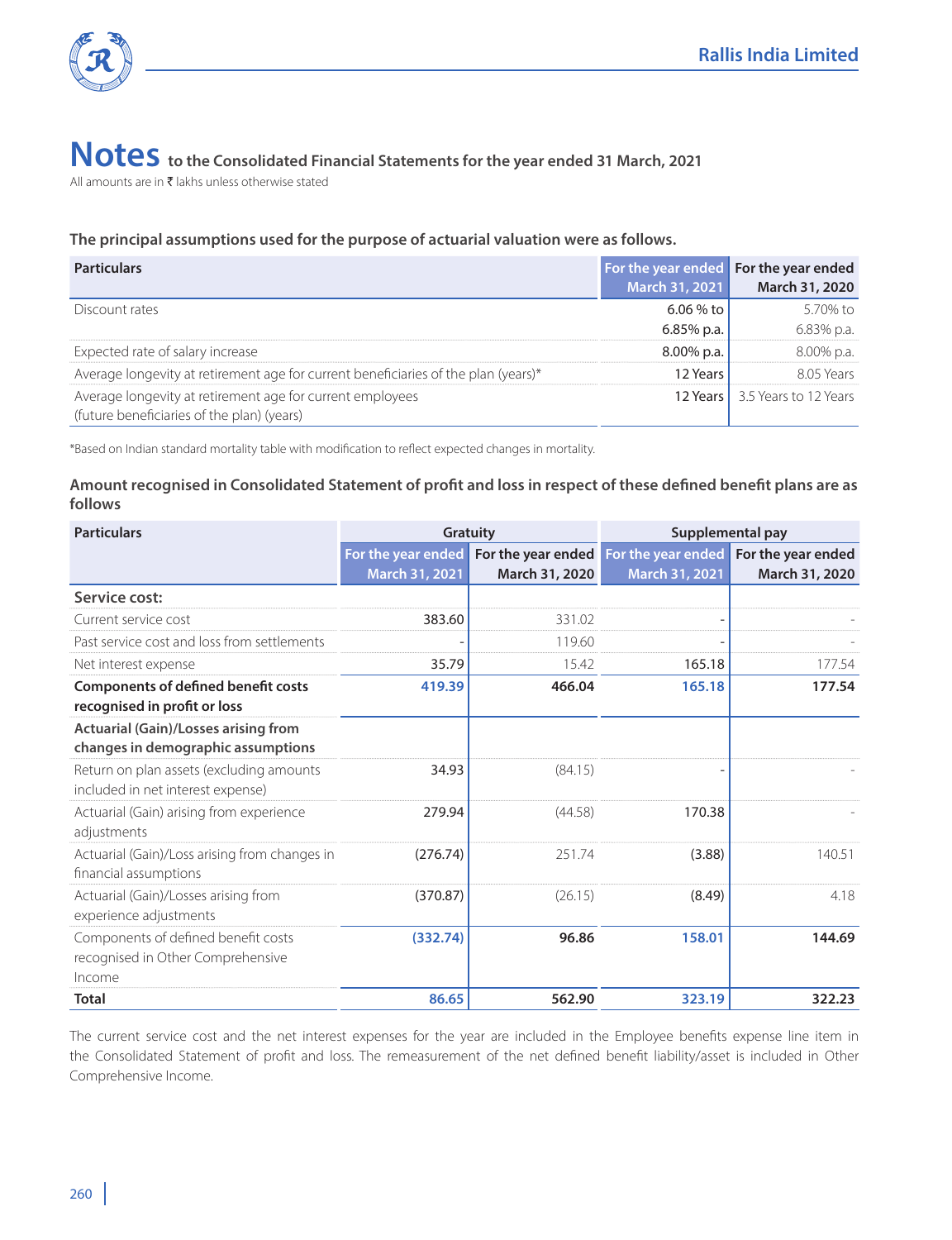# Notes to the Consolidated Financial Statements for the year ended 31 March, 2021

All amounts are in ₹ lakhs unless otherwise stated

### The principal assumptions used for the purpose of actuarial valuation were as follows.

| Particulars | For the year ended March 31, 2021 | For the year ended March 31, 2020 |
|---|---|---|
| Discount rates | 6.06 % to 6.85% p.a. | 5.70% to 6.83% p.a. |
| Expected rate of salary increase | 8.00% p.a. | 8.00% p.a. |
| Average longevity at retirement age for current beneficiaries of the plan (years)* | 12 Years | 8.05 Years |
| Average longevity at retirement age for current employees (future beneficiaries of the plan) (years) | 12 Years | 3.5 Years to 12 Years |

*Based on Indian standard mortality table with modification to reflect expected changes in mortality.

### Amount recognised in Consolidated Statement of profit and loss in respect of these defined benefit plans are as follows

| Particulars | Gratuity | | Supplemental pay | |
|---|---|---|---|---|
| | For the year ended March 31, 2021 | For the year ended March 31, 2020 | For the year ended March 31, 2021 | For the year ended March 31, 2020 |
| **Service cost:** | | | | |
| Current service cost | 383.60 | 331.02 | - | - |
| Past service cost and loss from settlements | - | 119.60 | - | - |
| Net interest expense | 35.79 | 15.42 | 165.18 | 177.54 |
| **Components of defined benefit costs recognised in profit or loss** | **419.39** | **466.04** | **165.18** | **177.54** |
| **Actuarial (Gain)/Losses arising from changes in demographic assumptions** | | | | |
| Return on plan assets (excluding amounts included in net interest expense) | 34.93 | (84.15) | - | - |
| Actuarial (Gain) arising from experience adjustments | 279.94 | (44.58) | 170.38 | - |
| Actuarial (Gain)/Loss arising from changes in financial assumptions | (276.74) | 251.74 | (3.88) | 140.51 |
| Actuarial (Gain)/Losses arising from experience adjustments | (370.87) | (26.15) | (8.49) | 4.18 |
| Components of defined benefit costs recognised in Other Comprehensive Income | **(332.74)** | **96.86** | **158.01** | **144.69** |
| **Total** | **86.65** | **562.90** | **323.19** | **322.23** |

The current service cost and the net interest expenses for the year are included in the Employee benefits expense line item in the Consolidated Statement of profit and loss. The remeasurement of the net defined benefit liability/asset is included in Other Comprehensive Income.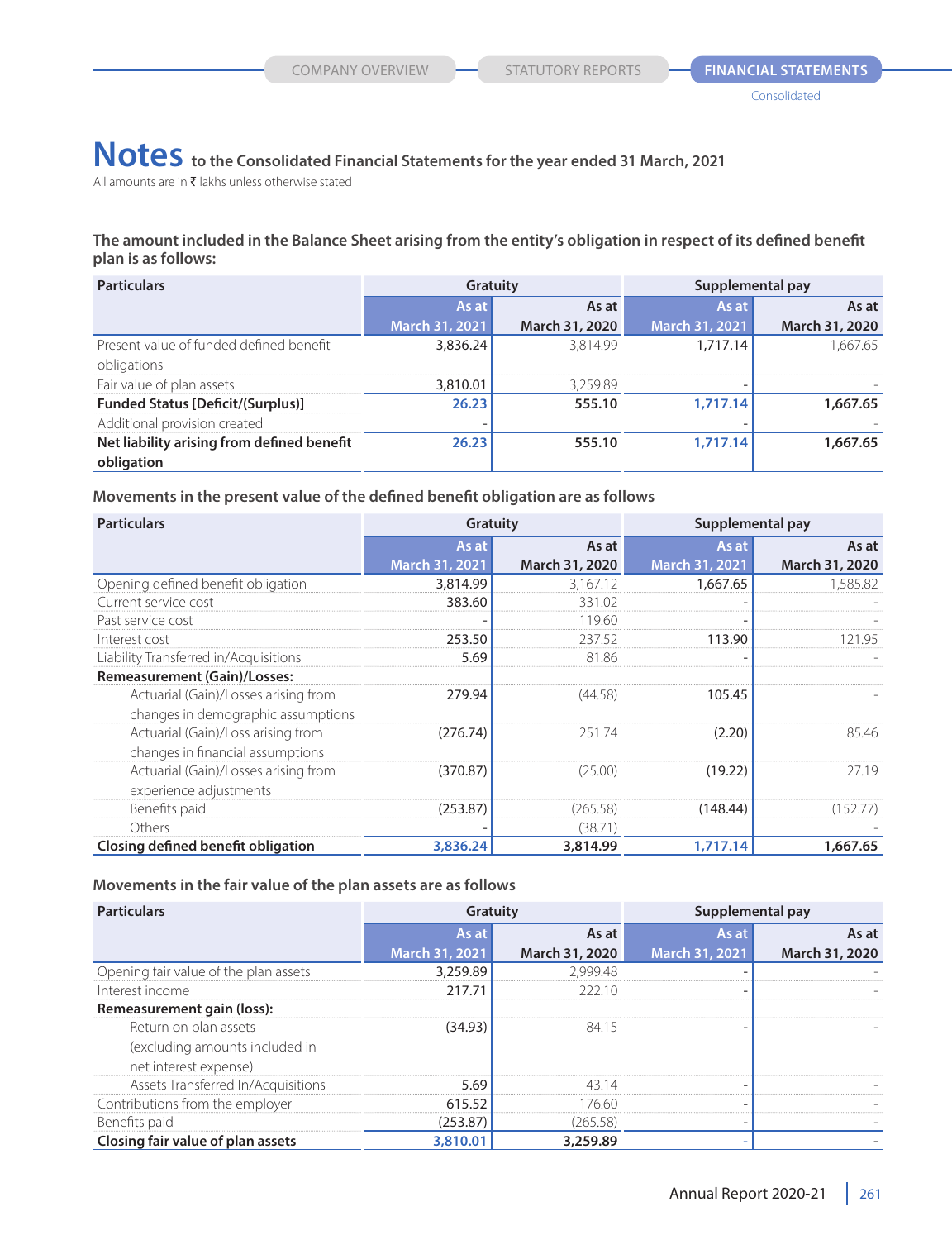# Notes to the Consolidated Financial Statements for the year ended 31 March, 2021

All amounts are in ₹ lakhs unless otherwise stated

**The amount included in the Balance Sheet arising from the entity's obligation in respect of its defined benefit plan is as follows:**

| Particulars | Gratuity | | Supplemental pay | |
|---|---|---|---|---|
| | As at March 31, 2021 | As at March 31, 2020 | As at March 31, 2021 | As at March 31, 2020 |
| Present value of funded defined benefit obligations | 3,836.24 | 3,814.99 | 1,717.14 | 1,667.65 |
| Fair value of plan assets | 3,810.01 | 3,259.89 | - | - |
| **Funded Status [Deficit/(Surplus)]** | **26.23** | **555.10** | **1,717.14** | **1,667.65** |
| Additional provision created | - | | - | - |
| **Net liability arising from defined benefit obligation** | **26.23** | **555.10** | **1,717.14** | **1,667.65** |

**Movements in the present value of the defined benefit obligation are as follows**

| Particulars | Gratuity | | Supplemental pay | |
|---|---|---|---|---|
| | As at March 31, 2021 | As at March 31, 2020 | As at March 31, 2021 | As at March 31, 2020 |
| Opening defined benefit obligation | 3,814.99 | 3,167.12 | 1,667.65 | 1,585.82 |
| Current service cost | 383.60 | 331.02 | - | - |
| Past service cost | - | 119.60 | - | - |
| Interest cost | 253.50 | 237.52 | 113.90 | 121.95 |
| Liability Transferred in/Acquisitions | 5.69 | 81.86 | - | - |
| **Remeasurement (Gain)/Losses:** | | | | |
| Actuarial (Gain)/Losses arising from changes in demographic assumptions | 279.94 | (44.58) | 105.45 | - |
| Actuarial (Gain)/Loss arising from changes in financial assumptions | (276.74) | 251.74 | (2.20) | 85.46 |
| Actuarial (Gain)/Losses arising from experience adjustments | (370.87) | (25.00) | (19.22) | 27.19 |
| Benefits paid | (253.87) | (265.58) | (148.44) | (152.77) |
| Others | - | (38.71) | | - |
| **Closing defined benefit obligation** | **3,836.24** | **3,814.99** | **1,717.14** | **1,667.65** |

**Movements in the fair value of the plan assets are as follows**

| Particulars | Gratuity | | Supplemental pay | |
|---|---|---|---|---|
| | As at March 31, 2021 | As at March 31, 2020 | As at March 31, 2021 | As at March 31, 2020 |
| Opening fair value of the plan assets | 3,259.89 | 2,999.48 | - | - |
| Interest income | 217.71 | 222.10 | - | - |
| **Remeasurement gain (loss):** | | | | |
| Return on plan assets (excluding amounts included in net interest expense) | (34.93) | 84.15 | - | - |
| Assets Transferred In/Acquisitions | 5.69 | 43.14 | - | - |
| Contributions from the employer | 615.52 | 176.60 | - | - |
| Benefits paid | (253.87) | (265.58) | - | - |
| **Closing fair value of plan assets** | **3,810.01** | **3,259.89** | **-** | **-** |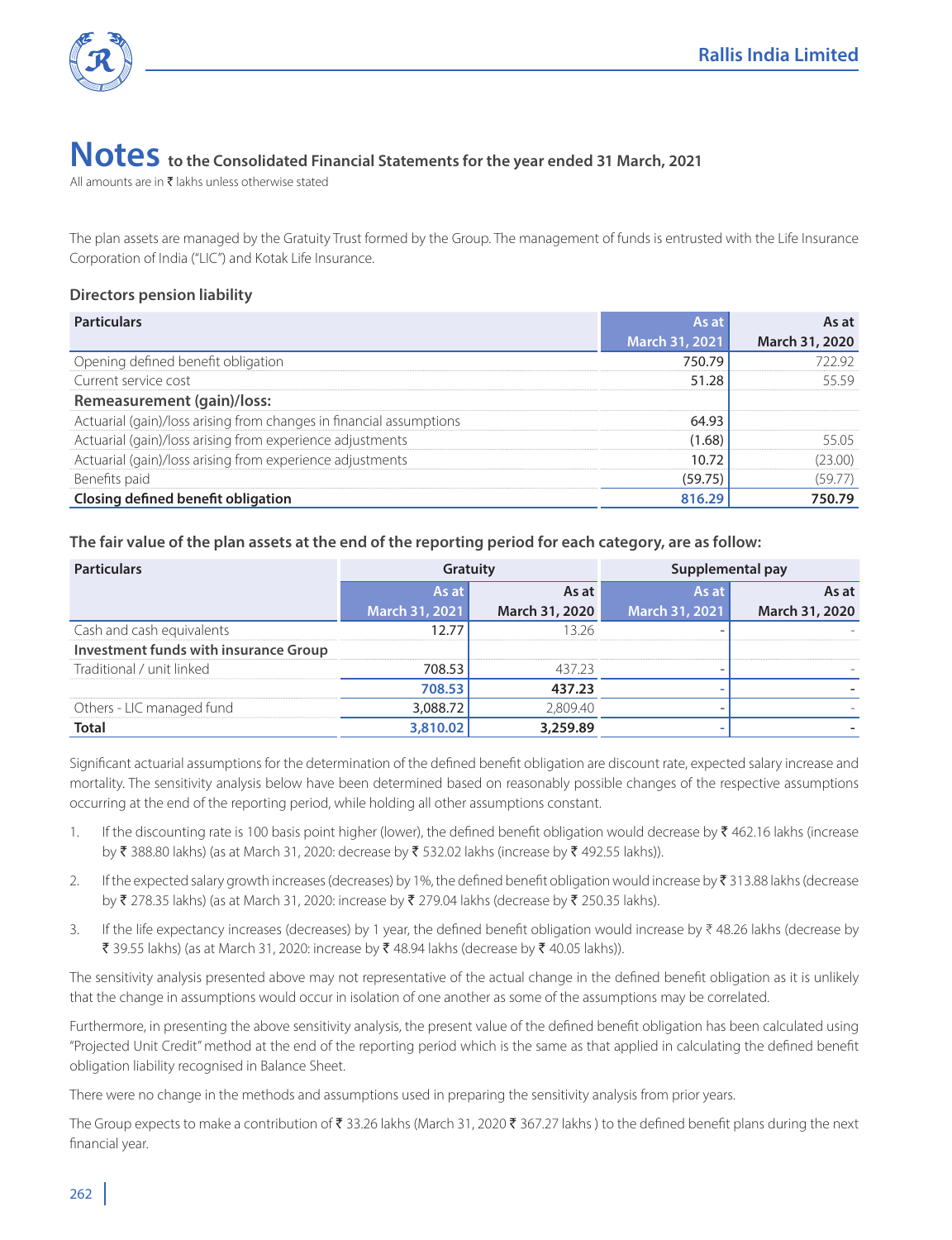# Notes to the Consolidated Financial Statements for the year ended 31 March, 2021

All amounts are in ₹ lakhs unless otherwise stated

The plan assets are managed by the Gratuity Trust formed by the Group. The management of funds is entrusted with the Life Insurance Corporation of India ("LIC") and Kotak Life Insurance.

### Directors pension liability

| Particulars | As at March 31, 2021 | As at March 31, 2020 |
|---|---|---|
| Opening defined benefit obligation | 750.79 | 722.92 |
| Current service cost | 51.28 | 55.59 |
| **Remeasurement (gain)/loss:** | | |
| Actuarial (gain)/loss arising from changes in financial assumptions | 64.93 | |
| Actuarial (gain)/loss arising from experience adjustments | (1.68) | 55.05 |
| Actuarial (gain)/loss arising from experience adjustments | 10.72 | (23.00) |
| Benefits paid | (59.75) | (59.77) |
| **Closing defined benefit obligation** | **816.29** | **750.79** |

### The fair value of the plan assets at the end of the reporting period for each category, are as follow:

| Particulars | Gratuity | | Supplemental pay | |
|---|---|---|---|---|
| | As at March 31, 2021 | As at March 31, 2020 | As at March 31, 2021 | As at March 31, 2020 |
| Cash and cash equivalents | 12.77 | 13.26 | - | - |
| **Investment funds with insurance Group** | | | | |
| Traditional / unit linked | 708.53 | 437.23 | - | - |
| | **708.53** | **437.23** | **-** | **-** |
| Others - LIC managed fund | 3,088.72 | 2,809.40 | - | - |
| **Total** | **3,810.02** | **3,259.89** | **-** | **-** |

Significant actuarial assumptions for the determination of the defined benefit obligation are discount rate, expected salary increase and mortality. The sensitivity analysis below have been determined based on reasonably possible changes of the respective assumptions occurring at the end of the reporting period, while holding all other assumptions constant.

1. If the discounting rate is 100 basis point higher (lower), the defined benefit obligation would decrease by ₹ 462.16 lakhs (increase by ₹ 388.80 lakhs) (as at March 31, 2020: decrease by ₹ 532.02 lakhs (increase by ₹ 492.55 lakhs)).
2. If the expected salary growth increases (decreases) by 1%, the defined benefit obligation would increase by ₹ 313.88 lakhs (decrease by ₹ 278.35 lakhs) (as at March 31, 2020: increase by ₹ 279.04 lakhs (decrease by ₹ 250.35 lakhs).
3. If the life expectancy increases (decreases) by 1 year, the defined benefit obligation would increase by ₹ 48.26 lakhs (decrease by ₹ 39.55 lakhs) (as at March 31, 2020: increase by ₹ 48.94 lakhs (decrease by ₹ 40.05 lakhs)).

The sensitivity analysis presented above may not representative of the actual change in the defined benefit obligation as it is unlikely that the change in assumptions would occur in isolation of one another as some of the assumptions may be correlated.

Furthermore, in presenting the above sensitivity analysis, the present value of the defined benefit obligation has been calculated using "Projected Unit Credit" method at the end of the reporting period which is the same as that applied in calculating the defined benefit obligation liability recognised in Balance Sheet.

There were no change in the methods and assumptions used in preparing the sensitivity analysis from prior years.

The Group expects to make a contribution of ₹ 33.26 lakhs (March 31, 2020 ₹ 367.27 lakhs ) to the defined benefit plans during the next financial year.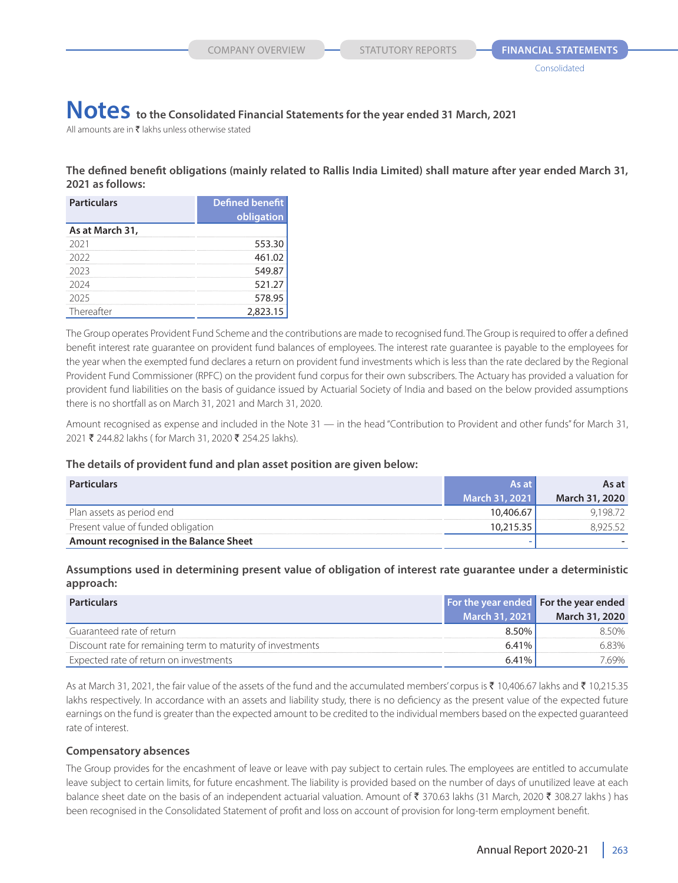# Notes to the Consolidated Financial Statements for the year ended 31 March, 2021

All amounts are in ₹ lakhs unless otherwise stated

**The defined benefit obligations (mainly related to Rallis India Limited) shall mature after year ended March 31, 2021 as follows:**

| Particulars | Defined benefit obligation |
|---|---|
| **As at March 31,** | |
| 2021 | 553.30 |
| 2022 | 461.02 |
| 2023 | 549.87 |
| 2024 | 521.27 |
| 2025 | 578.95 |
| Thereafter | 2,823.15 |

The Group operates Provident Fund Scheme and the contributions are made to recognised fund. The Group is required to offer a defined benefit interest rate guarantee on provident fund balances of employees. The interest rate guarantee is payable to the employees for the year when the exempted fund declares a return on provident fund investments which is less than the rate declared by the Regional Provident Fund Commissioner (RPFC) on the provident fund corpus for their own subscribers. The Actuary has provided a valuation for provident fund liabilities on the basis of guidance issued by Actuarial Society of India and based on the below provided assumptions there is no shortfall as on March 31, 2021 and March 31, 2020.

Amount recognised as expense and included in the Note 31 — in the head "Contribution to Provident and other funds" for March 31, 2021 ₹ 244.82 lakhs ( for March 31, 2020 ₹ 254.25 lakhs).

**The details of provident fund and plan asset position are given below:**

| Particulars | As at March 31, 2021 | As at March 31, 2020 |
|---|---|---|
| Plan assets as period end | 10,406.67 | 9,198.72 |
| Present value of funded obligation | 10,215.35 | 8,925.52 |
| **Amount recognised in the Balance Sheet** | - | - |

**Assumptions used in determining present value of obligation of interest rate guarantee under a deterministic approach:**

| Particulars | For the year ended March 31, 2021 | For the year ended March 31, 2020 |
|---|---|---|
| Guaranteed rate of return | 8.50% | 8.50% |
| Discount rate for remaining term to maturity of investments | 6.41% | 6.83% |
| Expected rate of return on investments | 6.41% | 7.69% |

As at March 31, 2021, the fair value of the assets of the fund and the accumulated members' corpus is ₹ 10,406.67 lakhs and ₹ 10,215.35 lakhs respectively. In accordance with an assets and liability study, there is no deficiency as the present value of the expected future earnings on the fund is greater than the expected amount to be credited to the individual members based on the expected guaranteed rate of interest.

### Compensatory absences

The Group provides for the encashment of leave or leave with pay subject to certain rules. The employees are entitled to accumulate leave subject to certain limits, for future encashment. The liability is provided based on the number of days of unutilized leave at each balance sheet date on the basis of an independent actuarial valuation. Amount of ₹ 370.63 lakhs (31 March, 2020 ₹ 308.27 lakhs ) has been recognised in the Consolidated Statement of profit and loss on account of provision for long-term employment benefit.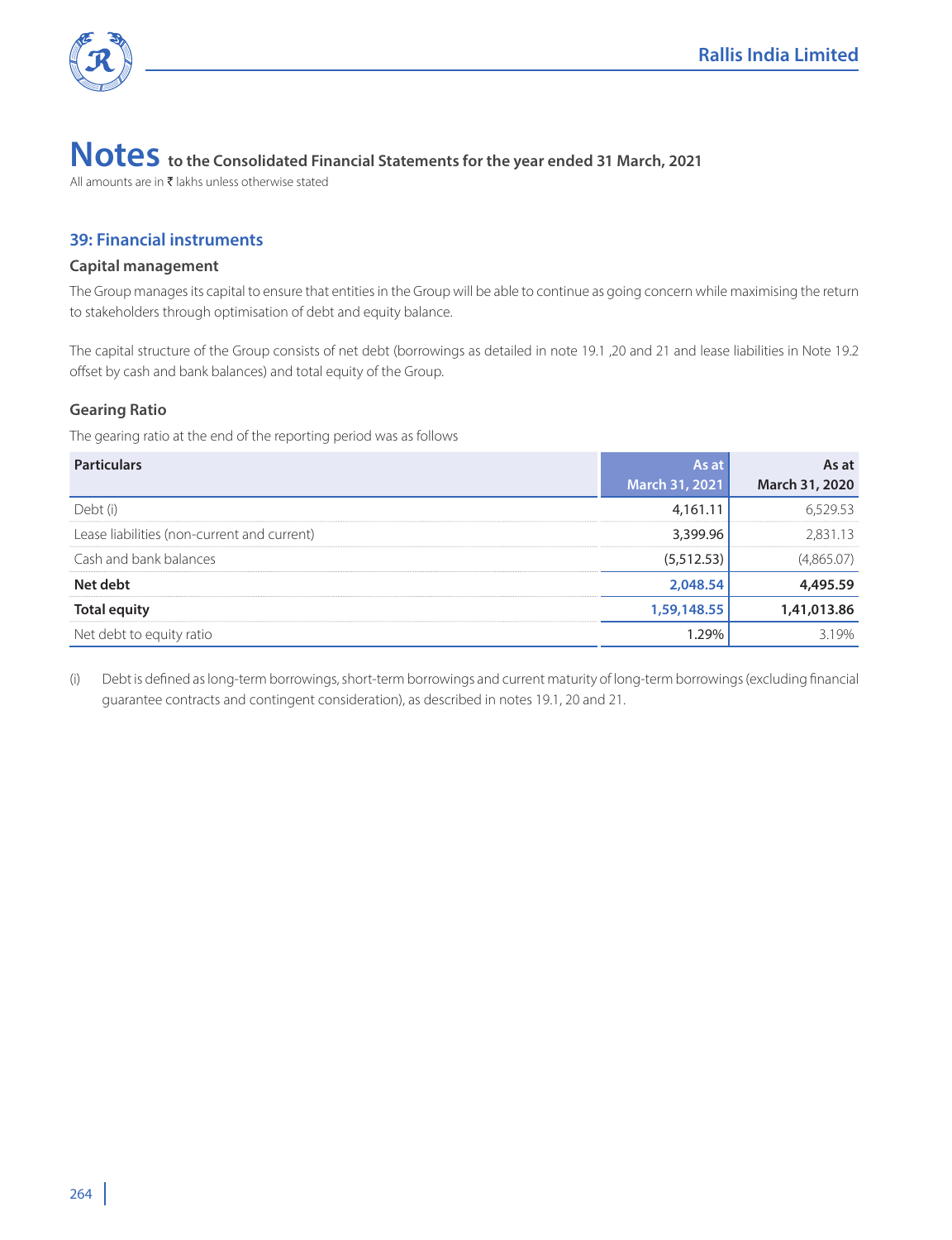# Notes to the Consolidated Financial Statements for the year ended 31 March, 2021

All amounts are in ₹ lakhs unless otherwise stated

## 39: Financial instruments

### Capital management

The Group manages its capital to ensure that entities in the Group will be able to continue as going concern while maximising the return to stakeholders through optimisation of debt and equity balance.

The capital structure of the Group consists of net debt (borrowings as detailed in note 19.1 ,20 and 21 and lease liabilities in Note 19.2 offset by cash and bank balances) and total equity of the Group.

### Gearing Ratio

The gearing ratio at the end of the reporting period was as follows

| Particulars | As at March 31, 2021 | As at March 31, 2020 |
|---|---|---|
| Debt (i) | 4,161.11 | 6,529.53 |
| Lease liabilities (non-current and current) | 3,399.96 | 2,831.13 |
| Cash and bank balances | (5,512.53) | (4,865.07) |
| **Net debt** | **2,048.54** | **4,495.59** |
| **Total equity** | **1,59,148.55** | **1,41,013.86** |
| Net debt to equity ratio | 1.29% | 3.19% |

(i) Debt is defined as long-term borrowings, short-term borrowings and current maturity of long-term borrowings (excluding financial guarantee contracts and contingent consideration), as described in notes 19.1, 20 and 21.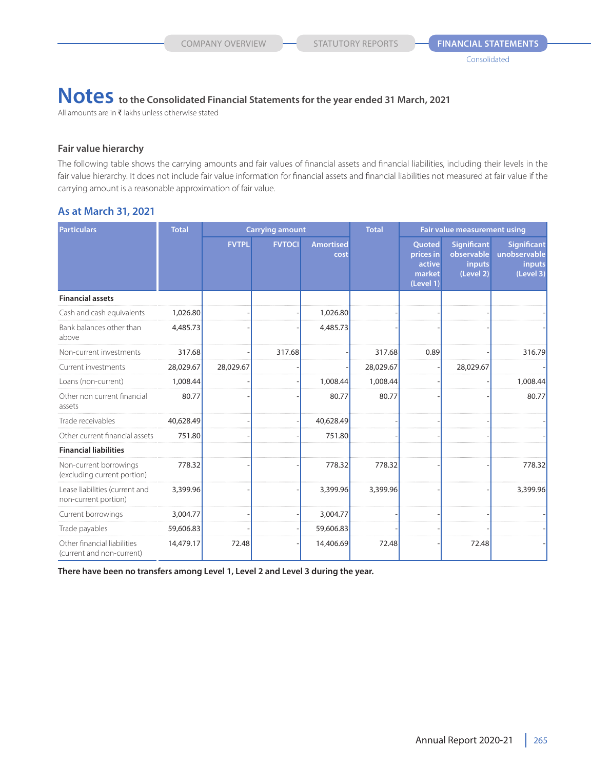# Notes to the Consolidated Financial Statements for the year ended 31 March, 2021

All amounts are in ₹ lakhs unless otherwise stated

### Fair value hierarchy

The following table shows the carrying amounts and fair values of financial assets and financial liabilities, including their levels in the fair value hierarchy. It does not include fair value information for financial assets and financial liabilities not measured at fair value if the carrying amount is a reasonable approximation of fair value.

## As at March 31, 2021

| Particulars | Total | Carrying amount | | | Total | Fair value measurement using | | |
|---|---|---|---|---|---|---|---|---|
| | | FVTPL | FVTOCI | Amortised cost | | Quoted prices in active market (Level 1) | Significant observable inputs (Level 2) | Significant unobservable inputs (Level 3) |
| **Financial assets** | | | | | | | | |
| Cash and cash equivalents | 1,026.80 | - | - | 1,026.80 | - | - | - | - |
| Bank balances other than above | 4,485.73 | - | - | 4,485.73 | - | - | - | - |
| Non-current investments | 317.68 | - | 317.68 | - | 317.68 | 0.89 | - | 316.79 |
| Current investments | 28,029.67 | 28,029.67 | - | - | 28,029.67 | - | 28,029.67 | - |
| Loans (non-current) | 1,008.44 | - | - | 1,008.44 | 1,008.44 | - | - | 1,008.44 |
| Other non current financial assets | 80.77 | - | - | 80.77 | 80.77 | - | - | 80.77 |
| Trade receivables | 40,628.49 | - | - | 40,628.49 | - | - | - | - |
| Other current financial assets | 751.80 | - | - | 751.80 | - | - | - | - |
| **Financial liabilities** | | | | | | | | |
| Non-current borrowings (excluding current portion) | 778.32 | - | - | 778.32 | 778.32 | - | - | 778.32 |
| Lease liabilities (current and non-current portion) | 3,399.96 | - | - | 3,399.96 | 3,399.96 | - | - | 3,399.96 |
| Current borrowings | 3,004.77 | - | - | 3,004.77 | - | - | - | - |
| Trade payables | 59,606.83 | - | - | 59,606.83 | - | - | - | - |
| Other financial liabilities (current and non-current) | 14,479.17 | 72.48 | - | 14,406.69 | 72.48 | - | 72.48 | - |

**There have been no transfers among Level 1, Level 2 and Level 3 during the year.**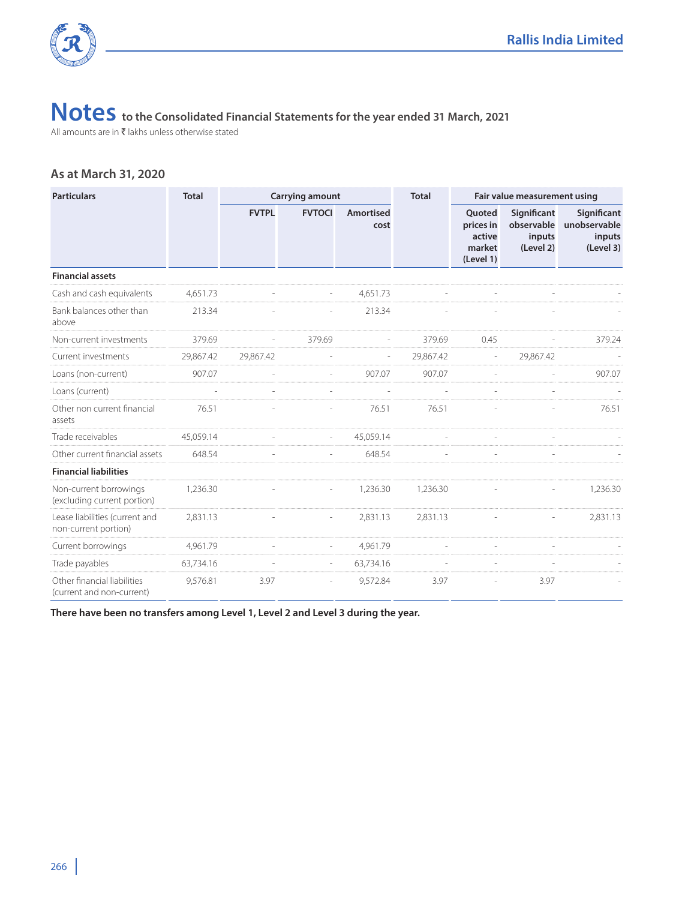# Notes to the Consolidated Financial Statements for the year ended 31 March, 2021

All amounts are in ₹ lakhs unless otherwise stated

### As at March 31, 2020

| Particulars | Total | Carrying amount | | | Total | Fair value measurement using | | |
|---|---|---|---|---|---|---|---|---|
| | | FVTPL | FVTOCI | Amortised cost | | Quoted prices in active market (Level 1) | Significant observable inputs (Level 2) | Significant unobservable inputs (Level 3) |
| **Financial assets** | | | | | | | | |
| Cash and cash equivalents | 4,651.73 | - | - | 4,651.73 | - | - | - | - |
| Bank balances other than above | 213.34 | - | - | 213.34 | - | - | - | - |
| Non-current investments | 379.69 | - | 379.69 | - | 379.69 | 0.45 | - | 379.24 |
| Current investments | 29,867.42 | 29,867.42 | - | - | 29,867.42 | - | 29,867.42 | - |
| Loans (non-current) | 907.07 | - | - | 907.07 | 907.07 | - | - | 907.07 |
| Loans (current) | - | - | - | - | - | - | - | - |
| Other non current financial assets | 76.51 | - | - | 76.51 | 76.51 | - | - | 76.51 |
| Trade receivables | 45,059.14 | - | - | 45,059.14 | - | - | - | - |
| Other current financial assets | 648.54 | - | - | 648.54 | - | - | - | - |
| **Financial liabilities** | | | | | | | | |
| Non-current borrowings (excluding current portion) | 1,236.30 | - | - | 1,236.30 | 1,236.30 | - | - | 1,236.30 |
| Lease liabilities (current and non-current portion) | 2,831.13 | - | - | 2,831.13 | 2,831.13 | - | - | 2,831.13 |
| Current borrowings | 4,961.79 | - | - | 4,961.79 | - | - | - | - |
| Trade payables | 63,734.16 | - | - | 63,734.16 | - | - | - | - |
| Other financial liabilities (current and non-current) | 9,576.81 | 3.97 | - | 9,572.84 | 3.97 | - | 3.97 | - |

**There have been no transfers among Level 1, Level 2 and Level 3 during the year.**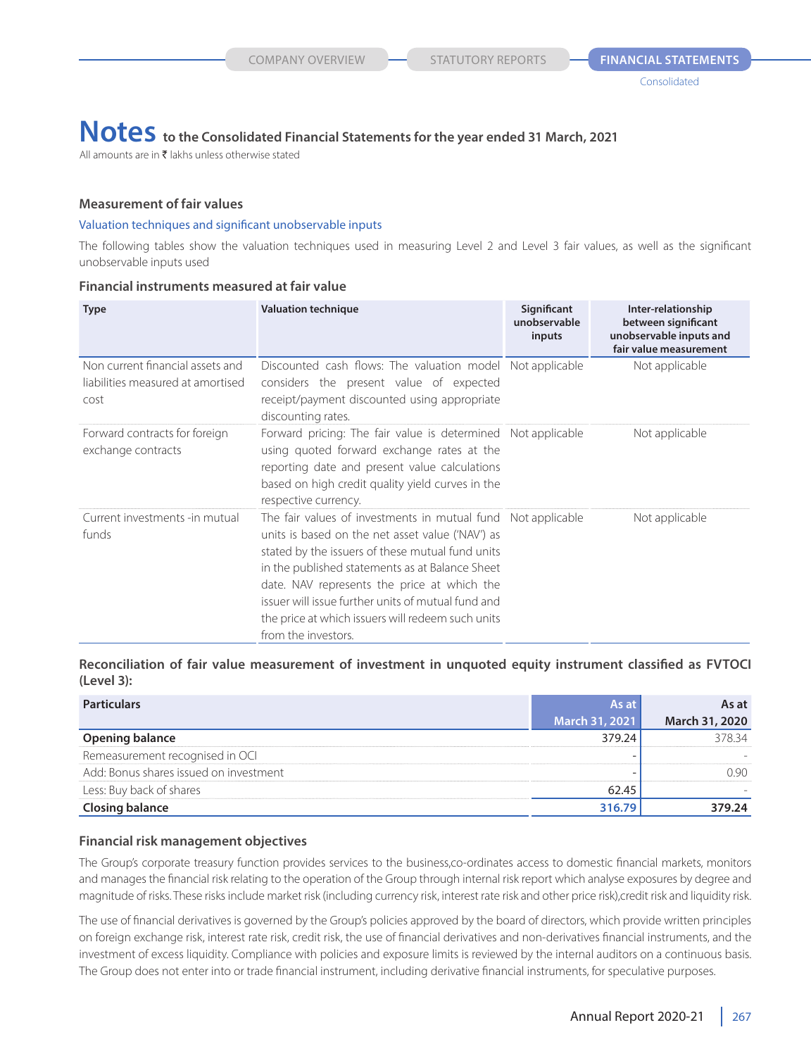# Notes to the Consolidated Financial Statements for the year ended 31 March, 2021

All amounts are in ₹ lakhs unless otherwise stated

### Measurement of fair values

Valuation techniques and significant unobservable inputs

The following tables show the valuation techniques used in measuring Level 2 and Level 3 fair values, as well as the significant unobservable inputs used

#### Financial instruments measured at fair value

| Type | Valuation technique | Significant unobservable inputs | Inter-relationship between significant unobservable inputs and fair value measurement |
|---|---|---|---|
| Non current financial assets and liabilities measured at amortised cost | Discounted cash flows: The valuation model considers the present value of expected receipt/payment discounted using appropriate discounting rates. | Not applicable | Not applicable |
| Forward contracts for foreign exchange contracts | Forward pricing: The fair value is determined using quoted forward exchange rates at the reporting date and present value calculations based on high credit quality yield curves in the respective currency. | Not applicable | Not applicable |
| Current investments -in mutual funds | The fair values of investments in mutual fund units is based on the net asset value ('NAV') as stated by the issuers of these mutual fund units in the published statements as at Balance Sheet date. NAV represents the price at which the issuer will issue further units of mutual fund and the price at which issuers will redeem such units from the investors. | Not applicable | Not applicable |

#### Reconciliation of fair value measurement of investment in unquoted equity instrument classified as FVTOCI (Level 3):

| Particulars | As at March 31, 2021 | As at March 31, 2020 |
|---|---|---|
| **Opening balance** | 379.24 | 378.34 |
| Remeasurement recognised in OCI | - | - |
| Add: Bonus shares issued on investment | - | 0.90 |
| Less: Buy back of shares | 62.45 | - |
| **Closing balance** | **316.79** | **379.24** |

### Financial risk management objectives

The Group's corporate treasury function provides services to the business,co-ordinates access to domestic financial markets, monitors and manages the financial risk relating to the operation of the Group through internal risk report which analyse exposures by degree and magnitude of risks. These risks include market risk (including currency risk, interest rate risk and other price risk),credit risk and liquidity risk.

The use of financial derivatives is governed by the Group's policies approved by the board of directors, which provide written principles on foreign exchange risk, interest rate risk, credit risk, the use of financial derivatives and non-derivatives financial instruments, and the investment of excess liquidity. Compliance with policies and exposure limits is reviewed by the internal auditors on a continuous basis. The Group does not enter into or trade financial instrument, including derivative financial instruments, for speculative purposes.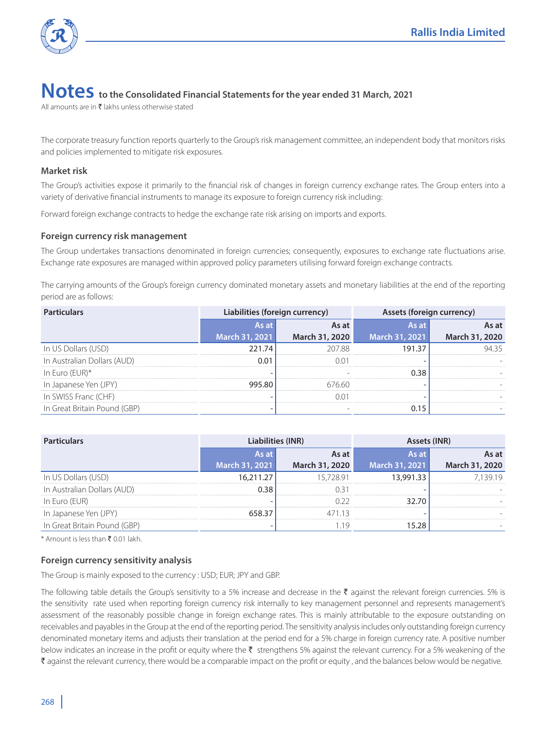# Notes to the Consolidated Financial Statements for the year ended 31 March, 2021

All amounts are in ₹ lakhs unless otherwise stated

The corporate treasury function reports quarterly to the Group's risk management committee, an independent body that monitors risks and policies implemented to mitigate risk exposures.

### Market risk

The Group's activities expose it primarily to the financial risk of changes in foreign currency exchange rates. The Group enters into a variety of derivative financial instruments to manage its exposure to foreign currency risk including:

Forward foreign exchange contracts to hedge the exchange rate risk arising on imports and exports.

### Foreign currency risk management

The Group undertakes transactions denominated in foreign currencies; consequently, exposures to exchange rate fluctuations arise. Exchange rate exposures are managed within approved policy parameters utilising forward foreign exchange contracts.

The carrying amounts of the Group's foreign currency dominated monetary assets and monetary liabilities at the end of the reporting period are as follows:

| Particulars | Liabilities (foreign currency) | | Assets (foreign currency) | |
|---|---|---|---|---|
| | As at March 31, 2021 | As at March 31, 2020 | As at March 31, 2021 | As at March 31, 2020 |
| In US Dollars (USD) | 221.74 | 207.88 | 191.37 | 94.35 |
| In Australian Dollars (AUD) | 0.01 | 0.01 | - | - |
| In Euro (EUR)* | - | - | 0.38 | - |
| In Japanese Yen (JPY) | 995.80 | 676.60 | - | - |
| In SWISS Franc (CHF) | - | 0.01 | - | - |
| In Great Britain Pound (GBP) | - | - | 0.15 | - |

| Particulars | Liabilities (INR) | | Assets (INR) | |
|---|---|---|---|---|
| | As at March 31, 2021 | As at March 31, 2020 | As at March 31, 2021 | As at March 31, 2020 |
| In US Dollars (USD) | 16,211.27 | 15,728.91 | 13,991.33 | 7,139.19 |
| In Australian Dollars (AUD) | 0.38 | 0.31 | - | - |
| In Euro (EUR) | - | 0.22 | 32.70 | - |
| In Japanese Yen (JPY) | 658.37 | 471.13 | - | - |
| In Great Britain Pound (GBP) | - | 1.19 | 15.28 | - |

\* Amount is less than ₹ 0.01 lakh.

### Foreign currency sensitivity analysis

The Group is mainly exposed to the currency : USD; EUR; JPY and GBP.

The following table details the Group's sensitivity to a 5% increase and decrease in the ₹ against the relevant foreign currencies. 5% is the sensitivity rate used when reporting foreign currency risk internally to key management personnel and represents management's assessment of the reasonably possible change in foreign exchange rates. This is mainly attributable to the exposure outstanding on receivables and payables in the Group at the end of the reporting period. The sensitivity analysis includes only outstanding foreign currency denominated monetary items and adjusts their translation at the period end for a 5% charge in foreign currency rate. A positive number below indicates an increase in the profit or equity where the ₹ strengthens 5% against the relevant currency. For a 5% weakening of the ₹ against the relevant currency, there would be a comparable impact on the profit or equity , and the balances below would be negative.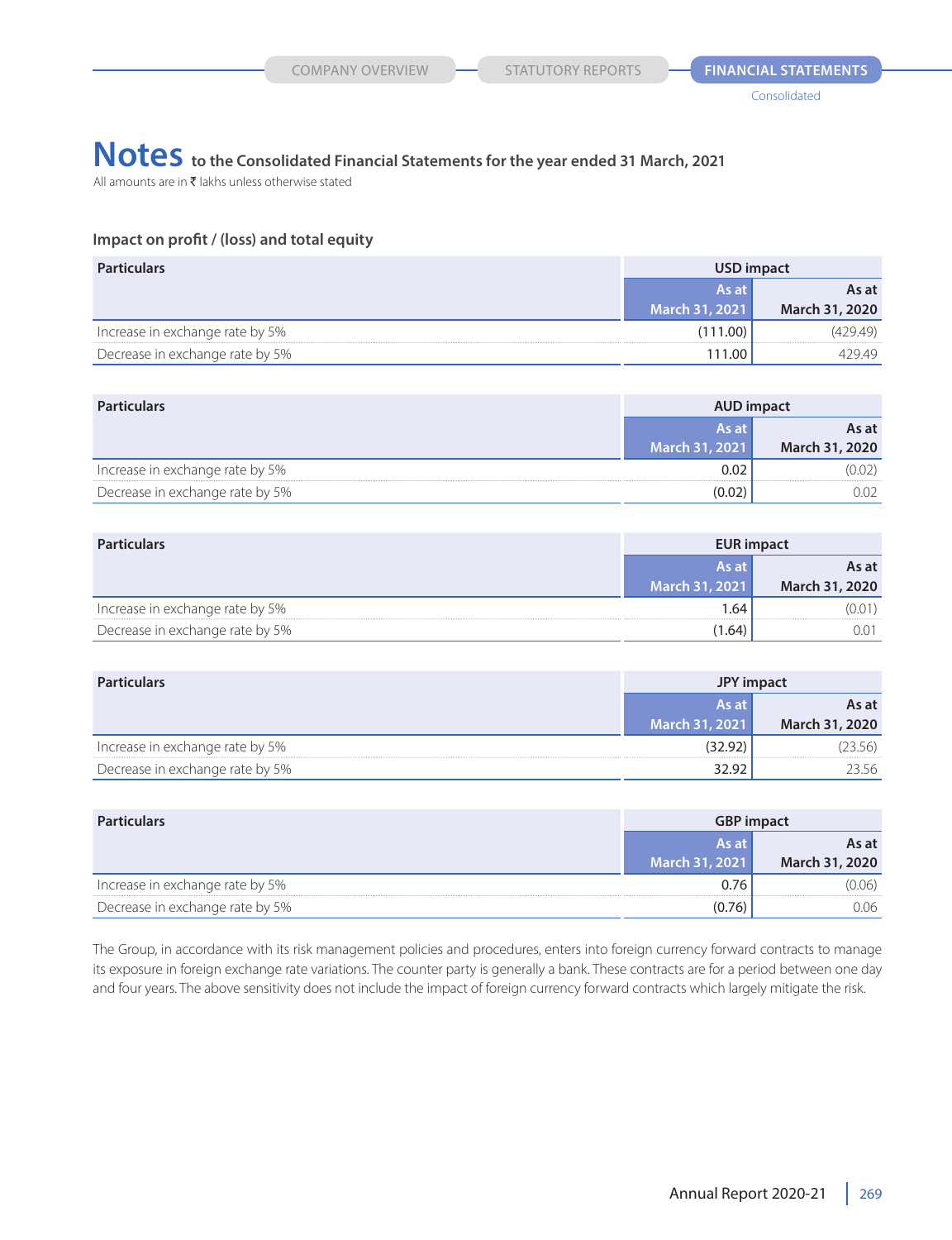# Notes to the Consolidated Financial Statements for the year ended 31 March, 2021

All amounts are in ₹ lakhs unless otherwise stated

### Impact on profit / (loss) and total equity

| Particulars | USD impact | |
|---|---|---|
| | As at March 31, 2021 | As at March 31, 2020 |
| Increase in exchange rate by 5% | (111.00) | (429.49) |
| Decrease in exchange rate by 5% | 111.00 | 429.49 |

| Particulars | AUD impact | |
|---|---|---|
| | As at March 31, 2021 | As at March 31, 2020 |
| Increase in exchange rate by 5% | 0.02 | (0.02) |
| Decrease in exchange rate by 5% | (0.02) | 0.02 |

| Particulars | EUR impact | |
|---|---|---|
| | As at March 31, 2021 | As at March 31, 2020 |
| Increase in exchange rate by 5% | 1.64 | (0.01) |
| Decrease in exchange rate by 5% | (1.64) | 0.01 |

| Particulars | JPY impact | |
|---|---|---|
| | As at March 31, 2021 | As at March 31, 2020 |
| Increase in exchange rate by 5% | (32.92) | (23.56) |
| Decrease in exchange rate by 5% | 32.92 | 23.56 |

| Particulars | GBP impact | |
|---|---|---|
| | As at March 31, 2021 | As at March 31, 2020 |
| Increase in exchange rate by 5% | 0.76 | (0.06) |
| Decrease in exchange rate by 5% | (0.76) | 0.06 |

The Group, in accordance with its risk management policies and procedures, enters into foreign currency forward contracts to manage its exposure in foreign exchange rate variations. The counter party is generally a bank. These contracts are for a period between one day and four years. The above sensitivity does not include the impact of foreign currency forward contracts which largely mitigate the risk.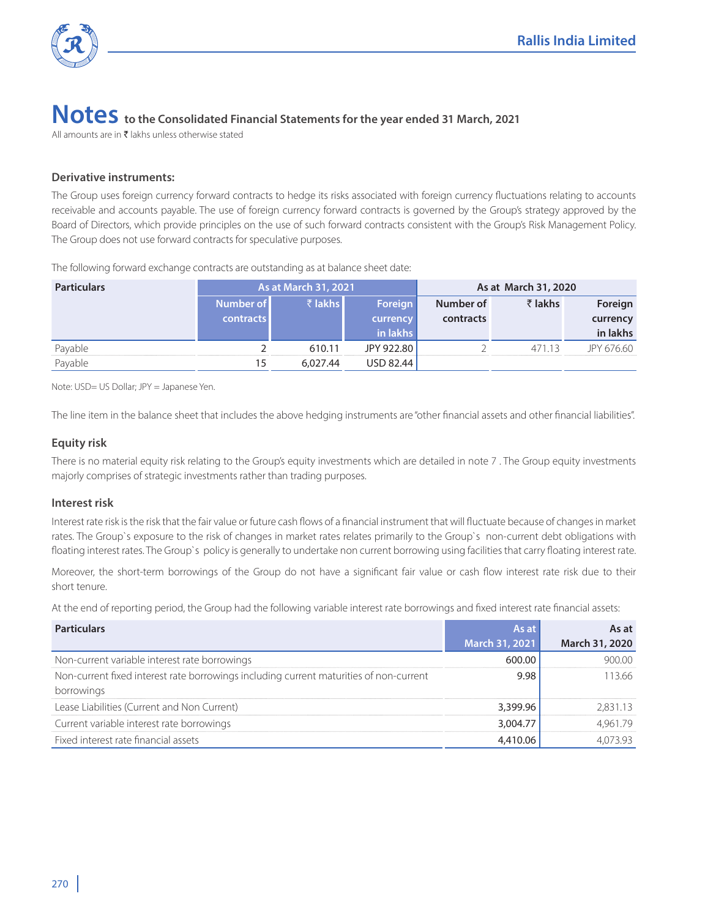# Notes to the Consolidated Financial Statements for the year ended 31 March, 2021

All amounts are in ₹ lakhs unless otherwise stated

### Derivative instruments:

The Group uses foreign currency forward contracts to hedge its risks associated with foreign currency fluctuations relating to accounts receivable and accounts payable. The use of foreign currency forward contracts is governed by the Group's strategy approved by the Board of Directors, which provide principles on the use of such forward contracts consistent with the Group's Risk Management Policy. The Group does not use forward contracts for speculative purposes.

The following forward exchange contracts are outstanding as at balance sheet date:

| Particulars | As at March 31, 2021 | | | As at March 31, 2020 | | |
|---|---|---|---|---|---|---|
| | Number of contracts | ₹ lakhs | Foreign currency in lakhs | Number of contracts | ₹ lakhs | Foreign currency in lakhs |
| Payable | 2 | 610.11 | JPY 922.80 | 2 | 471.13 | JPY 676.60 |
| Payable | 15 | 6,027.44 | USD 82.44 | | | |

Note: USD= US Dollar; JPY = Japanese Yen.

The line item in the balance sheet that includes the above hedging instruments are "other financial assets and other financial liabilities".

### Equity risk

There is no material equity risk relating to the Group's equity investments which are detailed in note 7 . The Group equity investments majorly comprises of strategic investments rather than trading purposes.

### Interest risk

Interest rate risk is the risk that the fair value or future cash flows of a financial instrument that will fluctuate because of changes in market rates. The Group`s exposure to the risk of changes in market rates relates primarily to the Group`s non-current debt obligations with floating interest rates. The Group`s policy is generally to undertake non current borrowing using facilities that carry floating interest rate.

Moreover, the short-term borrowings of the Group do not have a significant fair value or cash flow interest rate risk due to their short tenure.

At the end of reporting period, the Group had the following variable interest rate borrowings and fixed interest rate financial assets:

| Particulars | As at March 31, 2021 | As at March 31, 2020 |
|---|---|---|
| Non-current variable interest rate borrowings | 600.00 | 900.00 |
| Non-current fixed interest rate borrowings including current maturities of non-current borrowings | 9.98 | 113.66 |
| Lease Liabilities (Current and Non Current) | 3,399.96 | 2,831.13 |
| Current variable interest rate borrowings | 3,004.77 | 4,961.79 |
| Fixed interest rate financial assets | 4,410.06 | 4,073.93 |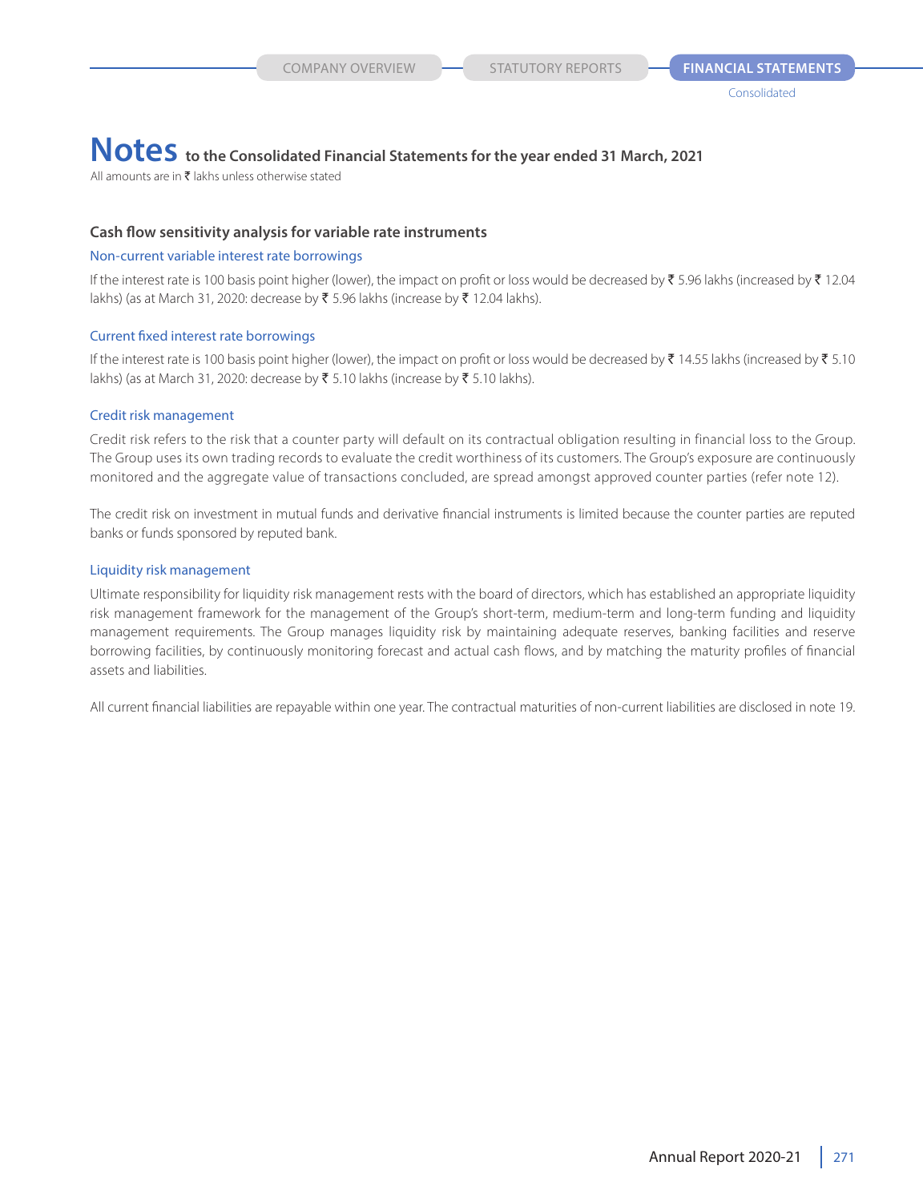# Notes to the Consolidated Financial Statements for the year ended 31 March, 2021

All amounts are in ₹ lakhs unless otherwise stated

### Cash flow sensitivity analysis for variable rate instruments

#### Non-current variable interest rate borrowings

If the interest rate is 100 basis point higher (lower), the impact on profit or loss would be decreased by ₹ 5.96 lakhs (increased by ₹ 12.04 lakhs) (as at March 31, 2020: decrease by ₹ 5.96 lakhs (increase by ₹ 12.04 lakhs).

#### Current fixed interest rate borrowings

If the interest rate is 100 basis point higher (lower), the impact on profit or loss would be decreased by ₹ 14.55 lakhs (increased by ₹ 5.10 lakhs) (as at March 31, 2020: decrease by ₹ 5.10 lakhs (increase by ₹ 5.10 lakhs).

#### Credit risk management

Credit risk refers to the risk that a counter party will default on its contractual obligation resulting in financial loss to the Group. The Group uses its own trading records to evaluate the credit worthiness of its customers. The Group's exposure are continuously monitored and the aggregate value of transactions concluded, are spread amongst approved counter parties (refer note 12).

The credit risk on investment in mutual funds and derivative financial instruments is limited because the counter parties are reputed banks or funds sponsored by reputed bank.

#### Liquidity risk management

Ultimate responsibility for liquidity risk management rests with the board of directors, which has established an appropriate liquidity risk management framework for the management of the Group's short-term, medium-term and long-term funding and liquidity management requirements. The Group manages liquidity risk by maintaining adequate reserves, banking facilities and reserve borrowing facilities, by continuously monitoring forecast and actual cash flows, and by matching the maturity profiles of financial assets and liabilities.

All current financial liabilities are repayable within one year. The contractual maturities of non-current liabilities are disclosed in note 19.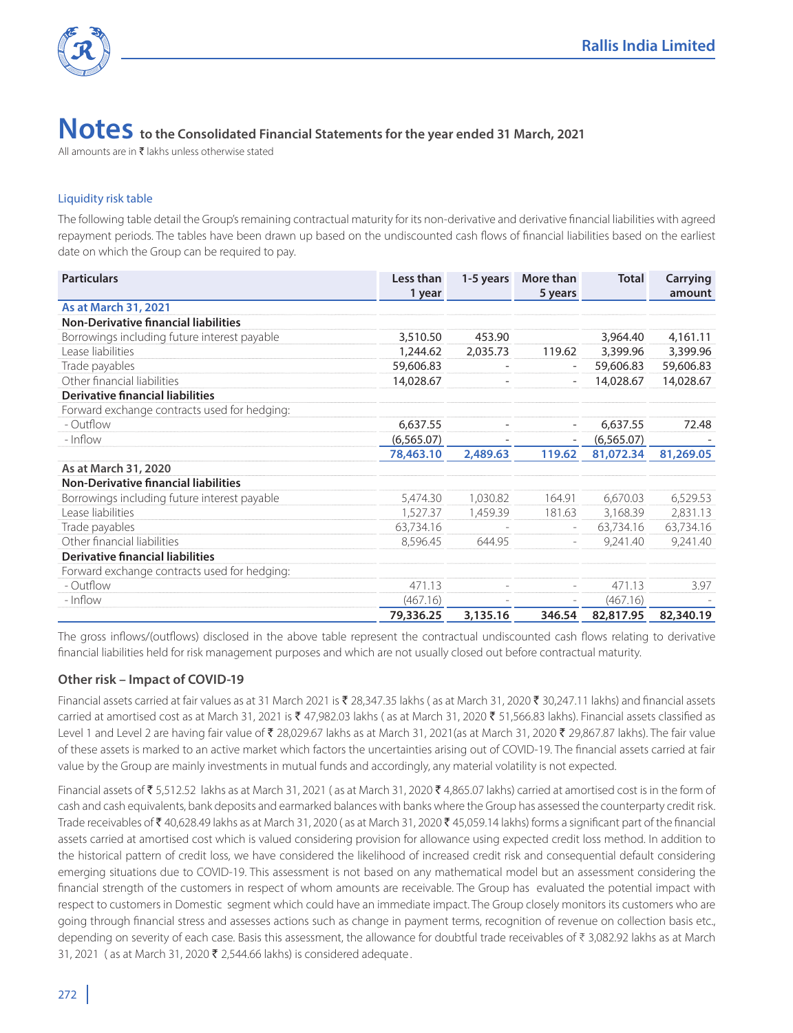# Notes to the Consolidated Financial Statements for the year ended 31 March, 2021

All amounts are in ₹ lakhs unless otherwise stated

### Liquidity risk table

The following table detail the Group's remaining contractual maturity for its non-derivative and derivative financial liabilities with agreed repayment periods. The tables have been drawn up based on the undiscounted cash flows of financial liabilities based on the earliest date on which the Group can be required to pay.

| Particulars | Less than 1 year | 1-5 years | More than 5 years | Total | Carrying amount |
|---|---|---|---|---|---|
| **As at March 31, 2021** | | | | | |
| **Non-Derivative financial liabilities** | | | | | |
| Borrowings including future interest payable | 3,510.50 | 453.90 | | 3,964.40 | 4,161.11 |
| Lease liabilities | 1,244.62 | 2,035.73 | 119.62 | 3,399.96 | 3,399.96 |
| Trade payables | 59,606.83 | - | - | 59,606.83 | 59,606.83 |
| Other financial liabilities | 14,028.67 | - | - | 14,028.67 | 14,028.67 |
| **Derivative financial liabilities** | | | | | |
| Forward exchange contracts used for hedging: | | | | | |
| - Outflow | 6,637.55 | - | - | 6,637.55 | 72.48 |
| - Inflow | (6,565.07) | - | - | (6,565.07) | - |
| | **78,463.10** | **2,489.63** | **119.62** | **81,072.34** | **81,269.05** |
| **As at March 31, 2020** | | | | | |
| **Non-Derivative financial liabilities** | | | | | |
| Borrowings including future interest payable | 5,474.30 | 1,030.82 | 164.91 | 6,670.03 | 6,529.53 |
| Lease liabilities | 1,527.37 | 1,459.39 | 181.63 | 3,168.39 | 2,831.13 |
| Trade payables | 63,734.16 | - | - | 63,734.16 | 63,734.16 |
| Other financial liabilities | 8,596.45 | 644.95 | - | 9,241.40 | 9,241.40 |
| **Derivative financial liabilities** | | | | | |
| Forward exchange contracts used for hedging: | | | | | |
| - Outflow | 471.13 | - | - | 471.13 | 3.97 |
| - Inflow | (467.16) | - | - | (467.16) | - |
| | **79,336.25** | **3,135.16** | **346.54** | **82,817.95** | **82,340.19** |

The gross inflows/(outflows) disclosed in the above table represent the contractual undiscounted cash flows relating to derivative financial liabilities held for risk management purposes and which are not usually closed out before contractual maturity.

### Other risk – Impact of COVID-19

Financial assets carried at fair values as at 31 March 2021 is ₹ 28,347.35 lakhs ( as at March 31, 2020 ₹ 30,247.11 lakhs) and financial assets carried at amortised cost as at March 31, 2021 is ₹ 47,982.03 lakhs ( as at March 31, 2020 ₹ 51,566.83 lakhs). Financial assets classified as Level 1 and Level 2 are having fair value of ₹ 28,029.67 lakhs as at March 31, 2021(as at March 31, 2020 ₹ 29,867.87 lakhs). The fair value of these assets is marked to an active market which factors the uncertainties arising out of COVID-19. The financial assets carried at fair value by the Group are mainly investments in mutual funds and accordingly, any material volatility is not expected.

Financial assets of ₹ 5,512.52 lakhs as at March 31, 2021 ( as at March 31, 2020 ₹ 4,865.07 lakhs) carried at amortised cost is in the form of cash and cash equivalents, bank deposits and earmarked balances with banks where the Group has assessed the counterparty credit risk. Trade receivables of ₹ 40,628.49 lakhs as at March 31, 2020 ( as at March 31, 2020 ₹ 45,059.14 lakhs) forms a significant part of the financial assets carried at amortised cost which is valued considering provision for allowance using expected credit loss method. In addition to the historical pattern of credit loss, we have considered the likelihood of increased credit risk and consequential default considering emerging situations due to COVID-19. This assessment is not based on any mathematical model but an assessment considering the financial strength of the customers in respect of whom amounts are receivable. The Group has evaluated the potential impact with respect to customers in Domestic segment which could have an immediate impact. The Group closely monitors its customers who are going through financial stress and assesses actions such as change in payment terms, recognition of revenue on collection basis etc., depending on severity of each case. Basis this assessment, the allowance for doubtful trade receivables of ₹ 3,082.92 lakhs as at March 31, 2021 ( as at March 31, 2020 ₹ 2,544.66 lakhs) is considered adequate.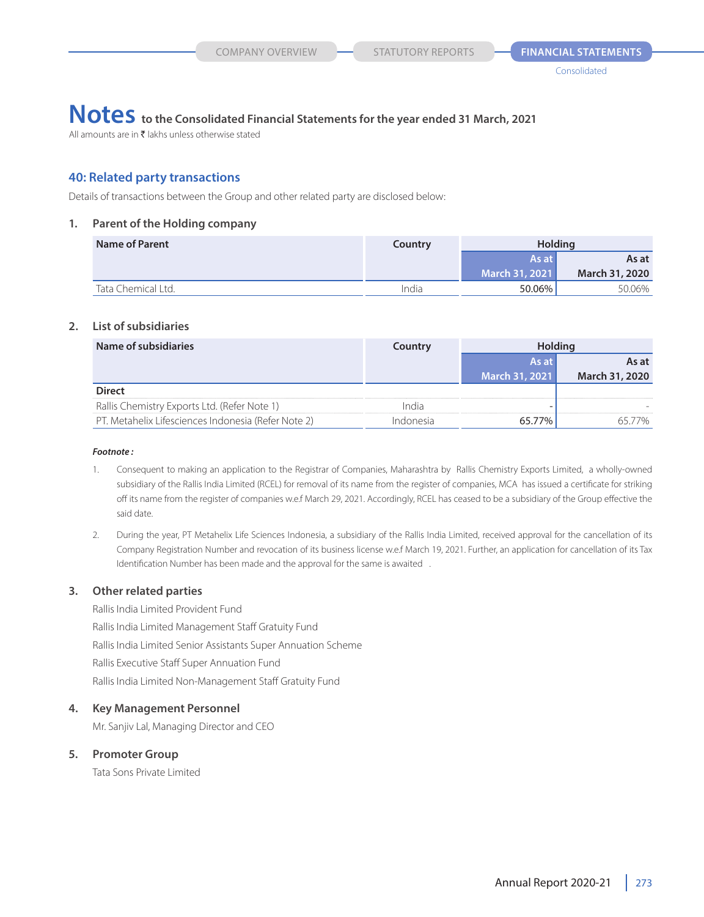# Notes to the Consolidated Financial Statements for the year ended 31 March, 2021

All amounts are in ₹ lakhs unless otherwise stated

## 40: Related party transactions

Details of transactions between the Group and other related party are disclosed below:

### 1. Parent of the Holding company

| Name of Parent | Country | Holding | |
|---|---|---|---|
| | | As at March 31, 2021 | As at March 31, 2020 |
| Tata Chemical Ltd. | India | 50.06% | 50.06% |

### 2. List of subsidiaries

| Name of subsidiaries | Country | Holding | |
|---|---|---|---|
| | | As at March 31, 2021 | As at March 31, 2020 |
| **Direct** | | | |
| Rallis Chemistry Exports Ltd. (Refer Note 1) | India | - | - |
| PT. Metahelix Lifesciences Indonesia (Refer Note 2) | Indonesia | 65.77% | 65.77% |

***Footnote :***

1. Consequent to making an application to the Registrar of Companies, Maharashtra by Rallis Chemistry Exports Limited, a wholly-owned subsidiary of the Rallis India Limited (RCEL) for removal of its name from the register of companies, MCA has issued a certificate for striking off its name from the register of companies w.e.f March 29, 2021. Accordingly, RCEL has ceased to be a subsidiary of the Group effective the said date.

2. During the year, PT Metahelix Life Sciences Indonesia, a subsidiary of the Rallis India Limited, received approval for the cancellation of its Company Registration Number and revocation of its business license w.e.f March 19, 2021. Further, an application for cancellation of its Tax Identification Number has been made and the approval for the same is awaited .

### 3. Other related parties

Rallis India Limited Provident Fund

Rallis India Limited Management Staff Gratuity Fund

Rallis India Limited Senior Assistants Super Annuation Scheme

Rallis Executive Staff Super Annuation Fund

Rallis India Limited Non-Management Staff Gratuity Fund

### 4. Key Management Personnel

Mr. Sanjiv Lal, Managing Director and CEO

### 5. Promoter Group

Tata Sons Private Limited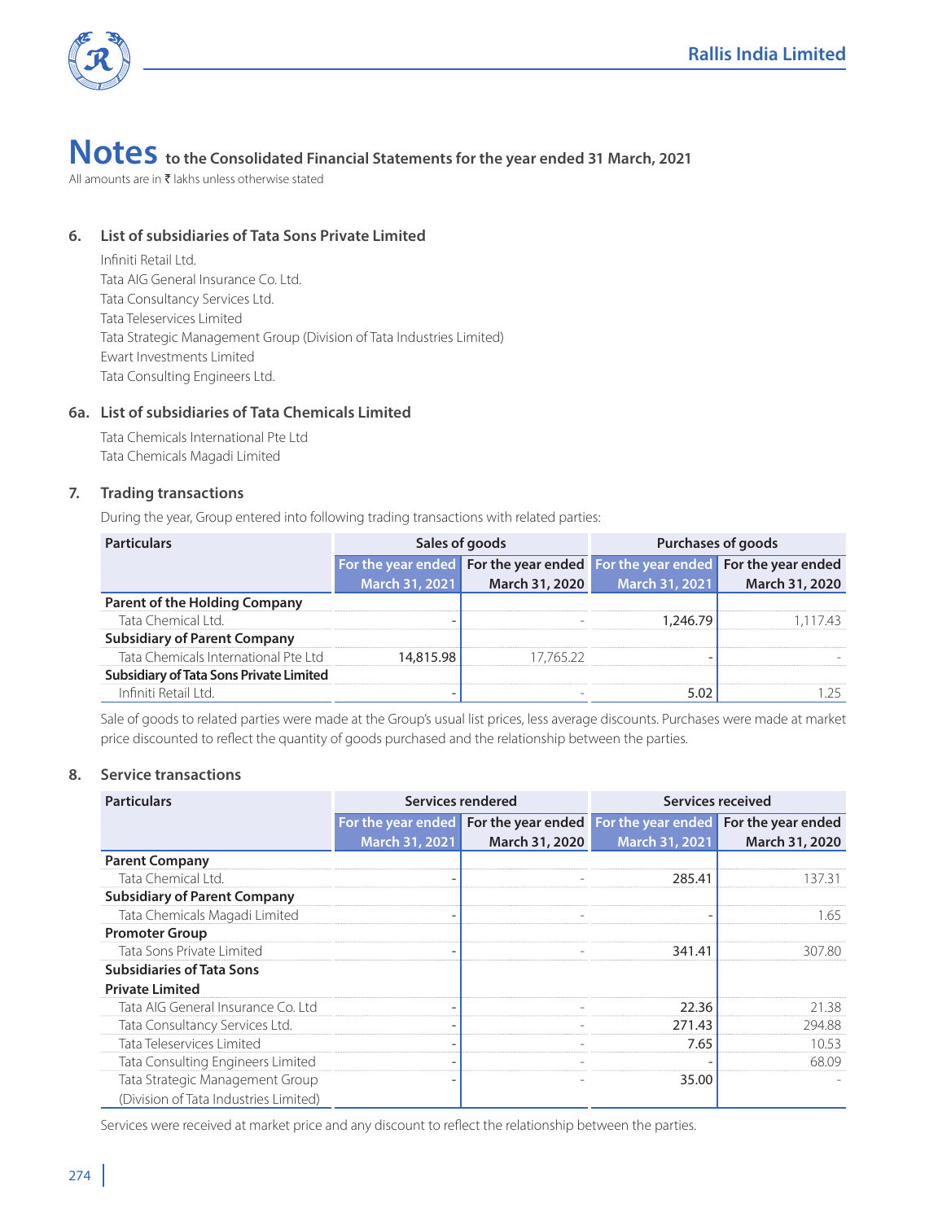# Notes to the Consolidated Financial Statements for the year ended 31 March, 2021

All amounts are in ₹ lakhs unless otherwise stated

### 6. List of subsidiaries of Tata Sons Private Limited

Infiniti Retail Ltd.
Tata AIG General Insurance Co. Ltd.
Tata Consultancy Services Ltd.
Tata Teleservices Limited
Tata Strategic Management Group (Division of Tata Industries Limited)
Ewart Investments Limited
Tata Consulting Engineers Ltd.

### 6a. List of subsidiaries of Tata Chemicals Limited

Tata Chemicals International Pte Ltd
Tata Chemicals Magadi Limited

### 7. Trading transactions

During the year, Group entered into following trading transactions with related parties:

| Particulars | Sales of goods | | Purchases of goods | |
|---|---|---|---|---|
| | For the year ended March 31, 2021 | For the year ended March 31, 2020 | For the year ended March 31, 2021 | For the year ended March 31, 2020 |
| **Parent of the Holding Company** | | | | |
| Tata Chemical Ltd. | - | - | 1,246.79 | 1,117.43 |
| **Subsidiary of Parent Company** | | | | |
| Tata Chemicals International Pte Ltd | 14,815.98 | 17,765.22 | - | - |
| **Subsidiary of Tata Sons Private Limited** | | | | |
| Infiniti Retail Ltd. | - | - | 5.02 | 1.25 |

Sale of goods to related parties were made at the Group's usual list prices, less average discounts. Purchases were made at market price discounted to reflect the quantity of goods purchased and the relationship between the parties.

### 8. Service transactions

| Particulars | Services rendered | | Services received | |
|---|---|---|---|---|
| | For the year ended March 31, 2021 | For the year ended March 31, 2020 | For the year ended March 31, 2021 | For the year ended March 31, 2020 |
| **Parent Company** | | | | |
| Tata Chemical Ltd. | - | - | 285.41 | 137.31 |
| **Subsidiary of Parent Company** | | | | |
| Tata Chemicals Magadi Limited | - | - | - | 1.65 |
| **Promoter Group** | | | | |
| Tata Sons Private Limited | - | - | 341.41 | 307.80 |
| **Subsidiaries of Tata Sons Private Limited** | | | | |
| Tata AIG General Insurance Co. Ltd | - | - | 22.36 | 21.38 |
| Tata Consultancy Services Ltd. | - | - | 271.43 | 294.88 |
| Tata Teleservices Limited | - | - | 7.65 | 10.53 |
| Tata Consulting Engineers Limited | - | - | - | 68.09 |
| Tata Strategic Management Group (Division of Tata Industries Limited) | - | - | 35.00 | - |

Services were received at market price and any discount to reflect the relationship between the parties.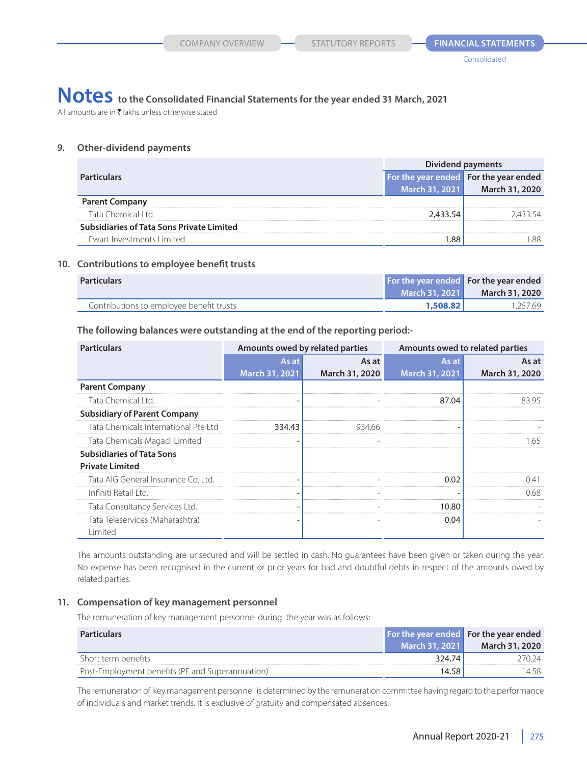# Notes to the Consolidated Financial Statements for the year ended 31 March, 2021

All amounts are in ₹ lakhs unless otherwise stated

### 9. Other-dividend payments

| Particulars | Dividend payments | |
|---|---|---|
| | For the year ended March 31, 2021 | For the year ended March 31, 2020 |
| **Parent Company** | | |
| Tata Chemical Ltd. | 2,433.54 | 2,433.54 |
| **Subsidiaries of Tata Sons Private Limited** | | |
| Ewart Investments Limited | 1.88 | 1.88 |

### 10. Contributions to employee benefit trusts

| Particulars | For the year ended March 31, 2021 | For the year ended March 31, 2020 |
|---|---|---|
| Contributions to employee benefit trusts | **1,508.82** | 1,257.69 |

**The following balances were outstanding at the end of the reporting period:-**

| Particulars | Amounts owed by related parties | | Amounts owed to related parties | |
|---|---|---|---|---|
| | As at March 31, 2021 | As at March 31, 2020 | As at March 31, 2021 | As at March 31, 2020 |
| **Parent Company** | | | | |
| Tata Chemical Ltd. | - | - | 87.04 | 83.95 |
| **Subsidiary of Parent Company** | | | | |
| Tata Chemicals International Pte Ltd | 334.43 | 934.66 | - | - |
| Tata Chemicals Magadi Limited | - | - | | 1.65 |
| **Subsidiaries of Tata Sons Private Limited** | | | | |
| Tata AIG General Insurance Co. Ltd. | - | - | 0.02 | 0.41 |
| Infiniti Retail Ltd. | - | - | - | 0.68 |
| Tata Consultancy Services Ltd. | - | - | 10.80 | - |
| Tata Teleservices (Maharashtra) Limited | - | - | 0.04 | - |

The amounts outstanding are unsecured and will be settled in cash. No guarantees have been given or taken during the year. No expense has been recognised in the current or prior years for bad and doubtful debts in respect of the amounts owed by related parties.

### 11. Compensation of key management personnel

The remuneration of key management personnel during the year was as follows:

| Particulars | For the year ended March 31, 2021 | For the year ended March 31, 2020 |
|---|---|---|
| Short term benefits | 324.74 | 270.24 |
| Post-Employment benefits (PF and Superannuation) | 14.58 | 14.58 |

The remuneration of key management personnel is determined by the remuneration committee having regard to the performance of individuals and market trends. It is exclusive of gratuity and compensated absences.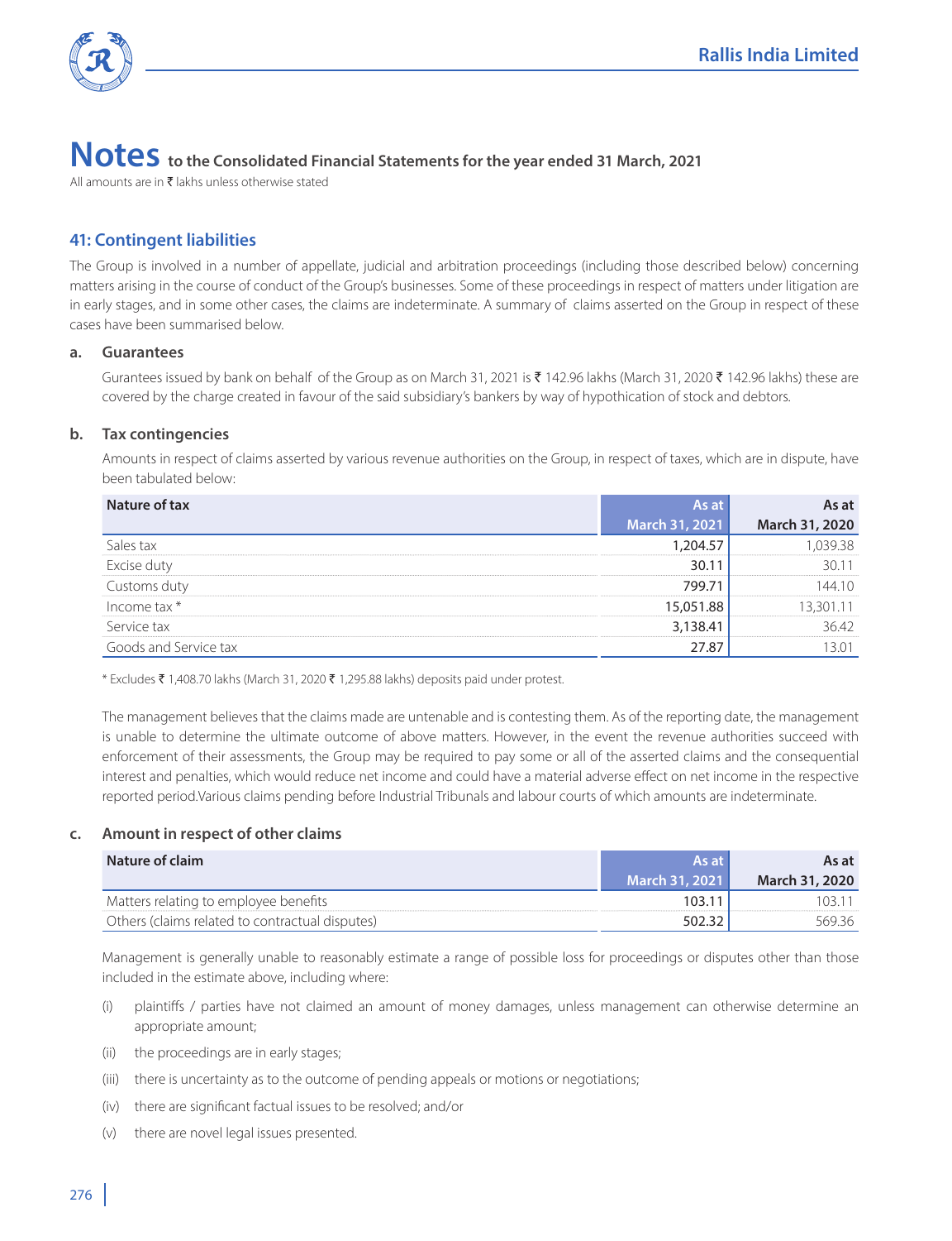# Notes to the Consolidated Financial Statements for the year ended 31 March, 2021

All amounts are in ₹ lakhs unless otherwise stated

## 41: Contingent liabilities

The Group is involved in a number of appellate, judicial and arbitration proceedings (including those described below) concerning matters arising in the course of conduct of the Group's businesses. Some of these proceedings in respect of matters under litigation are in early stages, and in some other cases, the claims are indeterminate. A summary of claims asserted on the Group in respect of these cases have been summarised below.

### a. Guarantees

Gurantees issued by bank on behalf of the Group as on March 31, 2021 is ₹ 142.96 lakhs (March 31, 2020 ₹ 142.96 lakhs) these are covered by the charge created in favour of the said subsidiary's bankers by way of hypothication of stock and debtors.

### b. Tax contingencies

Amounts in respect of claims asserted by various revenue authorities on the Group, in respect of taxes, which are in dispute, have been tabulated below:

| Nature of tax | As at March 31, 2021 | As at March 31, 2020 |
|---|---|---|
| Sales tax | 1,204.57 | 1,039.38 |
| Excise duty | 30.11 | 30.11 |
| Customs duty | 799.71 | 144.10 |
| Income tax * | 15,051.88 | 13,301.11 |
| Service tax | 3,138.41 | 36.42 |
| Goods and Service tax | 27.87 | 13.01 |

* Excludes ₹ 1,408.70 lakhs (March 31, 2020 ₹ 1,295.88 lakhs) deposits paid under protest.

The management believes that the claims made are untenable and is contesting them. As of the reporting date, the management is unable to determine the ultimate outcome of above matters. However, in the event the revenue authorities succeed with enforcement of their assessments, the Group may be required to pay some or all of the asserted claims and the consequential interest and penalties, which would reduce net income and could have a material adverse effect on net income in the respective reported period.Various claims pending before Industrial Tribunals and labour courts of which amounts are indeterminate.

### c. Amount in respect of other claims

| Nature of claim | As at March 31, 2021 | As at March 31, 2020 |
|---|---|---|
| Matters relating to employee benefits | 103.11 | 103.11 |
| Others (claims related to contractual disputes) | 502.32 | 569.36 |

Management is generally unable to reasonably estimate a range of possible loss for proceedings or disputes other than those included in the estimate above, including where:

(i) plaintiffs / parties have not claimed an amount of money damages, unless management can otherwise determine an appropriate amount;

(ii) the proceedings are in early stages;

(iii) there is uncertainty as to the outcome of pending appeals or motions or negotiations;

(iv) there are significant factual issues to be resolved; and/or

(v) there are novel legal issues presented.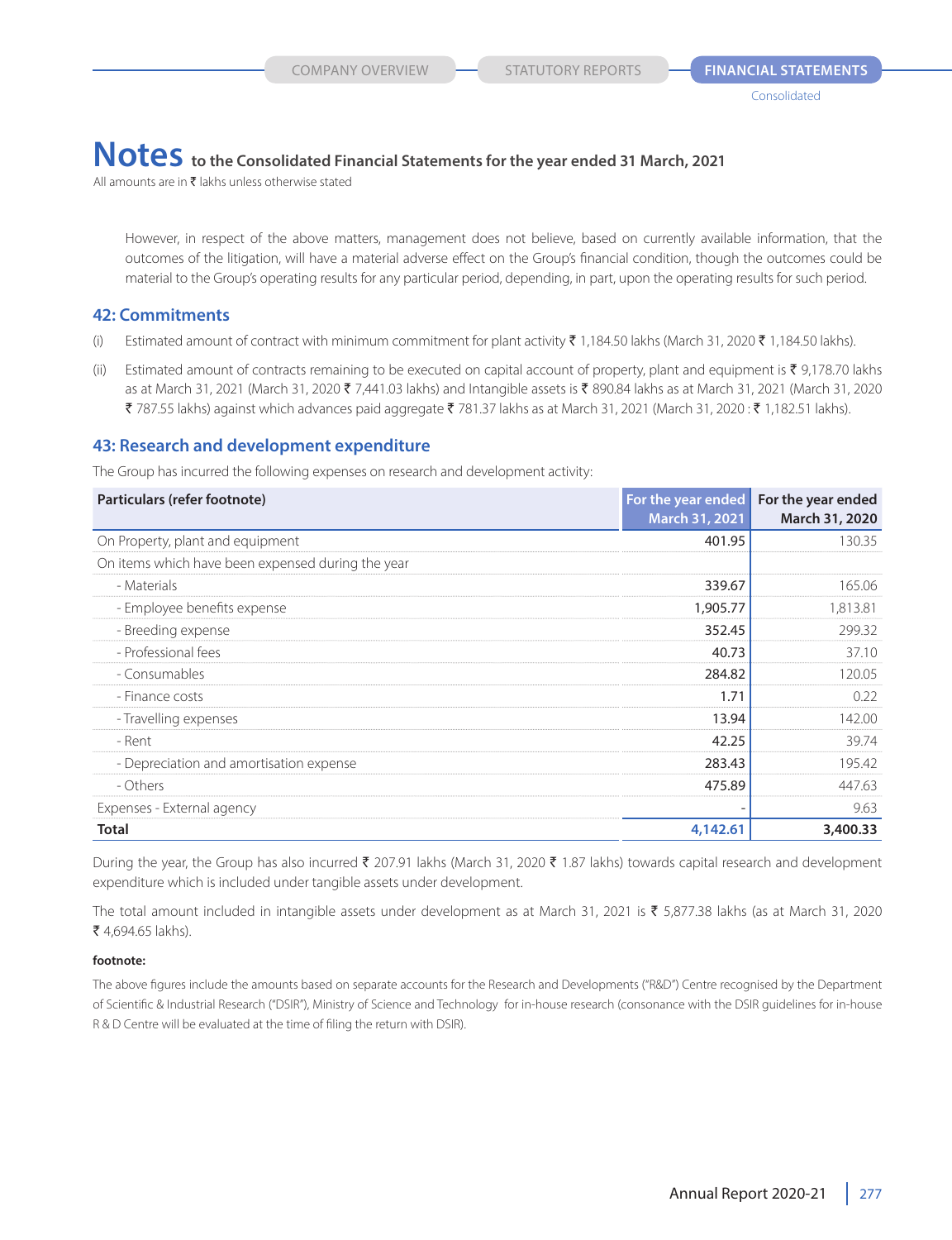# Notes to the Consolidated Financial Statements for the year ended 31 March, 2021

All amounts are in ₹ lakhs unless otherwise stated

However, in respect of the above matters, management does not believe, based on currently available information, that the outcomes of the litigation, will have a material adverse effect on the Group's financial condition, though the outcomes could be material to the Group's operating results for any particular period, depending, in part, upon the operating results for such period.

## 42: Commitments

(i) Estimated amount of contract with minimum commitment for plant activity ₹ 1,184.50 lakhs (March 31, 2020 ₹ 1,184.50 lakhs).

(ii) Estimated amount of contracts remaining to be executed on capital account of property, plant and equipment is ₹ 9,178.70 lakhs as at March 31, 2021 (March 31, 2020 ₹ 7,441.03 lakhs) and Intangible assets is ₹ 890.84 lakhs as at March 31, 2021 (March 31, 2020 ₹ 787.55 lakhs) against which advances paid aggregate ₹ 781.37 lakhs as at March 31, 2021 (March 31, 2020 : ₹ 1,182.51 lakhs).

## 43: Research and development expenditure

The Group has incurred the following expenses on research and development activity:

| Particulars (refer footnote) | For the year ended March 31, 2021 | For the year ended March 31, 2020 |
|---|---|---|
| On Property, plant and equipment | 401.95 | 130.35 |
| On items which have been expensed during the year | | |
| - Materials | 339.67 | 165.06 |
| - Employee benefits expense | 1,905.77 | 1,813.81 |
| - Breeding expense | 352.45 | 299.32 |
| - Professional fees | 40.73 | 37.10 |
| - Consumables | 284.82 | 120.05 |
| - Finance costs | 1.71 | 0.22 |
| - Travelling expenses | 13.94 | 142.00 |
| - Rent | 42.25 | 39.74 |
| - Depreciation and amortisation expense | 283.43 | 195.42 |
| - Others | 475.89 | 447.63 |
| Expenses - External agency | - | 9.63 |
| **Total** | **4,142.61** | **3,400.33** |

During the year, the Group has also incurred ₹ 207.91 lakhs (March 31, 2020 ₹ 1.87 lakhs) towards capital research and development expenditure which is included under tangible assets under development.

The total amount included in intangible assets under development as at March 31, 2021 is ₹ 5,877.38 lakhs (as at March 31, 2020 ₹ 4,694.65 lakhs).

**footnote:**

The above figures include the amounts based on separate accounts for the Research and Developments ("R&D") Centre recognised by the Department of Scientific & Industrial Research ("DSIR"), Ministry of Science and Technology for in-house research (consonance with the DSIR guidelines for in-house R & D Centre will be evaluated at the time of filing the return with DSIR).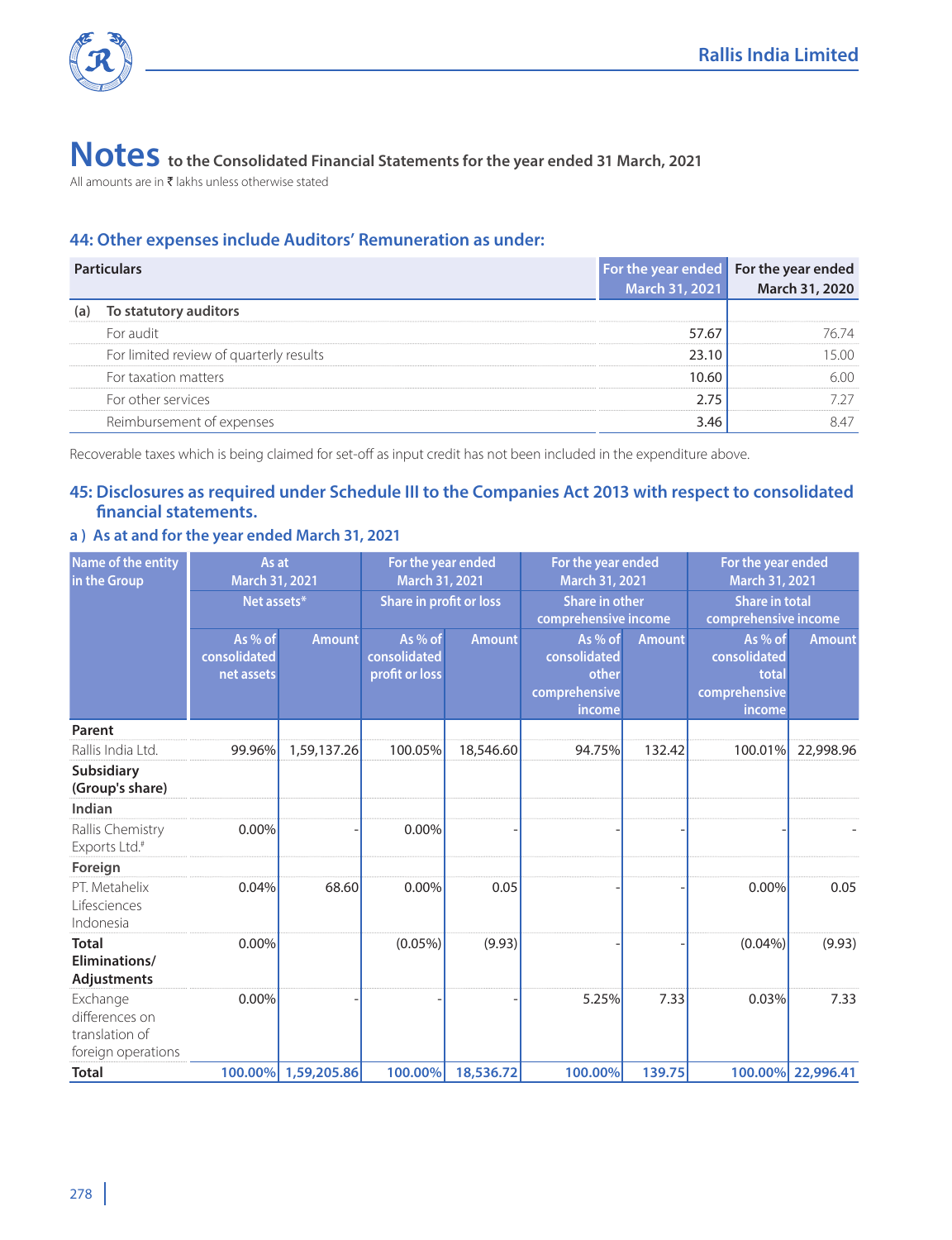# Notes to the Consolidated Financial Statements for the year ended 31 March, 2021

All amounts are in ₹ lakhs unless otherwise stated

## 44: Other expenses include Auditors' Remuneration as under:

| Particulars | | For the year ended March 31, 2021 | For the year ended March 31, 2020 |
|---|---|---|---|
| (a) | To statutory auditors | | |
| | For audit | 57.67 | 76.74 |
| | For limited review of quarterly results | 23.10 | 15.00 |
| | For taxation matters | 10.60 | 6.00 |
| | For other services | 2.75 | 7.27 |
| | Reimbursement of expenses | 3.46 | 8.47 |

Recoverable taxes which is being claimed for set-off as input credit has not been included in the expenditure above.

## 45: Disclosures as required under Schedule III to the Companies Act 2013 with respect to consolidated financial statements.

### a ) As at and for the year ended March 31, 2021

| Name of the entity in the Group | As at March 31, 2021 Net assets* | | For the year ended March 31, 2021 Share in profit or loss | | For the year ended March 31, 2021 Share in other comprehensive income | | For the year ended March 31, 2021 Share in total comprehensive income | |
|---|---|---|---|---|---|---|---|---|
| | As % of consolidated net assets | Amount | As % of consolidated profit or loss | Amount | As % of consolidated other comprehensive income | Amount | As % of consolidated total comprehensive income | Amount |
| **Parent** | | | | | | | | |
| Rallis India Ltd. | 99.96% | 1,59,137.26 | 100.05% | 18,546.60 | 94.75% | 132.42 | 100.01% | 22,998.96 |
| **Subsidiary (Group's share)** | | | | | | | | |
| **Indian** | | | | | | | | |
| Rallis Chemistry Exports Ltd.# | 0.00% | - | 0.00% | - | - | - | - | - |
| **Foreign** | | | | | | | | |
| PT. Metahelix Lifesciences Indonesia | 0.04% | 68.60 | 0.00% | 0.05 | - | - | 0.00% | 0.05 |
| **Total Eliminations/ Adjustments** | 0.00% | | (0.05%) | (9.93) | - | - | (0.04%) | (9.93) |
| Exchange differences on translation of foreign operations | 0.00% | - | - | - | 5.25% | 7.33 | 0.03% | 7.33 |
| **Total** | **100.00%** | **1,59,205.86** | **100.00%** | **18,536.72** | **100.00%** | **139.75** | **100.00%** | **22,996.41** |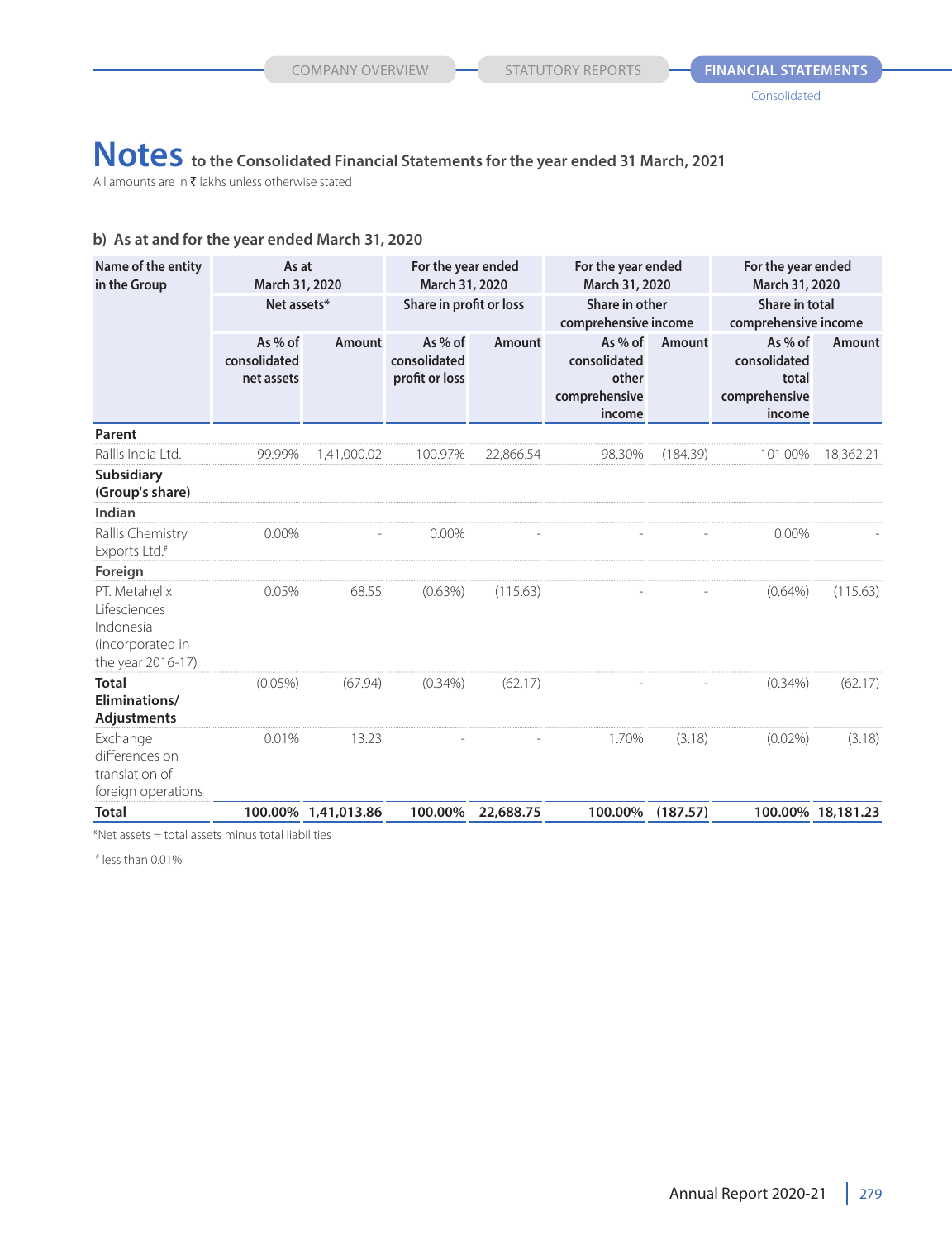# Notes to the Consolidated Financial Statements for the year ended 31 March, 2021

All amounts are in ₹ lakhs unless otherwise stated

## b) As at and for the year ended March 31, 2020

| Name of the entity in the Group | As at March 31, 2020 Net assets* | | For the year ended March 31, 2020 Share in profit or loss | | For the year ended March 31, 2020 Share in other comprehensive income | | For the year ended March 31, 2020 Share in total comprehensive income | |
|---|---|---|---|---|---|---|---|---|
| | As % of consolidated net assets | Amount | As % of consolidated profit or loss | Amount | As % of consolidated other comprehensive income | Amount | As % of consolidated total comprehensive income | Amount |
| **Parent** | | | | | | | | |
| Rallis India Ltd. | 99.99% | 1,41,000.02 | 100.97% | 22,866.54 | 98.30% | (184.39) | 101.00% | 18,362.21 |
| **Subsidiary (Group's share)** | | | | | | | | |
| **Indian** | | | | | | | | |
| Rallis Chemistry Exports Ltd.# | 0.00% | - | 0.00% | - | - | - | 0.00% | - |
| **Foreign** | | | | | | | | |
| PT. Metahelix Lifesciences Indonesia (incorporated in the year 2016-17) | 0.05% | 68.55 | (0.63%) | (115.63) | - | - | (0.64%) | (115.63) |
| **Total Eliminations/ Adjustments** | (0.05%) | (67.94) | (0.34%) | (62.17) | - | - | (0.34%) | (62.17) |
| Exchange differences on translation of foreign operations | 0.01% | 13.23 | - | - | 1.70% | (3.18) | (0.02%) | (3.18) |
| **Total** | **100.00%** | **1,41,013.86** | **100.00%** | **22,688.75** | **100.00%** | **(187.57)** | **100.00%** | **18,181.23** |

*Net assets = total assets minus total liabilities

# less than 0.01%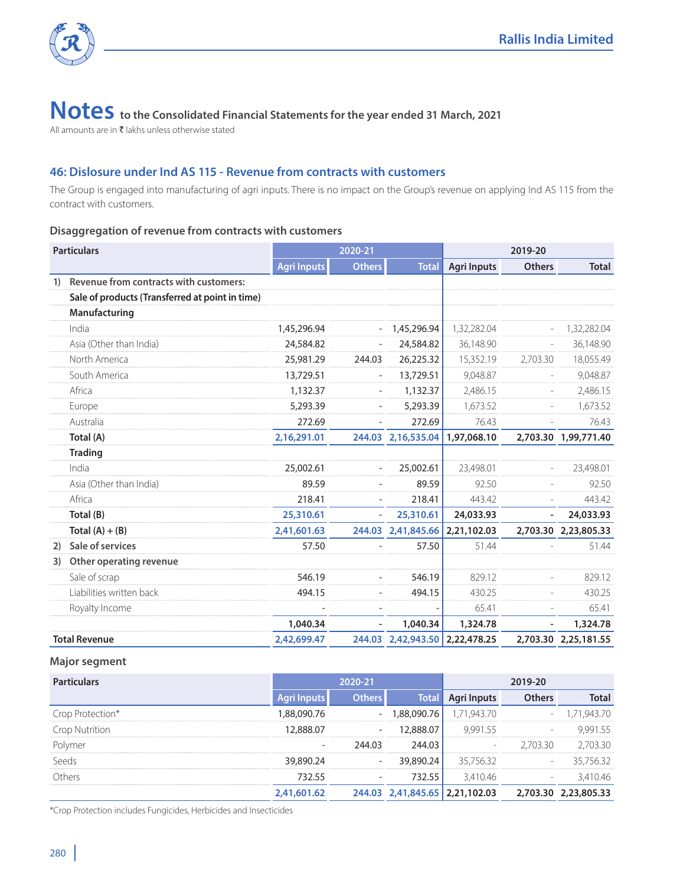# Notes to the Consolidated Financial Statements for the year ended 31 March, 2021

All amounts are in ₹ lakhs unless otherwise stated

## 46: Dislosure under Ind AS 115 - Revenue from contracts with customers

The Group is engaged into manufacturing of agri inputs. There is no impact on the Group's revenue on applying Ind AS 115 from the contract with customers.

### Disaggregation of revenue from contracts with customers

| Particulars | 2020-21 | | | 2019-20 | | |
|---|---|---|---|---|---|---|
| | Agri Inputs | Others | Total | Agri Inputs | Others | Total |
| **1) Revenue from contracts with customers:** | | | | | | |
| **Sale of products (Transferred at point in time)** | | | | | | |
| **Manufacturing** | | | | | | |
| India | 1,45,296.94 | - | 1,45,296.94 | 1,32,282.04 | - | 1,32,282.04 |
| Asia (Other than India) | 24,584.82 | - | 24,584.82 | 36,148.90 | - | 36,148.90 |
| North America | 25,981.29 | 244.03 | 26,225.32 | 15,352.19 | 2,703.30 | 18,055.49 |
| South America | 13,729.51 | - | 13,729.51 | 9,048.87 | - | 9,048.87 |
| Africa | 1,132.37 | - | 1,132.37 | 2,486.15 | - | 2,486.15 |
| Europe | 5,293.39 | - | 5,293.39 | 1,673.52 | - | 1,673.52 |
| Australia | 272.69 | - | 272.69 | 76.43 | - | 76.43 |
| **Total (A)** | **2,16,291.01** | **244.03** | **2,16,535.04** | **1,97,068.10** | **2,703.30** | **1,99,771.40** |
| **Trading** | | | | | | |
| India | 25,002.61 | - | 25,002.61 | 23,498.01 | - | 23,498.01 |
| Asia (Other than India) | 89.59 | - | 89.59 | 92.50 | - | 92.50 |
| Africa | 218.41 | - | 218.41 | 443.42 | - | 443.42 |
| **Total (B)** | **25,310.61** | **-** | **25,310.61** | **24,033.93** | **-** | **24,033.93** |
| **Total (A) + (B)** | **2,41,601.63** | **244.03** | **2,41,845.66** | **2,21,102.03** | **2,703.30** | **2,23,805.33** |
| **2) Sale of services** | 57.50 | - | 57.50 | 51.44 | - | 51.44 |
| **3) Other operating revenue** | | | | | | |
| Sale of scrap | 546.19 | - | 546.19 | 829.12 | - | 829.12 |
| Liabilities written back | 494.15 | - | 494.15 | 430.25 | - | 430.25 |
| Royalty Income | - | - | - | 65.41 | - | 65.41 |
| | **1,040.34** | **-** | **1,040.34** | **1,324.78** | **-** | **1,324.78** |
| **Total Revenue** | **2,42,699.47** | **244.03** | **2,42,943.50** | **2,22,478.25** | **2,703.30** | **2,25,181.55** |

### Major segment

| Particulars | 2020-21 | | | 2019-20 | | |
|---|---|---|---|---|---|---|
| | Agri Inputs | Others | Total | Agri Inputs | Others | Total |
| Crop Protection* | 1,88,090.76 | - | 1,88,090.76 | 1,71,943.70 | - | 1,71,943.70 |
| Crop Nutrition | 12,888.07 | - | 12,888.07 | 9,991.55 | - | 9,991.55 |
| Polymer | - | 244.03 | 244.03 | - | 2,703.30 | 2,703.30 |
| Seeds | 39,890.24 | - | 39,890.24 | 35,756.32 | - | 35,756.32 |
| Others | 732.55 | - | 732.55 | 3,410.46 | - | 3,410.46 |
| | **2,41,601.62** | **244.03** | **2,41,845.65** | **2,21,102.03** | **2,703.30** | **2,23,805.33** |

*Crop Protection includes Fungicides, Herbicides and Insecticides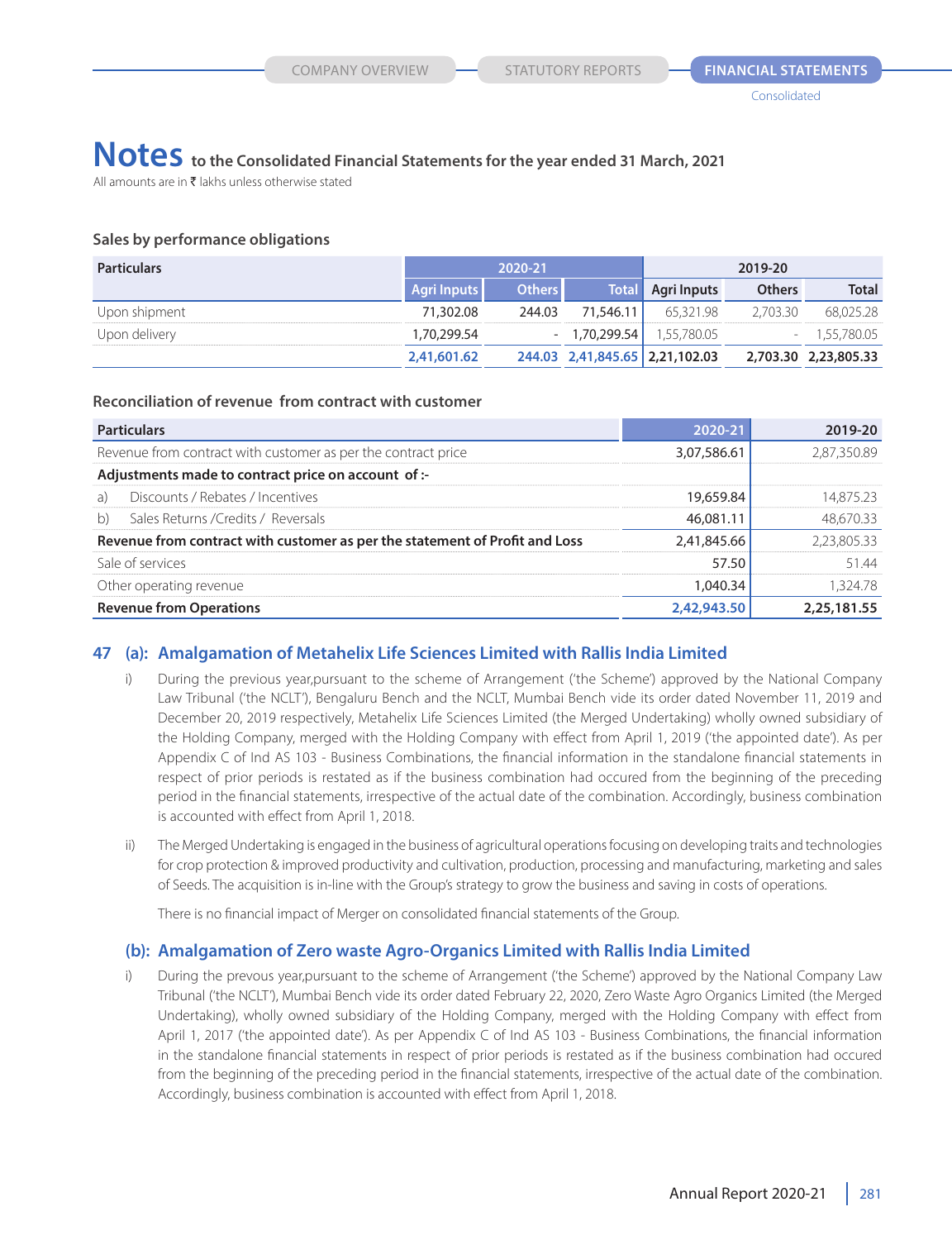# Notes to the Consolidated Financial Statements for the year ended 31 March, 2021

All amounts are in ₹ lakhs unless otherwise stated

### Sales by performance obligations

| Particulars | 2020-21 | | | 2019-20 | | |
|---|---|---|---|---|---|---|
| | Agri Inputs | Others | Total | Agri Inputs | Others | Total |
| Upon shipment | 71,302.08 | 244.03 | 71,546.11 | 65,321.98 | 2,703.30 | 68,025.28 |
| Upon delivery | 1,70,299.54 | - | 1,70,299.54 | 1,55,780.05 | - | 1,55,780.05 |
| | **2,41,601.62** | **244.03** | **2,41,845.65** | **2,21,102.03** | **2,703.30** | **2,23,805.33** |

### Reconciliation of revenue from contract with customer

| Particulars | 2020-21 | 2019-20 |
|---|---|---|
| Revenue from contract with customer as per the contract price | 3,07,586.61 | 2,87,350.89 |
| **Adjustments made to contract price on account of :-** | | |
| a) Discounts / Rebates / Incentives | 19,659.84 | 14,875.23 |
| b) Sales Returns /Credits / Reversals | 46,081.11 | 48,670.33 |
| **Revenue from contract with customer as per the statement of Profit and Loss** | 2,41,845.66 | 2,23,805.33 |
| Sale of services | 57.50 | 51.44 |
| Other operating revenue | 1,040.34 | 1,324.78 |
| **Revenue from Operations** | **2,42,943.50** | **2,25,181.55** |

## 47 (a): Amalgamation of Metahelix Life Sciences Limited with Rallis India Limited

i) During the previous year,pursuant to the scheme of Arrangement ('the Scheme') approved by the National Company Law Tribunal ('the NCLT'), Bengaluru Bench and the NCLT, Mumbai Bench vide its order dated November 11, 2019 and December 20, 2019 respectively, Metahelix Life Sciences Limited (the Merged Undertaking) wholly owned subsidiary of the Holding Company, merged with the Holding Company with effect from April 1, 2019 ('the appointed date'). As per Appendix C of Ind AS 103 - Business Combinations, the financial information in the standalone financial statements in respect of prior periods is restated as if the business combination had occured from the beginning of the preceding period in the financial statements, irrespective of the actual date of the combination. Accordingly, business combination is accounted with effect from April 1, 2018.

ii) The Merged Undertaking is engaged in the business of agricultural operations focusing on developing traits and technologies for crop protection & improved productivity and cultivation, production, processing and manufacturing, marketing and sales of Seeds. The acquisition is in-line with the Group's strategy to grow the business and saving in costs of operations.

There is no financial impact of Merger on consolidated financial statements of the Group.

## (b): Amalgamation of Zero waste Agro-Organics Limited with Rallis India Limited

i) During the prevous year,pursuant to the scheme of Arrangement ('the Scheme') approved by the National Company Law Tribunal ('the NCLT'), Mumbai Bench vide its order dated February 22, 2020, Zero Waste Agro Organics Limited (the Merged Undertaking), wholly owned subsidiary of the Holding Company, merged with the Holding Company with effect from April 1, 2017 ('the appointed date'). As per Appendix C of Ind AS 103 - Business Combinations, the financial information in the standalone financial statements in respect of prior periods is restated as if the business combination had occured from the beginning of the preceding period in the financial statements, irrespective of the actual date of the combination. Accordingly, business combination is accounted with effect from April 1, 2018.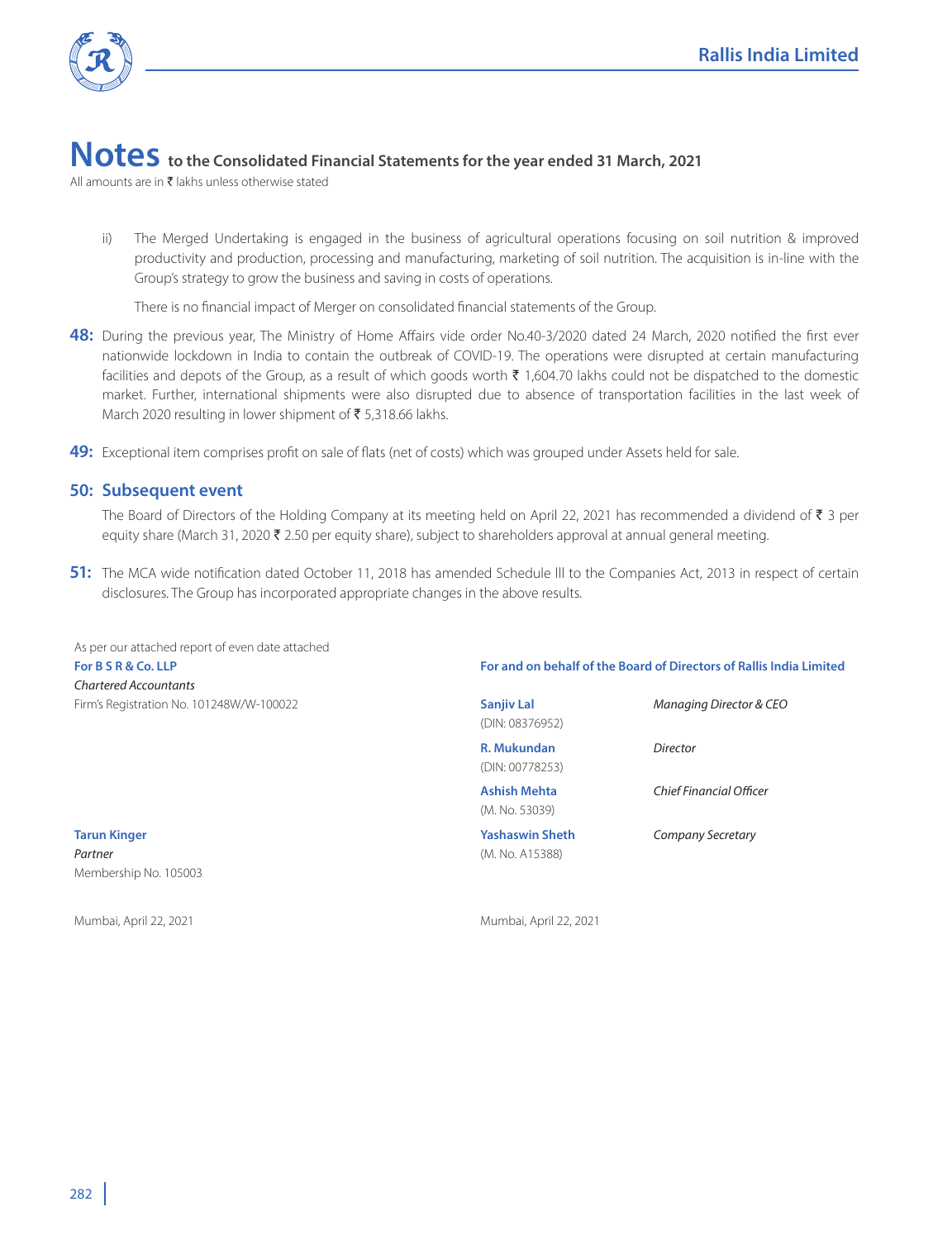# Notes to the Consolidated Financial Statements for the year ended 31 March, 2021

All amounts are in ₹ lakhs unless otherwise stated

ii) The Merged Undertaking is engaged in the business of agricultural operations focusing on soil nutrition & improved productivity and production, processing and manufacturing, marketing of soil nutrition. The acquisition is in-line with the Group's strategy to grow the business and saving in costs of operations.

There is no financial impact of Merger on consolidated financial statements of the Group.

**48:** During the previous year, The Ministry of Home Affairs vide order No.40-3/2020 dated 24 March, 2020 notified the first ever nationwide lockdown in India to contain the outbreak of COVID-19. The operations were disrupted at certain manufacturing facilities and depots of the Group, as a result of which goods worth ₹ 1,604.70 lakhs could not be dispatched to the domestic market. Further, international shipments were also disrupted due to absence of transportation facilities in the last week of March 2020 resulting in lower shipment of ₹ 5,318.66 lakhs.

**49:** Exceptional item comprises profit on sale of flats (net of costs) which was grouped under Assets held for sale.

## 50: Subsequent event

The Board of Directors of the Holding Company at its meeting held on April 22, 2021 has recommended a dividend of ₹ 3 per equity share (March 31, 2020 ₹ 2.50 per equity share), subject to shareholders approval at annual general meeting.

**51:** The MCA wide notification dated October 11, 2018 has amended Schedule III to the Companies Act, 2013 in respect of certain disclosures. The Group has incorporated appropriate changes in the above results.

As per our attached report of even date attached

**For B S R & Co. LLP**
*Chartered Accountants*
Firm's Registration No. 101248W/W-100022

**Tarun Kinger**
*Partner*
Membership No. 105003

Mumbai, April 22, 2021

**For and on behalf of the Board of Directors of Rallis India Limited**

**Sanjiv Lal** (DIN: 08376952) — *Managing Director & CEO*

**R. Mukundan** (DIN: 00778253) — *Director*

**Ashish Mehta** (M. No. 53039) — *Chief Financial Officer*

**Yashaswin Sheth** (M. No. A15388) — *Company Secretary*

Mumbai, April 22, 2021